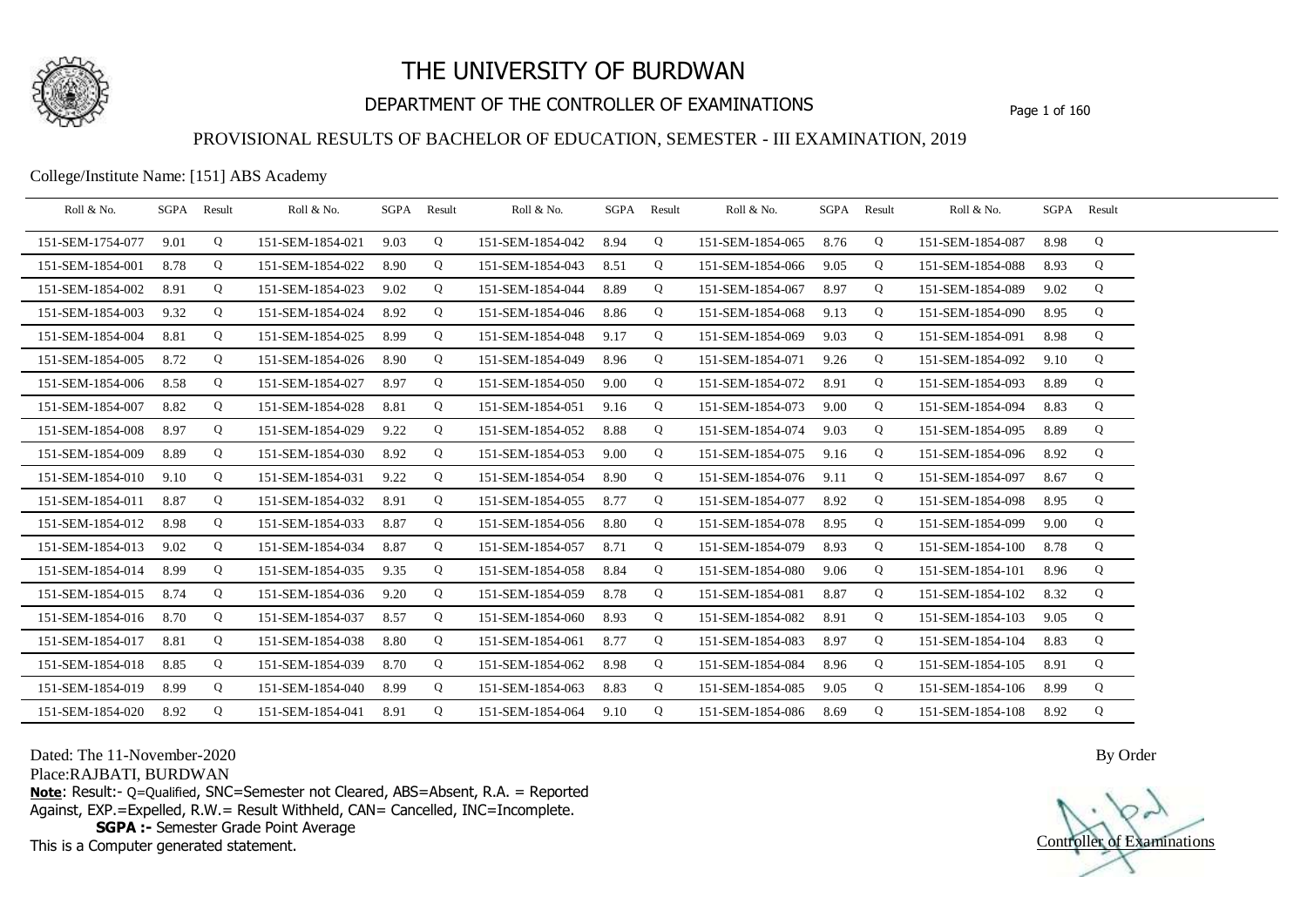# THE UNIVERSITY OF BURDWAN

## DEPARTMENT OF THE CONTROLLER OF EXAMINATIONS

### PROVISIONAL RESULTS OF BACHELOR OF EDUCATION, SEMESTER - III EXAMINATION, 2019

College/Institute Name: [151] ABS Academy

| Roll & No. | SGPA | Result | Roll & No. | SGPA | Result | Roll & No. | SGPA | Result | Roll & No. | SGPA | Result | Roll & No. | SGPA | Result |
|---|---|---|---|---|---|---|---|---|---|---|---|---|---|---|
| 151-SEM-1754-077 | 9.01 | Q | 151-SEM-1854-021 | 9.03 | Q | 151-SEM-1854-042 | 8.94 | Q | 151-SEM-1854-065 | 8.76 | Q | 151-SEM-1854-087 | 8.98 | Q |
| 151-SEM-1854-001 | 8.78 | Q | 151-SEM-1854-022 | 8.90 | Q | 151-SEM-1854-043 | 8.51 | Q | 151-SEM-1854-066 | 9.05 | Q | 151-SEM-1854-088 | 8.93 | Q |
| 151-SEM-1854-002 | 8.91 | Q | 151-SEM-1854-023 | 9.02 | Q | 151-SEM-1854-044 | 8.89 | Q | 151-SEM-1854-067 | 8.97 | Q | 151-SEM-1854-089 | 9.02 | Q |
| 151-SEM-1854-003 | 9.32 | Q | 151-SEM-1854-024 | 8.92 | Q | 151-SEM-1854-046 | 8.86 | Q | 151-SEM-1854-068 | 9.13 | Q | 151-SEM-1854-090 | 8.95 | Q |
| 151-SEM-1854-004 | 8.81 | Q | 151-SEM-1854-025 | 8.99 | Q | 151-SEM-1854-048 | 9.17 | Q | 151-SEM-1854-069 | 9.03 | Q | 151-SEM-1854-091 | 8.98 | Q |
| 151-SEM-1854-005 | 8.72 | Q | 151-SEM-1854-026 | 8.90 | Q | 151-SEM-1854-049 | 8.96 | Q | 151-SEM-1854-071 | 9.26 | Q | 151-SEM-1854-092 | 9.10 | Q |
| 151-SEM-1854-006 | 8.58 | Q | 151-SEM-1854-027 | 8.97 | Q | 151-SEM-1854-050 | 9.00 | Q | 151-SEM-1854-072 | 8.91 | Q | 151-SEM-1854-093 | 8.89 | Q |
| 151-SEM-1854-007 | 8.82 | Q | 151-SEM-1854-028 | 8.81 | Q | 151-SEM-1854-051 | 9.16 | Q | 151-SEM-1854-073 | 9.00 | Q | 151-SEM-1854-094 | 8.83 | Q |
| 151-SEM-1854-008 | 8.97 | Q | 151-SEM-1854-029 | 9.22 | Q | 151-SEM-1854-052 | 8.88 | Q | 151-SEM-1854-074 | 9.03 | Q | 151-SEM-1854-095 | 8.89 | Q |
| 151-SEM-1854-009 | 8.89 | Q | 151-SEM-1854-030 | 8.92 | Q | 151-SEM-1854-053 | 9.00 | Q | 151-SEM-1854-075 | 9.16 | Q | 151-SEM-1854-096 | 8.92 | Q |
| 151-SEM-1854-010 | 9.10 | Q | 151-SEM-1854-031 | 9.22 | Q | 151-SEM-1854-054 | 8.90 | Q | 151-SEM-1854-076 | 9.11 | Q | 151-SEM-1854-097 | 8.67 | Q |
| 151-SEM-1854-011 | 8.87 | Q | 151-SEM-1854-032 | 8.91 | Q | 151-SEM-1854-055 | 8.77 | Q | 151-SEM-1854-077 | 8.92 | Q | 151-SEM-1854-098 | 8.95 | Q |
| 151-SEM-1854-012 | 8.98 | Q | 151-SEM-1854-033 | 8.87 | Q | 151-SEM-1854-056 | 8.80 | Q | 151-SEM-1854-078 | 8.95 | Q | 151-SEM-1854-099 | 9.00 | Q |
| 151-SEM-1854-013 | 9.02 | Q | 151-SEM-1854-034 | 8.87 | Q | 151-SEM-1854-057 | 8.71 | Q | 151-SEM-1854-079 | 8.93 | Q | 151-SEM-1854-100 | 8.78 | Q |
| 151-SEM-1854-014 | 8.99 | Q | 151-SEM-1854-035 | 9.35 | Q | 151-SEM-1854-058 | 8.84 | Q | 151-SEM-1854-080 | 9.06 | Q | 151-SEM-1854-101 | 8.96 | Q |
| 151-SEM-1854-015 | 8.74 | Q | 151-SEM-1854-036 | 9.20 | Q | 151-SEM-1854-059 | 8.78 | Q | 151-SEM-1854-081 | 8.87 | Q | 151-SEM-1854-102 | 8.32 | Q |
| 151-SEM-1854-016 | 8.70 | Q | 151-SEM-1854-037 | 8.57 | Q | 151-SEM-1854-060 | 8.93 | Q | 151-SEM-1854-082 | 8.91 | Q | 151-SEM-1854-103 | 9.05 | Q |
| 151-SEM-1854-017 | 8.81 | Q | 151-SEM-1854-038 | 8.80 | Q | 151-SEM-1854-061 | 8.77 | Q | 151-SEM-1854-083 | 8.97 | Q | 151-SEM-1854-104 | 8.83 | Q |
| 151-SEM-1854-018 | 8.85 | Q | 151-SEM-1854-039 | 8.70 | Q | 151-SEM-1854-062 | 8.98 | Q | 151-SEM-1854-084 | 8.96 | Q | 151-SEM-1854-105 | 8.91 | Q |
| 151-SEM-1854-019 | 8.99 | Q | 151-SEM-1854-040 | 8.99 | Q | 151-SEM-1854-063 | 8.83 | Q | 151-SEM-1854-085 | 9.05 | Q | 151-SEM-1854-106 | 8.99 | Q |
| 151-SEM-1854-020 | 8.92 | Q | 151-SEM-1854-041 | 8.91 | Q | 151-SEM-1854-064 | 9.10 | Q | 151-SEM-1854-086 | 8.69 | Q | 151-SEM-1854-108 | 8.92 | Q |

Dated: The 11-November-2020

Place:RAJBATI, BURDWAN

**Note**: Result:- Q=Qualified, SNC=Semester not Cleared, ABS=Absent, R.A. = Reported Against, EXP.=Expelled, R.W.= Result Withheld, CAN= Cancelled, INC=Incomplete.

**SGPA :-** Semester Grade Point Average

This is a Computer generated statement.

By Order

Controller of Examinations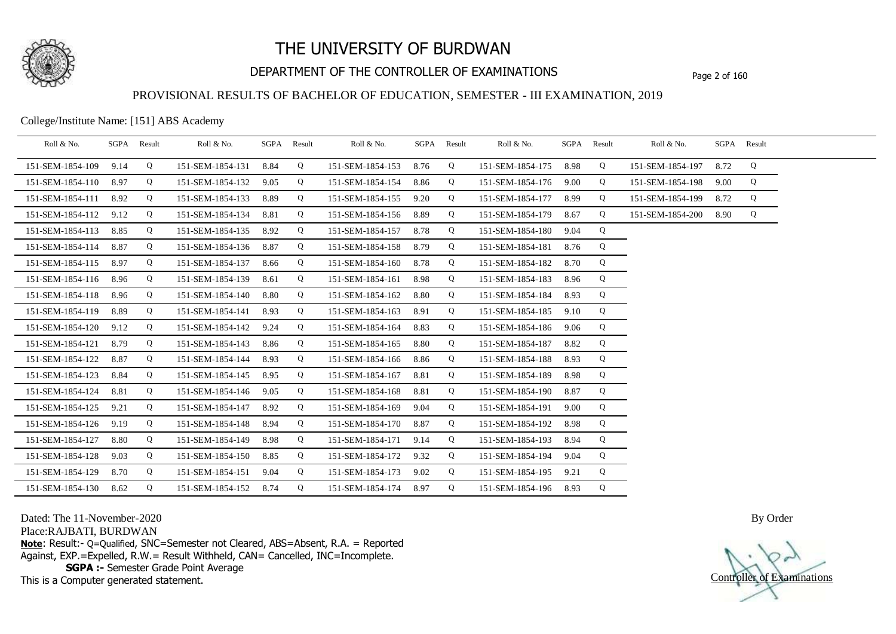# THE UNIVERSITY OF BURDWAN

## DEPARTMENT OF THE CONTROLLER OF EXAMINATIONS

### PROVISIONAL RESULTS OF BACHELOR OF EDUCATION, SEMESTER - III EXAMINATION, 2019

College/Institute Name: [151] ABS Academy

| Roll & No. | SGPA | Result | Roll & No. | SGPA | Result | Roll & No. | SGPA | Result | Roll & No. | SGPA | Result | Roll & No. | SGPA | Result |
|---|---|---|---|---|---|---|---|---|---|---|---|---|---|---|
| 151-SEM-1854-109 | 9.14 | Q | 151-SEM-1854-131 | 8.84 | Q | 151-SEM-1854-153 | 8.76 | Q | 151-SEM-1854-175 | 8.98 | Q | 151-SEM-1854-197 | 8.72 | Q |
| 151-SEM-1854-110 | 8.97 | Q | 151-SEM-1854-132 | 9.05 | Q | 151-SEM-1854-154 | 8.86 | Q | 151-SEM-1854-176 | 9.00 | Q | 151-SEM-1854-198 | 9.00 | Q |
| 151-SEM-1854-111 | 8.92 | Q | 151-SEM-1854-133 | 8.89 | Q | 151-SEM-1854-155 | 9.20 | Q | 151-SEM-1854-177 | 8.99 | Q | 151-SEM-1854-199 | 8.72 | Q |
| 151-SEM-1854-112 | 9.12 | Q | 151-SEM-1854-134 | 8.81 | Q | 151-SEM-1854-156 | 8.89 | Q | 151-SEM-1854-179 | 8.67 | Q | 151-SEM-1854-200 | 8.90 | Q |
| 151-SEM-1854-113 | 8.85 | Q | 151-SEM-1854-135 | 8.92 | Q | 151-SEM-1854-157 | 8.78 | Q | 151-SEM-1854-180 | 9.04 | Q | | | |
| 151-SEM-1854-114 | 8.87 | Q | 151-SEM-1854-136 | 8.87 | Q | 151-SEM-1854-158 | 8.79 | Q | 151-SEM-1854-181 | 8.76 | Q | | | |
| 151-SEM-1854-115 | 8.97 | Q | 151-SEM-1854-137 | 8.66 | Q | 151-SEM-1854-160 | 8.78 | Q | 151-SEM-1854-182 | 8.70 | Q | | | |
| 151-SEM-1854-116 | 8.96 | Q | 151-SEM-1854-139 | 8.61 | Q | 151-SEM-1854-161 | 8.98 | Q | 151-SEM-1854-183 | 8.96 | Q | | | |
| 151-SEM-1854-118 | 8.96 | Q | 151-SEM-1854-140 | 8.80 | Q | 151-SEM-1854-162 | 8.80 | Q | 151-SEM-1854-184 | 8.93 | Q | | | |
| 151-SEM-1854-119 | 8.89 | Q | 151-SEM-1854-141 | 8.93 | Q | 151-SEM-1854-163 | 8.91 | Q | 151-SEM-1854-185 | 9.10 | Q | | | |
| 151-SEM-1854-120 | 9.12 | Q | 151-SEM-1854-142 | 9.24 | Q | 151-SEM-1854-164 | 8.83 | Q | 151-SEM-1854-186 | 9.06 | Q | | | |
| 151-SEM-1854-121 | 8.79 | Q | 151-SEM-1854-143 | 8.86 | Q | 151-SEM-1854-165 | 8.80 | Q | 151-SEM-1854-187 | 8.82 | Q | | | |
| 151-SEM-1854-122 | 8.87 | Q | 151-SEM-1854-144 | 8.93 | Q | 151-SEM-1854-166 | 8.86 | Q | 151-SEM-1854-188 | 8.93 | Q | | | |
| 151-SEM-1854-123 | 8.84 | Q | 151-SEM-1854-145 | 8.95 | Q | 151-SEM-1854-167 | 8.81 | Q | 151-SEM-1854-189 | 8.98 | Q | | | |
| 151-SEM-1854-124 | 8.81 | Q | 151-SEM-1854-146 | 9.05 | Q | 151-SEM-1854-168 | 8.81 | Q | 151-SEM-1854-190 | 8.87 | Q | | | |
| 151-SEM-1854-125 | 9.21 | Q | 151-SEM-1854-147 | 8.92 | Q | 151-SEM-1854-169 | 9.04 | Q | 151-SEM-1854-191 | 9.00 | Q | | | |
| 151-SEM-1854-126 | 9.19 | Q | 151-SEM-1854-148 | 8.94 | Q | 151-SEM-1854-170 | 8.87 | Q | 151-SEM-1854-192 | 8.98 | Q | | | |
| 151-SEM-1854-127 | 8.80 | Q | 151-SEM-1854-149 | 8.98 | Q | 151-SEM-1854-171 | 9.14 | Q | 151-SEM-1854-193 | 8.94 | Q | | | |
| 151-SEM-1854-128 | 9.03 | Q | 151-SEM-1854-150 | 8.85 | Q | 151-SEM-1854-172 | 9.32 | Q | 151-SEM-1854-194 | 9.04 | Q | | | |
| 151-SEM-1854-129 | 8.70 | Q | 151-SEM-1854-151 | 9.04 | Q | 151-SEM-1854-173 | 9.02 | Q | 151-SEM-1854-195 | 9.21 | Q | | | |
| 151-SEM-1854-130 | 8.62 | Q | 151-SEM-1854-152 | 8.74 | Q | 151-SEM-1854-174 | 8.97 | Q | 151-SEM-1854-196 | 8.93 | Q | | | |

Dated: The 11-November-2020

Place:RAJBATI, BURDWAN

**Note**: Result:- Q=Qualified, SNC=Semester not Cleared, ABS=Absent, R.A. = Reported Against, EXP.=Expelled, R.W.= Result Withheld, CAN= Cancelled, INC=Incomplete.

**SGPA :-** Semester Grade Point Average

This is a Computer generated statement.

By Order

Controller of Examinations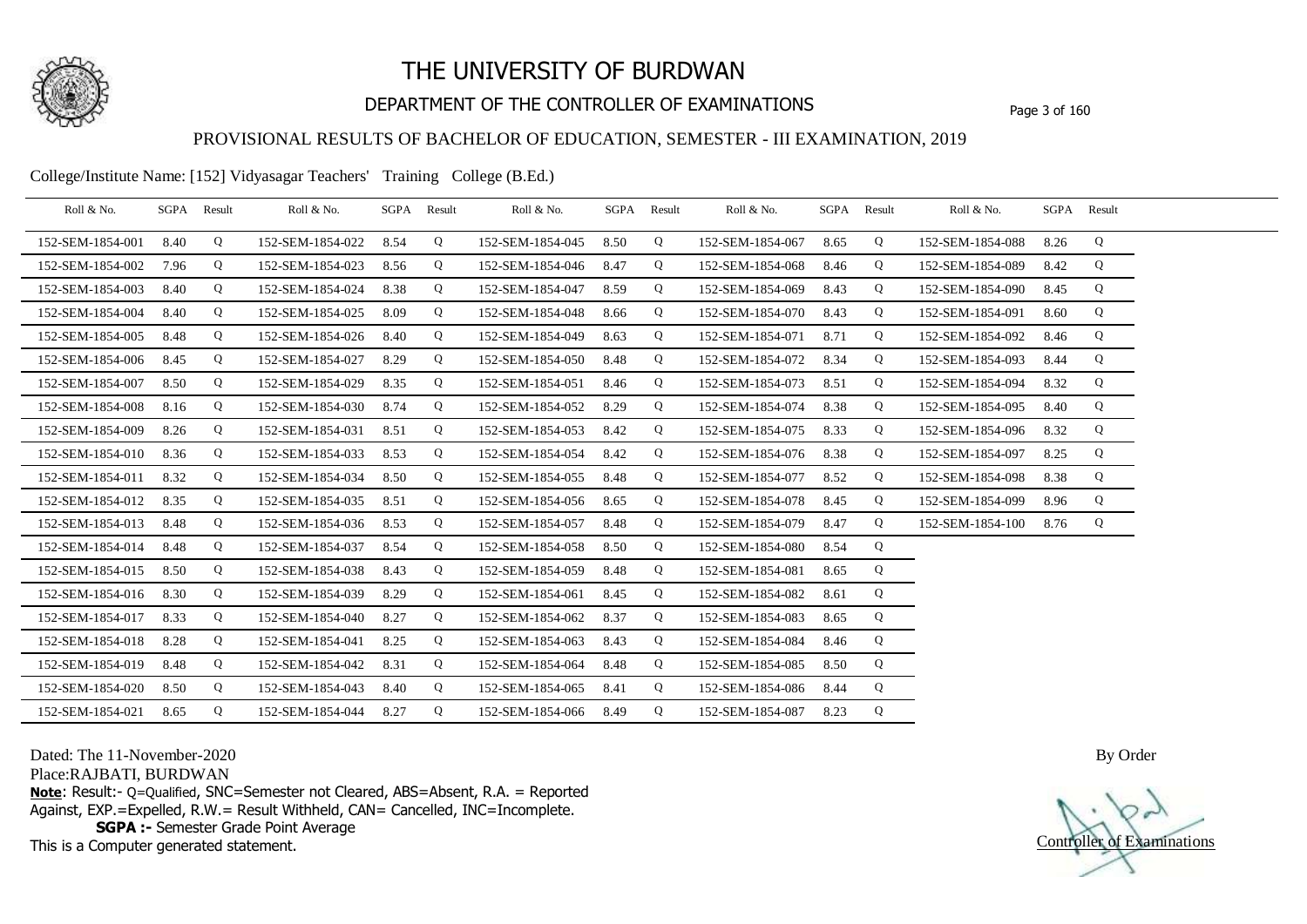# THE UNIVERSITY OF BURDWAN

## DEPARTMENT OF THE CONTROLLER OF EXAMINATIONS

### PROVISIONAL RESULTS OF BACHELOR OF EDUCATION, SEMESTER - III EXAMINATION, 2019

College/Institute Name: [152] Vidyasagar Teachers' Training College (B.Ed.)

| Roll & No. | SGPA | Result | Roll & No. | SGPA | Result | Roll & No. | SGPA | Result | Roll & No. | SGPA | Result | Roll & No. | SGPA | Result |
|---|---|---|---|---|---|---|---|---|---|---|---|---|---|---|
| 152-SEM-1854-001 | 8.40 | Q | 152-SEM-1854-022 | 8.54 | Q | 152-SEM-1854-045 | 8.50 | Q | 152-SEM-1854-067 | 8.65 | Q | 152-SEM-1854-088 | 8.26 | Q |
| 152-SEM-1854-002 | 7.96 | Q | 152-SEM-1854-023 | 8.56 | Q | 152-SEM-1854-046 | 8.47 | Q | 152-SEM-1854-068 | 8.46 | Q | 152-SEM-1854-089 | 8.42 | Q |
| 152-SEM-1854-003 | 8.40 | Q | 152-SEM-1854-024 | 8.38 | Q | 152-SEM-1854-047 | 8.59 | Q | 152-SEM-1854-069 | 8.43 | Q | 152-SEM-1854-090 | 8.45 | Q |
| 152-SEM-1854-004 | 8.40 | Q | 152-SEM-1854-025 | 8.09 | Q | 152-SEM-1854-048 | 8.66 | Q | 152-SEM-1854-070 | 8.43 | Q | 152-SEM-1854-091 | 8.60 | Q |
| 152-SEM-1854-005 | 8.48 | Q | 152-SEM-1854-026 | 8.40 | Q | 152-SEM-1854-049 | 8.63 | Q | 152-SEM-1854-071 | 8.71 | Q | 152-SEM-1854-092 | 8.46 | Q |
| 152-SEM-1854-006 | 8.45 | Q | 152-SEM-1854-027 | 8.29 | Q | 152-SEM-1854-050 | 8.48 | Q | 152-SEM-1854-072 | 8.34 | Q | 152-SEM-1854-093 | 8.44 | Q |
| 152-SEM-1854-007 | 8.50 | Q | 152-SEM-1854-029 | 8.35 | Q | 152-SEM-1854-051 | 8.46 | Q | 152-SEM-1854-073 | 8.51 | Q | 152-SEM-1854-094 | 8.32 | Q |
| 152-SEM-1854-008 | 8.16 | Q | 152-SEM-1854-030 | 8.74 | Q | 152-SEM-1854-052 | 8.29 | Q | 152-SEM-1854-074 | 8.38 | Q | 152-SEM-1854-095 | 8.40 | Q |
| 152-SEM-1854-009 | 8.26 | Q | 152-SEM-1854-031 | 8.51 | Q | 152-SEM-1854-053 | 8.42 | Q | 152-SEM-1854-075 | 8.33 | Q | 152-SEM-1854-096 | 8.32 | Q |
| 152-SEM-1854-010 | 8.36 | Q | 152-SEM-1854-033 | 8.53 | Q | 152-SEM-1854-054 | 8.42 | Q | 152-SEM-1854-076 | 8.38 | Q | 152-SEM-1854-097 | 8.25 | Q |
| 152-SEM-1854-011 | 8.32 | Q | 152-SEM-1854-034 | 8.50 | Q | 152-SEM-1854-055 | 8.48 | Q | 152-SEM-1854-077 | 8.52 | Q | 152-SEM-1854-098 | 8.38 | Q |
| 152-SEM-1854-012 | 8.35 | Q | 152-SEM-1854-035 | 8.51 | Q | 152-SEM-1854-056 | 8.65 | Q | 152-SEM-1854-078 | 8.45 | Q | 152-SEM-1854-099 | 8.96 | Q |
| 152-SEM-1854-013 | 8.48 | Q | 152-SEM-1854-036 | 8.53 | Q | 152-SEM-1854-057 | 8.48 | Q | 152-SEM-1854-079 | 8.47 | Q | 152-SEM-1854-100 | 8.76 | Q |
| 152-SEM-1854-014 | 8.48 | Q | 152-SEM-1854-037 | 8.54 | Q | 152-SEM-1854-058 | 8.50 | Q | 152-SEM-1854-080 | 8.54 | Q | | | |
| 152-SEM-1854-015 | 8.50 | Q | 152-SEM-1854-038 | 8.43 | Q | 152-SEM-1854-059 | 8.48 | Q | 152-SEM-1854-081 | 8.65 | Q | | | |
| 152-SEM-1854-016 | 8.30 | Q | 152-SEM-1854-039 | 8.29 | Q | 152-SEM-1854-061 | 8.45 | Q | 152-SEM-1854-082 | 8.61 | Q | | | |
| 152-SEM-1854-017 | 8.33 | Q | 152-SEM-1854-040 | 8.27 | Q | 152-SEM-1854-062 | 8.37 | Q | 152-SEM-1854-083 | 8.65 | Q | | | |
| 152-SEM-1854-018 | 8.28 | Q | 152-SEM-1854-041 | 8.25 | Q | 152-SEM-1854-063 | 8.43 | Q | 152-SEM-1854-084 | 8.46 | Q | | | |
| 152-SEM-1854-019 | 8.48 | Q | 152-SEM-1854-042 | 8.31 | Q | 152-SEM-1854-064 | 8.48 | Q | 152-SEM-1854-085 | 8.50 | Q | | | |
| 152-SEM-1854-020 | 8.50 | Q | 152-SEM-1854-043 | 8.40 | Q | 152-SEM-1854-065 | 8.41 | Q | 152-SEM-1854-086 | 8.44 | Q | | | |
| 152-SEM-1854-021 | 8.65 | Q | 152-SEM-1854-044 | 8.27 | Q | 152-SEM-1854-066 | 8.49 | Q | 152-SEM-1854-087 | 8.23 | Q | | | |

Dated: The 11-November-2020

Place:RAJBATI, BURDWAN

**Note**: Result:- Q=Qualified, SNC=Semester not Cleared, ABS=Absent, R.A. = Reported Against, EXP.=Expelled, R.W.= Result Withheld, CAN= Cancelled, INC=Incomplete.

**SGPA :-** Semester Grade Point Average

This is a Computer generated statement.

By Order

Controller of Examinations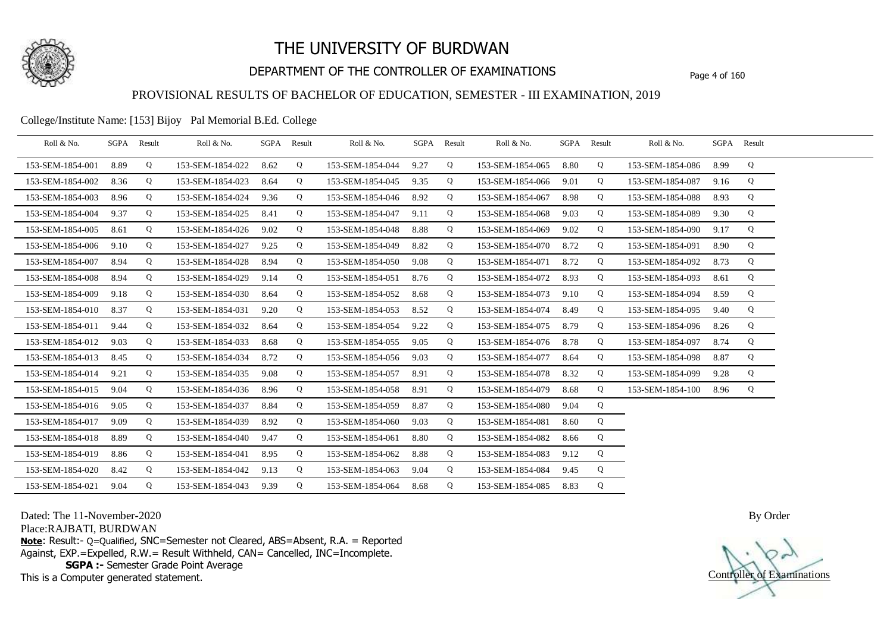# THE UNIVERSITY OF BURDWAN

## DEPARTMENT OF THE CONTROLLER OF EXAMINATIONS

### PROVISIONAL RESULTS OF BACHELOR OF EDUCATION, SEMESTER - III EXAMINATION, 2019

College/Institute Name: [153] Bijoy Pal Memorial B.Ed. College

| Roll & No. | SGPA | Result | Roll & No. | SGPA | Result | Roll & No. | SGPA | Result | Roll & No. | SGPA | Result | Roll & No. | SGPA | Result |
|---|---|---|---|---|---|---|---|---|---|---|---|---|---|---|
| 153-SEM-1854-001 | 8.89 | Q | 153-SEM-1854-022 | 8.62 | Q | 153-SEM-1854-044 | 9.27 | Q | 153-SEM-1854-065 | 8.80 | Q | 153-SEM-1854-086 | 8.99 | Q |
| 153-SEM-1854-002 | 8.36 | Q | 153-SEM-1854-023 | 8.64 | Q | 153-SEM-1854-045 | 9.35 | Q | 153-SEM-1854-066 | 9.01 | Q | 153-SEM-1854-087 | 9.16 | Q |
| 153-SEM-1854-003 | 8.96 | Q | 153-SEM-1854-024 | 9.36 | Q | 153-SEM-1854-046 | 8.92 | Q | 153-SEM-1854-067 | 8.98 | Q | 153-SEM-1854-088 | 8.93 | Q |
| 153-SEM-1854-004 | 9.37 | Q | 153-SEM-1854-025 | 8.41 | Q | 153-SEM-1854-047 | 9.11 | Q | 153-SEM-1854-068 | 9.03 | Q | 153-SEM-1854-089 | 9.30 | Q |
| 153-SEM-1854-005 | 8.61 | Q | 153-SEM-1854-026 | 9.02 | Q | 153-SEM-1854-048 | 8.88 | Q | 153-SEM-1854-069 | 9.02 | Q | 153-SEM-1854-090 | 9.17 | Q |
| 153-SEM-1854-006 | 9.10 | Q | 153-SEM-1854-027 | 9.25 | Q | 153-SEM-1854-049 | 8.82 | Q | 153-SEM-1854-070 | 8.72 | Q | 153-SEM-1854-091 | 8.90 | Q |
| 153-SEM-1854-007 | 8.94 | Q | 153-SEM-1854-028 | 8.94 | Q | 153-SEM-1854-050 | 9.08 | Q | 153-SEM-1854-071 | 8.72 | Q | 153-SEM-1854-092 | 8.73 | Q |
| 153-SEM-1854-008 | 8.94 | Q | 153-SEM-1854-029 | 9.14 | Q | 153-SEM-1854-051 | 8.76 | Q | 153-SEM-1854-072 | 8.93 | Q | 153-SEM-1854-093 | 8.61 | Q |
| 153-SEM-1854-009 | 9.18 | Q | 153-SEM-1854-030 | 8.64 | Q | 153-SEM-1854-052 | 8.68 | Q | 153-SEM-1854-073 | 9.10 | Q | 153-SEM-1854-094 | 8.59 | Q |
| 153-SEM-1854-010 | 8.37 | Q | 153-SEM-1854-031 | 9.20 | Q | 153-SEM-1854-053 | 8.52 | Q | 153-SEM-1854-074 | 8.49 | Q | 153-SEM-1854-095 | 9.40 | Q |
| 153-SEM-1854-011 | 9.44 | Q | 153-SEM-1854-032 | 8.64 | Q | 153-SEM-1854-054 | 9.22 | Q | 153-SEM-1854-075 | 8.79 | Q | 153-SEM-1854-096 | 8.26 | Q |
| 153-SEM-1854-012 | 9.03 | Q | 153-SEM-1854-033 | 8.68 | Q | 153-SEM-1854-055 | 9.05 | Q | 153-SEM-1854-076 | 8.78 | Q | 153-SEM-1854-097 | 8.74 | Q |
| 153-SEM-1854-013 | 8.45 | Q | 153-SEM-1854-034 | 8.72 | Q | 153-SEM-1854-056 | 9.03 | Q | 153-SEM-1854-077 | 8.64 | Q | 153-SEM-1854-098 | 8.87 | Q |
| 153-SEM-1854-014 | 9.21 | Q | 153-SEM-1854-035 | 9.08 | Q | 153-SEM-1854-057 | 8.91 | Q | 153-SEM-1854-078 | 8.32 | Q | 153-SEM-1854-099 | 9.28 | Q |
| 153-SEM-1854-015 | 9.04 | Q | 153-SEM-1854-036 | 8.96 | Q | 153-SEM-1854-058 | 8.91 | Q | 153-SEM-1854-079 | 8.68 | Q | 153-SEM-1854-100 | 8.96 | Q |
| 153-SEM-1854-016 | 9.05 | Q | 153-SEM-1854-037 | 8.84 | Q | 153-SEM-1854-059 | 8.87 | Q | 153-SEM-1854-080 | 9.04 | Q | | | |
| 153-SEM-1854-017 | 9.09 | Q | 153-SEM-1854-039 | 8.92 | Q | 153-SEM-1854-060 | 9.03 | Q | 153-SEM-1854-081 | 8.60 | Q | | | |
| 153-SEM-1854-018 | 8.89 | Q | 153-SEM-1854-040 | 9.47 | Q | 153-SEM-1854-061 | 8.80 | Q | 153-SEM-1854-082 | 8.66 | Q | | | |
| 153-SEM-1854-019 | 8.86 | Q | 153-SEM-1854-041 | 8.95 | Q | 153-SEM-1854-062 | 8.88 | Q | 153-SEM-1854-083 | 9.12 | Q | | | |
| 153-SEM-1854-020 | 8.42 | Q | 153-SEM-1854-042 | 9.13 | Q | 153-SEM-1854-063 | 9.04 | Q | 153-SEM-1854-084 | 9.45 | Q | | | |
| 153-SEM-1854-021 | 9.04 | Q | 153-SEM-1854-043 | 9.39 | Q | 153-SEM-1854-064 | 8.68 | Q | 153-SEM-1854-085 | 8.83 | Q | | | |

Dated: The 11-November-2020

Place:RAJBATI, BURDWAN

**Note**: Result:- Q=Qualified, SNC=Semester not Cleared, ABS=Absent, R.A. = Reported Against, EXP.=Expelled, R.W.= Result Withheld, CAN= Cancelled, INC=Incomplete.

**SGPA :-** Semester Grade Point Average

This is a Computer generated statement.

By Order

Controller of Examinations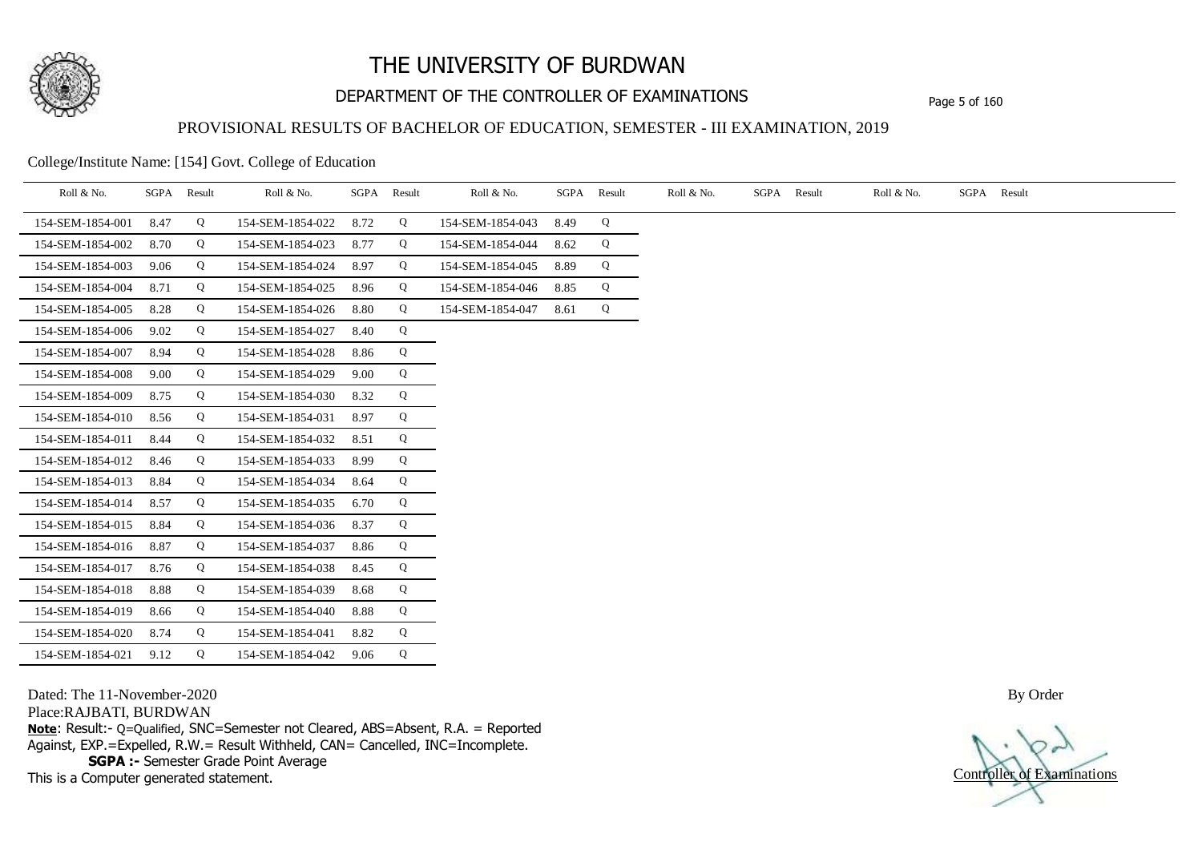# THE UNIVERSITY OF BURDWAN

## DEPARTMENT OF THE CONTROLLER OF EXAMINATIONS

### PROVISIONAL RESULTS OF BACHELOR OF EDUCATION, SEMESTER - III EXAMINATION, 2019

College/Institute Name: [154] Govt. College of Education

| Roll & No. | SGPA | Result | Roll & No. | SGPA | Result | Roll & No. | SGPA | Result | Roll & No. | SGPA | Result | Roll & No. | SGPA | Result |
|---|---|---|---|---|---|---|---|---|---|---|---|---|---|---|
| 154-SEM-1854-001 | 8.47 | Q | 154-SEM-1854-022 | 8.72 | Q | 154-SEM-1854-043 | 8.49 | Q | | | | | | |
| 154-SEM-1854-002 | 8.70 | Q | 154-SEM-1854-023 | 8.77 | Q | 154-SEM-1854-044 | 8.62 | Q | | | | | | |
| 154-SEM-1854-003 | 9.06 | Q | 154-SEM-1854-024 | 8.97 | Q | 154-SEM-1854-045 | 8.89 | Q | | | | | | |
| 154-SEM-1854-004 | 8.71 | Q | 154-SEM-1854-025 | 8.96 | Q | 154-SEM-1854-046 | 8.85 | Q | | | | | | |
| 154-SEM-1854-005 | 8.28 | Q | 154-SEM-1854-026 | 8.80 | Q | 154-SEM-1854-047 | 8.61 | Q | | | | | | |
| 154-SEM-1854-006 | 9.02 | Q | 154-SEM-1854-027 | 8.40 | Q | | | | | | | | | |
| 154-SEM-1854-007 | 8.94 | Q | 154-SEM-1854-028 | 8.86 | Q | | | | | | | | | |
| 154-SEM-1854-008 | 9.00 | Q | 154-SEM-1854-029 | 9.00 | Q | | | | | | | | | |
| 154-SEM-1854-009 | 8.75 | Q | 154-SEM-1854-030 | 8.32 | Q | | | | | | | | | |
| 154-SEM-1854-010 | 8.56 | Q | 154-SEM-1854-031 | 8.97 | Q | | | | | | | | | |
| 154-SEM-1854-011 | 8.44 | Q | 154-SEM-1854-032 | 8.51 | Q | | | | | | | | | |
| 154-SEM-1854-012 | 8.46 | Q | 154-SEM-1854-033 | 8.99 | Q | | | | | | | | | |
| 154-SEM-1854-013 | 8.84 | Q | 154-SEM-1854-034 | 8.64 | Q | | | | | | | | | |
| 154-SEM-1854-014 | 8.57 | Q | 154-SEM-1854-035 | 6.70 | Q | | | | | | | | | |
| 154-SEM-1854-015 | 8.84 | Q | 154-SEM-1854-036 | 8.37 | Q | | | | | | | | | |
| 154-SEM-1854-016 | 8.87 | Q | 154-SEM-1854-037 | 8.86 | Q | | | | | | | | | |
| 154-SEM-1854-017 | 8.76 | Q | 154-SEM-1854-038 | 8.45 | Q | | | | | | | | | |
| 154-SEM-1854-018 | 8.88 | Q | 154-SEM-1854-039 | 8.68 | Q | | | | | | | | | |
| 154-SEM-1854-019 | 8.66 | Q | 154-SEM-1854-040 | 8.88 | Q | | | | | | | | | |
| 154-SEM-1854-020 | 8.74 | Q | 154-SEM-1854-041 | 8.82 | Q | | | | | | | | | |
| 154-SEM-1854-021 | 9.12 | Q | 154-SEM-1854-042 | 9.06 | Q | | | | | | | | | |

Dated: The 11-November-2020

Place:RAJBATI, BURDWAN

**Note**: Result:- Q=Qualified, SNC=Semester not Cleared, ABS=Absent, R.A. = Reported Against, EXP.=Expelled, R.W.= Result Withheld, CAN= Cancelled, INC=Incomplete.

**SGPA :-** Semester Grade Point Average

This is a Computer generated statement.

By Order

Controller of Examinations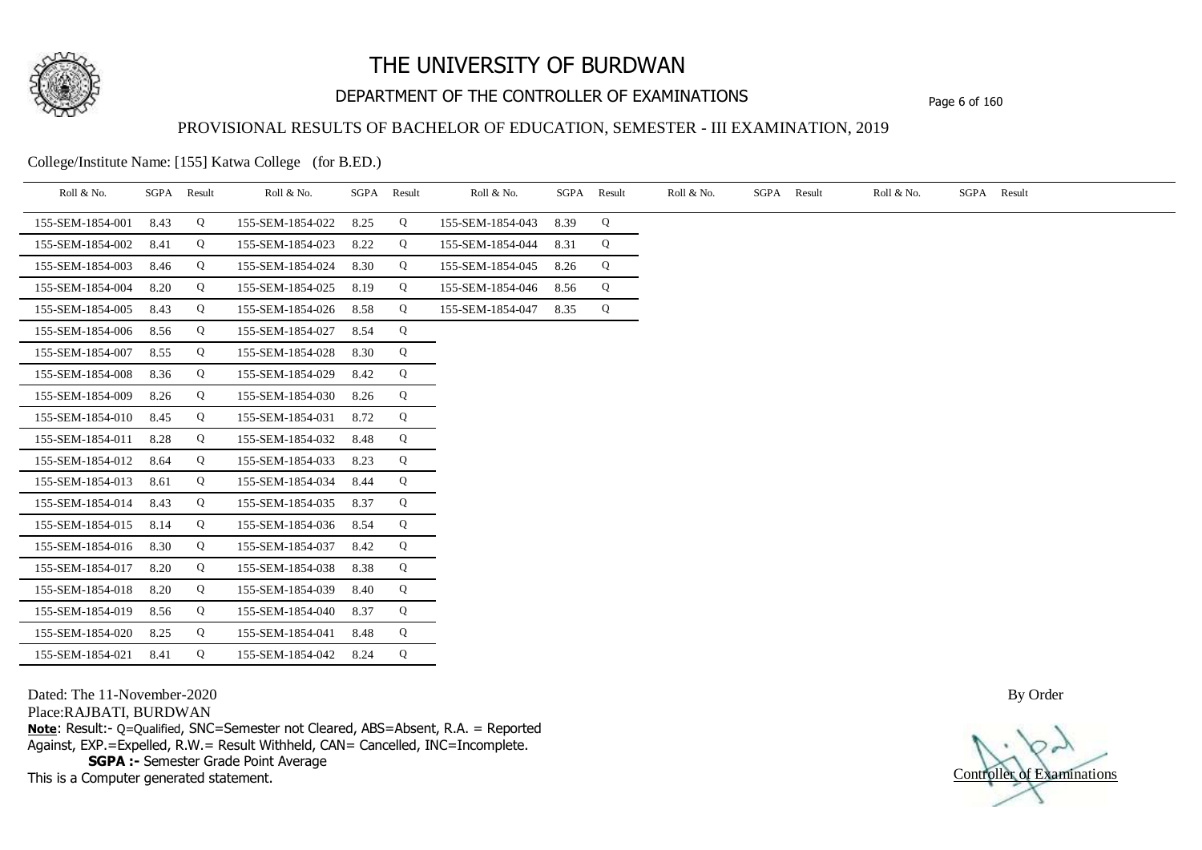# THE UNIVERSITY OF BURDWAN

## DEPARTMENT OF THE CONTROLLER OF EXAMINATIONS

### PROVISIONAL RESULTS OF BACHELOR OF EDUCATION, SEMESTER - III EXAMINATION, 2019

College/Institute Name: [155] Katwa College (for B.ED.)

| Roll & No. | SGPA | Result | Roll & No. | SGPA | Result | Roll & No. | SGPA | Result | Roll & No. | SGPA | Result | Roll & No. | SGPA | Result |
|---|---|---|---|---|---|---|---|---|---|---|---|---|---|---|
| 155-SEM-1854-001 | 8.43 | Q | 155-SEM-1854-022 | 8.25 | Q | 155-SEM-1854-043 | 8.39 | Q | | | | | | |
| 155-SEM-1854-002 | 8.41 | Q | 155-SEM-1854-023 | 8.22 | Q | 155-SEM-1854-044 | 8.31 | Q | | | | | | |
| 155-SEM-1854-003 | 8.46 | Q | 155-SEM-1854-024 | 8.30 | Q | 155-SEM-1854-045 | 8.26 | Q | | | | | | |
| 155-SEM-1854-004 | 8.20 | Q | 155-SEM-1854-025 | 8.19 | Q | 155-SEM-1854-046 | 8.56 | Q | | | | | | |
| 155-SEM-1854-005 | 8.43 | Q | 155-SEM-1854-026 | 8.58 | Q | 155-SEM-1854-047 | 8.35 | Q | | | | | | |
| 155-SEM-1854-006 | 8.56 | Q | 155-SEM-1854-027 | 8.54 | Q | | | | | | | | | |
| 155-SEM-1854-007 | 8.55 | Q | 155-SEM-1854-028 | 8.30 | Q | | | | | | | | | |
| 155-SEM-1854-008 | 8.36 | Q | 155-SEM-1854-029 | 8.42 | Q | | | | | | | | | |
| 155-SEM-1854-009 | 8.26 | Q | 155-SEM-1854-030 | 8.26 | Q | | | | | | | | | |
| 155-SEM-1854-010 | 8.45 | Q | 155-SEM-1854-031 | 8.72 | Q | | | | | | | | | |
| 155-SEM-1854-011 | 8.28 | Q | 155-SEM-1854-032 | 8.48 | Q | | | | | | | | | |
| 155-SEM-1854-012 | 8.64 | Q | 155-SEM-1854-033 | 8.23 | Q | | | | | | | | | |
| 155-SEM-1854-013 | 8.61 | Q | 155-SEM-1854-034 | 8.44 | Q | | | | | | | | | |
| 155-SEM-1854-014 | 8.43 | Q | 155-SEM-1854-035 | 8.37 | Q | | | | | | | | | |
| 155-SEM-1854-015 | 8.14 | Q | 155-SEM-1854-036 | 8.54 | Q | | | | | | | | | |
| 155-SEM-1854-016 | 8.30 | Q | 155-SEM-1854-037 | 8.42 | Q | | | | | | | | | |
| 155-SEM-1854-017 | 8.20 | Q | 155-SEM-1854-038 | 8.38 | Q | | | | | | | | | |
| 155-SEM-1854-018 | 8.20 | Q | 155-SEM-1854-039 | 8.40 | Q | | | | | | | | | |
| 155-SEM-1854-019 | 8.56 | Q | 155-SEM-1854-040 | 8.37 | Q | | | | | | | | | |
| 155-SEM-1854-020 | 8.25 | Q | 155-SEM-1854-041 | 8.48 | Q | | | | | | | | | |
| 155-SEM-1854-021 | 8.41 | Q | 155-SEM-1854-042 | 8.24 | Q | | | | | | | | | |

Dated: The 11-November-2020

Place:RAJBATI, BURDWAN

**Note**: Result:- Q=Qualified, SNC=Semester not Cleared, ABS=Absent, R.A. = Reported Against, EXP.=Expelled, R.W.= Result Withheld, CAN= Cancelled, INC=Incomplete.

**SGPA :-** Semester Grade Point Average

This is a Computer generated statement.

By Order

Controller of Examinations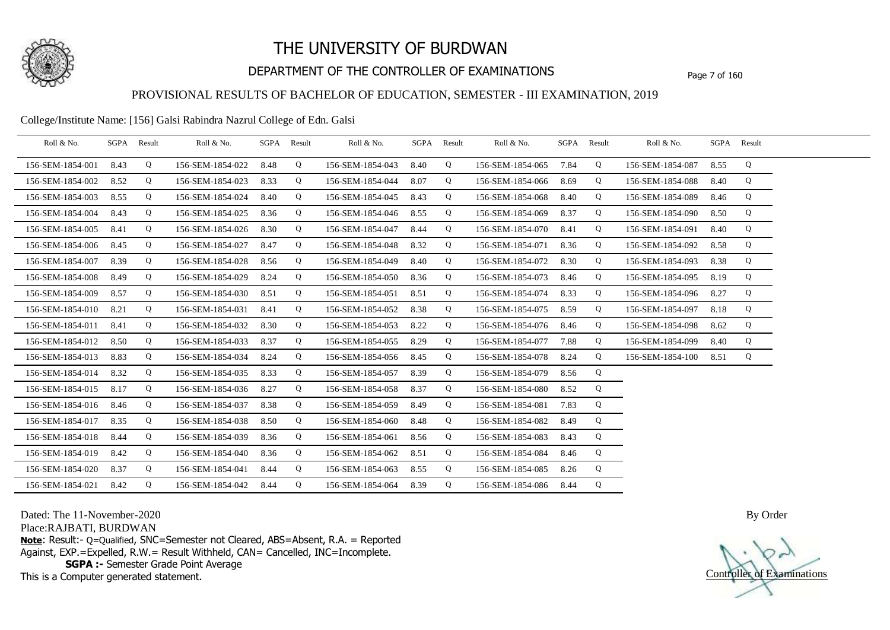# THE UNIVERSITY OF BURDWAN

## DEPARTMENT OF THE CONTROLLER OF EXAMINATIONS

### PROVISIONAL RESULTS OF BACHELOR OF EDUCATION, SEMESTER - III EXAMINATION, 2019

College/Institute Name: [156] Galsi Rabindra Nazrul College of Edn. Galsi

| Roll & No. | SGPA | Result | Roll & No. | SGPA | Result | Roll & No. | SGPA | Result | Roll & No. | SGPA | Result | Roll & No. | SGPA | Result |
|---|---|---|---|---|---|---|---|---|---|---|---|---|---|---|
| 156-SEM-1854-001 | 8.43 | Q | 156-SEM-1854-022 | 8.48 | Q | 156-SEM-1854-043 | 8.40 | Q | 156-SEM-1854-065 | 7.84 | Q | 156-SEM-1854-087 | 8.55 | Q |
| 156-SEM-1854-002 | 8.52 | Q | 156-SEM-1854-023 | 8.33 | Q | 156-SEM-1854-044 | 8.07 | Q | 156-SEM-1854-066 | 8.69 | Q | 156-SEM-1854-088 | 8.40 | Q |
| 156-SEM-1854-003 | 8.55 | Q | 156-SEM-1854-024 | 8.40 | Q | 156-SEM-1854-045 | 8.43 | Q | 156-SEM-1854-068 | 8.40 | Q | 156-SEM-1854-089 | 8.46 | Q |
| 156-SEM-1854-004 | 8.43 | Q | 156-SEM-1854-025 | 8.36 | Q | 156-SEM-1854-046 | 8.55 | Q | 156-SEM-1854-069 | 8.37 | Q | 156-SEM-1854-090 | 8.50 | Q |
| 156-SEM-1854-005 | 8.41 | Q | 156-SEM-1854-026 | 8.30 | Q | 156-SEM-1854-047 | 8.44 | Q | 156-SEM-1854-070 | 8.41 | Q | 156-SEM-1854-091 | 8.40 | Q |
| 156-SEM-1854-006 | 8.45 | Q | 156-SEM-1854-027 | 8.47 | Q | 156-SEM-1854-048 | 8.32 | Q | 156-SEM-1854-071 | 8.36 | Q | 156-SEM-1854-092 | 8.58 | Q |
| 156-SEM-1854-007 | 8.39 | Q | 156-SEM-1854-028 | 8.56 | Q | 156-SEM-1854-049 | 8.40 | Q | 156-SEM-1854-072 | 8.30 | Q | 156-SEM-1854-093 | 8.38 | Q |
| 156-SEM-1854-008 | 8.49 | Q | 156-SEM-1854-029 | 8.24 | Q | 156-SEM-1854-050 | 8.36 | Q | 156-SEM-1854-073 | 8.46 | Q | 156-SEM-1854-095 | 8.19 | Q |
| 156-SEM-1854-009 | 8.57 | Q | 156-SEM-1854-030 | 8.51 | Q | 156-SEM-1854-051 | 8.51 | Q | 156-SEM-1854-074 | 8.33 | Q | 156-SEM-1854-096 | 8.27 | Q |
| 156-SEM-1854-010 | 8.21 | Q | 156-SEM-1854-031 | 8.41 | Q | 156-SEM-1854-052 | 8.38 | Q | 156-SEM-1854-075 | 8.59 | Q | 156-SEM-1854-097 | 8.18 | Q |
| 156-SEM-1854-011 | 8.41 | Q | 156-SEM-1854-032 | 8.30 | Q | 156-SEM-1854-053 | 8.22 | Q | 156-SEM-1854-076 | 8.46 | Q | 156-SEM-1854-098 | 8.62 | Q |
| 156-SEM-1854-012 | 8.50 | Q | 156-SEM-1854-033 | 8.37 | Q | 156-SEM-1854-055 | 8.29 | Q | 156-SEM-1854-077 | 7.88 | Q | 156-SEM-1854-099 | 8.40 | Q |
| 156-SEM-1854-013 | 8.83 | Q | 156-SEM-1854-034 | 8.24 | Q | 156-SEM-1854-056 | 8.45 | Q | 156-SEM-1854-078 | 8.24 | Q | 156-SEM-1854-100 | 8.51 | Q |
| 156-SEM-1854-014 | 8.32 | Q | 156-SEM-1854-035 | 8.33 | Q | 156-SEM-1854-057 | 8.39 | Q | 156-SEM-1854-079 | 8.56 | Q | | | |
| 156-SEM-1854-015 | 8.17 | Q | 156-SEM-1854-036 | 8.27 | Q | 156-SEM-1854-058 | 8.37 | Q | 156-SEM-1854-080 | 8.52 | Q | | | |
| 156-SEM-1854-016 | 8.46 | Q | 156-SEM-1854-037 | 8.38 | Q | 156-SEM-1854-059 | 8.49 | Q | 156-SEM-1854-081 | 7.83 | Q | | | |
| 156-SEM-1854-017 | 8.35 | Q | 156-SEM-1854-038 | 8.50 | Q | 156-SEM-1854-060 | 8.48 | Q | 156-SEM-1854-082 | 8.49 | Q | | | |
| 156-SEM-1854-018 | 8.44 | Q | 156-SEM-1854-039 | 8.36 | Q | 156-SEM-1854-061 | 8.56 | Q | 156-SEM-1854-083 | 8.43 | Q | | | |
| 156-SEM-1854-019 | 8.42 | Q | 156-SEM-1854-040 | 8.36 | Q | 156-SEM-1854-062 | 8.51 | Q | 156-SEM-1854-084 | 8.46 | Q | | | |
| 156-SEM-1854-020 | 8.37 | Q | 156-SEM-1854-041 | 8.44 | Q | 156-SEM-1854-063 | 8.55 | Q | 156-SEM-1854-085 | 8.26 | Q | | | |
| 156-SEM-1854-021 | 8.42 | Q | 156-SEM-1854-042 | 8.44 | Q | 156-SEM-1854-064 | 8.39 | Q | 156-SEM-1854-086 | 8.44 | Q | | | |

Dated: The 11-November-2020

Place:RAJBATI, BURDWAN

**Note**: Result:- Q=Qualified, SNC=Semester not Cleared, ABS=Absent, R.A. = Reported Against, EXP.=Expelled, R.W.= Result Withheld, CAN= Cancelled, INC=Incomplete.

**SGPA :-** Semester Grade Point Average

This is a Computer generated statement.

By Order

Controller of Examinations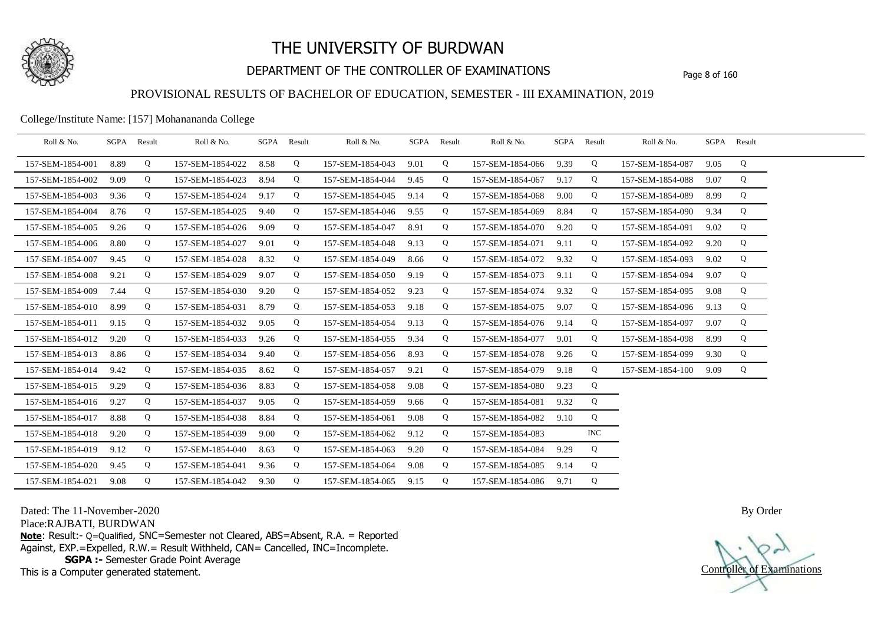# THE UNIVERSITY OF BURDWAN

## DEPARTMENT OF THE CONTROLLER OF EXAMINATIONS

### PROVISIONAL RESULTS OF BACHELOR OF EDUCATION, SEMESTER - III EXAMINATION, 2019

College/Institute Name: [157] Mohanananda College

| Roll & No. | SGPA | Result | Roll & No. | SGPA | Result | Roll & No. | SGPA | Result | Roll & No. | SGPA | Result | Roll & No. | SGPA | Result |
|---|---|---|---|---|---|---|---|---|---|---|---|---|---|---|
| 157-SEM-1854-001 | 8.89 | Q | 157-SEM-1854-022 | 8.58 | Q | 157-SEM-1854-043 | 9.01 | Q | 157-SEM-1854-066 | 9.39 | Q | 157-SEM-1854-087 | 9.05 | Q |
| 157-SEM-1854-002 | 9.09 | Q | 157-SEM-1854-023 | 8.94 | Q | 157-SEM-1854-044 | 9.45 | Q | 157-SEM-1854-067 | 9.17 | Q | 157-SEM-1854-088 | 9.07 | Q |
| 157-SEM-1854-003 | 9.36 | Q | 157-SEM-1854-024 | 9.17 | Q | 157-SEM-1854-045 | 9.14 | Q | 157-SEM-1854-068 | 9.00 | Q | 157-SEM-1854-089 | 8.99 | Q |
| 157-SEM-1854-004 | 8.76 | Q | 157-SEM-1854-025 | 9.40 | Q | 157-SEM-1854-046 | 9.55 | Q | 157-SEM-1854-069 | 8.84 | Q | 157-SEM-1854-090 | 9.34 | Q |
| 157-SEM-1854-005 | 9.26 | Q | 157-SEM-1854-026 | 9.09 | Q | 157-SEM-1854-047 | 8.91 | Q | 157-SEM-1854-070 | 9.20 | Q | 157-SEM-1854-091 | 9.02 | Q |
| 157-SEM-1854-006 | 8.80 | Q | 157-SEM-1854-027 | 9.01 | Q | 157-SEM-1854-048 | 9.13 | Q | 157-SEM-1854-071 | 9.11 | Q | 157-SEM-1854-092 | 9.20 | Q |
| 157-SEM-1854-007 | 9.45 | Q | 157-SEM-1854-028 | 8.32 | Q | 157-SEM-1854-049 | 8.66 | Q | 157-SEM-1854-072 | 9.32 | Q | 157-SEM-1854-093 | 9.02 | Q |
| 157-SEM-1854-008 | 9.21 | Q | 157-SEM-1854-029 | 9.07 | Q | 157-SEM-1854-050 | 9.19 | Q | 157-SEM-1854-073 | 9.11 | Q | 157-SEM-1854-094 | 9.07 | Q |
| 157-SEM-1854-009 | 7.44 | Q | 157-SEM-1854-030 | 9.20 | Q | 157-SEM-1854-052 | 9.23 | Q | 157-SEM-1854-074 | 9.32 | Q | 157-SEM-1854-095 | 9.08 | Q |
| 157-SEM-1854-010 | 8.99 | Q | 157-SEM-1854-031 | 8.79 | Q | 157-SEM-1854-053 | 9.18 | Q | 157-SEM-1854-075 | 9.07 | Q | 157-SEM-1854-096 | 9.13 | Q |
| 157-SEM-1854-011 | 9.15 | Q | 157-SEM-1854-032 | 9.05 | Q | 157-SEM-1854-054 | 9.13 | Q | 157-SEM-1854-076 | 9.14 | Q | 157-SEM-1854-097 | 9.07 | Q |
| 157-SEM-1854-012 | 9.20 | Q | 157-SEM-1854-033 | 9.26 | Q | 157-SEM-1854-055 | 9.34 | Q | 157-SEM-1854-077 | 9.01 | Q | 157-SEM-1854-098 | 8.99 | Q |
| 157-SEM-1854-013 | 8.86 | Q | 157-SEM-1854-034 | 9.40 | Q | 157-SEM-1854-056 | 8.93 | Q | 157-SEM-1854-078 | 9.26 | Q | 157-SEM-1854-099 | 9.30 | Q |
| 157-SEM-1854-014 | 9.42 | Q | 157-SEM-1854-035 | 8.62 | Q | 157-SEM-1854-057 | 9.21 | Q | 157-SEM-1854-079 | 9.18 | Q | 157-SEM-1854-100 | 9.09 | Q |
| 157-SEM-1854-015 | 9.29 | Q | 157-SEM-1854-036 | 8.83 | Q | 157-SEM-1854-058 | 9.08 | Q | 157-SEM-1854-080 | 9.23 | Q | | | |
| 157-SEM-1854-016 | 9.27 | Q | 157-SEM-1854-037 | 9.05 | Q | 157-SEM-1854-059 | 9.66 | Q | 157-SEM-1854-081 | 9.32 | Q | | | |
| 157-SEM-1854-017 | 8.88 | Q | 157-SEM-1854-038 | 8.84 | Q | 157-SEM-1854-061 | 9.08 | Q | 157-SEM-1854-082 | 9.10 | Q | | | |
| 157-SEM-1854-018 | 9.20 | Q | 157-SEM-1854-039 | 9.00 | Q | 157-SEM-1854-062 | 9.12 | Q | 157-SEM-1854-083 | | INC | | | |
| 157-SEM-1854-019 | 9.12 | Q | 157-SEM-1854-040 | 8.63 | Q | 157-SEM-1854-063 | 9.20 | Q | 157-SEM-1854-084 | 9.29 | Q | | | |
| 157-SEM-1854-020 | 9.45 | Q | 157-SEM-1854-041 | 9.36 | Q | 157-SEM-1854-064 | 9.08 | Q | 157-SEM-1854-085 | 9.14 | Q | | | |
| 157-SEM-1854-021 | 9.08 | Q | 157-SEM-1854-042 | 9.30 | Q | 157-SEM-1854-065 | 9.15 | Q | 157-SEM-1854-086 | 9.71 | Q | | | |

Dated: The 11-November-2020

Place:RAJBATI, BURDWAN

**Note**: Result:- Q=Qualified, SNC=Semester not Cleared, ABS=Absent, R.A. = Reported Against, EXP.=Expelled, R.W.= Result Withheld, CAN= Cancelled, INC=Incomplete.

**SGPA :-** Semester Grade Point Average

This is a Computer generated statement.

By Order

Controller of Examinations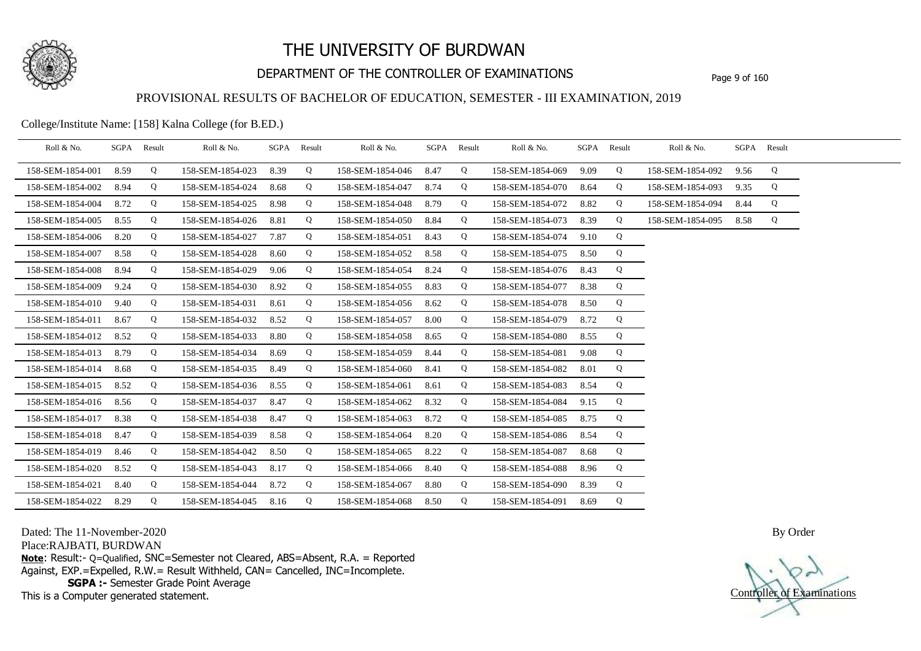# THE UNIVERSITY OF BURDWAN

## DEPARTMENT OF THE CONTROLLER OF EXAMINATIONS

### PROVISIONAL RESULTS OF BACHELOR OF EDUCATION, SEMESTER - III EXAMINATION, 2019

College/Institute Name: [158] Kalna College (for B.ED.)

| Roll & No. | SGPA | Result | Roll & No. | SGPA | Result | Roll & No. | SGPA | Result | Roll & No. | SGPA | Result | Roll & No. | SGPA | Result |
|---|---|---|---|---|---|---|---|---|---|---|---|---|---|---|
| 158-SEM-1854-001 | 8.59 | Q | 158-SEM-1854-023 | 8.39 | Q | 158-SEM-1854-046 | 8.47 | Q | 158-SEM-1854-069 | 9.09 | Q | 158-SEM-1854-092 | 9.56 | Q |
| 158-SEM-1854-002 | 8.94 | Q | 158-SEM-1854-024 | 8.68 | Q | 158-SEM-1854-047 | 8.74 | Q | 158-SEM-1854-070 | 8.64 | Q | 158-SEM-1854-093 | 9.35 | Q |
| 158-SEM-1854-004 | 8.72 | Q | 158-SEM-1854-025 | 8.98 | Q | 158-SEM-1854-048 | 8.79 | Q | 158-SEM-1854-072 | 8.82 | Q | 158-SEM-1854-094 | 8.44 | Q |
| 158-SEM-1854-005 | 8.55 | Q | 158-SEM-1854-026 | 8.81 | Q | 158-SEM-1854-050 | 8.84 | Q | 158-SEM-1854-073 | 8.39 | Q | 158-SEM-1854-095 | 8.58 | Q |
| 158-SEM-1854-006 | 8.20 | Q | 158-SEM-1854-027 | 7.87 | Q | 158-SEM-1854-051 | 8.43 | Q | 158-SEM-1854-074 | 9.10 | Q | | | |
| 158-SEM-1854-007 | 8.58 | Q | 158-SEM-1854-028 | 8.60 | Q | 158-SEM-1854-052 | 8.58 | Q | 158-SEM-1854-075 | 8.50 | Q | | | |
| 158-SEM-1854-008 | 8.94 | Q | 158-SEM-1854-029 | 9.06 | Q | 158-SEM-1854-054 | 8.24 | Q | 158-SEM-1854-076 | 8.43 | Q | | | |
| 158-SEM-1854-009 | 9.24 | Q | 158-SEM-1854-030 | 8.92 | Q | 158-SEM-1854-055 | 8.83 | Q | 158-SEM-1854-077 | 8.38 | Q | | | |
| 158-SEM-1854-010 | 9.40 | Q | 158-SEM-1854-031 | 8.61 | Q | 158-SEM-1854-056 | 8.62 | Q | 158-SEM-1854-078 | 8.50 | Q | | | |
| 158-SEM-1854-011 | 8.67 | Q | 158-SEM-1854-032 | 8.52 | Q | 158-SEM-1854-057 | 8.00 | Q | 158-SEM-1854-079 | 8.72 | Q | | | |
| 158-SEM-1854-012 | 8.52 | Q | 158-SEM-1854-033 | 8.80 | Q | 158-SEM-1854-058 | 8.65 | Q | 158-SEM-1854-080 | 8.55 | Q | | | |
| 158-SEM-1854-013 | 8.79 | Q | 158-SEM-1854-034 | 8.69 | Q | 158-SEM-1854-059 | 8.44 | Q | 158-SEM-1854-081 | 9.08 | Q | | | |
| 158-SEM-1854-014 | 8.68 | Q | 158-SEM-1854-035 | 8.49 | Q | 158-SEM-1854-060 | 8.41 | Q | 158-SEM-1854-082 | 8.01 | Q | | | |
| 158-SEM-1854-015 | 8.52 | Q | 158-SEM-1854-036 | 8.55 | Q | 158-SEM-1854-061 | 8.61 | Q | 158-SEM-1854-083 | 8.54 | Q | | | |
| 158-SEM-1854-016 | 8.56 | Q | 158-SEM-1854-037 | 8.47 | Q | 158-SEM-1854-062 | 8.32 | Q | 158-SEM-1854-084 | 9.15 | Q | | | |
| 158-SEM-1854-017 | 8.38 | Q | 158-SEM-1854-038 | 8.47 | Q | 158-SEM-1854-063 | 8.72 | Q | 158-SEM-1854-085 | 8.75 | Q | | | |
| 158-SEM-1854-018 | 8.47 | Q | 158-SEM-1854-039 | 8.58 | Q | 158-SEM-1854-064 | 8.20 | Q | 158-SEM-1854-086 | 8.54 | Q | | | |
| 158-SEM-1854-019 | 8.46 | Q | 158-SEM-1854-042 | 8.50 | Q | 158-SEM-1854-065 | 8.22 | Q | 158-SEM-1854-087 | 8.68 | Q | | | |
| 158-SEM-1854-020 | 8.52 | Q | 158-SEM-1854-043 | 8.17 | Q | 158-SEM-1854-066 | 8.40 | Q | 158-SEM-1854-088 | 8.96 | Q | | | |
| 158-SEM-1854-021 | 8.40 | Q | 158-SEM-1854-044 | 8.72 | Q | 158-SEM-1854-067 | 8.80 | Q | 158-SEM-1854-090 | 8.39 | Q | | | |
| 158-SEM-1854-022 | 8.29 | Q | 158-SEM-1854-045 | 8.16 | Q | 158-SEM-1854-068 | 8.50 | Q | 158-SEM-1854-091 | 8.69 | Q | | | |

Dated: The 11-November-2020

Place:RAJBATI, BURDWAN

By Order

**Note**: Result:- Q=Qualified, SNC=Semester not Cleared, ABS=Absent, R.A. = Reported Against, EXP.=Expelled, R.W.= Result Withheld, CAN= Cancelled, INC=Incomplete.

**SGPA :-** Semester Grade Point Average

This is a Computer generated statement.

Controller of Examinations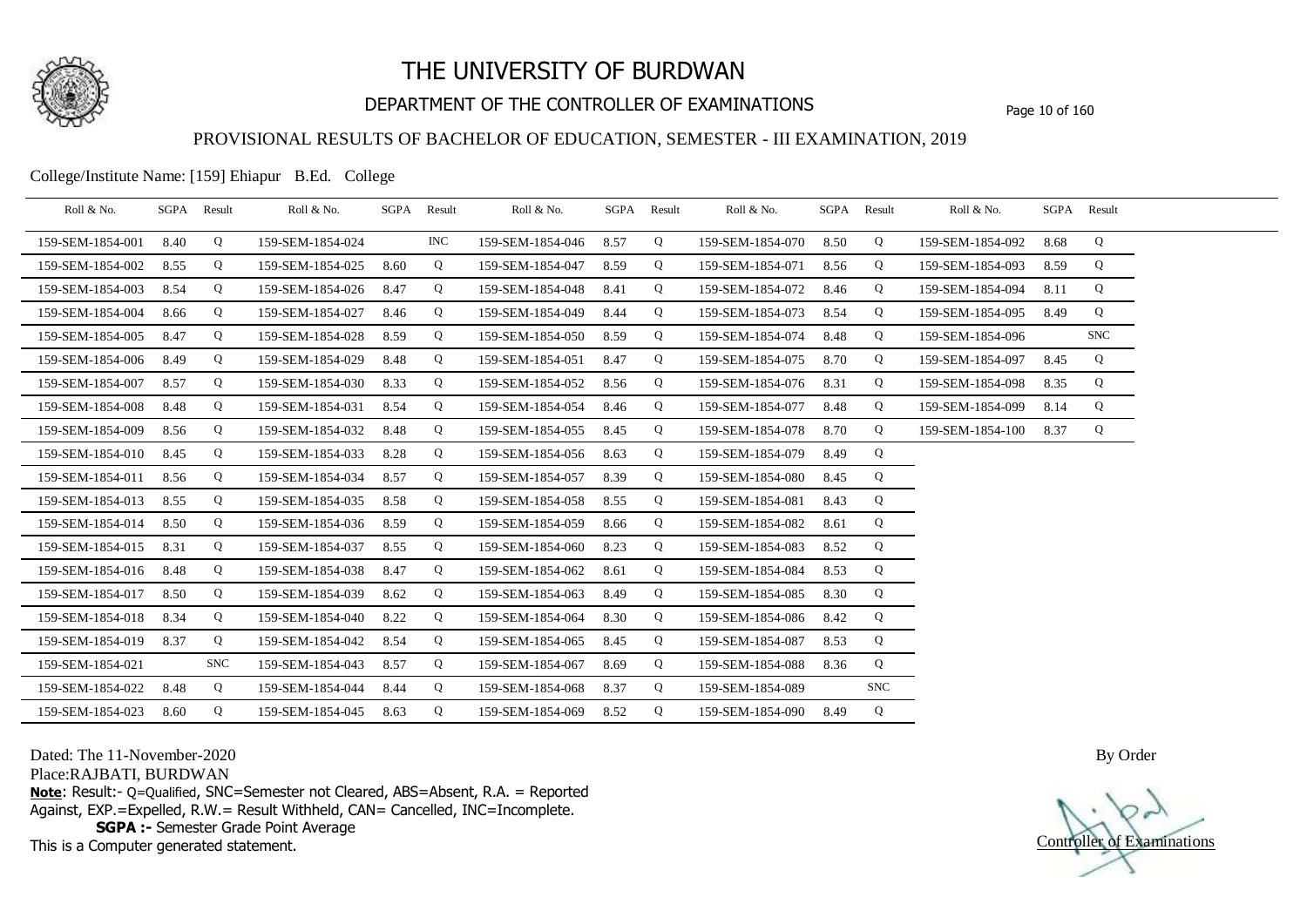# THE UNIVERSITY OF BURDWAN

## DEPARTMENT OF THE CONTROLLER OF EXAMINATIONS

### PROVISIONAL RESULTS OF BACHELOR OF EDUCATION, SEMESTER - III EXAMINATION, 2019

College/Institute Name: [159] Ehiapur B.Ed. College

| Roll & No. | SGPA | Result | Roll & No. | SGPA | Result | Roll & No. | SGPA | Result | Roll & No. | SGPA | Result | Roll & No. | SGPA | Result |
|---|---|---|---|---|---|---|---|---|---|---|---|---|---|---|
| 159-SEM-1854-001 | 8.40 | Q | 159-SEM-1854-024 | | INC | 159-SEM-1854-046 | 8.57 | Q | 159-SEM-1854-070 | 8.50 | Q | 159-SEM-1854-092 | 8.68 | Q |
| 159-SEM-1854-002 | 8.55 | Q | 159-SEM-1854-025 | 8.60 | Q | 159-SEM-1854-047 | 8.59 | Q | 159-SEM-1854-071 | 8.56 | Q | 159-SEM-1854-093 | 8.59 | Q |
| 159-SEM-1854-003 | 8.54 | Q | 159-SEM-1854-026 | 8.47 | Q | 159-SEM-1854-048 | 8.41 | Q | 159-SEM-1854-072 | 8.46 | Q | 159-SEM-1854-094 | 8.11 | Q |
| 159-SEM-1854-004 | 8.66 | Q | 159-SEM-1854-027 | 8.46 | Q | 159-SEM-1854-049 | 8.44 | Q | 159-SEM-1854-073 | 8.54 | Q | 159-SEM-1854-095 | 8.49 | Q |
| 159-SEM-1854-005 | 8.47 | Q | 159-SEM-1854-028 | 8.59 | Q | 159-SEM-1854-050 | 8.59 | Q | 159-SEM-1854-074 | 8.48 | Q | 159-SEM-1854-096 | | SNC |
| 159-SEM-1854-006 | 8.49 | Q | 159-SEM-1854-029 | 8.48 | Q | 159-SEM-1854-051 | 8.47 | Q | 159-SEM-1854-075 | 8.70 | Q | 159-SEM-1854-097 | 8.45 | Q |
| 159-SEM-1854-007 | 8.57 | Q | 159-SEM-1854-030 | 8.33 | Q | 159-SEM-1854-052 | 8.56 | Q | 159-SEM-1854-076 | 8.31 | Q | 159-SEM-1854-098 | 8.35 | Q |
| 159-SEM-1854-008 | 8.48 | Q | 159-SEM-1854-031 | 8.54 | Q | 159-SEM-1854-054 | 8.46 | Q | 159-SEM-1854-077 | 8.48 | Q | 159-SEM-1854-099 | 8.14 | Q |
| 159-SEM-1854-009 | 8.56 | Q | 159-SEM-1854-032 | 8.48 | Q | 159-SEM-1854-055 | 8.45 | Q | 159-SEM-1854-078 | 8.70 | Q | 159-SEM-1854-100 | 8.37 | Q |
| 159-SEM-1854-010 | 8.45 | Q | 159-SEM-1854-033 | 8.28 | Q | 159-SEM-1854-056 | 8.63 | Q | 159-SEM-1854-079 | 8.49 | Q | | | |
| 159-SEM-1854-011 | 8.56 | Q | 159-SEM-1854-034 | 8.57 | Q | 159-SEM-1854-057 | 8.39 | Q | 159-SEM-1854-080 | 8.45 | Q | | | |
| 159-SEM-1854-013 | 8.55 | Q | 159-SEM-1854-035 | 8.58 | Q | 159-SEM-1854-058 | 8.55 | Q | 159-SEM-1854-081 | 8.43 | Q | | | |
| 159-SEM-1854-014 | 8.50 | Q | 159-SEM-1854-036 | 8.59 | Q | 159-SEM-1854-059 | 8.66 | Q | 159-SEM-1854-082 | 8.61 | Q | | | |
| 159-SEM-1854-015 | 8.31 | Q | 159-SEM-1854-037 | 8.55 | Q | 159-SEM-1854-060 | 8.23 | Q | 159-SEM-1854-083 | 8.52 | Q | | | |
| 159-SEM-1854-016 | 8.48 | Q | 159-SEM-1854-038 | 8.47 | Q | 159-SEM-1854-062 | 8.61 | Q | 159-SEM-1854-084 | 8.53 | Q | | | |
| 159-SEM-1854-017 | 8.50 | Q | 159-SEM-1854-039 | 8.62 | Q | 159-SEM-1854-063 | 8.49 | Q | 159-SEM-1854-085 | 8.30 | Q | | | |
| 159-SEM-1854-018 | 8.34 | Q | 159-SEM-1854-040 | 8.22 | Q | 159-SEM-1854-064 | 8.30 | Q | 159-SEM-1854-086 | 8.42 | Q | | | |
| 159-SEM-1854-019 | 8.37 | Q | 159-SEM-1854-042 | 8.54 | Q | 159-SEM-1854-065 | 8.45 | Q | 159-SEM-1854-087 | 8.53 | Q | | | |
| 159-SEM-1854-021 | | SNC | 159-SEM-1854-043 | 8.57 | Q | 159-SEM-1854-067 | 8.69 | Q | 159-SEM-1854-088 | 8.36 | Q | | | |
| 159-SEM-1854-022 | 8.48 | Q | 159-SEM-1854-044 | 8.44 | Q | 159-SEM-1854-068 | 8.37 | Q | 159-SEM-1854-089 | | SNC | | | |
| 159-SEM-1854-023 | 8.60 | Q | 159-SEM-1854-045 | 8.63 | Q | 159-SEM-1854-069 | 8.52 | Q | 159-SEM-1854-090 | 8.49 | Q | | | |

Dated: The 11-November-2020

Place:RAJBATI, BURDWAN

**Note**: Result:- Q=Qualified, SNC=Semester not Cleared, ABS=Absent, R.A. = Reported Against, EXP.=Expelled, R.W.= Result Withheld, CAN= Cancelled, INC=Incomplete.

**SGPA :-** Semester Grade Point Average

This is a Computer generated statement.

By Order

Controller of Examinations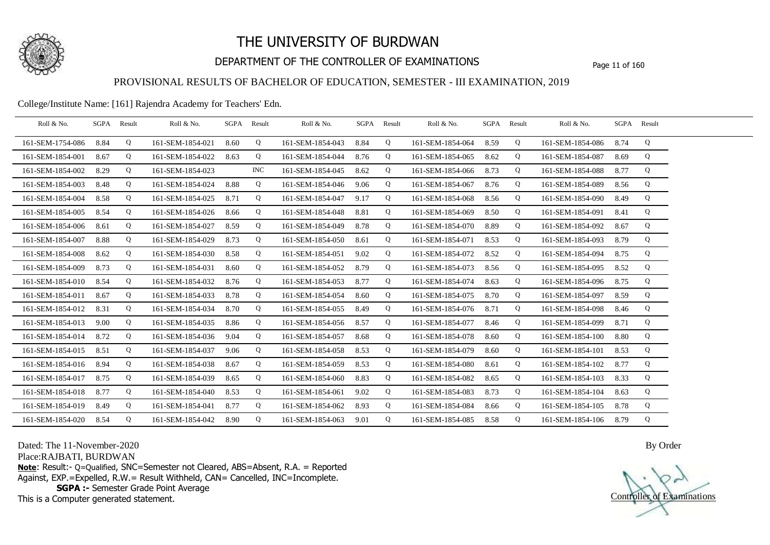# THE UNIVERSITY OF BURDWAN

## DEPARTMENT OF THE CONTROLLER OF EXAMINATIONS

### PROVISIONAL RESULTS OF BACHELOR OF EDUCATION, SEMESTER - III EXAMINATION, 2019

College/Institute Name: [161] Rajendra Academy for Teachers' Edn.

| Roll & No. | SGPA | Result | Roll & No. | SGPA | Result | Roll & No. | SGPA | Result | Roll & No. | SGPA | Result | Roll & No. | SGPA | Result |
|---|---|---|---|---|---|---|---|---|---|---|---|---|---|---|
| 161-SEM-1754-086 | 8.84 | Q | 161-SEM-1854-021 | 8.60 | Q | 161-SEM-1854-043 | 8.84 | Q | 161-SEM-1854-064 | 8.59 | Q | 161-SEM-1854-086 | 8.74 | Q |
| 161-SEM-1854-001 | 8.67 | Q | 161-SEM-1854-022 | 8.63 | Q | 161-SEM-1854-044 | 8.76 | Q | 161-SEM-1854-065 | 8.62 | Q | 161-SEM-1854-087 | 8.69 | Q |
| 161-SEM-1854-002 | 8.29 | Q | 161-SEM-1854-023 | | INC | 161-SEM-1854-045 | 8.62 | Q | 161-SEM-1854-066 | 8.73 | Q | 161-SEM-1854-088 | 8.77 | Q |
| 161-SEM-1854-003 | 8.48 | Q | 161-SEM-1854-024 | 8.88 | Q | 161-SEM-1854-046 | 9.06 | Q | 161-SEM-1854-067 | 8.76 | Q | 161-SEM-1854-089 | 8.56 | Q |
| 161-SEM-1854-004 | 8.58 | Q | 161-SEM-1854-025 | 8.71 | Q | 161-SEM-1854-047 | 9.17 | Q | 161-SEM-1854-068 | 8.56 | Q | 161-SEM-1854-090 | 8.49 | Q |
| 161-SEM-1854-005 | 8.54 | Q | 161-SEM-1854-026 | 8.66 | Q | 161-SEM-1854-048 | 8.81 | Q | 161-SEM-1854-069 | 8.50 | Q | 161-SEM-1854-091 | 8.41 | Q |
| 161-SEM-1854-006 | 8.61 | Q | 161-SEM-1854-027 | 8.59 | Q | 161-SEM-1854-049 | 8.78 | Q | 161-SEM-1854-070 | 8.89 | Q | 161-SEM-1854-092 | 8.67 | Q |
| 161-SEM-1854-007 | 8.88 | Q | 161-SEM-1854-029 | 8.73 | Q | 161-SEM-1854-050 | 8.61 | Q | 161-SEM-1854-071 | 8.53 | Q | 161-SEM-1854-093 | 8.79 | Q |
| 161-SEM-1854-008 | 8.62 | Q | 161-SEM-1854-030 | 8.58 | Q | 161-SEM-1854-051 | 9.02 | Q | 161-SEM-1854-072 | 8.52 | Q | 161-SEM-1854-094 | 8.75 | Q |
| 161-SEM-1854-009 | 8.73 | Q | 161-SEM-1854-031 | 8.60 | Q | 161-SEM-1854-052 | 8.79 | Q | 161-SEM-1854-073 | 8.56 | Q | 161-SEM-1854-095 | 8.52 | Q |
| 161-SEM-1854-010 | 8.54 | Q | 161-SEM-1854-032 | 8.76 | Q | 161-SEM-1854-053 | 8.77 | Q | 161-SEM-1854-074 | 8.63 | Q | 161-SEM-1854-096 | 8.75 | Q |
| 161-SEM-1854-011 | 8.67 | Q | 161-SEM-1854-033 | 8.78 | Q | 161-SEM-1854-054 | 8.60 | Q | 161-SEM-1854-075 | 8.70 | Q | 161-SEM-1854-097 | 8.59 | Q |
| 161-SEM-1854-012 | 8.31 | Q | 161-SEM-1854-034 | 8.70 | Q | 161-SEM-1854-055 | 8.49 | Q | 161-SEM-1854-076 | 8.71 | Q | 161-SEM-1854-098 | 8.46 | Q |
| 161-SEM-1854-013 | 9.00 | Q | 161-SEM-1854-035 | 8.86 | Q | 161-SEM-1854-056 | 8.57 | Q | 161-SEM-1854-077 | 8.46 | Q | 161-SEM-1854-099 | 8.71 | Q |
| 161-SEM-1854-014 | 8.72 | Q | 161-SEM-1854-036 | 9.04 | Q | 161-SEM-1854-057 | 8.68 | Q | 161-SEM-1854-078 | 8.60 | Q | 161-SEM-1854-100 | 8.80 | Q |
| 161-SEM-1854-015 | 8.51 | Q | 161-SEM-1854-037 | 9.06 | Q | 161-SEM-1854-058 | 8.53 | Q | 161-SEM-1854-079 | 8.60 | Q | 161-SEM-1854-101 | 8.53 | Q |
| 161-SEM-1854-016 | 8.94 | Q | 161-SEM-1854-038 | 8.67 | Q | 161-SEM-1854-059 | 8.53 | Q | 161-SEM-1854-080 | 8.61 | Q | 161-SEM-1854-102 | 8.77 | Q |
| 161-SEM-1854-017 | 8.75 | Q | 161-SEM-1854-039 | 8.65 | Q | 161-SEM-1854-060 | 8.83 | Q | 161-SEM-1854-082 | 8.65 | Q | 161-SEM-1854-103 | 8.33 | Q |
| 161-SEM-1854-018 | 8.77 | Q | 161-SEM-1854-040 | 8.53 | Q | 161-SEM-1854-061 | 9.02 | Q | 161-SEM-1854-083 | 8.73 | Q | 161-SEM-1854-104 | 8.63 | Q |
| 161-SEM-1854-019 | 8.49 | Q | 161-SEM-1854-041 | 8.77 | Q | 161-SEM-1854-062 | 8.93 | Q | 161-SEM-1854-084 | 8.66 | Q | 161-SEM-1854-105 | 8.78 | Q |
| 161-SEM-1854-020 | 8.54 | Q | 161-SEM-1854-042 | 8.90 | Q | 161-SEM-1854-063 | 9.01 | Q | 161-SEM-1854-085 | 8.58 | Q | 161-SEM-1854-106 | 8.79 | Q |

Dated: The 11-November-2020

Place:RAJBATI, BURDWAN

**Note**: Result:- Q=Qualified, SNC=Semester not Cleared, ABS=Absent, R.A. = Reported Against, EXP.=Expelled, R.W.= Result Withheld, CAN= Cancelled, INC=Incomplete.

**SGPA :-** Semester Grade Point Average

This is a Computer generated statement.

By Order

Controller of Examinations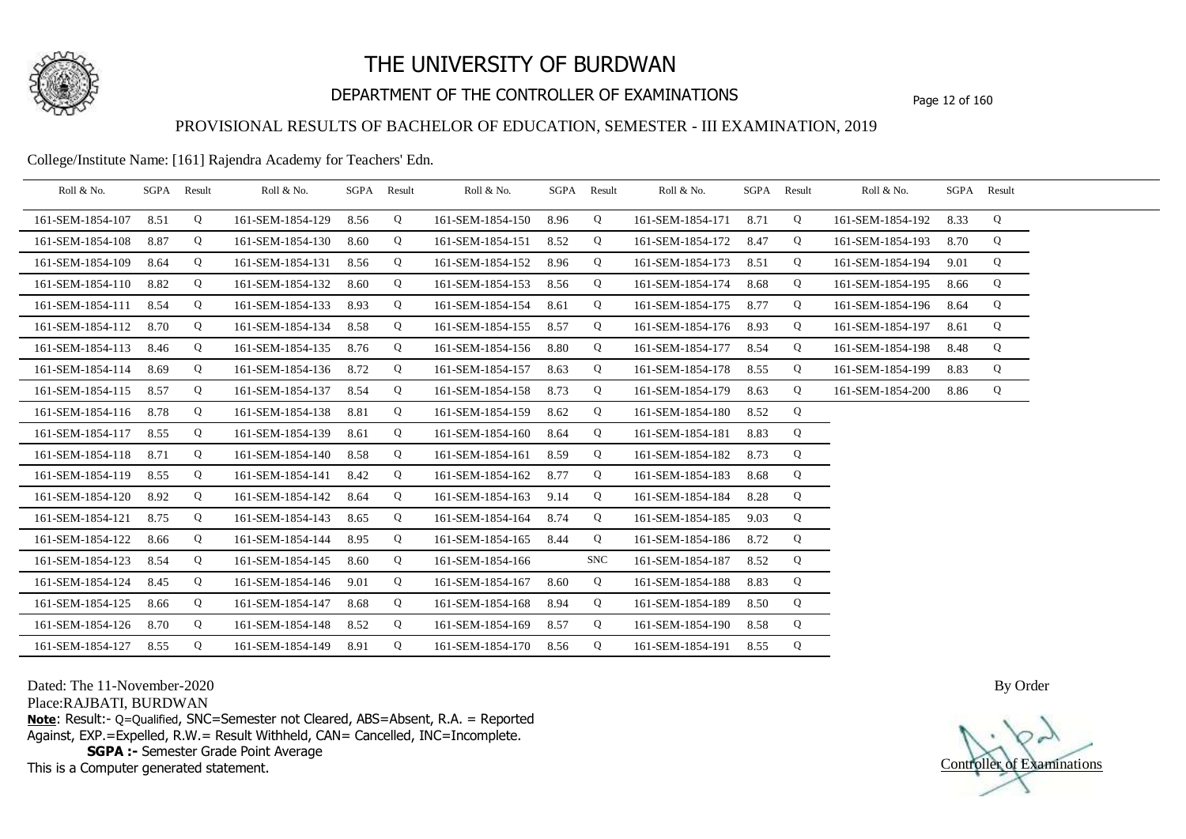# THE UNIVERSITY OF BURDWAN

## DEPARTMENT OF THE CONTROLLER OF EXAMINATIONS

### PROVISIONAL RESULTS OF BACHELOR OF EDUCATION, SEMESTER - III EXAMINATION, 2019

College/Institute Name: [161] Rajendra Academy for Teachers' Edn.

| Roll & No. | SGPA | Result | Roll & No. | SGPA | Result | Roll & No. | SGPA | Result | Roll & No. | SGPA | Result | Roll & No. | SGPA | Result |
|---|---|---|---|---|---|---|---|---|---|---|---|---|---|---|
| 161-SEM-1854-107 | 8.51 | Q | 161-SEM-1854-129 | 8.56 | Q | 161-SEM-1854-150 | 8.96 | Q | 161-SEM-1854-171 | 8.71 | Q | 161-SEM-1854-192 | 8.33 | Q |
| 161-SEM-1854-108 | 8.87 | Q | 161-SEM-1854-130 | 8.60 | Q | 161-SEM-1854-151 | 8.52 | Q | 161-SEM-1854-172 | 8.47 | Q | 161-SEM-1854-193 | 8.70 | Q |
| 161-SEM-1854-109 | 8.64 | Q | 161-SEM-1854-131 | 8.56 | Q | 161-SEM-1854-152 | 8.96 | Q | 161-SEM-1854-173 | 8.51 | Q | 161-SEM-1854-194 | 9.01 | Q |
| 161-SEM-1854-110 | 8.82 | Q | 161-SEM-1854-132 | 8.60 | Q | 161-SEM-1854-153 | 8.56 | Q | 161-SEM-1854-174 | 8.68 | Q | 161-SEM-1854-195 | 8.66 | Q |
| 161-SEM-1854-111 | 8.54 | Q | 161-SEM-1854-133 | 8.93 | Q | 161-SEM-1854-154 | 8.61 | Q | 161-SEM-1854-175 | 8.77 | Q | 161-SEM-1854-196 | 8.64 | Q |
| 161-SEM-1854-112 | 8.70 | Q | 161-SEM-1854-134 | 8.58 | Q | 161-SEM-1854-155 | 8.57 | Q | 161-SEM-1854-176 | 8.93 | Q | 161-SEM-1854-197 | 8.61 | Q |
| 161-SEM-1854-113 | 8.46 | Q | 161-SEM-1854-135 | 8.76 | Q | 161-SEM-1854-156 | 8.80 | Q | 161-SEM-1854-177 | 8.54 | Q | 161-SEM-1854-198 | 8.48 | Q |
| 161-SEM-1854-114 | 8.69 | Q | 161-SEM-1854-136 | 8.72 | Q | 161-SEM-1854-157 | 8.63 | Q | 161-SEM-1854-178 | 8.55 | Q | 161-SEM-1854-199 | 8.83 | Q |
| 161-SEM-1854-115 | 8.57 | Q | 161-SEM-1854-137 | 8.54 | Q | 161-SEM-1854-158 | 8.73 | Q | 161-SEM-1854-179 | 8.63 | Q | 161-SEM-1854-200 | 8.86 | Q |
| 161-SEM-1854-116 | 8.78 | Q | 161-SEM-1854-138 | 8.81 | Q | 161-SEM-1854-159 | 8.62 | Q | 161-SEM-1854-180 | 8.52 | Q | | | |
| 161-SEM-1854-117 | 8.55 | Q | 161-SEM-1854-139 | 8.61 | Q | 161-SEM-1854-160 | 8.64 | Q | 161-SEM-1854-181 | 8.83 | Q | | | |
| 161-SEM-1854-118 | 8.71 | Q | 161-SEM-1854-140 | 8.58 | Q | 161-SEM-1854-161 | 8.59 | Q | 161-SEM-1854-182 | 8.73 | Q | | | |
| 161-SEM-1854-119 | 8.55 | Q | 161-SEM-1854-141 | 8.42 | Q | 161-SEM-1854-162 | 8.77 | Q | 161-SEM-1854-183 | 8.68 | Q | | | |
| 161-SEM-1854-120 | 8.92 | Q | 161-SEM-1854-142 | 8.64 | Q | 161-SEM-1854-163 | 9.14 | Q | 161-SEM-1854-184 | 8.28 | Q | | | |
| 161-SEM-1854-121 | 8.75 | Q | 161-SEM-1854-143 | 8.65 | Q | 161-SEM-1854-164 | 8.74 | Q | 161-SEM-1854-185 | 9.03 | Q | | | |
| 161-SEM-1854-122 | 8.66 | Q | 161-SEM-1854-144 | 8.95 | Q | 161-SEM-1854-165 | 8.44 | Q | 161-SEM-1854-186 | 8.72 | Q | | | |
| 161-SEM-1854-123 | 8.54 | Q | 161-SEM-1854-145 | 8.60 | Q | 161-SEM-1854-166 | | SNC | 161-SEM-1854-187 | 8.52 | Q | | | |
| 161-SEM-1854-124 | 8.45 | Q | 161-SEM-1854-146 | 9.01 | Q | 161-SEM-1854-167 | 8.60 | Q | 161-SEM-1854-188 | 8.83 | Q | | | |
| 161-SEM-1854-125 | 8.66 | Q | 161-SEM-1854-147 | 8.68 | Q | 161-SEM-1854-168 | 8.94 | Q | 161-SEM-1854-189 | 8.50 | Q | | | |
| 161-SEM-1854-126 | 8.70 | Q | 161-SEM-1854-148 | 8.52 | Q | 161-SEM-1854-169 | 8.57 | Q | 161-SEM-1854-190 | 8.58 | Q | | | |
| 161-SEM-1854-127 | 8.55 | Q | 161-SEM-1854-149 | 8.91 | Q | 161-SEM-1854-170 | 8.56 | Q | 161-SEM-1854-191 | 8.55 | Q | | | |

Dated: The 11-November-2020

Place:RAJBATI, BURDWAN

**Note**: Result:- Q=Qualified, SNC=Semester not Cleared, ABS=Absent, R.A. = Reported Against, EXP.=Expelled, R.W.= Result Withheld, CAN= Cancelled, INC=Incomplete.

**SGPA :-** Semester Grade Point Average

This is a Computer generated statement.

By Order

Controller of Examinations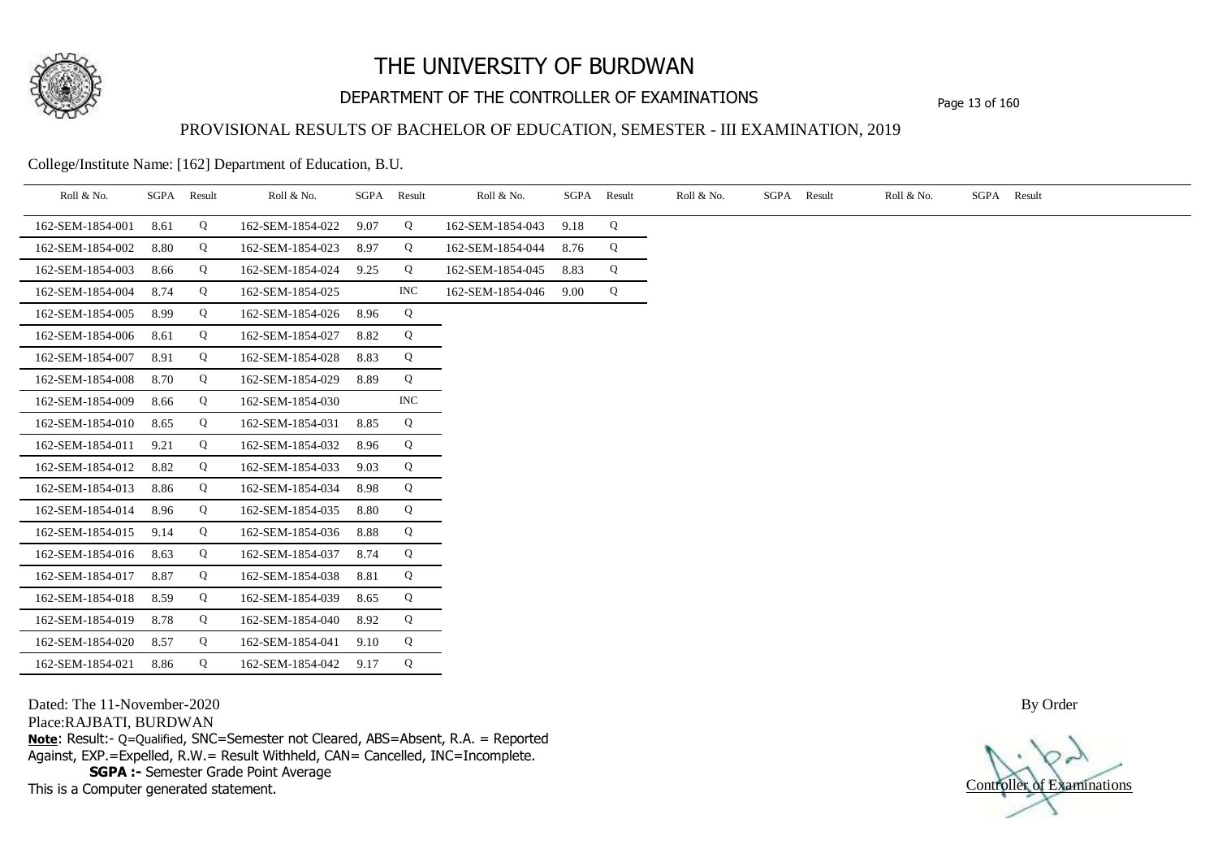# THE UNIVERSITY OF BURDWAN

## DEPARTMENT OF THE CONTROLLER OF EXAMINATIONS

### PROVISIONAL RESULTS OF BACHELOR OF EDUCATION, SEMESTER - III EXAMINATION, 2019

College/Institute Name: [162] Department of Education, B.U.

| Roll & No. | SGPA | Result | Roll & No. | SGPA | Result | Roll & No. | SGPA | Result | Roll & No. | SGPA | Result | Roll & No. | SGPA | Result |
|---|---|---|---|---|---|---|---|---|---|---|---|---|---|---|
| 162-SEM-1854-001 | 8.61 | Q | 162-SEM-1854-022 | 9.07 | Q | 162-SEM-1854-043 | 9.18 | Q | | | | | | |
| 162-SEM-1854-002 | 8.80 | Q | 162-SEM-1854-023 | 8.97 | Q | 162-SEM-1854-044 | 8.76 | Q | | | | | | |
| 162-SEM-1854-003 | 8.66 | Q | 162-SEM-1854-024 | 9.25 | Q | 162-SEM-1854-045 | 8.83 | Q | | | | | | |
| 162-SEM-1854-004 | 8.74 | Q | 162-SEM-1854-025 | | INC | 162-SEM-1854-046 | 9.00 | Q | | | | | | |
| 162-SEM-1854-005 | 8.99 | Q | 162-SEM-1854-026 | 8.96 | Q | | | | | | | | | |
| 162-SEM-1854-006 | 8.61 | Q | 162-SEM-1854-027 | 8.82 | Q | | | | | | | | | |
| 162-SEM-1854-007 | 8.91 | Q | 162-SEM-1854-028 | 8.83 | Q | | | | | | | | | |
| 162-SEM-1854-008 | 8.70 | Q | 162-SEM-1854-029 | 8.89 | Q | | | | | | | | | |
| 162-SEM-1854-009 | 8.66 | Q | 162-SEM-1854-030 | | INC | | | | | | | | | |
| 162-SEM-1854-010 | 8.65 | Q | 162-SEM-1854-031 | 8.85 | Q | | | | | | | | | |
| 162-SEM-1854-011 | 9.21 | Q | 162-SEM-1854-032 | 8.96 | Q | | | | | | | | | |
| 162-SEM-1854-012 | 8.82 | Q | 162-SEM-1854-033 | 9.03 | Q | | | | | | | | | |
| 162-SEM-1854-013 | 8.86 | Q | 162-SEM-1854-034 | 8.98 | Q | | | | | | | | | |
| 162-SEM-1854-014 | 8.96 | Q | 162-SEM-1854-035 | 8.80 | Q | | | | | | | | | |
| 162-SEM-1854-015 | 9.14 | Q | 162-SEM-1854-036 | 8.88 | Q | | | | | | | | | |
| 162-SEM-1854-016 | 8.63 | Q | 162-SEM-1854-037 | 8.74 | Q | | | | | | | | | |
| 162-SEM-1854-017 | 8.87 | Q | 162-SEM-1854-038 | 8.81 | Q | | | | | | | | | |
| 162-SEM-1854-018 | 8.59 | Q | 162-SEM-1854-039 | 8.65 | Q | | | | | | | | | |
| 162-SEM-1854-019 | 8.78 | Q | 162-SEM-1854-040 | 8.92 | Q | | | | | | | | | |
| 162-SEM-1854-020 | 8.57 | Q | 162-SEM-1854-041 | 9.10 | Q | | | | | | | | | |
| 162-SEM-1854-021 | 8.86 | Q | 162-SEM-1854-042 | 9.17 | Q | | | | | | | | | |

Dated: The 11-November-2020

Place:RAJBATI, BURDWAN

**Note**: Result:- Q=Qualified, SNC=Semester not Cleared, ABS=Absent, R.A. = Reported Against, EXP.=Expelled, R.W.= Result Withheld, CAN= Cancelled, INC=Incomplete.

**SGPA :-** Semester Grade Point Average

This is a Computer generated statement.

By Order

Controller of Examinations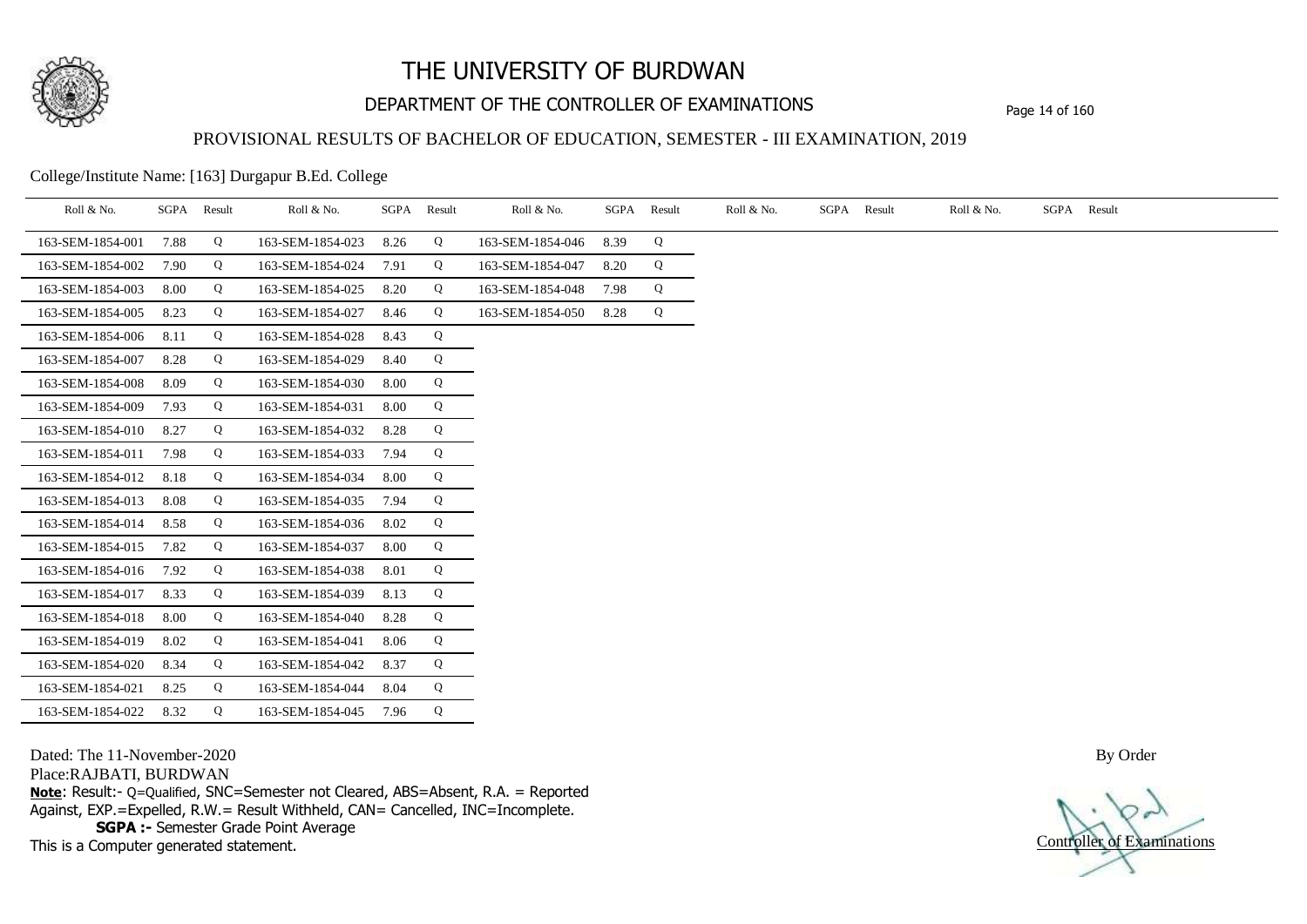# THE UNIVERSITY OF BURDWAN

## DEPARTMENT OF THE CONTROLLER OF EXAMINATIONS

### PROVISIONAL RESULTS OF BACHELOR OF EDUCATION, SEMESTER - III EXAMINATION, 2019

College/Institute Name: [163] Durgapur B.Ed. College

| Roll & No. | SGPA | Result | Roll & No. | SGPA | Result | Roll & No. | SGPA | Result | Roll & No. | SGPA | Result | Roll & No. | SGPA | Result |
|---|---|---|---|---|---|---|---|---|---|---|---|---|---|---|
| 163-SEM-1854-001 | 7.88 | Q | 163-SEM-1854-023 | 8.26 | Q | 163-SEM-1854-046 | 8.39 | Q | | | | | | |
| 163-SEM-1854-002 | 7.90 | Q | 163-SEM-1854-024 | 7.91 | Q | 163-SEM-1854-047 | 8.20 | Q | | | | | | |
| 163-SEM-1854-003 | 8.00 | Q | 163-SEM-1854-025 | 8.20 | Q | 163-SEM-1854-048 | 7.98 | Q | | | | | | |
| 163-SEM-1854-005 | 8.23 | Q | 163-SEM-1854-027 | 8.46 | Q | 163-SEM-1854-050 | 8.28 | Q | | | | | | |
| 163-SEM-1854-006 | 8.11 | Q | 163-SEM-1854-028 | 8.43 | Q | | | | | | | | | |
| 163-SEM-1854-007 | 8.28 | Q | 163-SEM-1854-029 | 8.40 | Q | | | | | | | | | |
| 163-SEM-1854-008 | 8.09 | Q | 163-SEM-1854-030 | 8.00 | Q | | | | | | | | | |
| 163-SEM-1854-009 | 7.93 | Q | 163-SEM-1854-031 | 8.00 | Q | | | | | | | | | |
| 163-SEM-1854-010 | 8.27 | Q | 163-SEM-1854-032 | 8.28 | Q | | | | | | | | | |
| 163-SEM-1854-011 | 7.98 | Q | 163-SEM-1854-033 | 7.94 | Q | | | | | | | | | |
| 163-SEM-1854-012 | 8.18 | Q | 163-SEM-1854-034 | 8.00 | Q | | | | | | | | | |
| 163-SEM-1854-013 | 8.08 | Q | 163-SEM-1854-035 | 7.94 | Q | | | | | | | | | |
| 163-SEM-1854-014 | 8.58 | Q | 163-SEM-1854-036 | 8.02 | Q | | | | | | | | | |
| 163-SEM-1854-015 | 7.82 | Q | 163-SEM-1854-037 | 8.00 | Q | | | | | | | | | |
| 163-SEM-1854-016 | 7.92 | Q | 163-SEM-1854-038 | 8.01 | Q | | | | | | | | | |
| 163-SEM-1854-017 | 8.33 | Q | 163-SEM-1854-039 | 8.13 | Q | | | | | | | | | |
| 163-SEM-1854-018 | 8.00 | Q | 163-SEM-1854-040 | 8.28 | Q | | | | | | | | | |
| 163-SEM-1854-019 | 8.02 | Q | 163-SEM-1854-041 | 8.06 | Q | | | | | | | | | |
| 163-SEM-1854-020 | 8.34 | Q | 163-SEM-1854-042 | 8.37 | Q | | | | | | | | | |
| 163-SEM-1854-021 | 8.25 | Q | 163-SEM-1854-044 | 8.04 | Q | | | | | | | | | |
| 163-SEM-1854-022 | 8.32 | Q | 163-SEM-1854-045 | 7.96 | Q | | | | | | | | | |

Dated: The 11-November-2020

Place:RAJBATI, BURDWAN

**Note**: Result:- Q=Qualified, SNC=Semester not Cleared, ABS=Absent, R.A. = Reported Against, EXP.=Expelled, R.W.= Result Withheld, CAN= Cancelled, INC=Incomplete.

**SGPA :-** Semester Grade Point Average

This is a Computer generated statement.

By Order

Controller of Examinations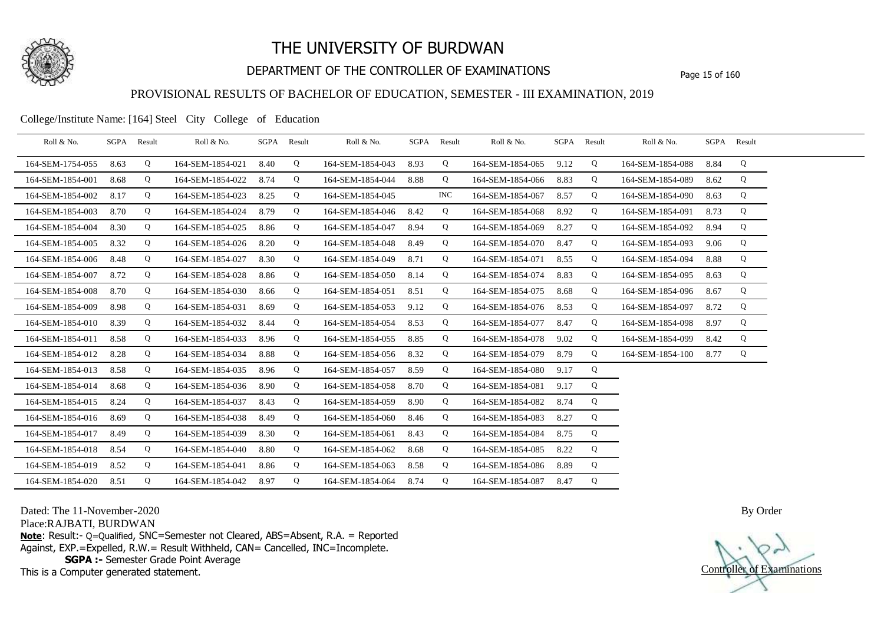# THE UNIVERSITY OF BURDWAN

## DEPARTMENT OF THE CONTROLLER OF EXAMINATIONS

### PROVISIONAL RESULTS OF BACHELOR OF EDUCATION, SEMESTER - III EXAMINATION, 2019

College/Institute Name: [164] Steel City College of Education

| Roll & No. | SGPA | Result | Roll & No. | SGPA | Result | Roll & No. | SGPA | Result | Roll & No. | SGPA | Result | Roll & No. | SGPA | Result |
|---|---|---|---|---|---|---|---|---|---|---|---|---|---|---|
| 164-SEM-1754-055 | 8.63 | Q | 164-SEM-1854-021 | 8.40 | Q | 164-SEM-1854-043 | 8.93 | Q | 164-SEM-1854-065 | 9.12 | Q | 164-SEM-1854-088 | 8.84 | Q |
| 164-SEM-1854-001 | 8.68 | Q | 164-SEM-1854-022 | 8.74 | Q | 164-SEM-1854-044 | 8.88 | Q | 164-SEM-1854-066 | 8.83 | Q | 164-SEM-1854-089 | 8.62 | Q |
| 164-SEM-1854-002 | 8.17 | Q | 164-SEM-1854-023 | 8.25 | Q | 164-SEM-1854-045 | | INC | 164-SEM-1854-067 | 8.57 | Q | 164-SEM-1854-090 | 8.63 | Q |
| 164-SEM-1854-003 | 8.70 | Q | 164-SEM-1854-024 | 8.79 | Q | 164-SEM-1854-046 | 8.42 | Q | 164-SEM-1854-068 | 8.92 | Q | 164-SEM-1854-091 | 8.73 | Q |
| 164-SEM-1854-004 | 8.30 | Q | 164-SEM-1854-025 | 8.86 | Q | 164-SEM-1854-047 | 8.94 | Q | 164-SEM-1854-069 | 8.27 | Q | 164-SEM-1854-092 | 8.94 | Q |
| 164-SEM-1854-005 | 8.32 | Q | 164-SEM-1854-026 | 8.20 | Q | 164-SEM-1854-048 | 8.49 | Q | 164-SEM-1854-070 | 8.47 | Q | 164-SEM-1854-093 | 9.06 | Q |
| 164-SEM-1854-006 | 8.48 | Q | 164-SEM-1854-027 | 8.30 | Q | 164-SEM-1854-049 | 8.71 | Q | 164-SEM-1854-071 | 8.55 | Q | 164-SEM-1854-094 | 8.88 | Q |
| 164-SEM-1854-007 | 8.72 | Q | 164-SEM-1854-028 | 8.86 | Q | 164-SEM-1854-050 | 8.14 | Q | 164-SEM-1854-074 | 8.83 | Q | 164-SEM-1854-095 | 8.63 | Q |
| 164-SEM-1854-008 | 8.70 | Q | 164-SEM-1854-030 | 8.66 | Q | 164-SEM-1854-051 | 8.51 | Q | 164-SEM-1854-075 | 8.68 | Q | 164-SEM-1854-096 | 8.67 | Q |
| 164-SEM-1854-009 | 8.98 | Q | 164-SEM-1854-031 | 8.69 | Q | 164-SEM-1854-053 | 9.12 | Q | 164-SEM-1854-076 | 8.53 | Q | 164-SEM-1854-097 | 8.72 | Q |
| 164-SEM-1854-010 | 8.39 | Q | 164-SEM-1854-032 | 8.44 | Q | 164-SEM-1854-054 | 8.53 | Q | 164-SEM-1854-077 | 8.47 | Q | 164-SEM-1854-098 | 8.97 | Q |
| 164-SEM-1854-011 | 8.58 | Q | 164-SEM-1854-033 | 8.96 | Q | 164-SEM-1854-055 | 8.85 | Q | 164-SEM-1854-078 | 9.02 | Q | 164-SEM-1854-099 | 8.42 | Q |
| 164-SEM-1854-012 | 8.28 | Q | 164-SEM-1854-034 | 8.88 | Q | 164-SEM-1854-056 | 8.32 | Q | 164-SEM-1854-079 | 8.79 | Q | 164-SEM-1854-100 | 8.77 | Q |
| 164-SEM-1854-013 | 8.58 | Q | 164-SEM-1854-035 | 8.96 | Q | 164-SEM-1854-057 | 8.59 | Q | 164-SEM-1854-080 | 9.17 | Q | | | |
| 164-SEM-1854-014 | 8.68 | Q | 164-SEM-1854-036 | 8.90 | Q | 164-SEM-1854-058 | 8.70 | Q | 164-SEM-1854-081 | 9.17 | Q | | | |
| 164-SEM-1854-015 | 8.24 | Q | 164-SEM-1854-037 | 8.43 | Q | 164-SEM-1854-059 | 8.90 | Q | 164-SEM-1854-082 | 8.74 | Q | | | |
| 164-SEM-1854-016 | 8.69 | Q | 164-SEM-1854-038 | 8.49 | Q | 164-SEM-1854-060 | 8.46 | Q | 164-SEM-1854-083 | 8.27 | Q | | | |
| 164-SEM-1854-017 | 8.49 | Q | 164-SEM-1854-039 | 8.30 | Q | 164-SEM-1854-061 | 8.43 | Q | 164-SEM-1854-084 | 8.75 | Q | | | |
| 164-SEM-1854-018 | 8.54 | Q | 164-SEM-1854-040 | 8.80 | Q | 164-SEM-1854-062 | 8.68 | Q | 164-SEM-1854-085 | 8.22 | Q | | | |
| 164-SEM-1854-019 | 8.52 | Q | 164-SEM-1854-041 | 8.86 | Q | 164-SEM-1854-063 | 8.58 | Q | 164-SEM-1854-086 | 8.89 | Q | | | |
| 164-SEM-1854-020 | 8.51 | Q | 164-SEM-1854-042 | 8.97 | Q | 164-SEM-1854-064 | 8.74 | Q | 164-SEM-1854-087 | 8.47 | Q | | | |

Dated: The 11-November-2020

Place:RAJBATI, BURDWAN

**Note**: Result:- Q=Qualified, SNC=Semester not Cleared, ABS=Absent, R.A. = Reported Against, EXP.=Expelled, R.W.= Result Withheld, CAN= Cancelled, INC=Incomplete.

**SGPA :-** Semester Grade Point Average

This is a Computer generated statement.

By Order

Controller of Examinations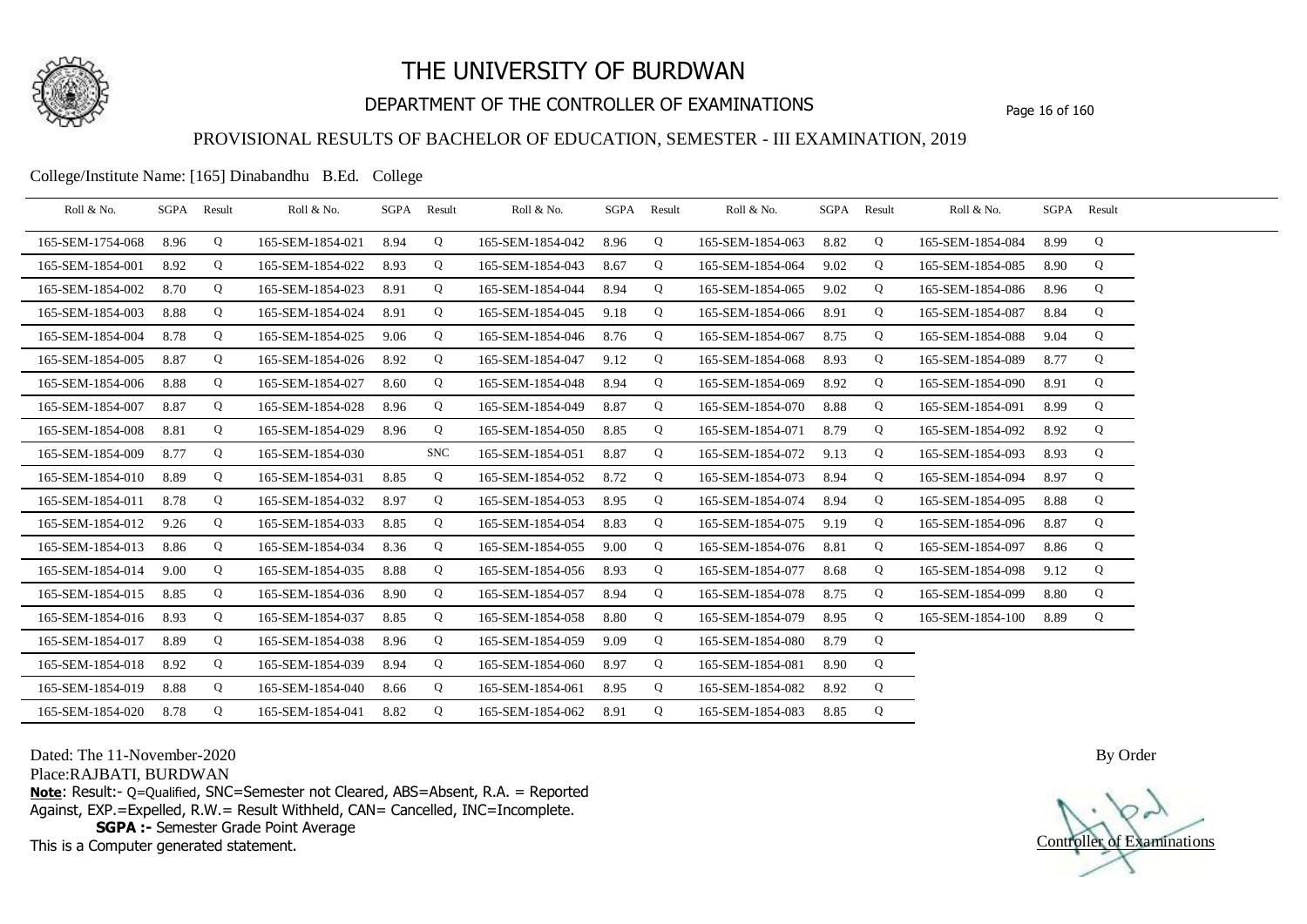# THE UNIVERSITY OF BURDWAN

## DEPARTMENT OF THE CONTROLLER OF EXAMINATIONS

### PROVISIONAL RESULTS OF BACHELOR OF EDUCATION, SEMESTER - III EXAMINATION, 2019

College/Institute Name: [165] Dinabandhu B.Ed. College

| Roll & No. | SGPA | Result | Roll & No. | SGPA | Result | Roll & No. | SGPA | Result | Roll & No. | SGPA | Result | Roll & No. | SGPA | Result |
|---|---|---|---|---|---|---|---|---|---|---|---|---|---|---|
| 165-SEM-1754-068 | 8.96 | Q | 165-SEM-1854-021 | 8.94 | Q | 165-SEM-1854-042 | 8.96 | Q | 165-SEM-1854-063 | 8.82 | Q | 165-SEM-1854-084 | 8.99 | Q |
| 165-SEM-1854-001 | 8.92 | Q | 165-SEM-1854-022 | 8.93 | Q | 165-SEM-1854-043 | 8.67 | Q | 165-SEM-1854-064 | 9.02 | Q | 165-SEM-1854-085 | 8.90 | Q |
| 165-SEM-1854-002 | 8.70 | Q | 165-SEM-1854-023 | 8.91 | Q | 165-SEM-1854-044 | 8.94 | Q | 165-SEM-1854-065 | 9.02 | Q | 165-SEM-1854-086 | 8.96 | Q |
| 165-SEM-1854-003 | 8.88 | Q | 165-SEM-1854-024 | 8.91 | Q | 165-SEM-1854-045 | 9.18 | Q | 165-SEM-1854-066 | 8.91 | Q | 165-SEM-1854-087 | 8.84 | Q |
| 165-SEM-1854-004 | 8.78 | Q | 165-SEM-1854-025 | 9.06 | Q | 165-SEM-1854-046 | 8.76 | Q | 165-SEM-1854-067 | 8.75 | Q | 165-SEM-1854-088 | 9.04 | Q |
| 165-SEM-1854-005 | 8.87 | Q | 165-SEM-1854-026 | 8.92 | Q | 165-SEM-1854-047 | 9.12 | Q | 165-SEM-1854-068 | 8.93 | Q | 165-SEM-1854-089 | 8.77 | Q |
| 165-SEM-1854-006 | 8.88 | Q | 165-SEM-1854-027 | 8.60 | Q | 165-SEM-1854-048 | 8.94 | Q | 165-SEM-1854-069 | 8.92 | Q | 165-SEM-1854-090 | 8.91 | Q |
| 165-SEM-1854-007 | 8.87 | Q | 165-SEM-1854-028 | 8.96 | Q | 165-SEM-1854-049 | 8.87 | Q | 165-SEM-1854-070 | 8.88 | Q | 165-SEM-1854-091 | 8.99 | Q |
| 165-SEM-1854-008 | 8.81 | Q | 165-SEM-1854-029 | 8.96 | Q | 165-SEM-1854-050 | 8.85 | Q | 165-SEM-1854-071 | 8.79 | Q | 165-SEM-1854-092 | 8.92 | Q |
| 165-SEM-1854-009 | 8.77 | Q | 165-SEM-1854-030 | | SNC | 165-SEM-1854-051 | 8.87 | Q | 165-SEM-1854-072 | 9.13 | Q | 165-SEM-1854-093 | 8.93 | Q |
| 165-SEM-1854-010 | 8.89 | Q | 165-SEM-1854-031 | 8.85 | Q | 165-SEM-1854-052 | 8.72 | Q | 165-SEM-1854-073 | 8.94 | Q | 165-SEM-1854-094 | 8.97 | Q |
| 165-SEM-1854-011 | 8.78 | Q | 165-SEM-1854-032 | 8.97 | Q | 165-SEM-1854-053 | 8.95 | Q | 165-SEM-1854-074 | 8.94 | Q | 165-SEM-1854-095 | 8.88 | Q |
| 165-SEM-1854-012 | 9.26 | Q | 165-SEM-1854-033 | 8.85 | Q | 165-SEM-1854-054 | 8.83 | Q | 165-SEM-1854-075 | 9.19 | Q | 165-SEM-1854-096 | 8.87 | Q |
| 165-SEM-1854-013 | 8.86 | Q | 165-SEM-1854-034 | 8.36 | Q | 165-SEM-1854-055 | 9.00 | Q | 165-SEM-1854-076 | 8.81 | Q | 165-SEM-1854-097 | 8.86 | Q |
| 165-SEM-1854-014 | 9.00 | Q | 165-SEM-1854-035 | 8.88 | Q | 165-SEM-1854-056 | 8.93 | Q | 165-SEM-1854-077 | 8.68 | Q | 165-SEM-1854-098 | 9.12 | Q |
| 165-SEM-1854-015 | 8.85 | Q | 165-SEM-1854-036 | 8.90 | Q | 165-SEM-1854-057 | 8.94 | Q | 165-SEM-1854-078 | 8.75 | Q | 165-SEM-1854-099 | 8.80 | Q |
| 165-SEM-1854-016 | 8.93 | Q | 165-SEM-1854-037 | 8.85 | Q | 165-SEM-1854-058 | 8.80 | Q | 165-SEM-1854-079 | 8.95 | Q | 165-SEM-1854-100 | 8.89 | Q |
| 165-SEM-1854-017 | 8.89 | Q | 165-SEM-1854-038 | 8.96 | Q | 165-SEM-1854-059 | 9.09 | Q | 165-SEM-1854-080 | 8.79 | Q | | | |
| 165-SEM-1854-018 | 8.92 | Q | 165-SEM-1854-039 | 8.94 | Q | 165-SEM-1854-060 | 8.97 | Q | 165-SEM-1854-081 | 8.90 | Q | | | |
| 165-SEM-1854-019 | 8.88 | Q | 165-SEM-1854-040 | 8.66 | Q | 165-SEM-1854-061 | 8.95 | Q | 165-SEM-1854-082 | 8.92 | Q | | | |
| 165-SEM-1854-020 | 8.78 | Q | 165-SEM-1854-041 | 8.82 | Q | 165-SEM-1854-062 | 8.91 | Q | 165-SEM-1854-083 | 8.85 | Q | | | |

Dated: The 11-November-2020
Place:RAJBATI, BURDWAN

**Note**: Result:- Q=Qualified, SNC=Semester not Cleared, ABS=Absent, R.A. = Reported Against, EXP.=Expelled, R.W.= Result Withheld, CAN= Cancelled, INC=Incomplete.

**SGPA :-** Semester Grade Point Average

This is a Computer generated statement.

By Order

Controller of Examinations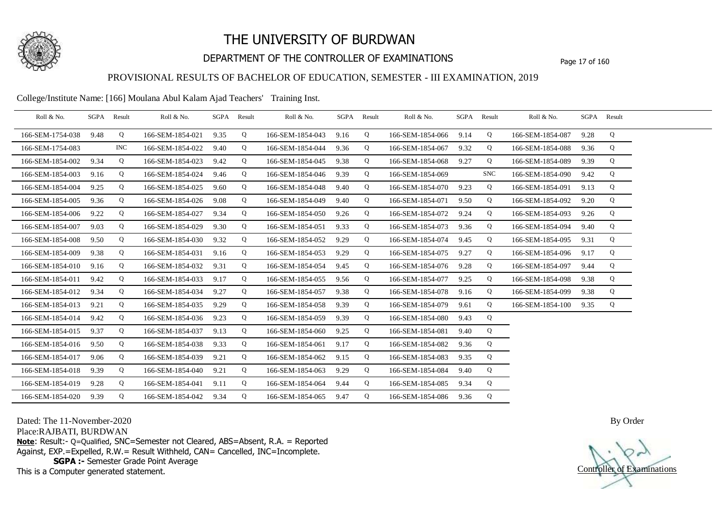# THE UNIVERSITY OF BURDWAN

## DEPARTMENT OF THE CONTROLLER OF EXAMINATIONS

### PROVISIONAL RESULTS OF BACHELOR OF EDUCATION, SEMESTER - III EXAMINATION, 2019

College/Institute Name: [166] Moulana Abul Kalam Ajad Teachers' Training Inst.

| Roll & No. | SGPA | Result | Roll & No. | SGPA | Result | Roll & No. | SGPA | Result | Roll & No. | SGPA | Result | Roll & No. | SGPA | Result |
|---|---|---|---|---|---|---|---|---|---|---|---|---|---|---|
| 166-SEM-1754-038 | 9.48 | Q | 166-SEM-1854-021 | 9.35 | Q | 166-SEM-1854-043 | 9.16 | Q | 166-SEM-1854-066 | 9.14 | Q | 166-SEM-1854-087 | 9.28 | Q |
| 166-SEM-1754-083 | | INC | 166-SEM-1854-022 | 9.40 | Q | 166-SEM-1854-044 | 9.36 | Q | 166-SEM-1854-067 | 9.32 | Q | 166-SEM-1854-088 | 9.36 | Q |
| 166-SEM-1854-002 | 9.34 | Q | 166-SEM-1854-023 | 9.42 | Q | 166-SEM-1854-045 | 9.38 | Q | 166-SEM-1854-068 | 9.27 | Q | 166-SEM-1854-089 | 9.39 | Q |
| 166-SEM-1854-003 | 9.16 | Q | 166-SEM-1854-024 | 9.46 | Q | 166-SEM-1854-046 | 9.39 | Q | 166-SEM-1854-069 | | SNC | 166-SEM-1854-090 | 9.42 | Q |
| 166-SEM-1854-004 | 9.25 | Q | 166-SEM-1854-025 | 9.60 | Q | 166-SEM-1854-048 | 9.40 | Q | 166-SEM-1854-070 | 9.23 | Q | 166-SEM-1854-091 | 9.13 | Q |
| 166-SEM-1854-005 | 9.36 | Q | 166-SEM-1854-026 | 9.08 | Q | 166-SEM-1854-049 | 9.40 | Q | 166-SEM-1854-071 | 9.50 | Q | 166-SEM-1854-092 | 9.20 | Q |
| 166-SEM-1854-006 | 9.22 | Q | 166-SEM-1854-027 | 9.34 | Q | 166-SEM-1854-050 | 9.26 | Q | 166-SEM-1854-072 | 9.24 | Q | 166-SEM-1854-093 | 9.26 | Q |
| 166-SEM-1854-007 | 9.03 | Q | 166-SEM-1854-029 | 9.30 | Q | 166-SEM-1854-051 | 9.33 | Q | 166-SEM-1854-073 | 9.36 | Q | 166-SEM-1854-094 | 9.40 | Q |
| 166-SEM-1854-008 | 9.50 | Q | 166-SEM-1854-030 | 9.32 | Q | 166-SEM-1854-052 | 9.29 | Q | 166-SEM-1854-074 | 9.45 | Q | 166-SEM-1854-095 | 9.31 | Q |
| 166-SEM-1854-009 | 9.38 | Q | 166-SEM-1854-031 | 9.16 | Q | 166-SEM-1854-053 | 9.29 | Q | 166-SEM-1854-075 | 9.27 | Q | 166-SEM-1854-096 | 9.17 | Q |
| 166-SEM-1854-010 | 9.16 | Q | 166-SEM-1854-032 | 9.31 | Q | 166-SEM-1854-054 | 9.45 | Q | 166-SEM-1854-076 | 9.28 | Q | 166-SEM-1854-097 | 9.44 | Q |
| 166-SEM-1854-011 | 9.42 | Q | 166-SEM-1854-033 | 9.17 | Q | 166-SEM-1854-055 | 9.56 | Q | 166-SEM-1854-077 | 9.25 | Q | 166-SEM-1854-098 | 9.38 | Q |
| 166-SEM-1854-012 | 9.34 | Q | 166-SEM-1854-034 | 9.27 | Q | 166-SEM-1854-057 | 9.38 | Q | 166-SEM-1854-078 | 9.16 | Q | 166-SEM-1854-099 | 9.38 | Q |
| 166-SEM-1854-013 | 9.21 | Q | 166-SEM-1854-035 | 9.29 | Q | 166-SEM-1854-058 | 9.39 | Q | 166-SEM-1854-079 | 9.61 | Q | 166-SEM-1854-100 | 9.35 | Q |
| 166-SEM-1854-014 | 9.42 | Q | 166-SEM-1854-036 | 9.23 | Q | 166-SEM-1854-059 | 9.39 | Q | 166-SEM-1854-080 | 9.43 | Q | | | |
| 166-SEM-1854-015 | 9.37 | Q | 166-SEM-1854-037 | 9.13 | Q | 166-SEM-1854-060 | 9.25 | Q | 166-SEM-1854-081 | 9.40 | Q | | | |
| 166-SEM-1854-016 | 9.50 | Q | 166-SEM-1854-038 | 9.33 | Q | 166-SEM-1854-061 | 9.17 | Q | 166-SEM-1854-082 | 9.36 | Q | | | |
| 166-SEM-1854-017 | 9.06 | Q | 166-SEM-1854-039 | 9.21 | Q | 166-SEM-1854-062 | 9.15 | Q | 166-SEM-1854-083 | 9.35 | Q | | | |
| 166-SEM-1854-018 | 9.39 | Q | 166-SEM-1854-040 | 9.21 | Q | 166-SEM-1854-063 | 9.29 | Q | 166-SEM-1854-084 | 9.40 | Q | | | |
| 166-SEM-1854-019 | 9.28 | Q | 166-SEM-1854-041 | 9.11 | Q | 166-SEM-1854-064 | 9.44 | Q | 166-SEM-1854-085 | 9.34 | Q | | | |
| 166-SEM-1854-020 | 9.39 | Q | 166-SEM-1854-042 | 9.34 | Q | 166-SEM-1854-065 | 9.47 | Q | 166-SEM-1854-086 | 9.36 | Q | | | |

Dated: The 11-November-2020

Place:RAJBATI, BURDWAN

**Note**: Result:- Q=Qualified, SNC=Semester not Cleared, ABS=Absent, R.A. = Reported Against, EXP.=Expelled, R.W.= Result Withheld, CAN= Cancelled, INC=Incomplete.

**SGPA :-** Semester Grade Point Average

This is a Computer generated statement.

By Order

Controller of Examinations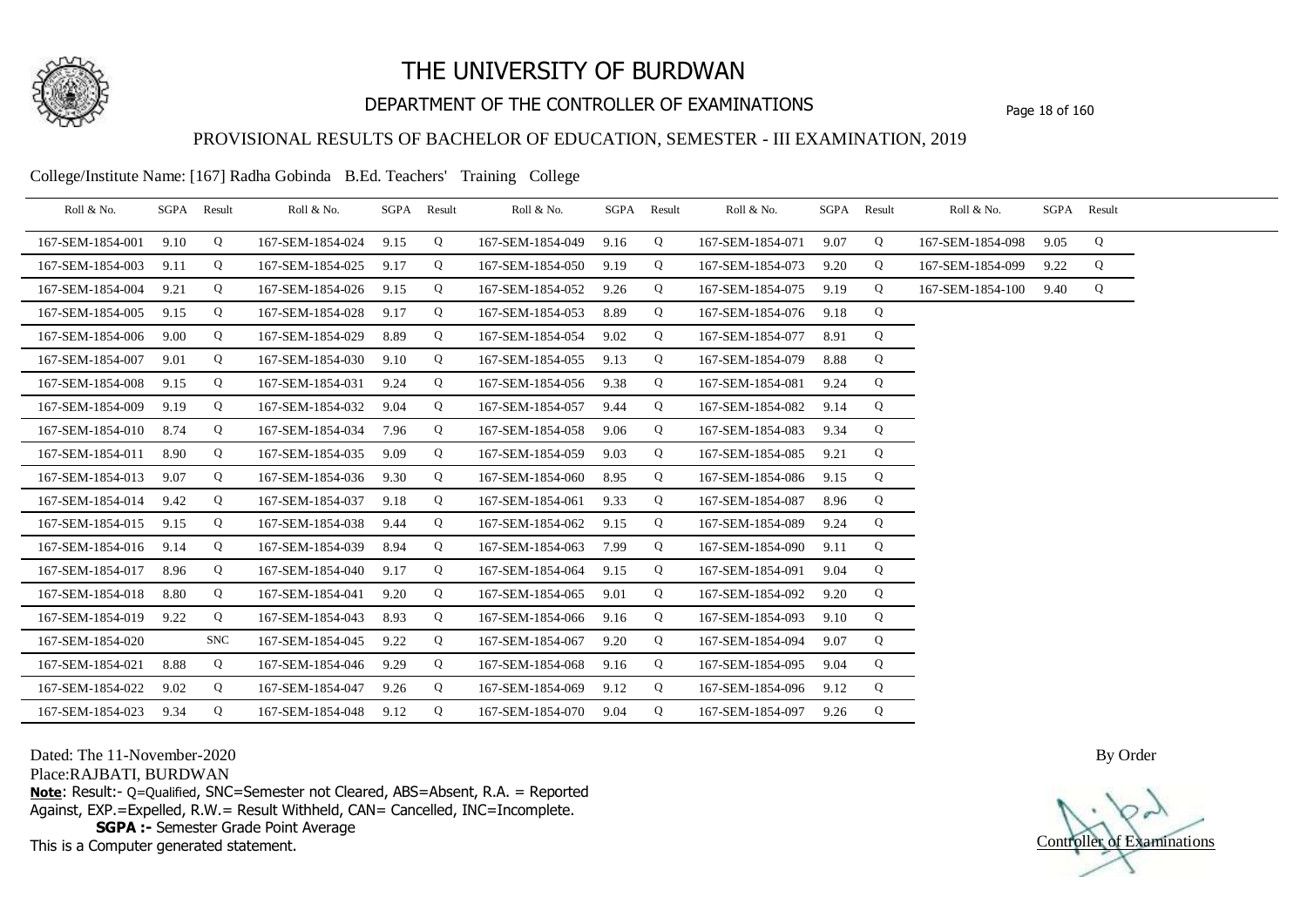# THE UNIVERSITY OF BURDWAN

## DEPARTMENT OF THE CONTROLLER OF EXAMINATIONS

### PROVISIONAL RESULTS OF BACHELOR OF EDUCATION, SEMESTER - III EXAMINATION, 2019

College/Institute Name: [167] Radha Gobinda B.Ed. Teachers' Training College

| Roll & No. | SGPA | Result | Roll & No. | SGPA | Result | Roll & No. | SGPA | Result | Roll & No. | SGPA | Result | Roll & No. | SGPA | Result |
|---|---|---|---|---|---|---|---|---|---|---|---|---|---|---|
| 167-SEM-1854-001 | 9.10 | Q | 167-SEM-1854-024 | 9.15 | Q | 167-SEM-1854-049 | 9.16 | Q | 167-SEM-1854-071 | 9.07 | Q | 167-SEM-1854-098 | 9.05 | Q |
| 167-SEM-1854-003 | 9.11 | Q | 167-SEM-1854-025 | 9.17 | Q | 167-SEM-1854-050 | 9.19 | Q | 167-SEM-1854-073 | 9.20 | Q | 167-SEM-1854-099 | 9.22 | Q |
| 167-SEM-1854-004 | 9.21 | Q | 167-SEM-1854-026 | 9.15 | Q | 167-SEM-1854-052 | 9.26 | Q | 167-SEM-1854-075 | 9.19 | Q | 167-SEM-1854-100 | 9.40 | Q |
| 167-SEM-1854-005 | 9.15 | Q | 167-SEM-1854-028 | 9.17 | Q | 167-SEM-1854-053 | 8.89 | Q | 167-SEM-1854-076 | 9.18 | Q | | | |
| 167-SEM-1854-006 | 9.00 | Q | 167-SEM-1854-029 | 8.89 | Q | 167-SEM-1854-054 | 9.02 | Q | 167-SEM-1854-077 | 8.91 | Q | | | |
| 167-SEM-1854-007 | 9.01 | Q | 167-SEM-1854-030 | 9.10 | Q | 167-SEM-1854-055 | 9.13 | Q | 167-SEM-1854-079 | 8.88 | Q | | | |
| 167-SEM-1854-008 | 9.15 | Q | 167-SEM-1854-031 | 9.24 | Q | 167-SEM-1854-056 | 9.38 | Q | 167-SEM-1854-081 | 9.24 | Q | | | |
| 167-SEM-1854-009 | 9.19 | Q | 167-SEM-1854-032 | 9.04 | Q | 167-SEM-1854-057 | 9.44 | Q | 167-SEM-1854-082 | 9.14 | Q | | | |
| 167-SEM-1854-010 | 8.74 | Q | 167-SEM-1854-034 | 7.96 | Q | 167-SEM-1854-058 | 9.06 | Q | 167-SEM-1854-083 | 9.34 | Q | | | |
| 167-SEM-1854-011 | 8.90 | Q | 167-SEM-1854-035 | 9.09 | Q | 167-SEM-1854-059 | 9.03 | Q | 167-SEM-1854-085 | 9.21 | Q | | | |
| 167-SEM-1854-013 | 9.07 | Q | 167-SEM-1854-036 | 9.30 | Q | 167-SEM-1854-060 | 8.95 | Q | 167-SEM-1854-086 | 9.15 | Q | | | |
| 167-SEM-1854-014 | 9.42 | Q | 167-SEM-1854-037 | 9.18 | Q | 167-SEM-1854-061 | 9.33 | Q | 167-SEM-1854-087 | 8.96 | Q | | | |
| 167-SEM-1854-015 | 9.15 | Q | 167-SEM-1854-038 | 9.44 | Q | 167-SEM-1854-062 | 9.15 | Q | 167-SEM-1854-089 | 9.24 | Q | | | |
| 167-SEM-1854-016 | 9.14 | Q | 167-SEM-1854-039 | 8.94 | Q | 167-SEM-1854-063 | 7.99 | Q | 167-SEM-1854-090 | 9.11 | Q | | | |
| 167-SEM-1854-017 | 8.96 | Q | 167-SEM-1854-040 | 9.17 | Q | 167-SEM-1854-064 | 9.15 | Q | 167-SEM-1854-091 | 9.04 | Q | | | |
| 167-SEM-1854-018 | 8.80 | Q | 167-SEM-1854-041 | 9.20 | Q | 167-SEM-1854-065 | 9.01 | Q | 167-SEM-1854-092 | 9.20 | Q | | | |
| 167-SEM-1854-019 | 9.22 | Q | 167-SEM-1854-043 | 8.93 | Q | 167-SEM-1854-066 | 9.16 | Q | 167-SEM-1854-093 | 9.10 | Q | | | |
| 167-SEM-1854-020 | | SNC | 167-SEM-1854-045 | 9.22 | Q | 167-SEM-1854-067 | 9.20 | Q | 167-SEM-1854-094 | 9.07 | Q | | | |
| 167-SEM-1854-021 | 8.88 | Q | 167-SEM-1854-046 | 9.29 | Q | 167-SEM-1854-068 | 9.16 | Q | 167-SEM-1854-095 | 9.04 | Q | | | |
| 167-SEM-1854-022 | 9.02 | Q | 167-SEM-1854-047 | 9.26 | Q | 167-SEM-1854-069 | 9.12 | Q | 167-SEM-1854-096 | 9.12 | Q | | | |
| 167-SEM-1854-023 | 9.34 | Q | 167-SEM-1854-048 | 9.12 | Q | 167-SEM-1854-070 | 9.04 | Q | 167-SEM-1854-097 | 9.26 | Q | | | |

Dated: The 11-November-2020

Place:RAJBATI, BURDWAN

**Note**: Result:- Q=Qualified, SNC=Semester not Cleared, ABS=Absent, R.A. = Reported Against, EXP.=Expelled, R.W.= Result Withheld, CAN= Cancelled, INC=Incomplete.

**SGPA :-** Semester Grade Point Average

This is a Computer generated statement.

By Order

Controller of Examinations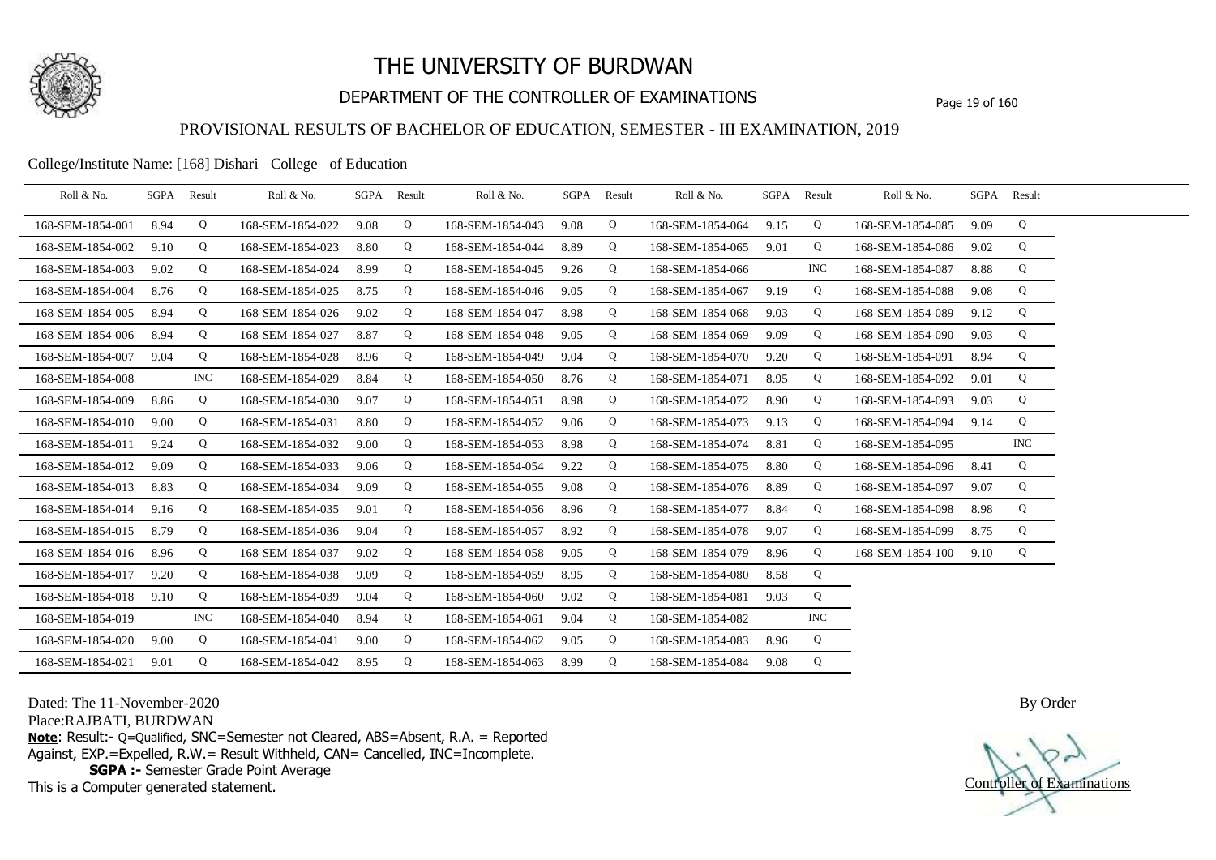# THE UNIVERSITY OF BURDWAN

## DEPARTMENT OF THE CONTROLLER OF EXAMINATIONS

### PROVISIONAL RESULTS OF BACHELOR OF EDUCATION, SEMESTER - III EXAMINATION, 2019

College/Institute Name: [168] Dishari College of Education

| Roll & No. | SGPA | Result | Roll & No. | SGPA | Result | Roll & No. | SGPA | Result | Roll & No. | SGPA | Result | Roll & No. | SGPA | Result |
|---|---|---|---|---|---|---|---|---|---|---|---|---|---|---|
| 168-SEM-1854-001 | 8.94 | Q | 168-SEM-1854-022 | 9.08 | Q | 168-SEM-1854-043 | 9.08 | Q | 168-SEM-1854-064 | 9.15 | Q | 168-SEM-1854-085 | 9.09 | Q |
| 168-SEM-1854-002 | 9.10 | Q | 168-SEM-1854-023 | 8.80 | Q | 168-SEM-1854-044 | 8.89 | Q | 168-SEM-1854-065 | 9.01 | Q | 168-SEM-1854-086 | 9.02 | Q |
| 168-SEM-1854-003 | 9.02 | Q | 168-SEM-1854-024 | 8.99 | Q | 168-SEM-1854-045 | 9.26 | Q | 168-SEM-1854-066 | | INC | 168-SEM-1854-087 | 8.88 | Q |
| 168-SEM-1854-004 | 8.76 | Q | 168-SEM-1854-025 | 8.75 | Q | 168-SEM-1854-046 | 9.05 | Q | 168-SEM-1854-067 | 9.19 | Q | 168-SEM-1854-088 | 9.08 | Q |
| 168-SEM-1854-005 | 8.94 | Q | 168-SEM-1854-026 | 9.02 | Q | 168-SEM-1854-047 | 8.98 | Q | 168-SEM-1854-068 | 9.03 | Q | 168-SEM-1854-089 | 9.12 | Q |
| 168-SEM-1854-006 | 8.94 | Q | 168-SEM-1854-027 | 8.87 | Q | 168-SEM-1854-048 | 9.05 | Q | 168-SEM-1854-069 | 9.09 | Q | 168-SEM-1854-090 | 9.03 | Q |
| 168-SEM-1854-007 | 9.04 | Q | 168-SEM-1854-028 | 8.96 | Q | 168-SEM-1854-049 | 9.04 | Q | 168-SEM-1854-070 | 9.20 | Q | 168-SEM-1854-091 | 8.94 | Q |
| 168-SEM-1854-008 | | INC | 168-SEM-1854-029 | 8.84 | Q | 168-SEM-1854-050 | 8.76 | Q | 168-SEM-1854-071 | 8.95 | Q | 168-SEM-1854-092 | 9.01 | Q |
| 168-SEM-1854-009 | 8.86 | Q | 168-SEM-1854-030 | 9.07 | Q | 168-SEM-1854-051 | 8.98 | Q | 168-SEM-1854-072 | 8.90 | Q | 168-SEM-1854-093 | 9.03 | Q |
| 168-SEM-1854-010 | 9.00 | Q | 168-SEM-1854-031 | 8.80 | Q | 168-SEM-1854-052 | 9.06 | Q | 168-SEM-1854-073 | 9.13 | Q | 168-SEM-1854-094 | 9.14 | Q |
| 168-SEM-1854-011 | 9.24 | Q | 168-SEM-1854-032 | 9.00 | Q | 168-SEM-1854-053 | 8.98 | Q | 168-SEM-1854-074 | 8.81 | Q | 168-SEM-1854-095 | | INC |
| 168-SEM-1854-012 | 9.09 | Q | 168-SEM-1854-033 | 9.06 | Q | 168-SEM-1854-054 | 9.22 | Q | 168-SEM-1854-075 | 8.80 | Q | 168-SEM-1854-096 | 8.41 | Q |
| 168-SEM-1854-013 | 8.83 | Q | 168-SEM-1854-034 | 9.09 | Q | 168-SEM-1854-055 | 9.08 | Q | 168-SEM-1854-076 | 8.89 | Q | 168-SEM-1854-097 | 9.07 | Q |
| 168-SEM-1854-014 | 9.16 | Q | 168-SEM-1854-035 | 9.01 | Q | 168-SEM-1854-056 | 8.96 | Q | 168-SEM-1854-077 | 8.84 | Q | 168-SEM-1854-098 | 8.98 | Q |
| 168-SEM-1854-015 | 8.79 | Q | 168-SEM-1854-036 | 9.04 | Q | 168-SEM-1854-057 | 8.92 | Q | 168-SEM-1854-078 | 9.07 | Q | 168-SEM-1854-099 | 8.75 | Q |
| 168-SEM-1854-016 | 8.96 | Q | 168-SEM-1854-037 | 9.02 | Q | 168-SEM-1854-058 | 9.05 | Q | 168-SEM-1854-079 | 8.96 | Q | 168-SEM-1854-100 | 9.10 | Q |
| 168-SEM-1854-017 | 9.20 | Q | 168-SEM-1854-038 | 9.09 | Q | 168-SEM-1854-059 | 8.95 | Q | 168-SEM-1854-080 | 8.58 | Q | | | |
| 168-SEM-1854-018 | 9.10 | Q | 168-SEM-1854-039 | 9.04 | Q | 168-SEM-1854-060 | 9.02 | Q | 168-SEM-1854-081 | 9.03 | Q | | | |
| 168-SEM-1854-019 | | INC | 168-SEM-1854-040 | 8.94 | Q | 168-SEM-1854-061 | 9.04 | Q | 168-SEM-1854-082 | | INC | | | |
| 168-SEM-1854-020 | 9.00 | Q | 168-SEM-1854-041 | 9.00 | Q | 168-SEM-1854-062 | 9.05 | Q | 168-SEM-1854-083 | 8.96 | Q | | | |
| 168-SEM-1854-021 | 9.01 | Q | 168-SEM-1854-042 | 8.95 | Q | 168-SEM-1854-063 | 8.99 | Q | 168-SEM-1854-084 | 9.08 | Q | | | |

Dated: The 11-November-2020

Place:RAJBATI, BURDWAN

By Order

**Note**: Result:- Q=Qualified, SNC=Semester not Cleared, ABS=Absent, R.A. = Reported Against, EXP.=Expelled, R.W.= Result Withheld, CAN= Cancelled, INC=Incomplete.

**SGPA :-** Semester Grade Point Average

This is a Computer generated statement.

Controller of Examinations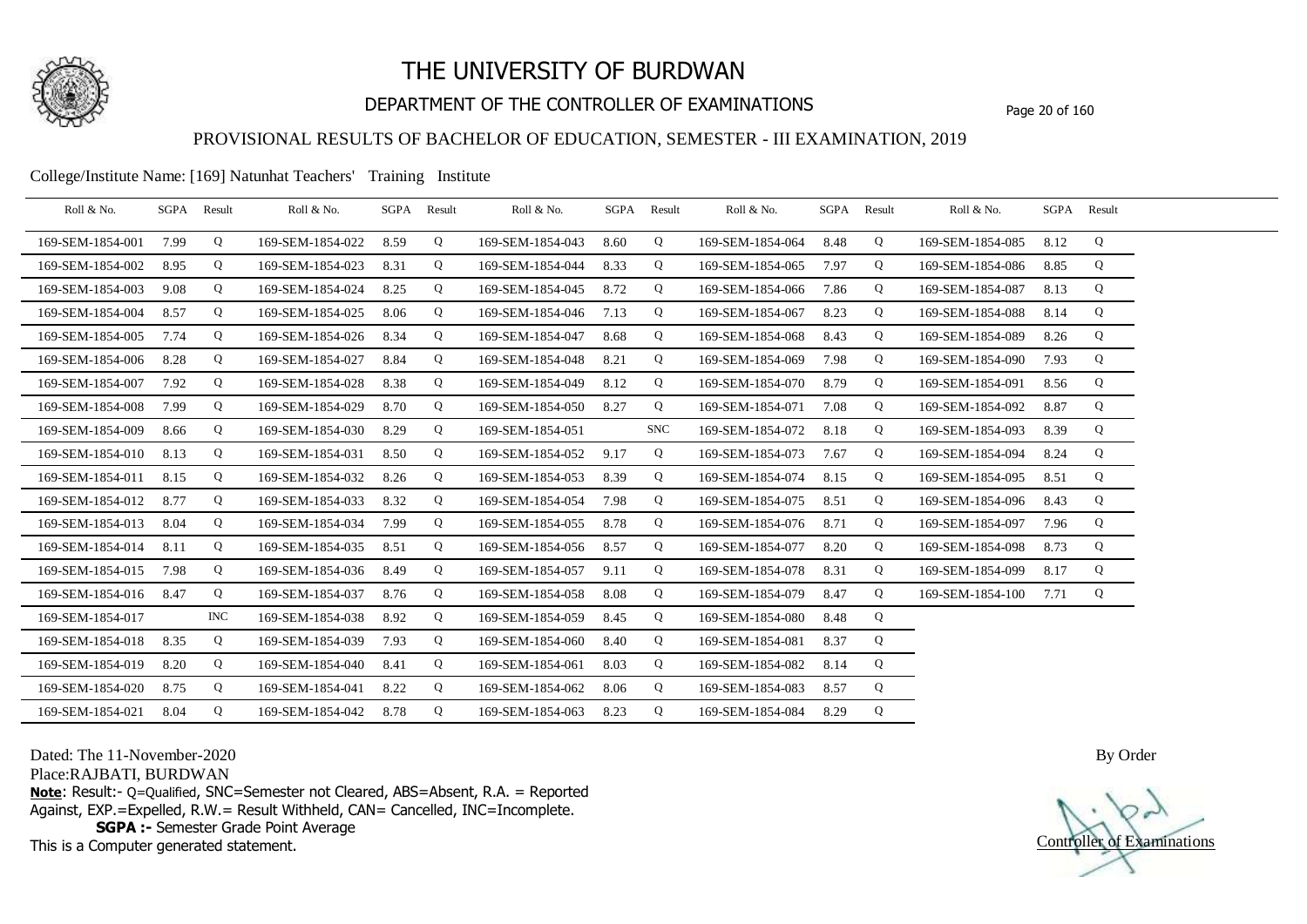# THE UNIVERSITY OF BURDWAN

## DEPARTMENT OF THE CONTROLLER OF EXAMINATIONS

### PROVISIONAL RESULTS OF BACHELOR OF EDUCATION, SEMESTER - III EXAMINATION, 2019

College/Institute Name: [169] Natunhat Teachers' Training Institute

| Roll & No. | SGPA | Result | Roll & No. | SGPA | Result | Roll & No. | SGPA | Result | Roll & No. | SGPA | Result | Roll & No. | SGPA | Result |
|---|---|---|---|---|---|---|---|---|---|---|---|---|---|---|
| 169-SEM-1854-001 | 7.99 | Q | 169-SEM-1854-022 | 8.59 | Q | 169-SEM-1854-043 | 8.60 | Q | 169-SEM-1854-064 | 8.48 | Q | 169-SEM-1854-085 | 8.12 | Q |
| 169-SEM-1854-002 | 8.95 | Q | 169-SEM-1854-023 | 8.31 | Q | 169-SEM-1854-044 | 8.33 | Q | 169-SEM-1854-065 | 7.97 | Q | 169-SEM-1854-086 | 8.85 | Q |
| 169-SEM-1854-003 | 9.08 | Q | 169-SEM-1854-024 | 8.25 | Q | 169-SEM-1854-045 | 8.72 | Q | 169-SEM-1854-066 | 7.86 | Q | 169-SEM-1854-087 | 8.13 | Q |
| 169-SEM-1854-004 | 8.57 | Q | 169-SEM-1854-025 | 8.06 | Q | 169-SEM-1854-046 | 7.13 | Q | 169-SEM-1854-067 | 8.23 | Q | 169-SEM-1854-088 | 8.14 | Q |
| 169-SEM-1854-005 | 7.74 | Q | 169-SEM-1854-026 | 8.34 | Q | 169-SEM-1854-047 | 8.68 | Q | 169-SEM-1854-068 | 8.43 | Q | 169-SEM-1854-089 | 8.26 | Q |
| 169-SEM-1854-006 | 8.28 | Q | 169-SEM-1854-027 | 8.84 | Q | 169-SEM-1854-048 | 8.21 | Q | 169-SEM-1854-069 | 7.98 | Q | 169-SEM-1854-090 | 7.93 | Q |
| 169-SEM-1854-007 | 7.92 | Q | 169-SEM-1854-028 | 8.38 | Q | 169-SEM-1854-049 | 8.12 | Q | 169-SEM-1854-070 | 8.79 | Q | 169-SEM-1854-091 | 8.56 | Q |
| 169-SEM-1854-008 | 7.99 | Q | 169-SEM-1854-029 | 8.70 | Q | 169-SEM-1854-050 | 8.27 | Q | 169-SEM-1854-071 | 7.08 | Q | 169-SEM-1854-092 | 8.87 | Q |
| 169-SEM-1854-009 | 8.66 | Q | 169-SEM-1854-030 | 8.29 | Q | 169-SEM-1854-051 | | SNC | 169-SEM-1854-072 | 8.18 | Q | 169-SEM-1854-093 | 8.39 | Q |
| 169-SEM-1854-010 | 8.13 | Q | 169-SEM-1854-031 | 8.50 | Q | 169-SEM-1854-052 | 9.17 | Q | 169-SEM-1854-073 | 7.67 | Q | 169-SEM-1854-094 | 8.24 | Q |
| 169-SEM-1854-011 | 8.15 | Q | 169-SEM-1854-032 | 8.26 | Q | 169-SEM-1854-053 | 8.39 | Q | 169-SEM-1854-074 | 8.15 | Q | 169-SEM-1854-095 | 8.51 | Q |
| 169-SEM-1854-012 | 8.77 | Q | 169-SEM-1854-033 | 8.32 | Q | 169-SEM-1854-054 | 7.98 | Q | 169-SEM-1854-075 | 8.51 | Q | 169-SEM-1854-096 | 8.43 | Q |
| 169-SEM-1854-013 | 8.04 | Q | 169-SEM-1854-034 | 7.99 | Q | 169-SEM-1854-055 | 8.78 | Q | 169-SEM-1854-076 | 8.71 | Q | 169-SEM-1854-097 | 7.96 | Q |
| 169-SEM-1854-014 | 8.11 | Q | 169-SEM-1854-035 | 8.51 | Q | 169-SEM-1854-056 | 8.57 | Q | 169-SEM-1854-077 | 8.20 | Q | 169-SEM-1854-098 | 8.73 | Q |
| 169-SEM-1854-015 | 7.98 | Q | 169-SEM-1854-036 | 8.49 | Q | 169-SEM-1854-057 | 9.11 | Q | 169-SEM-1854-078 | 8.31 | Q | 169-SEM-1854-099 | 8.17 | Q |
| 169-SEM-1854-016 | 8.47 | Q | 169-SEM-1854-037 | 8.76 | Q | 169-SEM-1854-058 | 8.08 | Q | 169-SEM-1854-079 | 8.47 | Q | 169-SEM-1854-100 | 7.71 | Q |
| 169-SEM-1854-017 | | INC | 169-SEM-1854-038 | 8.92 | Q | 169-SEM-1854-059 | 8.45 | Q | 169-SEM-1854-080 | 8.48 | Q | | | |
| 169-SEM-1854-018 | 8.35 | Q | 169-SEM-1854-039 | 7.93 | Q | 169-SEM-1854-060 | 8.40 | Q | 169-SEM-1854-081 | 8.37 | Q | | | |
| 169-SEM-1854-019 | 8.20 | Q | 169-SEM-1854-040 | 8.41 | Q | 169-SEM-1854-061 | 8.03 | Q | 169-SEM-1854-082 | 8.14 | Q | | | |
| 169-SEM-1854-020 | 8.75 | Q | 169-SEM-1854-041 | 8.22 | Q | 169-SEM-1854-062 | 8.06 | Q | 169-SEM-1854-083 | 8.57 | Q | | | |
| 169-SEM-1854-021 | 8.04 | Q | 169-SEM-1854-042 | 8.78 | Q | 169-SEM-1854-063 | 8.23 | Q | 169-SEM-1854-084 | 8.29 | Q | | | |

Dated: The 11-November-2020

Place:RAJBATI, BURDWAN

**Note**: Result:- Q=Qualified, SNC=Semester not Cleared, ABS=Absent, R.A. = Reported Against, EXP.=Expelled, R.W.= Result Withheld, CAN= Cancelled, INC=Incomplete.

**SGPA :-** Semester Grade Point Average

This is a Computer generated statement.

By Order

Controller of Examinations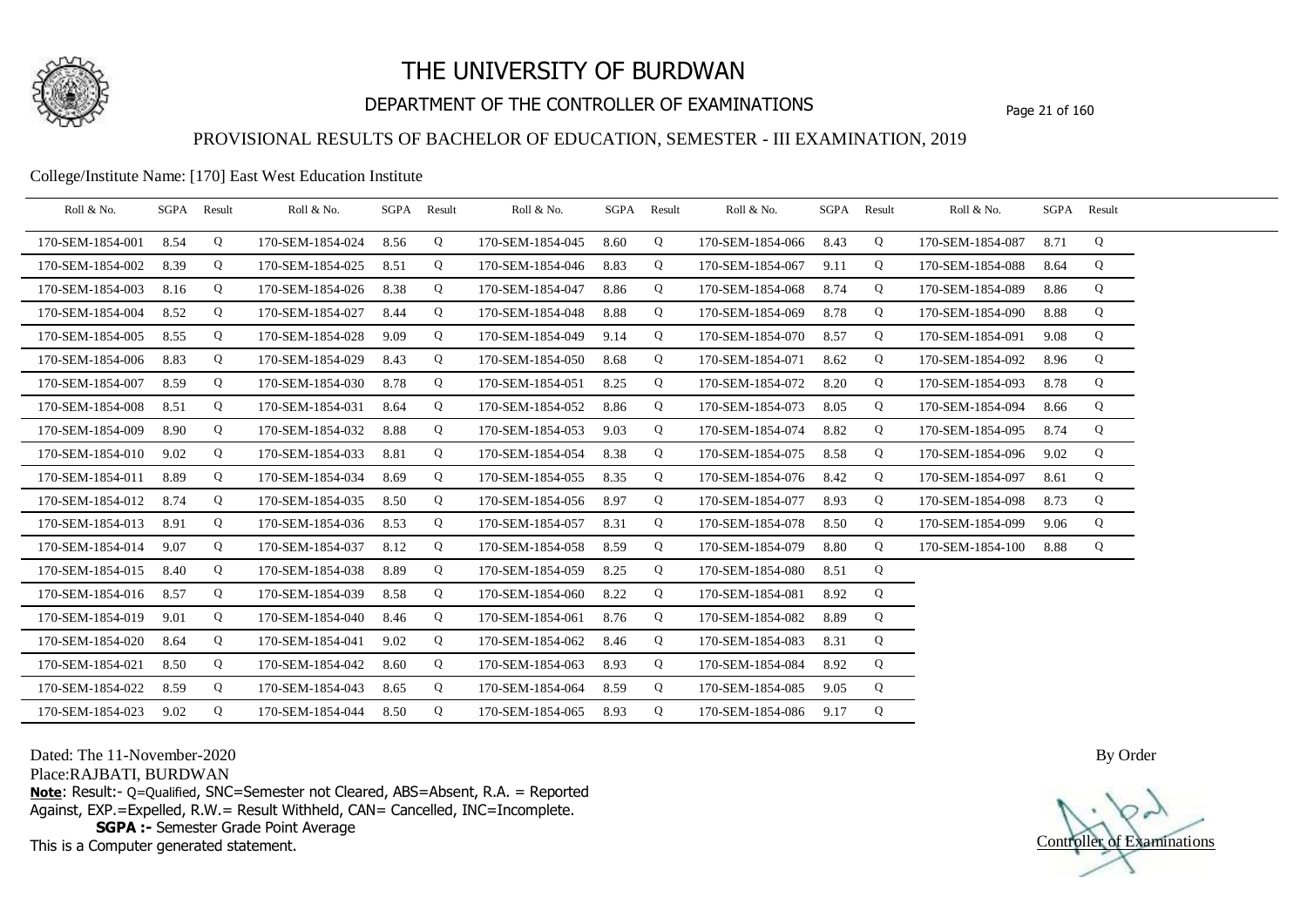# THE UNIVERSITY OF BURDWAN

## DEPARTMENT OF THE CONTROLLER OF EXAMINATIONS

### PROVISIONAL RESULTS OF BACHELOR OF EDUCATION, SEMESTER - III EXAMINATION, 2019

College/Institute Name: [170] East West Education Institute

| Roll & No. | SGPA | Result | Roll & No. | SGPA | Result | Roll & No. | SGPA | Result | Roll & No. | SGPA | Result | Roll & No. | SGPA | Result |
|---|---|---|---|---|---|---|---|---|---|---|---|---|---|---|
| 170-SEM-1854-001 | 8.54 | Q | 170-SEM-1854-024 | 8.56 | Q | 170-SEM-1854-045 | 8.60 | Q | 170-SEM-1854-066 | 8.43 | Q | 170-SEM-1854-087 | 8.71 | Q |
| 170-SEM-1854-002 | 8.39 | Q | 170-SEM-1854-025 | 8.51 | Q | 170-SEM-1854-046 | 8.83 | Q | 170-SEM-1854-067 | 9.11 | Q | 170-SEM-1854-088 | 8.64 | Q |
| 170-SEM-1854-003 | 8.16 | Q | 170-SEM-1854-026 | 8.38 | Q | 170-SEM-1854-047 | 8.86 | Q | 170-SEM-1854-068 | 8.74 | Q | 170-SEM-1854-089 | 8.86 | Q |
| 170-SEM-1854-004 | 8.52 | Q | 170-SEM-1854-027 | 8.44 | Q | 170-SEM-1854-048 | 8.88 | Q | 170-SEM-1854-069 | 8.78 | Q | 170-SEM-1854-090 | 8.88 | Q |
| 170-SEM-1854-005 | 8.55 | Q | 170-SEM-1854-028 | 9.09 | Q | 170-SEM-1854-049 | 9.14 | Q | 170-SEM-1854-070 | 8.57 | Q | 170-SEM-1854-091 | 9.08 | Q |
| 170-SEM-1854-006 | 8.83 | Q | 170-SEM-1854-029 | 8.43 | Q | 170-SEM-1854-050 | 8.68 | Q | 170-SEM-1854-071 | 8.62 | Q | 170-SEM-1854-092 | 8.96 | Q |
| 170-SEM-1854-007 | 8.59 | Q | 170-SEM-1854-030 | 8.78 | Q | 170-SEM-1854-051 | 8.25 | Q | 170-SEM-1854-072 | 8.20 | Q | 170-SEM-1854-093 | 8.78 | Q |
| 170-SEM-1854-008 | 8.51 | Q | 170-SEM-1854-031 | 8.64 | Q | 170-SEM-1854-052 | 8.86 | Q | 170-SEM-1854-073 | 8.05 | Q | 170-SEM-1854-094 | 8.66 | Q |
| 170-SEM-1854-009 | 8.90 | Q | 170-SEM-1854-032 | 8.88 | Q | 170-SEM-1854-053 | 9.03 | Q | 170-SEM-1854-074 | 8.82 | Q | 170-SEM-1854-095 | 8.74 | Q |
| 170-SEM-1854-010 | 9.02 | Q | 170-SEM-1854-033 | 8.81 | Q | 170-SEM-1854-054 | 8.38 | Q | 170-SEM-1854-075 | 8.58 | Q | 170-SEM-1854-096 | 9.02 | Q |
| 170-SEM-1854-011 | 8.89 | Q | 170-SEM-1854-034 | 8.69 | Q | 170-SEM-1854-055 | 8.35 | Q | 170-SEM-1854-076 | 8.42 | Q | 170-SEM-1854-097 | 8.61 | Q |
| 170-SEM-1854-012 | 8.74 | Q | 170-SEM-1854-035 | 8.50 | Q | 170-SEM-1854-056 | 8.97 | Q | 170-SEM-1854-077 | 8.93 | Q | 170-SEM-1854-098 | 8.73 | Q |
| 170-SEM-1854-013 | 8.91 | Q | 170-SEM-1854-036 | 8.53 | Q | 170-SEM-1854-057 | 8.31 | Q | 170-SEM-1854-078 | 8.50 | Q | 170-SEM-1854-099 | 9.06 | Q |
| 170-SEM-1854-014 | 9.07 | Q | 170-SEM-1854-037 | 8.12 | Q | 170-SEM-1854-058 | 8.59 | Q | 170-SEM-1854-079 | 8.80 | Q | 170-SEM-1854-100 | 8.88 | Q |
| 170-SEM-1854-015 | 8.40 | Q | 170-SEM-1854-038 | 8.89 | Q | 170-SEM-1854-059 | 8.25 | Q | 170-SEM-1854-080 | 8.51 | Q | | | |
| 170-SEM-1854-016 | 8.57 | Q | 170-SEM-1854-039 | 8.58 | Q | 170-SEM-1854-060 | 8.22 | Q | 170-SEM-1854-081 | 8.92 | Q | | | |
| 170-SEM-1854-019 | 9.01 | Q | 170-SEM-1854-040 | 8.46 | Q | 170-SEM-1854-061 | 8.76 | Q | 170-SEM-1854-082 | 8.89 | Q | | | |
| 170-SEM-1854-020 | 8.64 | Q | 170-SEM-1854-041 | 9.02 | Q | 170-SEM-1854-062 | 8.46 | Q | 170-SEM-1854-083 | 8.31 | Q | | | |
| 170-SEM-1854-021 | 8.50 | Q | 170-SEM-1854-042 | 8.60 | Q | 170-SEM-1854-063 | 8.93 | Q | 170-SEM-1854-084 | 8.92 | Q | | | |
| 170-SEM-1854-022 | 8.59 | Q | 170-SEM-1854-043 | 8.65 | Q | 170-SEM-1854-064 | 8.59 | Q | 170-SEM-1854-085 | 9.05 | Q | | | |
| 170-SEM-1854-023 | 9.02 | Q | 170-SEM-1854-044 | 8.50 | Q | 170-SEM-1854-065 | 8.93 | Q | 170-SEM-1854-086 | 9.17 | Q | | | |

Dated: The 11-November-2020

Place:RAJBATI, BURDWAN

**Note**: Result:- Q=Qualified, SNC=Semester not Cleared, ABS=Absent, R.A. = Reported Against, EXP.=Expelled, R.W.= Result Withheld, CAN= Cancelled, INC=Incomplete.

**SGPA :-** Semester Grade Point Average

This is a Computer generated statement.

By Order

Controller of Examinations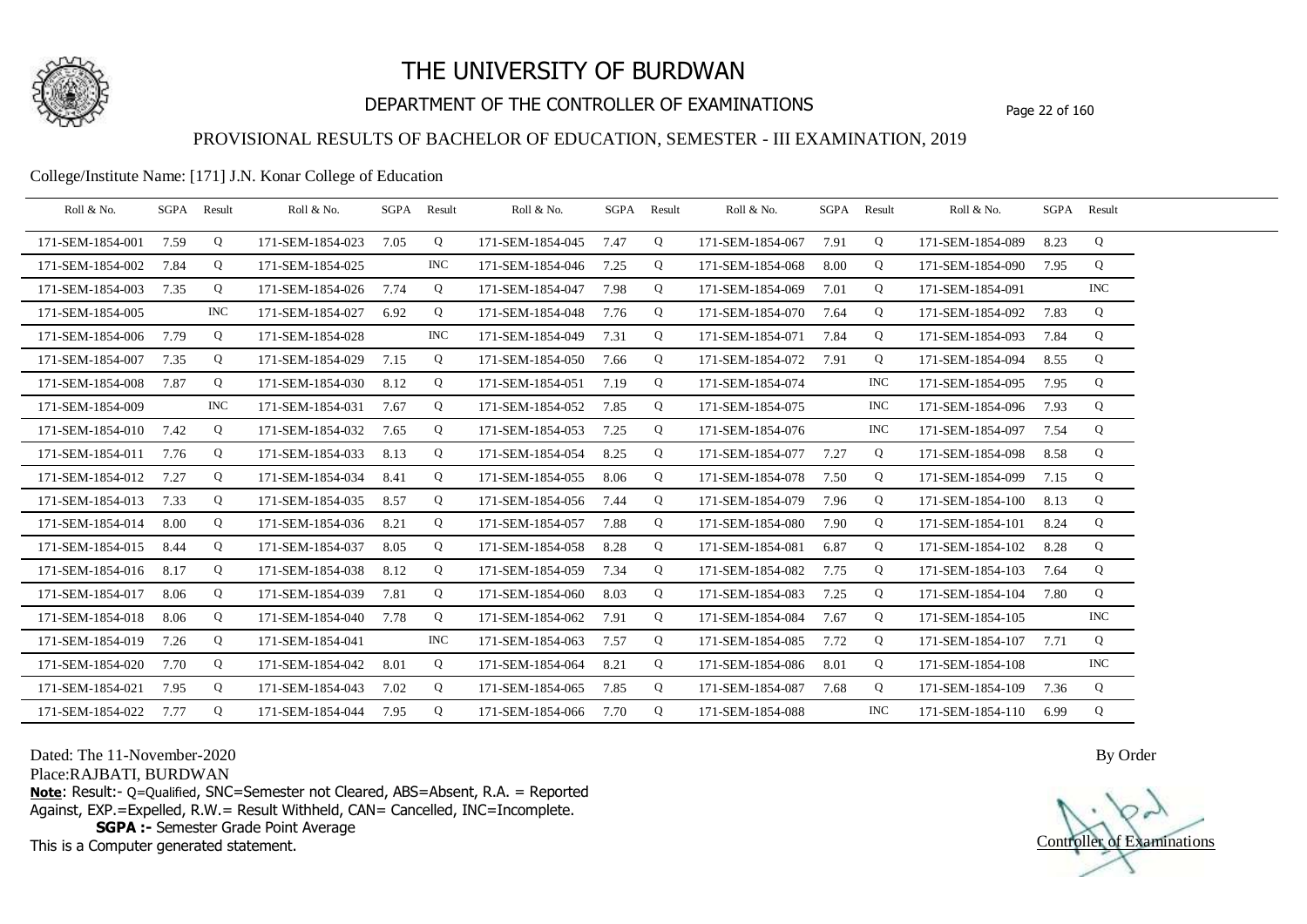# THE UNIVERSITY OF BURDWAN

## DEPARTMENT OF THE CONTROLLER OF EXAMINATIONS

### PROVISIONAL RESULTS OF BACHELOR OF EDUCATION, SEMESTER - III EXAMINATION, 2019

College/Institute Name: [171] J.N. Konar College of Education

| Roll & No. | SGPA | Result | Roll & No. | SGPA | Result | Roll & No. | SGPA | Result | Roll & No. | SGPA | Result | Roll & No. | SGPA | Result |
|---|---|---|---|---|---|---|---|---|---|---|---|---|---|---|
| 171-SEM-1854-001 | 7.59 | Q | 171-SEM-1854-023 | 7.05 | Q | 171-SEM-1854-045 | 7.47 | Q | 171-SEM-1854-067 | 7.91 | Q | 171-SEM-1854-089 | 8.23 | Q |
| 171-SEM-1854-002 | 7.84 | Q | 171-SEM-1854-025 | | INC | 171-SEM-1854-046 | 7.25 | Q | 171-SEM-1854-068 | 8.00 | Q | 171-SEM-1854-090 | 7.95 | Q |
| 171-SEM-1854-003 | 7.35 | Q | 171-SEM-1854-026 | 7.74 | Q | 171-SEM-1854-047 | 7.98 | Q | 171-SEM-1854-069 | 7.01 | Q | 171-SEM-1854-091 | | INC |
| 171-SEM-1854-005 | | INC | 171-SEM-1854-027 | 6.92 | Q | 171-SEM-1854-048 | 7.76 | Q | 171-SEM-1854-070 | 7.64 | Q | 171-SEM-1854-092 | 7.83 | Q |
| 171-SEM-1854-006 | 7.79 | Q | 171-SEM-1854-028 | | INC | 171-SEM-1854-049 | 7.31 | Q | 171-SEM-1854-071 | 7.84 | Q | 171-SEM-1854-093 | 7.84 | Q |
| 171-SEM-1854-007 | 7.35 | Q | 171-SEM-1854-029 | 7.15 | Q | 171-SEM-1854-050 | 7.66 | Q | 171-SEM-1854-072 | 7.91 | Q | 171-SEM-1854-094 | 8.55 | Q |
| 171-SEM-1854-008 | 7.87 | Q | 171-SEM-1854-030 | 8.12 | Q | 171-SEM-1854-051 | 7.19 | Q | 171-SEM-1854-074 | | INC | 171-SEM-1854-095 | 7.95 | Q |
| 171-SEM-1854-009 | | INC | 171-SEM-1854-031 | 7.67 | Q | 171-SEM-1854-052 | 7.85 | Q | 171-SEM-1854-075 | | INC | 171-SEM-1854-096 | 7.93 | Q |
| 171-SEM-1854-010 | 7.42 | Q | 171-SEM-1854-032 | 7.65 | Q | 171-SEM-1854-053 | 7.25 | Q | 171-SEM-1854-076 | | INC | 171-SEM-1854-097 | 7.54 | Q |
| 171-SEM-1854-011 | 7.76 | Q | 171-SEM-1854-033 | 8.13 | Q | 171-SEM-1854-054 | 8.25 | Q | 171-SEM-1854-077 | 7.27 | Q | 171-SEM-1854-098 | 8.58 | Q |
| 171-SEM-1854-012 | 7.27 | Q | 171-SEM-1854-034 | 8.41 | Q | 171-SEM-1854-055 | 8.06 | Q | 171-SEM-1854-078 | 7.50 | Q | 171-SEM-1854-099 | 7.15 | Q |
| 171-SEM-1854-013 | 7.33 | Q | 171-SEM-1854-035 | 8.57 | Q | 171-SEM-1854-056 | 7.44 | Q | 171-SEM-1854-079 | 7.96 | Q | 171-SEM-1854-100 | 8.13 | Q |
| 171-SEM-1854-014 | 8.00 | Q | 171-SEM-1854-036 | 8.21 | Q | 171-SEM-1854-057 | 7.88 | Q | 171-SEM-1854-080 | 7.90 | Q | 171-SEM-1854-101 | 8.24 | Q |
| 171-SEM-1854-015 | 8.44 | Q | 171-SEM-1854-037 | 8.05 | Q | 171-SEM-1854-058 | 8.28 | Q | 171-SEM-1854-081 | 6.87 | Q | 171-SEM-1854-102 | 8.28 | Q |
| 171-SEM-1854-016 | 8.17 | Q | 171-SEM-1854-038 | 8.12 | Q | 171-SEM-1854-059 | 7.34 | Q | 171-SEM-1854-082 | 7.75 | Q | 171-SEM-1854-103 | 7.64 | Q |
| 171-SEM-1854-017 | 8.06 | Q | 171-SEM-1854-039 | 7.81 | Q | 171-SEM-1854-060 | 8.03 | Q | 171-SEM-1854-083 | 7.25 | Q | 171-SEM-1854-104 | 7.80 | Q |
| 171-SEM-1854-018 | 8.06 | Q | 171-SEM-1854-040 | 7.78 | Q | 171-SEM-1854-062 | 7.91 | Q | 171-SEM-1854-084 | 7.67 | Q | 171-SEM-1854-105 | | INC |
| 171-SEM-1854-019 | 7.26 | Q | 171-SEM-1854-041 | | INC | 171-SEM-1854-063 | 7.57 | Q | 171-SEM-1854-085 | 7.72 | Q | 171-SEM-1854-107 | 7.71 | Q |
| 171-SEM-1854-020 | 7.70 | Q | 171-SEM-1854-042 | 8.01 | Q | 171-SEM-1854-064 | 8.21 | Q | 171-SEM-1854-086 | 8.01 | Q | 171-SEM-1854-108 | | INC |
| 171-SEM-1854-021 | 7.95 | Q | 171-SEM-1854-043 | 7.02 | Q | 171-SEM-1854-065 | 7.85 | Q | 171-SEM-1854-087 | 7.68 | Q | 171-SEM-1854-109 | 7.36 | Q |
| 171-SEM-1854-022 | 7.77 | Q | 171-SEM-1854-044 | 7.95 | Q | 171-SEM-1854-066 | 7.70 | Q | 171-SEM-1854-088 | | INC | 171-SEM-1854-110 | 6.99 | Q |

Dated: The 11-November-2020

Place:RAJBATI, BURDWAN

By Order

**Note**: Result:- Q=Qualified, SNC=Semester not Cleared, ABS=Absent, R.A. = Reported Against, EXP.=Expelled, R.W.= Result Withheld, CAN= Cancelled, INC=Incomplete.

**SGPA :-** Semester Grade Point Average

This is a Computer generated statement.

Controller of Examinations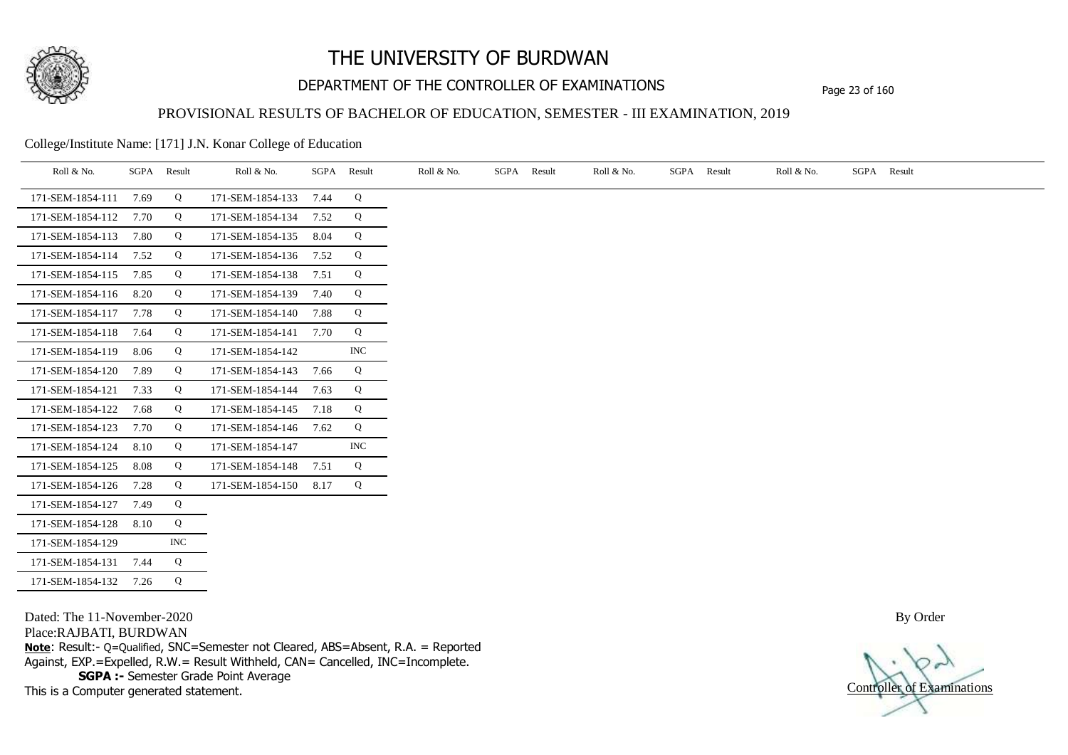# THE UNIVERSITY OF BURDWAN

## DEPARTMENT OF THE CONTROLLER OF EXAMINATIONS

### PROVISIONAL RESULTS OF BACHELOR OF EDUCATION, SEMESTER - III EXAMINATION, 2019

College/Institute Name: [171] J.N. Konar College of Education

| Roll & No. | SGPA | Result | Roll & No. | SGPA | Result |
|---|---|---|---|---|---|
| 171-SEM-1854-111 | 7.69 | Q | 171-SEM-1854-133 | 7.44 | Q |
| 171-SEM-1854-112 | 7.70 | Q | 171-SEM-1854-134 | 7.52 | Q |
| 171-SEM-1854-113 | 7.80 | Q | 171-SEM-1854-135 | 8.04 | Q |
| 171-SEM-1854-114 | 7.52 | Q | 171-SEM-1854-136 | 7.52 | Q |
| 171-SEM-1854-115 | 7.85 | Q | 171-SEM-1854-138 | 7.51 | Q |
| 171-SEM-1854-116 | 8.20 | Q | 171-SEM-1854-139 | 7.40 | Q |
| 171-SEM-1854-117 | 7.78 | Q | 171-SEM-1854-140 | 7.88 | Q |
| 171-SEM-1854-118 | 7.64 | Q | 171-SEM-1854-141 | 7.70 | Q |
| 171-SEM-1854-119 | 8.06 | Q | 171-SEM-1854-142 | | INC |
| 171-SEM-1854-120 | 7.89 | Q | 171-SEM-1854-143 | 7.66 | Q |
| 171-SEM-1854-121 | 7.33 | Q | 171-SEM-1854-144 | 7.63 | Q |
| 171-SEM-1854-122 | 7.68 | Q | 171-SEM-1854-145 | 7.18 | Q |
| 171-SEM-1854-123 | 7.70 | Q | 171-SEM-1854-146 | 7.62 | Q |
| 171-SEM-1854-124 | 8.10 | Q | 171-SEM-1854-147 | | INC |
| 171-SEM-1854-125 | 8.08 | Q | 171-SEM-1854-148 | 7.51 | Q |
| 171-SEM-1854-126 | 7.28 | Q | 171-SEM-1854-150 | 8.17 | Q |
| 171-SEM-1854-127 | 7.49 | Q | | | |
| 171-SEM-1854-128 | 8.10 | Q | | | |
| 171-SEM-1854-129 | | INC | | | |
| 171-SEM-1854-131 | 7.44 | Q | | | |
| 171-SEM-1854-132 | 7.26 | Q | | | |

Dated: The 11-November-2020

Place:RAJBATI, BURDWAN

By Order

**Note**: Result:- Q=Qualified, SNC=Semester not Cleared, ABS=Absent, R.A. = Reported Against, EXP.=Expelled, R.W.= Result Withheld, CAN= Cancelled, INC=Incomplete.

**SGPA :-** Semester Grade Point Average

This is a Computer generated statement.

Controller of Examinations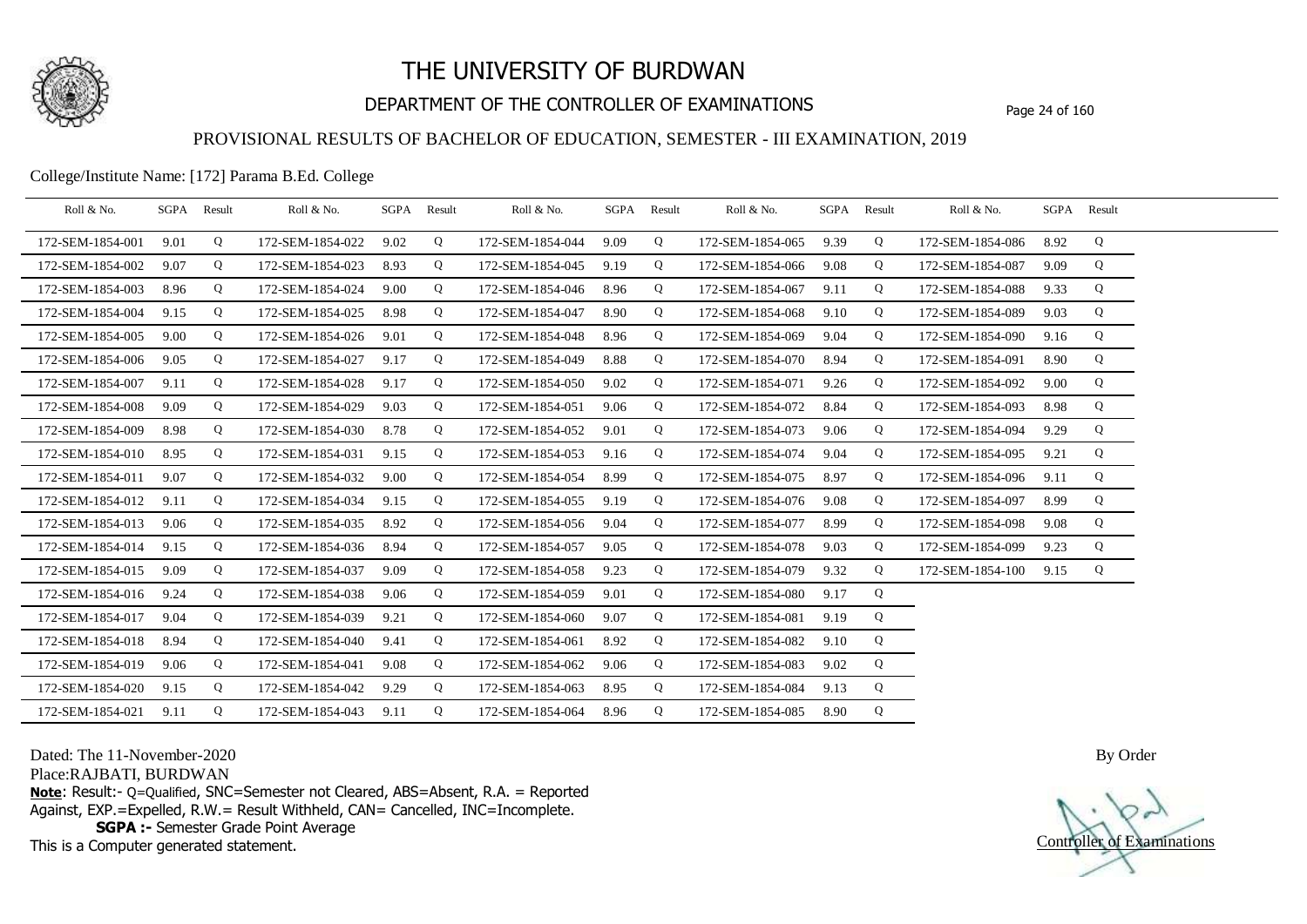# THE UNIVERSITY OF BURDWAN

## DEPARTMENT OF THE CONTROLLER OF EXAMINATIONS

### PROVISIONAL RESULTS OF BACHELOR OF EDUCATION, SEMESTER - III EXAMINATION, 2019

College/Institute Name: [172] Parama B.Ed. College

| Roll & No. | SGPA | Result | Roll & No. | SGPA | Result | Roll & No. | SGPA | Result | Roll & No. | SGPA | Result | Roll & No. | SGPA | Result |
|---|---|---|---|---|---|---|---|---|---|---|---|---|---|---|
| 172-SEM-1854-001 | 9.01 | Q | 172-SEM-1854-022 | 9.02 | Q | 172-SEM-1854-044 | 9.09 | Q | 172-SEM-1854-065 | 9.39 | Q | 172-SEM-1854-086 | 8.92 | Q |
| 172-SEM-1854-002 | 9.07 | Q | 172-SEM-1854-023 | 8.93 | Q | 172-SEM-1854-045 | 9.19 | Q | 172-SEM-1854-066 | 9.08 | Q | 172-SEM-1854-087 | 9.09 | Q |
| 172-SEM-1854-003 | 8.96 | Q | 172-SEM-1854-024 | 9.00 | Q | 172-SEM-1854-046 | 8.96 | Q | 172-SEM-1854-067 | 9.11 | Q | 172-SEM-1854-088 | 9.33 | Q |
| 172-SEM-1854-004 | 9.15 | Q | 172-SEM-1854-025 | 8.98 | Q | 172-SEM-1854-047 | 8.90 | Q | 172-SEM-1854-068 | 9.10 | Q | 172-SEM-1854-089 | 9.03 | Q |
| 172-SEM-1854-005 | 9.00 | Q | 172-SEM-1854-026 | 9.01 | Q | 172-SEM-1854-048 | 8.96 | Q | 172-SEM-1854-069 | 9.04 | Q | 172-SEM-1854-090 | 9.16 | Q |
| 172-SEM-1854-006 | 9.05 | Q | 172-SEM-1854-027 | 9.17 | Q | 172-SEM-1854-049 | 8.88 | Q | 172-SEM-1854-070 | 8.94 | Q | 172-SEM-1854-091 | 8.90 | Q |
| 172-SEM-1854-007 | 9.11 | Q | 172-SEM-1854-028 | 9.17 | Q | 172-SEM-1854-050 | 9.02 | Q | 172-SEM-1854-071 | 9.26 | Q | 172-SEM-1854-092 | 9.00 | Q |
| 172-SEM-1854-008 | 9.09 | Q | 172-SEM-1854-029 | 9.03 | Q | 172-SEM-1854-051 | 9.06 | Q | 172-SEM-1854-072 | 8.84 | Q | 172-SEM-1854-093 | 8.98 | Q |
| 172-SEM-1854-009 | 8.98 | Q | 172-SEM-1854-030 | 8.78 | Q | 172-SEM-1854-052 | 9.01 | Q | 172-SEM-1854-073 | 9.06 | Q | 172-SEM-1854-094 | 9.29 | Q |
| 172-SEM-1854-010 | 8.95 | Q | 172-SEM-1854-031 | 9.15 | Q | 172-SEM-1854-053 | 9.16 | Q | 172-SEM-1854-074 | 9.04 | Q | 172-SEM-1854-095 | 9.21 | Q |
| 172-SEM-1854-011 | 9.07 | Q | 172-SEM-1854-032 | 9.00 | Q | 172-SEM-1854-054 | 8.99 | Q | 172-SEM-1854-075 | 8.97 | Q | 172-SEM-1854-096 | 9.11 | Q |
| 172-SEM-1854-012 | 9.11 | Q | 172-SEM-1854-034 | 9.15 | Q | 172-SEM-1854-055 | 9.19 | Q | 172-SEM-1854-076 | 9.08 | Q | 172-SEM-1854-097 | 8.99 | Q |
| 172-SEM-1854-013 | 9.06 | Q | 172-SEM-1854-035 | 8.92 | Q | 172-SEM-1854-056 | 9.04 | Q | 172-SEM-1854-077 | 8.99 | Q | 172-SEM-1854-098 | 9.08 | Q |
| 172-SEM-1854-014 | 9.15 | Q | 172-SEM-1854-036 | 8.94 | Q | 172-SEM-1854-057 | 9.05 | Q | 172-SEM-1854-078 | 9.03 | Q | 172-SEM-1854-099 | 9.23 | Q |
| 172-SEM-1854-015 | 9.09 | Q | 172-SEM-1854-037 | 9.09 | Q | 172-SEM-1854-058 | 9.23 | Q | 172-SEM-1854-079 | 9.32 | Q | 172-SEM-1854-100 | 9.15 | Q |
| 172-SEM-1854-016 | 9.24 | Q | 172-SEM-1854-038 | 9.06 | Q | 172-SEM-1854-059 | 9.01 | Q | 172-SEM-1854-080 | 9.17 | Q | | | |
| 172-SEM-1854-017 | 9.04 | Q | 172-SEM-1854-039 | 9.21 | Q | 172-SEM-1854-060 | 9.07 | Q | 172-SEM-1854-081 | 9.19 | Q | | | |
| 172-SEM-1854-018 | 8.94 | Q | 172-SEM-1854-040 | 9.41 | Q | 172-SEM-1854-061 | 8.92 | Q | 172-SEM-1854-082 | 9.10 | Q | | | |
| 172-SEM-1854-019 | 9.06 | Q | 172-SEM-1854-041 | 9.08 | Q | 172-SEM-1854-062 | 9.06 | Q | 172-SEM-1854-083 | 9.02 | Q | | | |
| 172-SEM-1854-020 | 9.15 | Q | 172-SEM-1854-042 | 9.29 | Q | 172-SEM-1854-063 | 8.95 | Q | 172-SEM-1854-084 | 9.13 | Q | | | |
| 172-SEM-1854-021 | 9.11 | Q | 172-SEM-1854-043 | 9.11 | Q | 172-SEM-1854-064 | 8.96 | Q | 172-SEM-1854-085 | 8.90 | Q | | | |

Dated: The 11-November-2020

Place:RAJBATI, BURDWAN

**Note**: Result:- Q=Qualified, SNC=Semester not Cleared, ABS=Absent, R.A. = Reported Against, EXP.=Expelled, R.W.= Result Withheld, CAN= Cancelled, INC=Incomplete.

**SGPA :-** Semester Grade Point Average

This is a Computer generated statement.

By Order

Controller of Examinations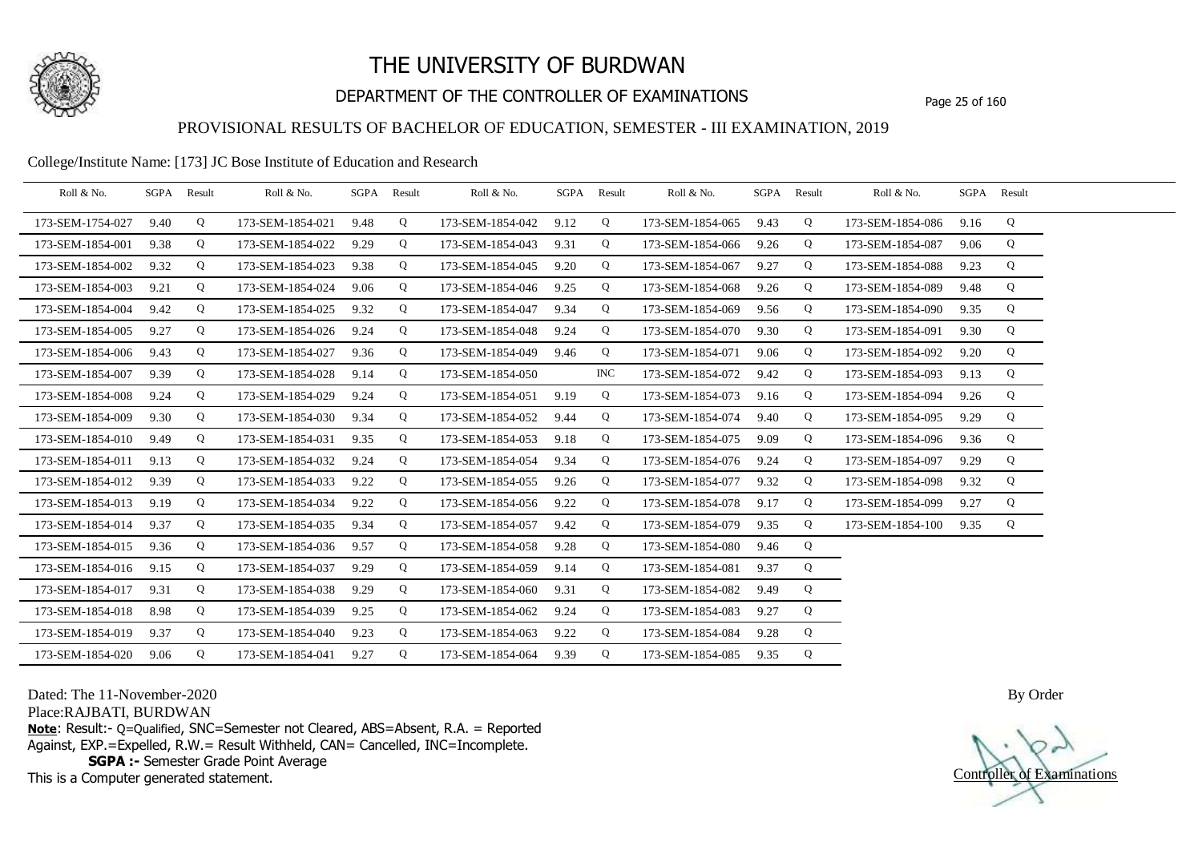# THE UNIVERSITY OF BURDWAN

## DEPARTMENT OF THE CONTROLLER OF EXAMINATIONS

### PROVISIONAL RESULTS OF BACHELOR OF EDUCATION, SEMESTER - III EXAMINATION, 2019

College/Institute Name: [173] JC Bose Institute of Education and Research

| Roll & No. | SGPA | Result | Roll & No. | SGPA | Result | Roll & No. | SGPA | Result | Roll & No. | SGPA | Result | Roll & No. | SGPA | Result |
|---|---|---|---|---|---|---|---|---|---|---|---|---|---|---|
| 173-SEM-1754-027 | 9.40 | Q | 173-SEM-1854-021 | 9.48 | Q | 173-SEM-1854-042 | 9.12 | Q | 173-SEM-1854-065 | 9.43 | Q | 173-SEM-1854-086 | 9.16 | Q |
| 173-SEM-1854-001 | 9.38 | Q | 173-SEM-1854-022 | 9.29 | Q | 173-SEM-1854-043 | 9.31 | Q | 173-SEM-1854-066 | 9.26 | Q | 173-SEM-1854-087 | 9.06 | Q |
| 173-SEM-1854-002 | 9.32 | Q | 173-SEM-1854-023 | 9.38 | Q | 173-SEM-1854-045 | 9.20 | Q | 173-SEM-1854-067 | 9.27 | Q | 173-SEM-1854-088 | 9.23 | Q |
| 173-SEM-1854-003 | 9.21 | Q | 173-SEM-1854-024 | 9.06 | Q | 173-SEM-1854-046 | 9.25 | Q | 173-SEM-1854-068 | 9.26 | Q | 173-SEM-1854-089 | 9.48 | Q |
| 173-SEM-1854-004 | 9.42 | Q | 173-SEM-1854-025 | 9.32 | Q | 173-SEM-1854-047 | 9.34 | Q | 173-SEM-1854-069 | 9.56 | Q | 173-SEM-1854-090 | 9.35 | Q |
| 173-SEM-1854-005 | 9.27 | Q | 173-SEM-1854-026 | 9.24 | Q | 173-SEM-1854-048 | 9.24 | Q | 173-SEM-1854-070 | 9.30 | Q | 173-SEM-1854-091 | 9.30 | Q |
| 173-SEM-1854-006 | 9.43 | Q | 173-SEM-1854-027 | 9.36 | Q | 173-SEM-1854-049 | 9.46 | Q | 173-SEM-1854-071 | 9.06 | Q | 173-SEM-1854-092 | 9.20 | Q |
| 173-SEM-1854-007 | 9.39 | Q | 173-SEM-1854-028 | 9.14 | Q | 173-SEM-1854-050 | | INC | 173-SEM-1854-072 | 9.42 | Q | 173-SEM-1854-093 | 9.13 | Q |
| 173-SEM-1854-008 | 9.24 | Q | 173-SEM-1854-029 | 9.24 | Q | 173-SEM-1854-051 | 9.19 | Q | 173-SEM-1854-073 | 9.16 | Q | 173-SEM-1854-094 | 9.26 | Q |
| 173-SEM-1854-009 | 9.30 | Q | 173-SEM-1854-030 | 9.34 | Q | 173-SEM-1854-052 | 9.44 | Q | 173-SEM-1854-074 | 9.40 | Q | 173-SEM-1854-095 | 9.29 | Q |
| 173-SEM-1854-010 | 9.49 | Q | 173-SEM-1854-031 | 9.35 | Q | 173-SEM-1854-053 | 9.18 | Q | 173-SEM-1854-075 | 9.09 | Q | 173-SEM-1854-096 | 9.36 | Q |
| 173-SEM-1854-011 | 9.13 | Q | 173-SEM-1854-032 | 9.24 | Q | 173-SEM-1854-054 | 9.34 | Q | 173-SEM-1854-076 | 9.24 | Q | 173-SEM-1854-097 | 9.29 | Q |
| 173-SEM-1854-012 | 9.39 | Q | 173-SEM-1854-033 | 9.22 | Q | 173-SEM-1854-055 | 9.26 | Q | 173-SEM-1854-077 | 9.32 | Q | 173-SEM-1854-098 | 9.32 | Q |
| 173-SEM-1854-013 | 9.19 | Q | 173-SEM-1854-034 | 9.22 | Q | 173-SEM-1854-056 | 9.22 | Q | 173-SEM-1854-078 | 9.17 | Q | 173-SEM-1854-099 | 9.27 | Q |
| 173-SEM-1854-014 | 9.37 | Q | 173-SEM-1854-035 | 9.34 | Q | 173-SEM-1854-057 | 9.42 | Q | 173-SEM-1854-079 | 9.35 | Q | 173-SEM-1854-100 | 9.35 | Q |
| 173-SEM-1854-015 | 9.36 | Q | 173-SEM-1854-036 | 9.57 | Q | 173-SEM-1854-058 | 9.28 | Q | 173-SEM-1854-080 | 9.46 | Q | | | |
| 173-SEM-1854-016 | 9.15 | Q | 173-SEM-1854-037 | 9.29 | Q | 173-SEM-1854-059 | 9.14 | Q | 173-SEM-1854-081 | 9.37 | Q | | | |
| 173-SEM-1854-017 | 9.31 | Q | 173-SEM-1854-038 | 9.29 | Q | 173-SEM-1854-060 | 9.31 | Q | 173-SEM-1854-082 | 9.49 | Q | | | |
| 173-SEM-1854-018 | 8.98 | Q | 173-SEM-1854-039 | 9.25 | Q | 173-SEM-1854-062 | 9.24 | Q | 173-SEM-1854-083 | 9.27 | Q | | | |
| 173-SEM-1854-019 | 9.37 | Q | 173-SEM-1854-040 | 9.23 | Q | 173-SEM-1854-063 | 9.22 | Q | 173-SEM-1854-084 | 9.28 | Q | | | |
| 173-SEM-1854-020 | 9.06 | Q | 173-SEM-1854-041 | 9.27 | Q | 173-SEM-1854-064 | 9.39 | Q | 173-SEM-1854-085 | 9.35 | Q | | | |

Dated: The 11-November-2020

Place:RAJBATI, BURDWAN

**Note**: Result:- Q=Qualified, SNC=Semester not Cleared, ABS=Absent, R.A. = Reported Against, EXP.=Expelled, R.W.= Result Withheld, CAN= Cancelled, INC=Incomplete.

**SGPA :-** Semester Grade Point Average

This is a Computer generated statement.

By Order

Controller of Examinations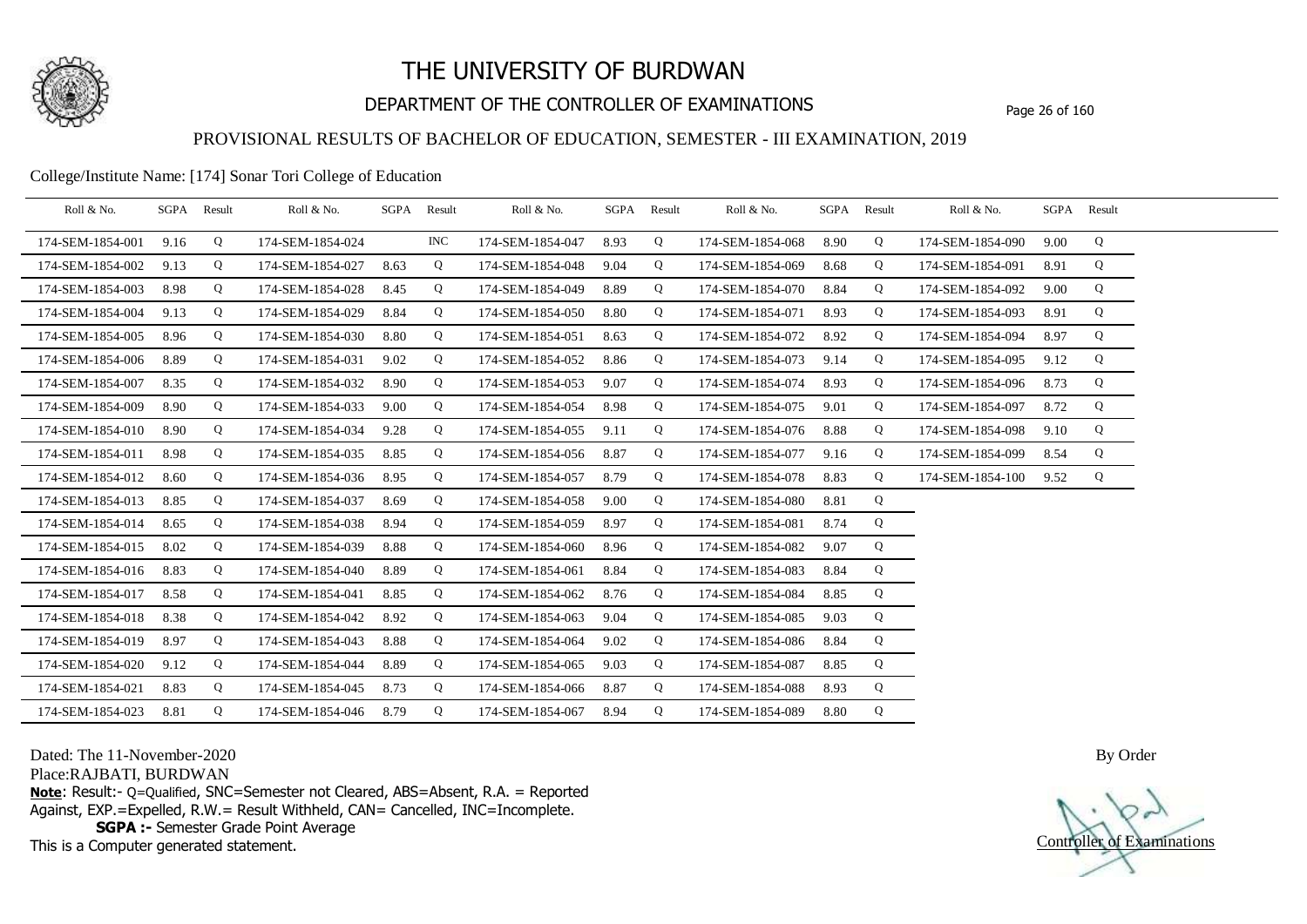# THE UNIVERSITY OF BURDWAN

## DEPARTMENT OF THE CONTROLLER OF EXAMINATIONS

### PROVISIONAL RESULTS OF BACHELOR OF EDUCATION, SEMESTER - III EXAMINATION, 2019

College/Institute Name: [174] Sonar Tori College of Education

| Roll & No. | SGPA | Result | Roll & No. | SGPA | Result | Roll & No. | SGPA | Result | Roll & No. | SGPA | Result | Roll & No. | SGPA | Result |
|---|---|---|---|---|---|---|---|---|---|---|---|---|---|---|
| 174-SEM-1854-001 | 9.16 | Q | 174-SEM-1854-024 | | INC | 174-SEM-1854-047 | 8.93 | Q | 174-SEM-1854-068 | 8.90 | Q | 174-SEM-1854-090 | 9.00 | Q |
| 174-SEM-1854-002 | 9.13 | Q | 174-SEM-1854-027 | 8.63 | Q | 174-SEM-1854-048 | 9.04 | Q | 174-SEM-1854-069 | 8.68 | Q | 174-SEM-1854-091 | 8.91 | Q |
| 174-SEM-1854-003 | 8.98 | Q | 174-SEM-1854-028 | 8.45 | Q | 174-SEM-1854-049 | 8.89 | Q | 174-SEM-1854-070 | 8.84 | Q | 174-SEM-1854-092 | 9.00 | Q |
| 174-SEM-1854-004 | 9.13 | Q | 174-SEM-1854-029 | 8.84 | Q | 174-SEM-1854-050 | 8.80 | Q | 174-SEM-1854-071 | 8.93 | Q | 174-SEM-1854-093 | 8.91 | Q |
| 174-SEM-1854-005 | 8.96 | Q | 174-SEM-1854-030 | 8.80 | Q | 174-SEM-1854-051 | 8.63 | Q | 174-SEM-1854-072 | 8.92 | Q | 174-SEM-1854-094 | 8.97 | Q |
| 174-SEM-1854-006 | 8.89 | Q | 174-SEM-1854-031 | 9.02 | Q | 174-SEM-1854-052 | 8.86 | Q | 174-SEM-1854-073 | 9.14 | Q | 174-SEM-1854-095 | 9.12 | Q |
| 174-SEM-1854-007 | 8.35 | Q | 174-SEM-1854-032 | 8.90 | Q | 174-SEM-1854-053 | 9.07 | Q | 174-SEM-1854-074 | 8.93 | Q | 174-SEM-1854-096 | 8.73 | Q |
| 174-SEM-1854-009 | 8.90 | Q | 174-SEM-1854-033 | 9.00 | Q | 174-SEM-1854-054 | 8.98 | Q | 174-SEM-1854-075 | 9.01 | Q | 174-SEM-1854-097 | 8.72 | Q |
| 174-SEM-1854-010 | 8.90 | Q | 174-SEM-1854-034 | 9.28 | Q | 174-SEM-1854-055 | 9.11 | Q | 174-SEM-1854-076 | 8.88 | Q | 174-SEM-1854-098 | 9.10 | Q |
| 174-SEM-1854-011 | 8.98 | Q | 174-SEM-1854-035 | 8.85 | Q | 174-SEM-1854-056 | 8.87 | Q | 174-SEM-1854-077 | 9.16 | Q | 174-SEM-1854-099 | 8.54 | Q |
| 174-SEM-1854-012 | 8.60 | Q | 174-SEM-1854-036 | 8.95 | Q | 174-SEM-1854-057 | 8.79 | Q | 174-SEM-1854-078 | 8.83 | Q | 174-SEM-1854-100 | 9.52 | Q |
| 174-SEM-1854-013 | 8.85 | Q | 174-SEM-1854-037 | 8.69 | Q | 174-SEM-1854-058 | 9.00 | Q | 174-SEM-1854-080 | 8.81 | Q | | | |
| 174-SEM-1854-014 | 8.65 | Q | 174-SEM-1854-038 | 8.94 | Q | 174-SEM-1854-059 | 8.97 | Q | 174-SEM-1854-081 | 8.74 | Q | | | |
| 174-SEM-1854-015 | 8.02 | Q | 174-SEM-1854-039 | 8.88 | Q | 174-SEM-1854-060 | 8.96 | Q | 174-SEM-1854-082 | 9.07 | Q | | | |
| 174-SEM-1854-016 | 8.83 | Q | 174-SEM-1854-040 | 8.89 | Q | 174-SEM-1854-061 | 8.84 | Q | 174-SEM-1854-083 | 8.84 | Q | | | |
| 174-SEM-1854-017 | 8.58 | Q | 174-SEM-1854-041 | 8.85 | Q | 174-SEM-1854-062 | 8.76 | Q | 174-SEM-1854-084 | 8.85 | Q | | | |
| 174-SEM-1854-018 | 8.38 | Q | 174-SEM-1854-042 | 8.92 | Q | 174-SEM-1854-063 | 9.04 | Q | 174-SEM-1854-085 | 9.03 | Q | | | |
| 174-SEM-1854-019 | 8.97 | Q | 174-SEM-1854-043 | 8.88 | Q | 174-SEM-1854-064 | 9.02 | Q | 174-SEM-1854-086 | 8.84 | Q | | | |
| 174-SEM-1854-020 | 9.12 | Q | 174-SEM-1854-044 | 8.89 | Q | 174-SEM-1854-065 | 9.03 | Q | 174-SEM-1854-087 | 8.85 | Q | | | |
| 174-SEM-1854-021 | 8.83 | Q | 174-SEM-1854-045 | 8.73 | Q | 174-SEM-1854-066 | 8.87 | Q | 174-SEM-1854-088 | 8.93 | Q | | | |
| 174-SEM-1854-023 | 8.81 | Q | 174-SEM-1854-046 | 8.79 | Q | 174-SEM-1854-067 | 8.94 | Q | 174-SEM-1854-089 | 8.80 | Q | | | |

Dated: The 11-November-2020

Place:RAJBATI, BURDWAN

**Note**: Result:- Q=Qualified, SNC=Semester not Cleared, ABS=Absent, R.A. = Reported Against, EXP.=Expelled, R.W.= Result Withheld, CAN= Cancelled, INC=Incomplete.

**SGPA :-** Semester Grade Point Average

This is a Computer generated statement.

By Order

Controller of Examinations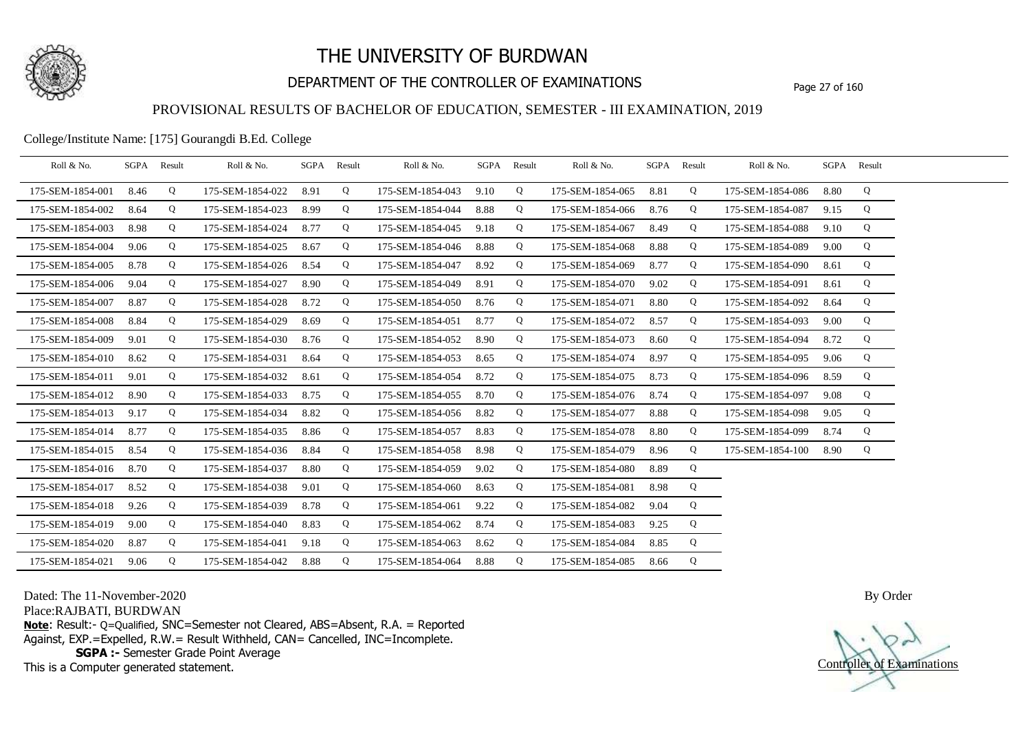# THE UNIVERSITY OF BURDWAN

## DEPARTMENT OF THE CONTROLLER OF EXAMINATIONS

### PROVISIONAL RESULTS OF BACHELOR OF EDUCATION, SEMESTER - III EXAMINATION, 2019

College/Institute Name: [175] Gourangdi B.Ed. College

| Roll & No. | SGPA | Result | Roll & No. | SGPA | Result | Roll & No. | SGPA | Result | Roll & No. | SGPA | Result | Roll & No. | SGPA | Result |
|---|---|---|---|---|---|---|---|---|---|---|---|---|---|---|
| 175-SEM-1854-001 | 8.46 | Q | 175-SEM-1854-022 | 8.91 | Q | 175-SEM-1854-043 | 9.10 | Q | 175-SEM-1854-065 | 8.81 | Q | 175-SEM-1854-086 | 8.80 | Q |
| 175-SEM-1854-002 | 8.64 | Q | 175-SEM-1854-023 | 8.99 | Q | 175-SEM-1854-044 | 8.88 | Q | 175-SEM-1854-066 | 8.76 | Q | 175-SEM-1854-087 | 9.15 | Q |
| 175-SEM-1854-003 | 8.98 | Q | 175-SEM-1854-024 | 8.77 | Q | 175-SEM-1854-045 | 9.18 | Q | 175-SEM-1854-067 | 8.49 | Q | 175-SEM-1854-088 | 9.10 | Q |
| 175-SEM-1854-004 | 9.06 | Q | 175-SEM-1854-025 | 8.67 | Q | 175-SEM-1854-046 | 8.88 | Q | 175-SEM-1854-068 | 8.88 | Q | 175-SEM-1854-089 | 9.00 | Q |
| 175-SEM-1854-005 | 8.78 | Q | 175-SEM-1854-026 | 8.54 | Q | 175-SEM-1854-047 | 8.92 | Q | 175-SEM-1854-069 | 8.77 | Q | 175-SEM-1854-090 | 8.61 | Q |
| 175-SEM-1854-006 | 9.04 | Q | 175-SEM-1854-027 | 8.90 | Q | 175-SEM-1854-049 | 8.91 | Q | 175-SEM-1854-070 | 9.02 | Q | 175-SEM-1854-091 | 8.61 | Q |
| 175-SEM-1854-007 | 8.87 | Q | 175-SEM-1854-028 | 8.72 | Q | 175-SEM-1854-050 | 8.76 | Q | 175-SEM-1854-071 | 8.80 | Q | 175-SEM-1854-092 | 8.64 | Q |
| 175-SEM-1854-008 | 8.84 | Q | 175-SEM-1854-029 | 8.69 | Q | 175-SEM-1854-051 | 8.77 | Q | 175-SEM-1854-072 | 8.57 | Q | 175-SEM-1854-093 | 9.00 | Q |
| 175-SEM-1854-009 | 9.01 | Q | 175-SEM-1854-030 | 8.76 | Q | 175-SEM-1854-052 | 8.90 | Q | 175-SEM-1854-073 | 8.60 | Q | 175-SEM-1854-094 | 8.72 | Q |
| 175-SEM-1854-010 | 8.62 | Q | 175-SEM-1854-031 | 8.64 | Q | 175-SEM-1854-053 | 8.65 | Q | 175-SEM-1854-074 | 8.97 | Q | 175-SEM-1854-095 | 9.06 | Q |
| 175-SEM-1854-011 | 9.01 | Q | 175-SEM-1854-032 | 8.61 | Q | 175-SEM-1854-054 | 8.72 | Q | 175-SEM-1854-075 | 8.73 | Q | 175-SEM-1854-096 | 8.59 | Q |
| 175-SEM-1854-012 | 8.90 | Q | 175-SEM-1854-033 | 8.75 | Q | 175-SEM-1854-055 | 8.70 | Q | 175-SEM-1854-076 | 8.74 | Q | 175-SEM-1854-097 | 9.08 | Q |
| 175-SEM-1854-013 | 9.17 | Q | 175-SEM-1854-034 | 8.82 | Q | 175-SEM-1854-056 | 8.82 | Q | 175-SEM-1854-077 | 8.88 | Q | 175-SEM-1854-098 | 9.05 | Q |
| 175-SEM-1854-014 | 8.77 | Q | 175-SEM-1854-035 | 8.86 | Q | 175-SEM-1854-057 | 8.83 | Q | 175-SEM-1854-078 | 8.80 | Q | 175-SEM-1854-099 | 8.74 | Q |
| 175-SEM-1854-015 | 8.54 | Q | 175-SEM-1854-036 | 8.84 | Q | 175-SEM-1854-058 | 8.98 | Q | 175-SEM-1854-079 | 8.96 | Q | 175-SEM-1854-100 | 8.90 | Q |
| 175-SEM-1854-016 | 8.70 | Q | 175-SEM-1854-037 | 8.80 | Q | 175-SEM-1854-059 | 9.02 | Q | 175-SEM-1854-080 | 8.89 | Q | | | |
| 175-SEM-1854-017 | 8.52 | Q | 175-SEM-1854-038 | 9.01 | Q | 175-SEM-1854-060 | 8.63 | Q | 175-SEM-1854-081 | 8.98 | Q | | | |
| 175-SEM-1854-018 | 9.26 | Q | 175-SEM-1854-039 | 8.78 | Q | 175-SEM-1854-061 | 9.22 | Q | 175-SEM-1854-082 | 9.04 | Q | | | |
| 175-SEM-1854-019 | 9.00 | Q | 175-SEM-1854-040 | 8.83 | Q | 175-SEM-1854-062 | 8.74 | Q | 175-SEM-1854-083 | 9.25 | Q | | | |
| 175-SEM-1854-020 | 8.87 | Q | 175-SEM-1854-041 | 9.18 | Q | 175-SEM-1854-063 | 8.62 | Q | 175-SEM-1854-084 | 8.85 | Q | | | |
| 175-SEM-1854-021 | 9.06 | Q | 175-SEM-1854-042 | 8.88 | Q | 175-SEM-1854-064 | 8.88 | Q | 175-SEM-1854-085 | 8.66 | Q | | | |

Dated: The 11-November-2020

Place:RAJBATI, BURDWAN

**Note**: Result:- Q=Qualified, SNC=Semester not Cleared, ABS=Absent, R.A. = Reported Against, EXP.=Expelled, R.W.= Result Withheld, CAN= Cancelled, INC=Incomplete.

**SGPA :-** Semester Grade Point Average

This is a Computer generated statement.

By Order

Controller of Examinations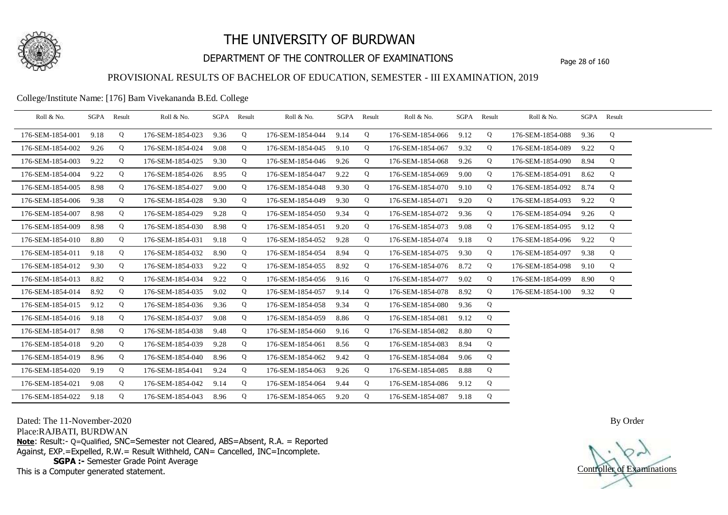# THE UNIVERSITY OF BURDWAN

## DEPARTMENT OF THE CONTROLLER OF EXAMINATIONS

### PROVISIONAL RESULTS OF BACHELOR OF EDUCATION, SEMESTER - III EXAMINATION, 2019

College/Institute Name: [176] Bam Vivekananda B.Ed. College

| Roll & No. | SGPA | Result | Roll & No. | SGPA | Result | Roll & No. | SGPA | Result | Roll & No. | SGPA | Result | Roll & No. | SGPA | Result |
|---|---|---|---|---|---|---|---|---|---|---|---|---|---|---|
| 176-SEM-1854-001 | 9.18 | Q | 176-SEM-1854-023 | 9.36 | Q | 176-SEM-1854-044 | 9.14 | Q | 176-SEM-1854-066 | 9.12 | Q | 176-SEM-1854-088 | 9.36 | Q |
| 176-SEM-1854-002 | 9.26 | Q | 176-SEM-1854-024 | 9.08 | Q | 176-SEM-1854-045 | 9.10 | Q | 176-SEM-1854-067 | 9.32 | Q | 176-SEM-1854-089 | 9.22 | Q |
| 176-SEM-1854-003 | 9.22 | Q | 176-SEM-1854-025 | 9.30 | Q | 176-SEM-1854-046 | 9.26 | Q | 176-SEM-1854-068 | 9.26 | Q | 176-SEM-1854-090 | 8.94 | Q |
| 176-SEM-1854-004 | 9.22 | Q | 176-SEM-1854-026 | 8.95 | Q | 176-SEM-1854-047 | 9.22 | Q | 176-SEM-1854-069 | 9.00 | Q | 176-SEM-1854-091 | 8.62 | Q |
| 176-SEM-1854-005 | 8.98 | Q | 176-SEM-1854-027 | 9.00 | Q | 176-SEM-1854-048 | 9.30 | Q | 176-SEM-1854-070 | 9.10 | Q | 176-SEM-1854-092 | 8.74 | Q |
| 176-SEM-1854-006 | 9.38 | Q | 176-SEM-1854-028 | 9.30 | Q | 176-SEM-1854-049 | 9.30 | Q | 176-SEM-1854-071 | 9.20 | Q | 176-SEM-1854-093 | 9.22 | Q |
| 176-SEM-1854-007 | 8.98 | Q | 176-SEM-1854-029 | 9.28 | Q | 176-SEM-1854-050 | 9.34 | Q | 176-SEM-1854-072 | 9.36 | Q | 176-SEM-1854-094 | 9.26 | Q |
| 176-SEM-1854-009 | 8.98 | Q | 176-SEM-1854-030 | 8.98 | Q | 176-SEM-1854-051 | 9.20 | Q | 176-SEM-1854-073 | 9.08 | Q | 176-SEM-1854-095 | 9.12 | Q |
| 176-SEM-1854-010 | 8.80 | Q | 176-SEM-1854-031 | 9.18 | Q | 176-SEM-1854-052 | 9.28 | Q | 176-SEM-1854-074 | 9.18 | Q | 176-SEM-1854-096 | 9.22 | Q |
| 176-SEM-1854-011 | 9.18 | Q | 176-SEM-1854-032 | 8.90 | Q | 176-SEM-1854-054 | 8.94 | Q | 176-SEM-1854-075 | 9.30 | Q | 176-SEM-1854-097 | 9.38 | Q |
| 176-SEM-1854-012 | 9.30 | Q | 176-SEM-1854-033 | 9.22 | Q | 176-SEM-1854-055 | 8.92 | Q | 176-SEM-1854-076 | 8.72 | Q | 176-SEM-1854-098 | 9.10 | Q |
| 176-SEM-1854-013 | 8.82 | Q | 176-SEM-1854-034 | 9.22 | Q | 176-SEM-1854-056 | 9.16 | Q | 176-SEM-1854-077 | 9.02 | Q | 176-SEM-1854-099 | 8.90 | Q |
| 176-SEM-1854-014 | 8.92 | Q | 176-SEM-1854-035 | 9.02 | Q | 176-SEM-1854-057 | 9.14 | Q | 176-SEM-1854-078 | 8.92 | Q | 176-SEM-1854-100 | 9.32 | Q |
| 176-SEM-1854-015 | 9.12 | Q | 176-SEM-1854-036 | 9.36 | Q | 176-SEM-1854-058 | 9.34 | Q | 176-SEM-1854-080 | 9.36 | Q | | | |
| 176-SEM-1854-016 | 9.18 | Q | 176-SEM-1854-037 | 9.08 | Q | 176-SEM-1854-059 | 8.86 | Q | 176-SEM-1854-081 | 9.12 | Q | | | |
| 176-SEM-1854-017 | 8.98 | Q | 176-SEM-1854-038 | 9.48 | Q | 176-SEM-1854-060 | 9.16 | Q | 176-SEM-1854-082 | 8.80 | Q | | | |
| 176-SEM-1854-018 | 9.20 | Q | 176-SEM-1854-039 | 9.28 | Q | 176-SEM-1854-061 | 8.56 | Q | 176-SEM-1854-083 | 8.94 | Q | | | |
| 176-SEM-1854-019 | 8.96 | Q | 176-SEM-1854-040 | 8.96 | Q | 176-SEM-1854-062 | 9.42 | Q | 176-SEM-1854-084 | 9.06 | Q | | | |
| 176-SEM-1854-020 | 9.19 | Q | 176-SEM-1854-041 | 9.24 | Q | 176-SEM-1854-063 | 9.26 | Q | 176-SEM-1854-085 | 8.88 | Q | | | |
| 176-SEM-1854-021 | 9.08 | Q | 176-SEM-1854-042 | 9.14 | Q | 176-SEM-1854-064 | 9.44 | Q | 176-SEM-1854-086 | 9.12 | Q | | | |
| 176-SEM-1854-022 | 9.18 | Q | 176-SEM-1854-043 | 8.96 | Q | 176-SEM-1854-065 | 9.20 | Q | 176-SEM-1854-087 | 9.18 | Q | | | |

Dated: The 11-November-2020

Place:RAJBATI, BURDWAN

**Note**: Result:- Q=Qualified, SNC=Semester not Cleared, ABS=Absent, R.A. = Reported Against, EXP.=Expelled, R.W.= Result Withheld, CAN= Cancelled, INC=Incomplete.

**SGPA :-** Semester Grade Point Average

This is a Computer generated statement.

By Order

Controller of Examinations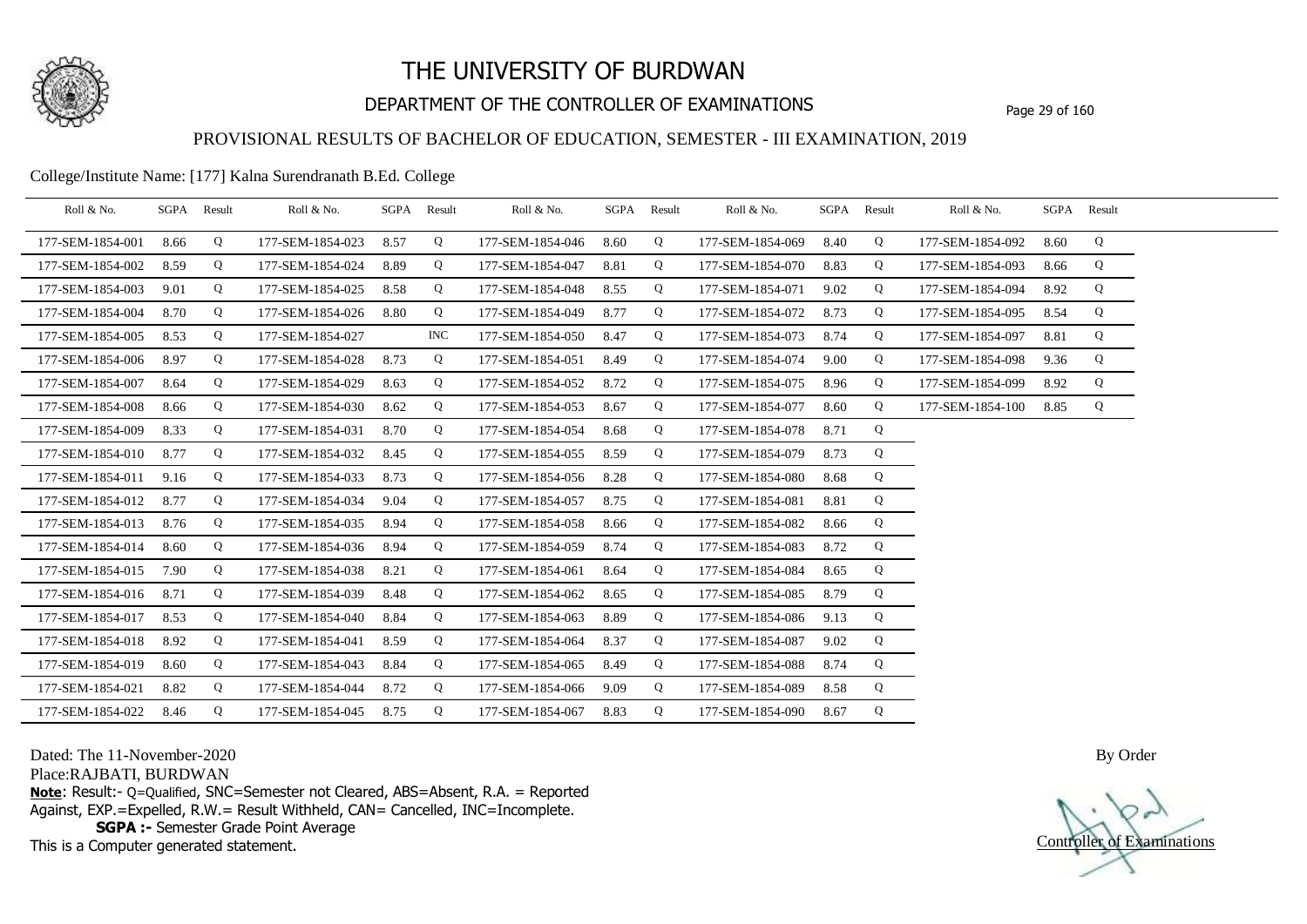# THE UNIVERSITY OF BURDWAN

## DEPARTMENT OF THE CONTROLLER OF EXAMINATIONS

### PROVISIONAL RESULTS OF BACHELOR OF EDUCATION, SEMESTER - III EXAMINATION, 2019

College/Institute Name: [177] Kalna Surendranath B.Ed. College

| Roll & No. | SGPA | Result | Roll & No. | SGPA | Result | Roll & No. | SGPA | Result | Roll & No. | SGPA | Result | Roll & No. | SGPA | Result |
|---|---|---|---|---|---|---|---|---|---|---|---|---|---|---|
| 177-SEM-1854-001 | 8.66 | Q | 177-SEM-1854-023 | 8.57 | Q | 177-SEM-1854-046 | 8.60 | Q | 177-SEM-1854-069 | 8.40 | Q | 177-SEM-1854-092 | 8.60 | Q |
| 177-SEM-1854-002 | 8.59 | Q | 177-SEM-1854-024 | 8.89 | Q | 177-SEM-1854-047 | 8.81 | Q | 177-SEM-1854-070 | 8.83 | Q | 177-SEM-1854-093 | 8.66 | Q |
| 177-SEM-1854-003 | 9.01 | Q | 177-SEM-1854-025 | 8.58 | Q | 177-SEM-1854-048 | 8.55 | Q | 177-SEM-1854-071 | 9.02 | Q | 177-SEM-1854-094 | 8.92 | Q |
| 177-SEM-1854-004 | 8.70 | Q | 177-SEM-1854-026 | 8.80 | Q | 177-SEM-1854-049 | 8.77 | Q | 177-SEM-1854-072 | 8.73 | Q | 177-SEM-1854-095 | 8.54 | Q |
| 177-SEM-1854-005 | 8.53 | Q | 177-SEM-1854-027 | | INC | 177-SEM-1854-050 | 8.47 | Q | 177-SEM-1854-073 | 8.74 | Q | 177-SEM-1854-097 | 8.81 | Q |
| 177-SEM-1854-006 | 8.97 | Q | 177-SEM-1854-028 | 8.73 | Q | 177-SEM-1854-051 | 8.49 | Q | 177-SEM-1854-074 | 9.00 | Q | 177-SEM-1854-098 | 9.36 | Q |
| 177-SEM-1854-007 | 8.64 | Q | 177-SEM-1854-029 | 8.63 | Q | 177-SEM-1854-052 | 8.72 | Q | 177-SEM-1854-075 | 8.96 | Q | 177-SEM-1854-099 | 8.92 | Q |
| 177-SEM-1854-008 | 8.66 | Q | 177-SEM-1854-030 | 8.62 | Q | 177-SEM-1854-053 | 8.67 | Q | 177-SEM-1854-077 | 8.60 | Q | 177-SEM-1854-100 | 8.85 | Q |
| 177-SEM-1854-009 | 8.33 | Q | 177-SEM-1854-031 | 8.70 | Q | 177-SEM-1854-054 | 8.68 | Q | 177-SEM-1854-078 | 8.71 | Q | | | |
| 177-SEM-1854-010 | 8.77 | Q | 177-SEM-1854-032 | 8.45 | Q | 177-SEM-1854-055 | 8.59 | Q | 177-SEM-1854-079 | 8.73 | Q | | | |
| 177-SEM-1854-011 | 9.16 | Q | 177-SEM-1854-033 | 8.73 | Q | 177-SEM-1854-056 | 8.28 | Q | 177-SEM-1854-080 | 8.68 | Q | | | |
| 177-SEM-1854-012 | 8.77 | Q | 177-SEM-1854-034 | 9.04 | Q | 177-SEM-1854-057 | 8.75 | Q | 177-SEM-1854-081 | 8.81 | Q | | | |
| 177-SEM-1854-013 | 8.76 | Q | 177-SEM-1854-035 | 8.94 | Q | 177-SEM-1854-058 | 8.66 | Q | 177-SEM-1854-082 | 8.66 | Q | | | |
| 177-SEM-1854-014 | 8.60 | Q | 177-SEM-1854-036 | 8.94 | Q | 177-SEM-1854-059 | 8.74 | Q | 177-SEM-1854-083 | 8.72 | Q | | | |
| 177-SEM-1854-015 | 7.90 | Q | 177-SEM-1854-038 | 8.21 | Q | 177-SEM-1854-061 | 8.64 | Q | 177-SEM-1854-084 | 8.65 | Q | | | |
| 177-SEM-1854-016 | 8.71 | Q | 177-SEM-1854-039 | 8.48 | Q | 177-SEM-1854-062 | 8.65 | Q | 177-SEM-1854-085 | 8.79 | Q | | | |
| 177-SEM-1854-017 | 8.53 | Q | 177-SEM-1854-040 | 8.84 | Q | 177-SEM-1854-063 | 8.89 | Q | 177-SEM-1854-086 | 9.13 | Q | | | |
| 177-SEM-1854-018 | 8.92 | Q | 177-SEM-1854-041 | 8.59 | Q | 177-SEM-1854-064 | 8.37 | Q | 177-SEM-1854-087 | 9.02 | Q | | | |
| 177-SEM-1854-019 | 8.60 | Q | 177-SEM-1854-043 | 8.84 | Q | 177-SEM-1854-065 | 8.49 | Q | 177-SEM-1854-088 | 8.74 | Q | | | |
| 177-SEM-1854-021 | 8.82 | Q | 177-SEM-1854-044 | 8.72 | Q | 177-SEM-1854-066 | 9.09 | Q | 177-SEM-1854-089 | 8.58 | Q | | | |
| 177-SEM-1854-022 | 8.46 | Q | 177-SEM-1854-045 | 8.75 | Q | 177-SEM-1854-067 | 8.83 | Q | 177-SEM-1854-090 | 8.67 | Q | | | |

Dated: The 11-November-2020

Place:RAJBATI, BURDWAN

**Note**: Result:- Q=Qualified, SNC=Semester not Cleared, ABS=Absent, R.A. = Reported Against, EXP.=Expelled, R.W.= Result Withheld, CAN= Cancelled, INC=Incomplete.

**SGPA :-** Semester Grade Point Average

This is a Computer generated statement.

By Order

Controller of Examinations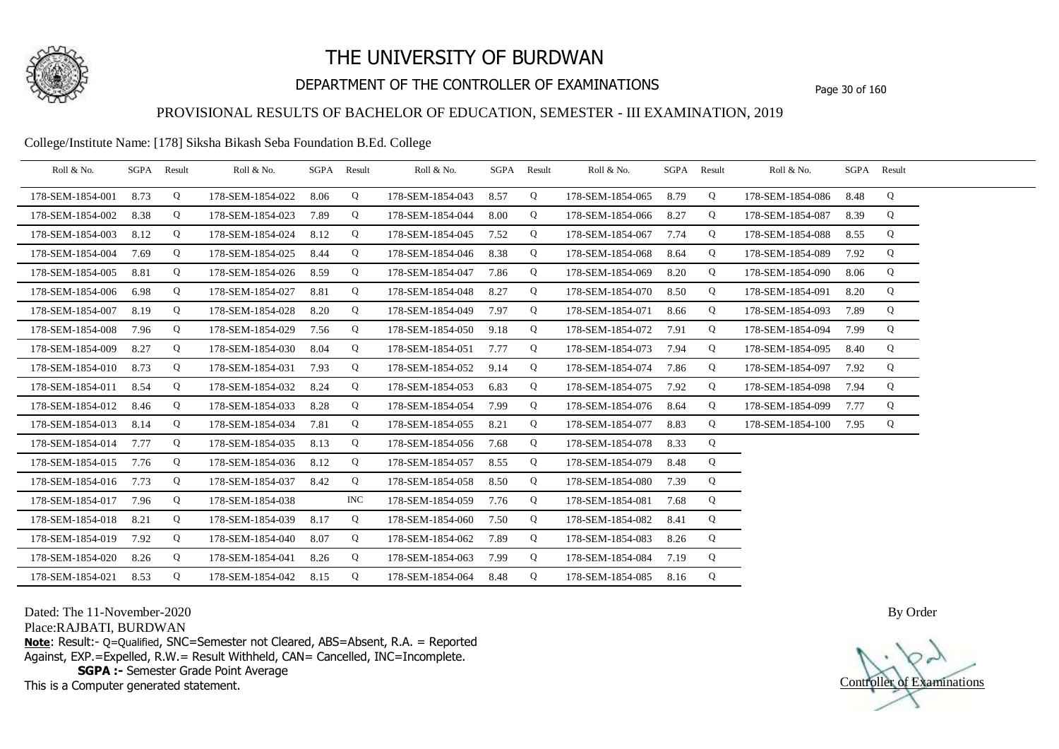# THE UNIVERSITY OF BURDWAN

## DEPARTMENT OF THE CONTROLLER OF EXAMINATIONS

### PROVISIONAL RESULTS OF BACHELOR OF EDUCATION, SEMESTER - III EXAMINATION, 2019

College/Institute Name: [178] Siksha Bikash Seba Foundation B.Ed. College

| Roll & No. | SGPA | Result | Roll & No. | SGPA | Result | Roll & No. | SGPA | Result | Roll & No. | SGPA | Result | Roll & No. | SGPA | Result |
|---|---|---|---|---|---|---|---|---|---|---|---|---|---|---|
| 178-SEM-1854-001 | 8.73 | Q | 178-SEM-1854-022 | 8.06 | Q | 178-SEM-1854-043 | 8.57 | Q | 178-SEM-1854-065 | 8.79 | Q | 178-SEM-1854-086 | 8.48 | Q |
| 178-SEM-1854-002 | 8.38 | Q | 178-SEM-1854-023 | 7.89 | Q | 178-SEM-1854-044 | 8.00 | Q | 178-SEM-1854-066 | 8.27 | Q | 178-SEM-1854-087 | 8.39 | Q |
| 178-SEM-1854-003 | 8.12 | Q | 178-SEM-1854-024 | 8.12 | Q | 178-SEM-1854-045 | 7.52 | Q | 178-SEM-1854-067 | 7.74 | Q | 178-SEM-1854-088 | 8.55 | Q |
| 178-SEM-1854-004 | 7.69 | Q | 178-SEM-1854-025 | 8.44 | Q | 178-SEM-1854-046 | 8.38 | Q | 178-SEM-1854-068 | 8.64 | Q | 178-SEM-1854-089 | 7.92 | Q |
| 178-SEM-1854-005 | 8.81 | Q | 178-SEM-1854-026 | 8.59 | Q | 178-SEM-1854-047 | 7.86 | Q | 178-SEM-1854-069 | 8.20 | Q | 178-SEM-1854-090 | 8.06 | Q |
| 178-SEM-1854-006 | 6.98 | Q | 178-SEM-1854-027 | 8.81 | Q | 178-SEM-1854-048 | 8.27 | Q | 178-SEM-1854-070 | 8.50 | Q | 178-SEM-1854-091 | 8.20 | Q |
| 178-SEM-1854-007 | 8.19 | Q | 178-SEM-1854-028 | 8.20 | Q | 178-SEM-1854-049 | 7.97 | Q | 178-SEM-1854-071 | 8.66 | Q | 178-SEM-1854-093 | 7.89 | Q |
| 178-SEM-1854-008 | 7.96 | Q | 178-SEM-1854-029 | 7.56 | Q | 178-SEM-1854-050 | 9.18 | Q | 178-SEM-1854-072 | 7.91 | Q | 178-SEM-1854-094 | 7.99 | Q |
| 178-SEM-1854-009 | 8.27 | Q | 178-SEM-1854-030 | 8.04 | Q | 178-SEM-1854-051 | 7.77 | Q | 178-SEM-1854-073 | 7.94 | Q | 178-SEM-1854-095 | 8.40 | Q |
| 178-SEM-1854-010 | 8.73 | Q | 178-SEM-1854-031 | 7.93 | Q | 178-SEM-1854-052 | 9.14 | Q | 178-SEM-1854-074 | 7.86 | Q | 178-SEM-1854-097 | 7.92 | Q |
| 178-SEM-1854-011 | 8.54 | Q | 178-SEM-1854-032 | 8.24 | Q | 178-SEM-1854-053 | 6.83 | Q | 178-SEM-1854-075 | 7.92 | Q | 178-SEM-1854-098 | 7.94 | Q |
| 178-SEM-1854-012 | 8.46 | Q | 178-SEM-1854-033 | 8.28 | Q | 178-SEM-1854-054 | 7.99 | Q | 178-SEM-1854-076 | 8.64 | Q | 178-SEM-1854-099 | 7.77 | Q |
| 178-SEM-1854-013 | 8.14 | Q | 178-SEM-1854-034 | 7.81 | Q | 178-SEM-1854-055 | 8.21 | Q | 178-SEM-1854-077 | 8.83 | Q | 178-SEM-1854-100 | 7.95 | Q |
| 178-SEM-1854-014 | 7.77 | Q | 178-SEM-1854-035 | 8.13 | Q | 178-SEM-1854-056 | 7.68 | Q | 178-SEM-1854-078 | 8.33 | Q | | | |
| 178-SEM-1854-015 | 7.76 | Q | 178-SEM-1854-036 | 8.12 | Q | 178-SEM-1854-057 | 8.55 | Q | 178-SEM-1854-079 | 8.48 | Q | | | |
| 178-SEM-1854-016 | 7.73 | Q | 178-SEM-1854-037 | 8.42 | Q | 178-SEM-1854-058 | 8.50 | Q | 178-SEM-1854-080 | 7.39 | Q | | | |
| 178-SEM-1854-017 | 7.96 | Q | 178-SEM-1854-038 | | INC | 178-SEM-1854-059 | 7.76 | Q | 178-SEM-1854-081 | 7.68 | Q | | | |
| 178-SEM-1854-018 | 8.21 | Q | 178-SEM-1854-039 | 8.17 | Q | 178-SEM-1854-060 | 7.50 | Q | 178-SEM-1854-082 | 8.41 | Q | | | |
| 178-SEM-1854-019 | 7.92 | Q | 178-SEM-1854-040 | 8.07 | Q | 178-SEM-1854-062 | 7.89 | Q | 178-SEM-1854-083 | 8.26 | Q | | | |
| 178-SEM-1854-020 | 8.26 | Q | 178-SEM-1854-041 | 8.26 | Q | 178-SEM-1854-063 | 7.99 | Q | 178-SEM-1854-084 | 7.19 | Q | | | |
| 178-SEM-1854-021 | 8.53 | Q | 178-SEM-1854-042 | 8.15 | Q | 178-SEM-1854-064 | 8.48 | Q | 178-SEM-1854-085 | 8.16 | Q | | | |

Dated: The 11-November-2020

Place:RAJBATI, BURDWAN

**Note**: Result:- Q=Qualified, SNC=Semester not Cleared, ABS=Absent, R.A. = Reported Against, EXP.=Expelled, R.W.= Result Withheld, CAN= Cancelled, INC=Incomplete.

**SGPA :-** Semester Grade Point Average

This is a Computer generated statement.

By Order

Controller of Examinations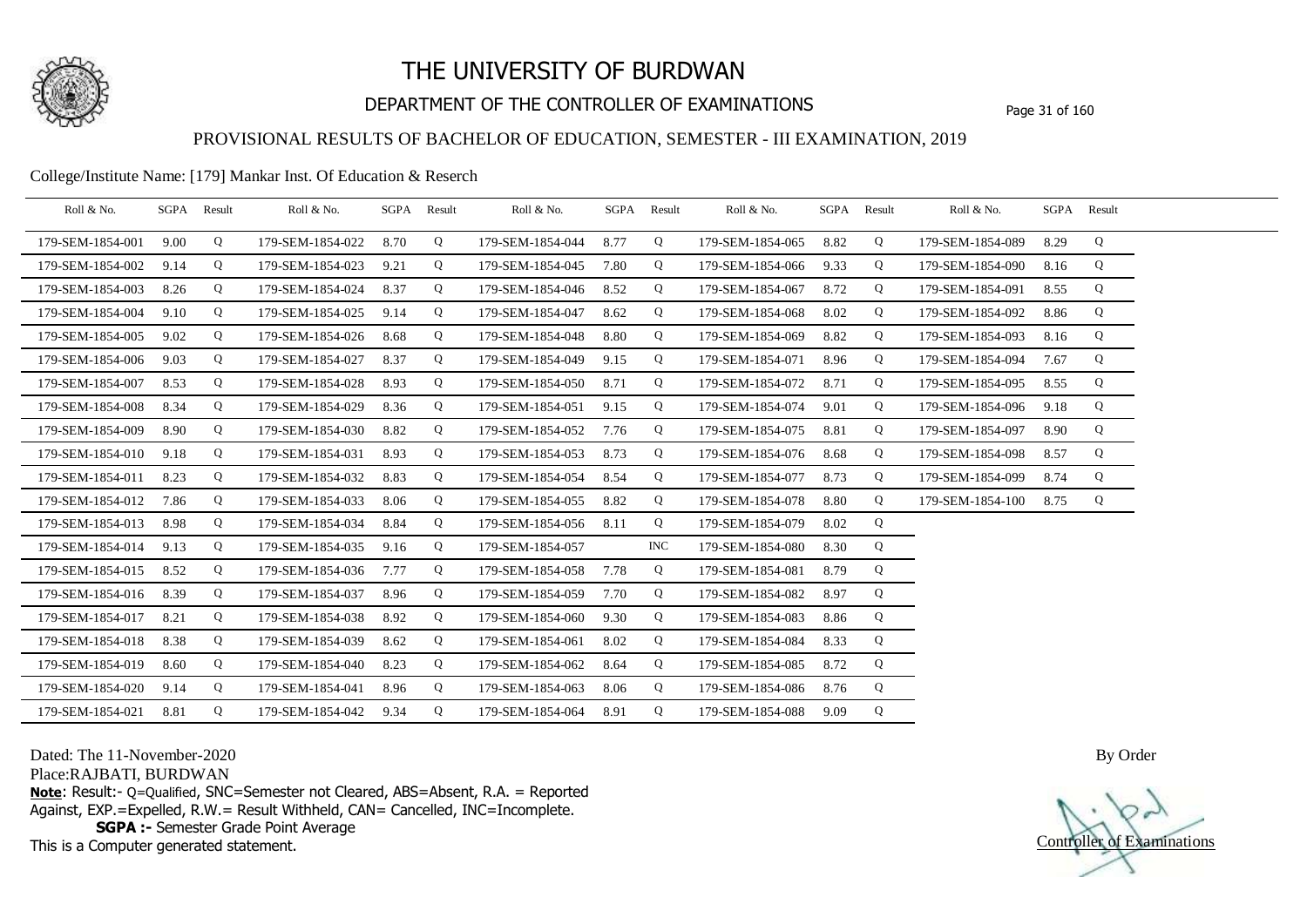# THE UNIVERSITY OF BURDWAN

## DEPARTMENT OF THE CONTROLLER OF EXAMINATIONS

### PROVISIONAL RESULTS OF BACHELOR OF EDUCATION, SEMESTER - III EXAMINATION, 2019

College/Institute Name: [179] Mankar Inst. Of Education & Reserch

| Roll & No. | SGPA | Result | Roll & No. | SGPA | Result | Roll & No. | SGPA | Result | Roll & No. | SGPA | Result | Roll & No. | SGPA | Result |
|---|---|---|---|---|---|---|---|---|---|---|---|---|---|---|
| 179-SEM-1854-001 | 9.00 | Q | 179-SEM-1854-022 | 8.70 | Q | 179-SEM-1854-044 | 8.77 | Q | 179-SEM-1854-065 | 8.82 | Q | 179-SEM-1854-089 | 8.29 | Q |
| 179-SEM-1854-002 | 9.14 | Q | 179-SEM-1854-023 | 9.21 | Q | 179-SEM-1854-045 | 7.80 | Q | 179-SEM-1854-066 | 9.33 | Q | 179-SEM-1854-090 | 8.16 | Q |
| 179-SEM-1854-003 | 8.26 | Q | 179-SEM-1854-024 | 8.37 | Q | 179-SEM-1854-046 | 8.52 | Q | 179-SEM-1854-067 | 8.72 | Q | 179-SEM-1854-091 | 8.55 | Q |
| 179-SEM-1854-004 | 9.10 | Q | 179-SEM-1854-025 | 9.14 | Q | 179-SEM-1854-047 | 8.62 | Q | 179-SEM-1854-068 | 8.02 | Q | 179-SEM-1854-092 | 8.86 | Q |
| 179-SEM-1854-005 | 9.02 | Q | 179-SEM-1854-026 | 8.68 | Q | 179-SEM-1854-048 | 8.80 | Q | 179-SEM-1854-069 | 8.82 | Q | 179-SEM-1854-093 | 8.16 | Q |
| 179-SEM-1854-006 | 9.03 | Q | 179-SEM-1854-027 | 8.37 | Q | 179-SEM-1854-049 | 9.15 | Q | 179-SEM-1854-071 | 8.96 | Q | 179-SEM-1854-094 | 7.67 | Q |
| 179-SEM-1854-007 | 8.53 | Q | 179-SEM-1854-028 | 8.93 | Q | 179-SEM-1854-050 | 8.71 | Q | 179-SEM-1854-072 | 8.71 | Q | 179-SEM-1854-095 | 8.55 | Q |
| 179-SEM-1854-008 | 8.34 | Q | 179-SEM-1854-029 | 8.36 | Q | 179-SEM-1854-051 | 9.15 | Q | 179-SEM-1854-074 | 9.01 | Q | 179-SEM-1854-096 | 9.18 | Q |
| 179-SEM-1854-009 | 8.90 | Q | 179-SEM-1854-030 | 8.82 | Q | 179-SEM-1854-052 | 7.76 | Q | 179-SEM-1854-075 | 8.81 | Q | 179-SEM-1854-097 | 8.90 | Q |
| 179-SEM-1854-010 | 9.18 | Q | 179-SEM-1854-031 | 8.93 | Q | 179-SEM-1854-053 | 8.73 | Q | 179-SEM-1854-076 | 8.68 | Q | 179-SEM-1854-098 | 8.57 | Q |
| 179-SEM-1854-011 | 8.23 | Q | 179-SEM-1854-032 | 8.83 | Q | 179-SEM-1854-054 | 8.54 | Q | 179-SEM-1854-077 | 8.73 | Q | 179-SEM-1854-099 | 8.74 | Q |
| 179-SEM-1854-012 | 7.86 | Q | 179-SEM-1854-033 | 8.06 | Q | 179-SEM-1854-055 | 8.82 | Q | 179-SEM-1854-078 | 8.80 | Q | 179-SEM-1854-100 | 8.75 | Q |
| 179-SEM-1854-013 | 8.98 | Q | 179-SEM-1854-034 | 8.84 | Q | 179-SEM-1854-056 | 8.11 | Q | 179-SEM-1854-079 | 8.02 | Q | | | |
| 179-SEM-1854-014 | 9.13 | Q | 179-SEM-1854-035 | 9.16 | Q | 179-SEM-1854-057 | | INC | 179-SEM-1854-080 | 8.30 | Q | | | |
| 179-SEM-1854-015 | 8.52 | Q | 179-SEM-1854-036 | 7.77 | Q | 179-SEM-1854-058 | 7.78 | Q | 179-SEM-1854-081 | 8.79 | Q | | | |
| 179-SEM-1854-016 | 8.39 | Q | 179-SEM-1854-037 | 8.96 | Q | 179-SEM-1854-059 | 7.70 | Q | 179-SEM-1854-082 | 8.97 | Q | | | |
| 179-SEM-1854-017 | 8.21 | Q | 179-SEM-1854-038 | 8.92 | Q | 179-SEM-1854-060 | 9.30 | Q | 179-SEM-1854-083 | 8.86 | Q | | | |
| 179-SEM-1854-018 | 8.38 | Q | 179-SEM-1854-039 | 8.62 | Q | 179-SEM-1854-061 | 8.02 | Q | 179-SEM-1854-084 | 8.33 | Q | | | |
| 179-SEM-1854-019 | 8.60 | Q | 179-SEM-1854-040 | 8.23 | Q | 179-SEM-1854-062 | 8.64 | Q | 179-SEM-1854-085 | 8.72 | Q | | | |
| 179-SEM-1854-020 | 9.14 | Q | 179-SEM-1854-041 | 8.96 | Q | 179-SEM-1854-063 | 8.06 | Q | 179-SEM-1854-086 | 8.76 | Q | | | |
| 179-SEM-1854-021 | 8.81 | Q | 179-SEM-1854-042 | 9.34 | Q | 179-SEM-1854-064 | 8.91 | Q | 179-SEM-1854-088 | 9.09 | Q | | | |

Dated: The 11-November-2020

Place:RAJBATI, BURDWAN

**Note**: Result:- Q=Qualified, SNC=Semester not Cleared, ABS=Absent, R.A. = Reported Against, EXP.=Expelled, R.W.= Result Withheld, CAN= Cancelled, INC=Incomplete.

**SGPA :-** Semester Grade Point Average

This is a Computer generated statement.

By Order

Controller of Examinations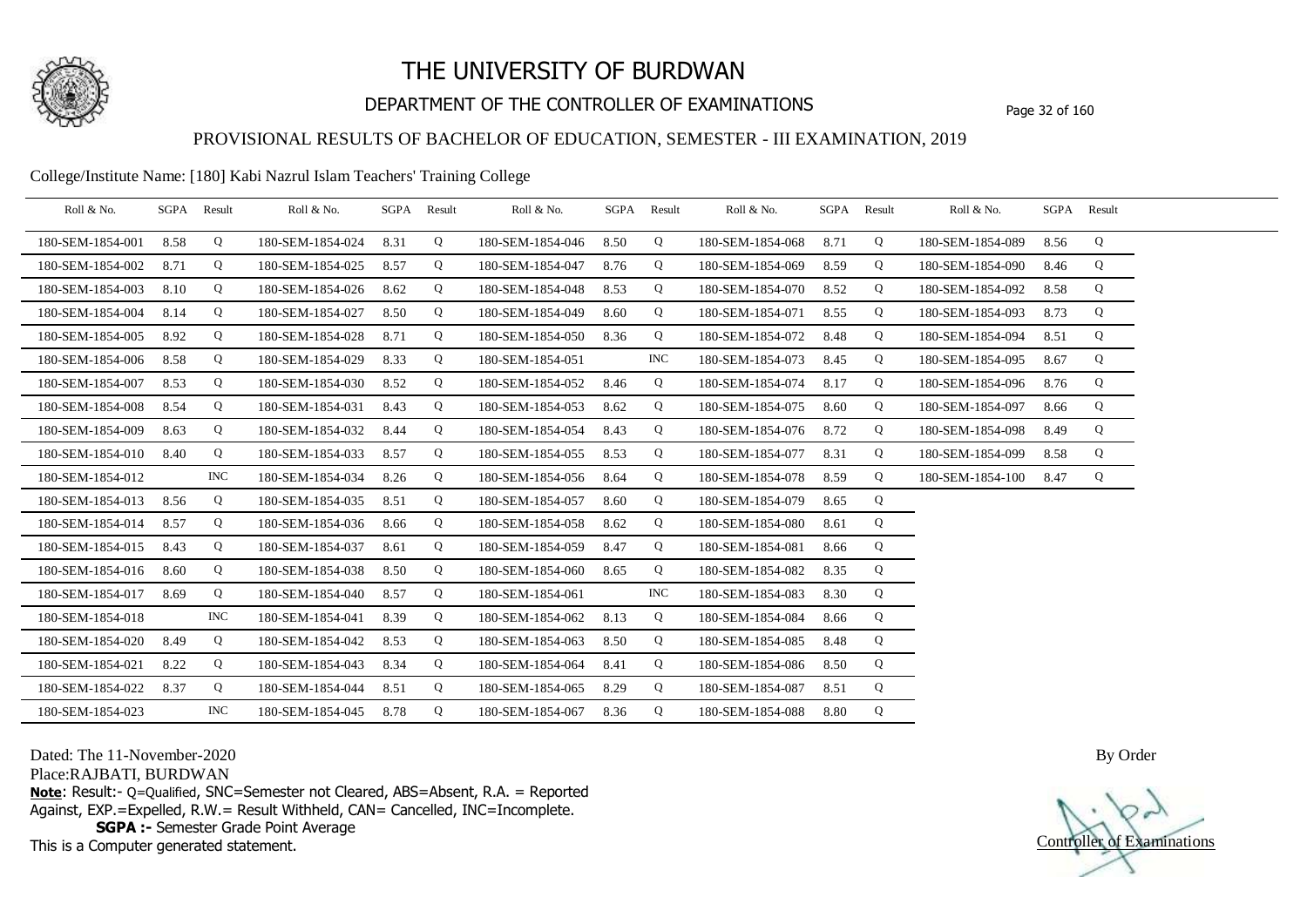# THE UNIVERSITY OF BURDWAN

## DEPARTMENT OF THE CONTROLLER OF EXAMINATIONS

### PROVISIONAL RESULTS OF BACHELOR OF EDUCATION, SEMESTER - III EXAMINATION, 2019

College/Institute Name: [180] Kabi Nazrul Islam Teachers' Training College

| Roll & No. | SGPA | Result | Roll & No. | SGPA | Result | Roll & No. | SGPA | Result | Roll & No. | SGPA | Result | Roll & No. | SGPA | Result |
|---|---|---|---|---|---|---|---|---|---|---|---|---|---|---|
| 180-SEM-1854-001 | 8.58 | Q | 180-SEM-1854-024 | 8.31 | Q | 180-SEM-1854-046 | 8.50 | Q | 180-SEM-1854-068 | 8.71 | Q | 180-SEM-1854-089 | 8.56 | Q |
| 180-SEM-1854-002 | 8.71 | Q | 180-SEM-1854-025 | 8.57 | Q | 180-SEM-1854-047 | 8.76 | Q | 180-SEM-1854-069 | 8.59 | Q | 180-SEM-1854-090 | 8.46 | Q |
| 180-SEM-1854-003 | 8.10 | Q | 180-SEM-1854-026 | 8.62 | Q | 180-SEM-1854-048 | 8.53 | Q | 180-SEM-1854-070 | 8.52 | Q | 180-SEM-1854-092 | 8.58 | Q |
| 180-SEM-1854-004 | 8.14 | Q | 180-SEM-1854-027 | 8.50 | Q | 180-SEM-1854-049 | 8.60 | Q | 180-SEM-1854-071 | 8.55 | Q | 180-SEM-1854-093 | 8.73 | Q |
| 180-SEM-1854-005 | 8.92 | Q | 180-SEM-1854-028 | 8.71 | Q | 180-SEM-1854-050 | 8.36 | Q | 180-SEM-1854-072 | 8.48 | Q | 180-SEM-1854-094 | 8.51 | Q |
| 180-SEM-1854-006 | 8.58 | Q | 180-SEM-1854-029 | 8.33 | Q | 180-SEM-1854-051 | | INC | 180-SEM-1854-073 | 8.45 | Q | 180-SEM-1854-095 | 8.67 | Q |
| 180-SEM-1854-007 | 8.53 | Q | 180-SEM-1854-030 | 8.52 | Q | 180-SEM-1854-052 | 8.46 | Q | 180-SEM-1854-074 | 8.17 | Q | 180-SEM-1854-096 | 8.76 | Q |
| 180-SEM-1854-008 | 8.54 | Q | 180-SEM-1854-031 | 8.43 | Q | 180-SEM-1854-053 | 8.62 | Q | 180-SEM-1854-075 | 8.60 | Q | 180-SEM-1854-097 | 8.66 | Q |
| 180-SEM-1854-009 | 8.63 | Q | 180-SEM-1854-032 | 8.44 | Q | 180-SEM-1854-054 | 8.43 | Q | 180-SEM-1854-076 | 8.72 | Q | 180-SEM-1854-098 | 8.49 | Q |
| 180-SEM-1854-010 | 8.40 | Q | 180-SEM-1854-033 | 8.57 | Q | 180-SEM-1854-055 | 8.53 | Q | 180-SEM-1854-077 | 8.31 | Q | 180-SEM-1854-099 | 8.58 | Q |
| 180-SEM-1854-012 | | INC | 180-SEM-1854-034 | 8.26 | Q | 180-SEM-1854-056 | 8.64 | Q | 180-SEM-1854-078 | 8.59 | Q | 180-SEM-1854-100 | 8.47 | Q |
| 180-SEM-1854-013 | 8.56 | Q | 180-SEM-1854-035 | 8.51 | Q | 180-SEM-1854-057 | 8.60 | Q | 180-SEM-1854-079 | 8.65 | Q | | | |
| 180-SEM-1854-014 | 8.57 | Q | 180-SEM-1854-036 | 8.66 | Q | 180-SEM-1854-058 | 8.62 | Q | 180-SEM-1854-080 | 8.61 | Q | | | |
| 180-SEM-1854-015 | 8.43 | Q | 180-SEM-1854-037 | 8.61 | Q | 180-SEM-1854-059 | 8.47 | Q | 180-SEM-1854-081 | 8.66 | Q | | | |
| 180-SEM-1854-016 | 8.60 | Q | 180-SEM-1854-038 | 8.50 | Q | 180-SEM-1854-060 | 8.65 | Q | 180-SEM-1854-082 | 8.35 | Q | | | |
| 180-SEM-1854-017 | 8.69 | Q | 180-SEM-1854-040 | 8.57 | Q | 180-SEM-1854-061 | | INC | 180-SEM-1854-083 | 8.30 | Q | | | |
| 180-SEM-1854-018 | | INC | 180-SEM-1854-041 | 8.39 | Q | 180-SEM-1854-062 | 8.13 | Q | 180-SEM-1854-084 | 8.66 | Q | | | |
| 180-SEM-1854-020 | 8.49 | Q | 180-SEM-1854-042 | 8.53 | Q | 180-SEM-1854-063 | 8.50 | Q | 180-SEM-1854-085 | 8.48 | Q | | | |
| 180-SEM-1854-021 | 8.22 | Q | 180-SEM-1854-043 | 8.34 | Q | 180-SEM-1854-064 | 8.41 | Q | 180-SEM-1854-086 | 8.50 | Q | | | |
| 180-SEM-1854-022 | 8.37 | Q | 180-SEM-1854-044 | 8.51 | Q | 180-SEM-1854-065 | 8.29 | Q | 180-SEM-1854-087 | 8.51 | Q | | | |
| 180-SEM-1854-023 | | INC | 180-SEM-1854-045 | 8.78 | Q | 180-SEM-1854-067 | 8.36 | Q | 180-SEM-1854-088 | 8.80 | Q | | | |

Dated: The 11-November-2020

Place:RAJBATI, BURDWAN

**Note**: Result:- Q=Qualified, SNC=Semester not Cleared, ABS=Absent, R.A. = Reported Against, EXP.=Expelled, R.W.= Result Withheld, CAN= Cancelled, INC=Incomplete.

**SGPA :-** Semester Grade Point Average

This is a Computer generated statement.

By Order

Controller of Examinations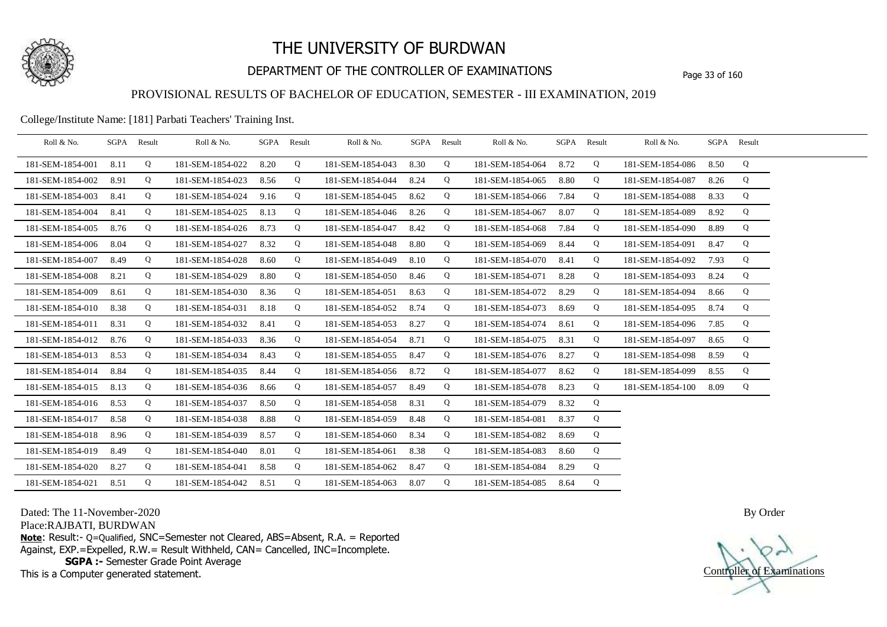# THE UNIVERSITY OF BURDWAN

## DEPARTMENT OF THE CONTROLLER OF EXAMINATIONS

### PROVISIONAL RESULTS OF BACHELOR OF EDUCATION, SEMESTER - III EXAMINATION, 2019

College/Institute Name: [181] Parbati Teachers' Training Inst.

| Roll & No. | SGPA | Result | Roll & No. | SGPA | Result | Roll & No. | SGPA | Result | Roll & No. | SGPA | Result | Roll & No. | SGPA | Result |
|---|---|---|---|---|---|---|---|---|---|---|---|---|---|---|
| 181-SEM-1854-001 | 8.11 | Q | 181-SEM-1854-022 | 8.20 | Q | 181-SEM-1854-043 | 8.30 | Q | 181-SEM-1854-064 | 8.72 | Q | 181-SEM-1854-086 | 8.50 | Q |
| 181-SEM-1854-002 | 8.91 | Q | 181-SEM-1854-023 | 8.56 | Q | 181-SEM-1854-044 | 8.24 | Q | 181-SEM-1854-065 | 8.80 | Q | 181-SEM-1854-087 | 8.26 | Q |
| 181-SEM-1854-003 | 8.41 | Q | 181-SEM-1854-024 | 9.16 | Q | 181-SEM-1854-045 | 8.62 | Q | 181-SEM-1854-066 | 7.84 | Q | 181-SEM-1854-088 | 8.33 | Q |
| 181-SEM-1854-004 | 8.41 | Q | 181-SEM-1854-025 | 8.13 | Q | 181-SEM-1854-046 | 8.26 | Q | 181-SEM-1854-067 | 8.07 | Q | 181-SEM-1854-089 | 8.92 | Q |
| 181-SEM-1854-005 | 8.76 | Q | 181-SEM-1854-026 | 8.73 | Q | 181-SEM-1854-047 | 8.42 | Q | 181-SEM-1854-068 | 7.84 | Q | 181-SEM-1854-090 | 8.89 | Q |
| 181-SEM-1854-006 | 8.04 | Q | 181-SEM-1854-027 | 8.32 | Q | 181-SEM-1854-048 | 8.80 | Q | 181-SEM-1854-069 | 8.44 | Q | 181-SEM-1854-091 | 8.47 | Q |
| 181-SEM-1854-007 | 8.49 | Q | 181-SEM-1854-028 | 8.60 | Q | 181-SEM-1854-049 | 8.10 | Q | 181-SEM-1854-070 | 8.41 | Q | 181-SEM-1854-092 | 7.93 | Q |
| 181-SEM-1854-008 | 8.21 | Q | 181-SEM-1854-029 | 8.80 | Q | 181-SEM-1854-050 | 8.46 | Q | 181-SEM-1854-071 | 8.28 | Q | 181-SEM-1854-093 | 8.24 | Q |
| 181-SEM-1854-009 | 8.61 | Q | 181-SEM-1854-030 | 8.36 | Q | 181-SEM-1854-051 | 8.63 | Q | 181-SEM-1854-072 | 8.29 | Q | 181-SEM-1854-094 | 8.66 | Q |
| 181-SEM-1854-010 | 8.38 | Q | 181-SEM-1854-031 | 8.18 | Q | 181-SEM-1854-052 | 8.74 | Q | 181-SEM-1854-073 | 8.69 | Q | 181-SEM-1854-095 | 8.74 | Q |
| 181-SEM-1854-011 | 8.31 | Q | 181-SEM-1854-032 | 8.41 | Q | 181-SEM-1854-053 | 8.27 | Q | 181-SEM-1854-074 | 8.61 | Q | 181-SEM-1854-096 | 7.85 | Q |
| 181-SEM-1854-012 | 8.76 | Q | 181-SEM-1854-033 | 8.36 | Q | 181-SEM-1854-054 | 8.71 | Q | 181-SEM-1854-075 | 8.31 | Q | 181-SEM-1854-097 | 8.65 | Q |
| 181-SEM-1854-013 | 8.53 | Q | 181-SEM-1854-034 | 8.43 | Q | 181-SEM-1854-055 | 8.47 | Q | 181-SEM-1854-076 | 8.27 | Q | 181-SEM-1854-098 | 8.59 | Q |
| 181-SEM-1854-014 | 8.84 | Q | 181-SEM-1854-035 | 8.44 | Q | 181-SEM-1854-056 | 8.72 | Q | 181-SEM-1854-077 | 8.62 | Q | 181-SEM-1854-099 | 8.55 | Q |
| 181-SEM-1854-015 | 8.13 | Q | 181-SEM-1854-036 | 8.66 | Q | 181-SEM-1854-057 | 8.49 | Q | 181-SEM-1854-078 | 8.23 | Q | 181-SEM-1854-100 | 8.09 | Q |
| 181-SEM-1854-016 | 8.53 | Q | 181-SEM-1854-037 | 8.50 | Q | 181-SEM-1854-058 | 8.31 | Q | 181-SEM-1854-079 | 8.32 | Q | | | |
| 181-SEM-1854-017 | 8.58 | Q | 181-SEM-1854-038 | 8.88 | Q | 181-SEM-1854-059 | 8.48 | Q | 181-SEM-1854-081 | 8.37 | Q | | | |
| 181-SEM-1854-018 | 8.96 | Q | 181-SEM-1854-039 | 8.57 | Q | 181-SEM-1854-060 | 8.34 | Q | 181-SEM-1854-082 | 8.69 | Q | | | |
| 181-SEM-1854-019 | 8.49 | Q | 181-SEM-1854-040 | 8.01 | Q | 181-SEM-1854-061 | 8.38 | Q | 181-SEM-1854-083 | 8.60 | Q | | | |
| 181-SEM-1854-020 | 8.27 | Q | 181-SEM-1854-041 | 8.58 | Q | 181-SEM-1854-062 | 8.47 | Q | 181-SEM-1854-084 | 8.29 | Q | | | |
| 181-SEM-1854-021 | 8.51 | Q | 181-SEM-1854-042 | 8.51 | Q | 181-SEM-1854-063 | 8.07 | Q | 181-SEM-1854-085 | 8.64 | Q | | | |

Dated: The 11-November-2020

Place:RAJBATI, BURDWAN

**Note**: Result:- Q=Qualified, SNC=Semester not Cleared, ABS=Absent, R.A. = Reported Against, EXP.=Expelled, R.W.= Result Withheld, CAN= Cancelled, INC=Incomplete.

**SGPA :-** Semester Grade Point Average

This is a Computer generated statement.

By Order

Controller of Examinations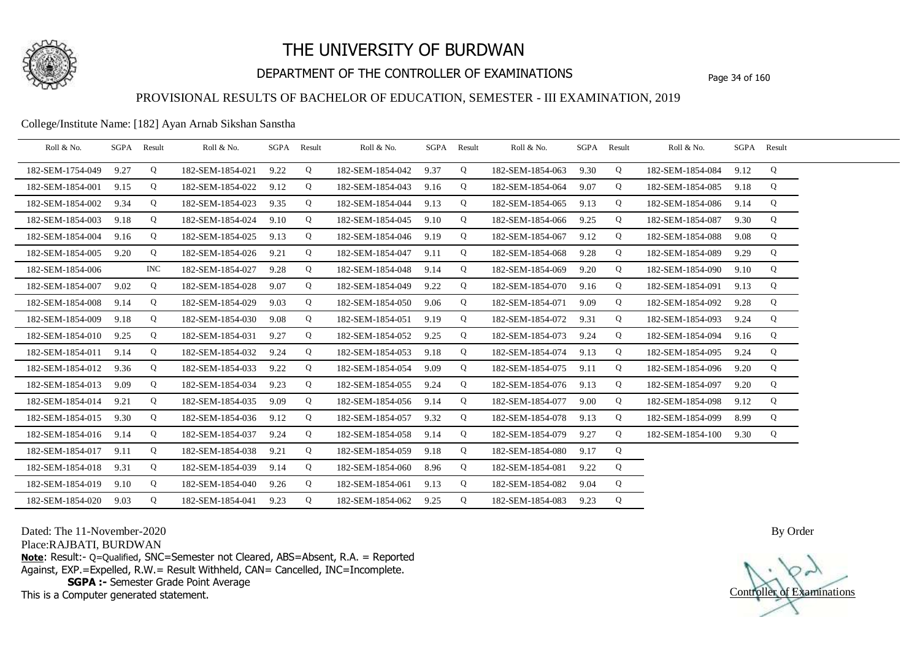# THE UNIVERSITY OF BURDWAN

## DEPARTMENT OF THE CONTROLLER OF EXAMINATIONS

### PROVISIONAL RESULTS OF BACHELOR OF EDUCATION, SEMESTER - III EXAMINATION, 2019

College/Institute Name: [182] Ayan Arnab Sikshan Sanstha

| Roll & No. | SGPA | Result | Roll & No. | SGPA | Result | Roll & No. | SGPA | Result | Roll & No. | SGPA | Result | Roll & No. | SGPA | Result |
|---|---|---|---|---|---|---|---|---|---|---|---|---|---|---|
| 182-SEM-1754-049 | 9.27 | Q | 182-SEM-1854-021 | 9.22 | Q | 182-SEM-1854-042 | 9.37 | Q | 182-SEM-1854-063 | 9.30 | Q | 182-SEM-1854-084 | 9.12 | Q |
| 182-SEM-1854-001 | 9.15 | Q | 182-SEM-1854-022 | 9.12 | Q | 182-SEM-1854-043 | 9.16 | Q | 182-SEM-1854-064 | 9.07 | Q | 182-SEM-1854-085 | 9.18 | Q |
| 182-SEM-1854-002 | 9.34 | Q | 182-SEM-1854-023 | 9.35 | Q | 182-SEM-1854-044 | 9.13 | Q | 182-SEM-1854-065 | 9.13 | Q | 182-SEM-1854-086 | 9.14 | Q |
| 182-SEM-1854-003 | 9.18 | Q | 182-SEM-1854-024 | 9.10 | Q | 182-SEM-1854-045 | 9.10 | Q | 182-SEM-1854-066 | 9.25 | Q | 182-SEM-1854-087 | 9.30 | Q |
| 182-SEM-1854-004 | 9.16 | Q | 182-SEM-1854-025 | 9.13 | Q | 182-SEM-1854-046 | 9.19 | Q | 182-SEM-1854-067 | 9.12 | Q | 182-SEM-1854-088 | 9.08 | Q |
| 182-SEM-1854-005 | 9.20 | Q | 182-SEM-1854-026 | 9.21 | Q | 182-SEM-1854-047 | 9.11 | Q | 182-SEM-1854-068 | 9.28 | Q | 182-SEM-1854-089 | 9.29 | Q |
| 182-SEM-1854-006 | | INC | 182-SEM-1854-027 | 9.28 | Q | 182-SEM-1854-048 | 9.14 | Q | 182-SEM-1854-069 | 9.20 | Q | 182-SEM-1854-090 | 9.10 | Q |
| 182-SEM-1854-007 | 9.02 | Q | 182-SEM-1854-028 | 9.07 | Q | 182-SEM-1854-049 | 9.22 | Q | 182-SEM-1854-070 | 9.16 | Q | 182-SEM-1854-091 | 9.13 | Q |
| 182-SEM-1854-008 | 9.14 | Q | 182-SEM-1854-029 | 9.03 | Q | 182-SEM-1854-050 | 9.06 | Q | 182-SEM-1854-071 | 9.09 | Q | 182-SEM-1854-092 | 9.28 | Q |
| 182-SEM-1854-009 | 9.18 | Q | 182-SEM-1854-030 | 9.08 | Q | 182-SEM-1854-051 | 9.19 | Q | 182-SEM-1854-072 | 9.31 | Q | 182-SEM-1854-093 | 9.24 | Q |
| 182-SEM-1854-010 | 9.25 | Q | 182-SEM-1854-031 | 9.27 | Q | 182-SEM-1854-052 | 9.25 | Q | 182-SEM-1854-073 | 9.24 | Q | 182-SEM-1854-094 | 9.16 | Q |
| 182-SEM-1854-011 | 9.14 | Q | 182-SEM-1854-032 | 9.24 | Q | 182-SEM-1854-053 | 9.18 | Q | 182-SEM-1854-074 | 9.13 | Q | 182-SEM-1854-095 | 9.24 | Q |
| 182-SEM-1854-012 | 9.36 | Q | 182-SEM-1854-033 | 9.22 | Q | 182-SEM-1854-054 | 9.09 | Q | 182-SEM-1854-075 | 9.11 | Q | 182-SEM-1854-096 | 9.20 | Q |
| 182-SEM-1854-013 | 9.09 | Q | 182-SEM-1854-034 | 9.23 | Q | 182-SEM-1854-055 | 9.24 | Q | 182-SEM-1854-076 | 9.13 | Q | 182-SEM-1854-097 | 9.20 | Q |
| 182-SEM-1854-014 | 9.21 | Q | 182-SEM-1854-035 | 9.09 | Q | 182-SEM-1854-056 | 9.14 | Q | 182-SEM-1854-077 | 9.00 | Q | 182-SEM-1854-098 | 9.12 | Q |
| 182-SEM-1854-015 | 9.30 | Q | 182-SEM-1854-036 | 9.12 | Q | 182-SEM-1854-057 | 9.32 | Q | 182-SEM-1854-078 | 9.13 | Q | 182-SEM-1854-099 | 8.99 | Q |
| 182-SEM-1854-016 | 9.14 | Q | 182-SEM-1854-037 | 9.24 | Q | 182-SEM-1854-058 | 9.14 | Q | 182-SEM-1854-079 | 9.27 | Q | 182-SEM-1854-100 | 9.30 | Q |
| 182-SEM-1854-017 | 9.11 | Q | 182-SEM-1854-038 | 9.21 | Q | 182-SEM-1854-059 | 9.18 | Q | 182-SEM-1854-080 | 9.17 | Q | | | |
| 182-SEM-1854-018 | 9.31 | Q | 182-SEM-1854-039 | 9.14 | Q | 182-SEM-1854-060 | 8.96 | Q | 182-SEM-1854-081 | 9.22 | Q | | | |
| 182-SEM-1854-019 | 9.10 | Q | 182-SEM-1854-040 | 9.26 | Q | 182-SEM-1854-061 | 9.13 | Q | 182-SEM-1854-082 | 9.04 | Q | | | |
| 182-SEM-1854-020 | 9.03 | Q | 182-SEM-1854-041 | 9.23 | Q | 182-SEM-1854-062 | 9.25 | Q | 182-SEM-1854-083 | 9.23 | Q | | | |

Dated: The 11-November-2020

Place:RAJBATI, BURDWAN

**Note**: Result:- Q=Qualified, SNC=Semester not Cleared, ABS=Absent, R.A. = Reported Against, EXP.=Expelled, R.W.= Result Withheld, CAN= Cancelled, INC=Incomplete.

**SGPA :-** Semester Grade Point Average

This is a Computer generated statement.

By Order

Controller of Examinations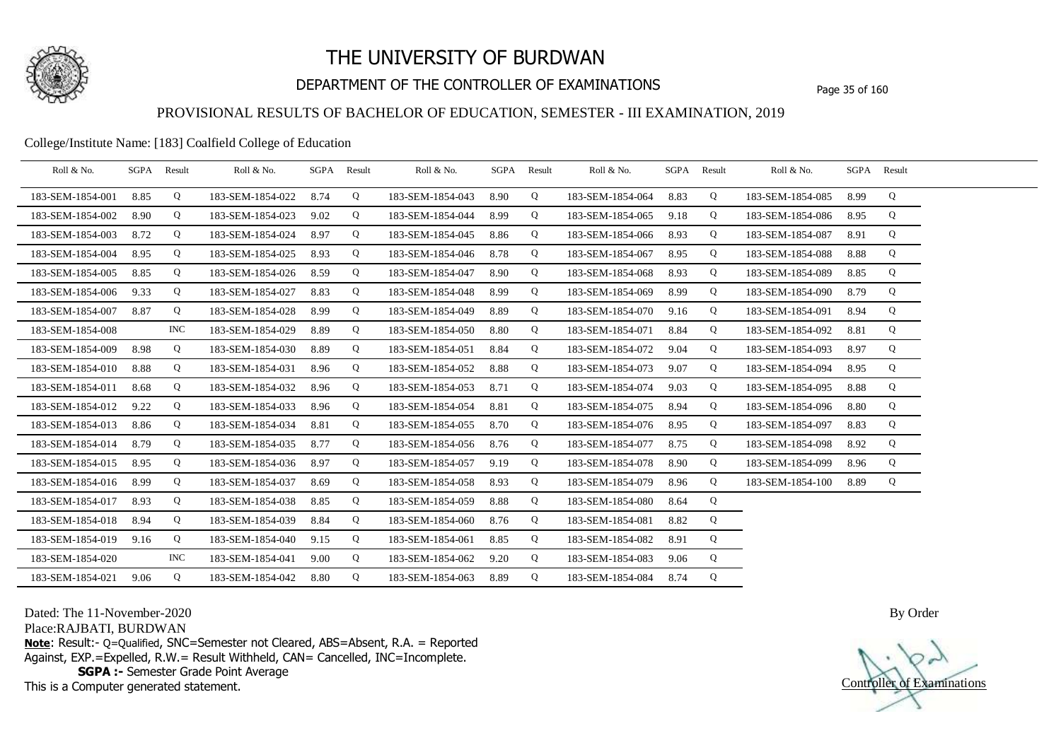# THE UNIVERSITY OF BURDWAN

## DEPARTMENT OF THE CONTROLLER OF EXAMINATIONS

### PROVISIONAL RESULTS OF BACHELOR OF EDUCATION, SEMESTER - III EXAMINATION, 2019

College/Institute Name: [183] Coalfield College of Education

| Roll & No. | SGPA | Result | Roll & No. | SGPA | Result | Roll & No. | SGPA | Result | Roll & No. | SGPA | Result | Roll & No. | SGPA | Result |
|---|---|---|---|---|---|---|---|---|---|---|---|---|---|---|
| 183-SEM-1854-001 | 8.85 | Q | 183-SEM-1854-022 | 8.74 | Q | 183-SEM-1854-043 | 8.90 | Q | 183-SEM-1854-064 | 8.83 | Q | 183-SEM-1854-085 | 8.99 | Q |
| 183-SEM-1854-002 | 8.90 | Q | 183-SEM-1854-023 | 9.02 | Q | 183-SEM-1854-044 | 8.99 | Q | 183-SEM-1854-065 | 9.18 | Q | 183-SEM-1854-086 | 8.95 | Q |
| 183-SEM-1854-003 | 8.72 | Q | 183-SEM-1854-024 | 8.97 | Q | 183-SEM-1854-045 | 8.86 | Q | 183-SEM-1854-066 | 8.93 | Q | 183-SEM-1854-087 | 8.91 | Q |
| 183-SEM-1854-004 | 8.95 | Q | 183-SEM-1854-025 | 8.93 | Q | 183-SEM-1854-046 | 8.78 | Q | 183-SEM-1854-067 | 8.95 | Q | 183-SEM-1854-088 | 8.88 | Q |
| 183-SEM-1854-005 | 8.85 | Q | 183-SEM-1854-026 | 8.59 | Q | 183-SEM-1854-047 | 8.90 | Q | 183-SEM-1854-068 | 8.93 | Q | 183-SEM-1854-089 | 8.85 | Q |
| 183-SEM-1854-006 | 9.33 | Q | 183-SEM-1854-027 | 8.83 | Q | 183-SEM-1854-048 | 8.99 | Q | 183-SEM-1854-069 | 8.99 | Q | 183-SEM-1854-090 | 8.79 | Q |
| 183-SEM-1854-007 | 8.87 | Q | 183-SEM-1854-028 | 8.99 | Q | 183-SEM-1854-049 | 8.89 | Q | 183-SEM-1854-070 | 9.16 | Q | 183-SEM-1854-091 | 8.94 | Q |
| 183-SEM-1854-008 | | INC | 183-SEM-1854-029 | 8.89 | Q | 183-SEM-1854-050 | 8.80 | Q | 183-SEM-1854-071 | 8.84 | Q | 183-SEM-1854-092 | 8.81 | Q |
| 183-SEM-1854-009 | 8.98 | Q | 183-SEM-1854-030 | 8.89 | Q | 183-SEM-1854-051 | 8.84 | Q | 183-SEM-1854-072 | 9.04 | Q | 183-SEM-1854-093 | 8.97 | Q |
| 183-SEM-1854-010 | 8.88 | Q | 183-SEM-1854-031 | 8.96 | Q | 183-SEM-1854-052 | 8.88 | Q | 183-SEM-1854-073 | 9.07 | Q | 183-SEM-1854-094 | 8.95 | Q |
| 183-SEM-1854-011 | 8.68 | Q | 183-SEM-1854-032 | 8.96 | Q | 183-SEM-1854-053 | 8.71 | Q | 183-SEM-1854-074 | 9.03 | Q | 183-SEM-1854-095 | 8.88 | Q |
| 183-SEM-1854-012 | 9.22 | Q | 183-SEM-1854-033 | 8.96 | Q | 183-SEM-1854-054 | 8.81 | Q | 183-SEM-1854-075 | 8.94 | Q | 183-SEM-1854-096 | 8.80 | Q |
| 183-SEM-1854-013 | 8.86 | Q | 183-SEM-1854-034 | 8.81 | Q | 183-SEM-1854-055 | 8.70 | Q | 183-SEM-1854-076 | 8.95 | Q | 183-SEM-1854-097 | 8.83 | Q |
| 183-SEM-1854-014 | 8.79 | Q | 183-SEM-1854-035 | 8.77 | Q | 183-SEM-1854-056 | 8.76 | Q | 183-SEM-1854-077 | 8.75 | Q | 183-SEM-1854-098 | 8.92 | Q |
| 183-SEM-1854-015 | 8.95 | Q | 183-SEM-1854-036 | 8.97 | Q | 183-SEM-1854-057 | 9.19 | Q | 183-SEM-1854-078 | 8.90 | Q | 183-SEM-1854-099 | 8.96 | Q |
| 183-SEM-1854-016 | 8.99 | Q | 183-SEM-1854-037 | 8.69 | Q | 183-SEM-1854-058 | 8.93 | Q | 183-SEM-1854-079 | 8.96 | Q | 183-SEM-1854-100 | 8.89 | Q |
| 183-SEM-1854-017 | 8.93 | Q | 183-SEM-1854-038 | 8.85 | Q | 183-SEM-1854-059 | 8.88 | Q | 183-SEM-1854-080 | 8.64 | Q | | | |
| 183-SEM-1854-018 | 8.94 | Q | 183-SEM-1854-039 | 8.84 | Q | 183-SEM-1854-060 | 8.76 | Q | 183-SEM-1854-081 | 8.82 | Q | | | |
| 183-SEM-1854-019 | 9.16 | Q | 183-SEM-1854-040 | 9.15 | Q | 183-SEM-1854-061 | 8.85 | Q | 183-SEM-1854-082 | 8.91 | Q | | | |
| 183-SEM-1854-020 | | INC | 183-SEM-1854-041 | 9.00 | Q | 183-SEM-1854-062 | 9.20 | Q | 183-SEM-1854-083 | 9.06 | Q | | | |
| 183-SEM-1854-021 | 9.06 | Q | 183-SEM-1854-042 | 8.80 | Q | 183-SEM-1854-063 | 8.89 | Q | 183-SEM-1854-084 | 8.74 | Q | | | |

Dated: The 11-November-2020

Place:RAJBATI, BURDWAN

**Note**: Result:- Q=Qualified, SNC=Semester not Cleared, ABS=Absent, R.A. = Reported Against, EXP.=Expelled, R.W.= Result Withheld, CAN= Cancelled, INC=Incomplete.

**SGPA :-** Semester Grade Point Average

This is a Computer generated statement.

By Order

Controller of Examinations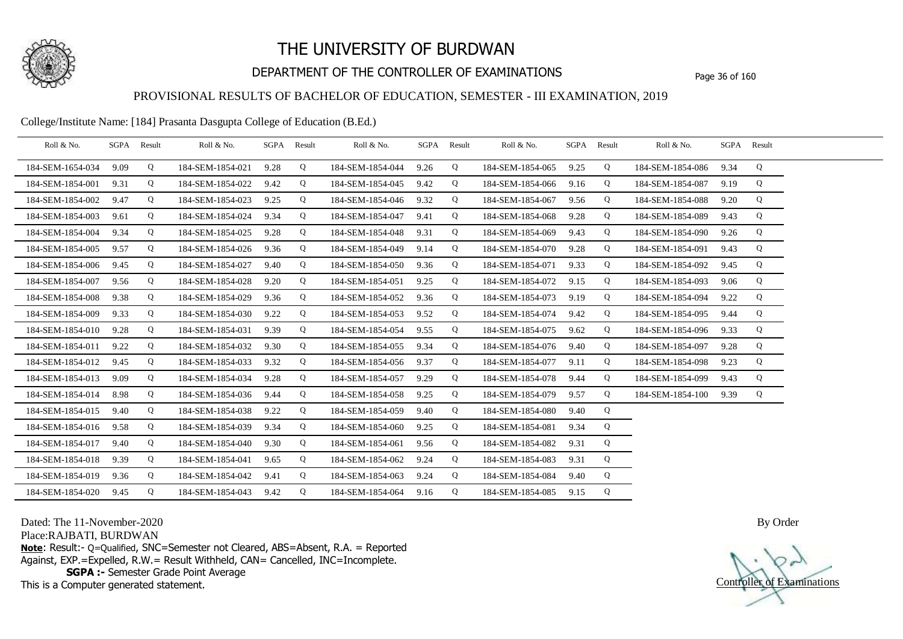# THE UNIVERSITY OF BURDWAN

## DEPARTMENT OF THE CONTROLLER OF EXAMINATIONS

### PROVISIONAL RESULTS OF BACHELOR OF EDUCATION, SEMESTER - III EXAMINATION, 2019

College/Institute Name: [184] Prasanta Dasgupta College of Education (B.Ed.)

| Roll & No. | SGPA | Result | Roll & No. | SGPA | Result | Roll & No. | SGPA | Result | Roll & No. | SGPA | Result | Roll & No. | SGPA | Result |
|---|---|---|---|---|---|---|---|---|---|---|---|---|---|---|
| 184-SEM-1654-034 | 9.09 | Q | 184-SEM-1854-021 | 9.28 | Q | 184-SEM-1854-044 | 9.26 | Q | 184-SEM-1854-065 | 9.25 | Q | 184-SEM-1854-086 | 9.34 | Q |
| 184-SEM-1854-001 | 9.31 | Q | 184-SEM-1854-022 | 9.42 | Q | 184-SEM-1854-045 | 9.42 | Q | 184-SEM-1854-066 | 9.16 | Q | 184-SEM-1854-087 | 9.19 | Q |
| 184-SEM-1854-002 | 9.47 | Q | 184-SEM-1854-023 | 9.25 | Q | 184-SEM-1854-046 | 9.32 | Q | 184-SEM-1854-067 | 9.56 | Q | 184-SEM-1854-088 | 9.20 | Q |
| 184-SEM-1854-003 | 9.61 | Q | 184-SEM-1854-024 | 9.34 | Q | 184-SEM-1854-047 | 9.41 | Q | 184-SEM-1854-068 | 9.28 | Q | 184-SEM-1854-089 | 9.43 | Q |
| 184-SEM-1854-004 | 9.34 | Q | 184-SEM-1854-025 | 9.28 | Q | 184-SEM-1854-048 | 9.31 | Q | 184-SEM-1854-069 | 9.43 | Q | 184-SEM-1854-090 | 9.26 | Q |
| 184-SEM-1854-005 | 9.57 | Q | 184-SEM-1854-026 | 9.36 | Q | 184-SEM-1854-049 | 9.14 | Q | 184-SEM-1854-070 | 9.28 | Q | 184-SEM-1854-091 | 9.43 | Q |
| 184-SEM-1854-006 | 9.45 | Q | 184-SEM-1854-027 | 9.40 | Q | 184-SEM-1854-050 | 9.36 | Q | 184-SEM-1854-071 | 9.33 | Q | 184-SEM-1854-092 | 9.45 | Q |
| 184-SEM-1854-007 | 9.56 | Q | 184-SEM-1854-028 | 9.20 | Q | 184-SEM-1854-051 | 9.25 | Q | 184-SEM-1854-072 | 9.15 | Q | 184-SEM-1854-093 | 9.06 | Q |
| 184-SEM-1854-008 | 9.38 | Q | 184-SEM-1854-029 | 9.36 | Q | 184-SEM-1854-052 | 9.36 | Q | 184-SEM-1854-073 | 9.19 | Q | 184-SEM-1854-094 | 9.22 | Q |
| 184-SEM-1854-009 | 9.33 | Q | 184-SEM-1854-030 | 9.22 | Q | 184-SEM-1854-053 | 9.52 | Q | 184-SEM-1854-074 | 9.42 | Q | 184-SEM-1854-095 | 9.44 | Q |
| 184-SEM-1854-010 | 9.28 | Q | 184-SEM-1854-031 | 9.39 | Q | 184-SEM-1854-054 | 9.55 | Q | 184-SEM-1854-075 | 9.62 | Q | 184-SEM-1854-096 | 9.33 | Q |
| 184-SEM-1854-011 | 9.22 | Q | 184-SEM-1854-032 | 9.30 | Q | 184-SEM-1854-055 | 9.34 | Q | 184-SEM-1854-076 | 9.40 | Q | 184-SEM-1854-097 | 9.28 | Q |
| 184-SEM-1854-012 | 9.45 | Q | 184-SEM-1854-033 | 9.32 | Q | 184-SEM-1854-056 | 9.37 | Q | 184-SEM-1854-077 | 9.11 | Q | 184-SEM-1854-098 | 9.23 | Q |
| 184-SEM-1854-013 | 9.09 | Q | 184-SEM-1854-034 | 9.28 | Q | 184-SEM-1854-057 | 9.29 | Q | 184-SEM-1854-078 | 9.44 | Q | 184-SEM-1854-099 | 9.43 | Q |
| 184-SEM-1854-014 | 8.98 | Q | 184-SEM-1854-036 | 9.44 | Q | 184-SEM-1854-058 | 9.25 | Q | 184-SEM-1854-079 | 9.57 | Q | 184-SEM-1854-100 | 9.39 | Q |
| 184-SEM-1854-015 | 9.40 | Q | 184-SEM-1854-038 | 9.22 | Q | 184-SEM-1854-059 | 9.40 | Q | 184-SEM-1854-080 | 9.40 | Q | | | |
| 184-SEM-1854-016 | 9.58 | Q | 184-SEM-1854-039 | 9.34 | Q | 184-SEM-1854-060 | 9.25 | Q | 184-SEM-1854-081 | 9.34 | Q | | | |
| 184-SEM-1854-017 | 9.40 | Q | 184-SEM-1854-040 | 9.30 | Q | 184-SEM-1854-061 | 9.56 | Q | 184-SEM-1854-082 | 9.31 | Q | | | |
| 184-SEM-1854-018 | 9.39 | Q | 184-SEM-1854-041 | 9.65 | Q | 184-SEM-1854-062 | 9.24 | Q | 184-SEM-1854-083 | 9.31 | Q | | | |
| 184-SEM-1854-019 | 9.36 | Q | 184-SEM-1854-042 | 9.41 | Q | 184-SEM-1854-063 | 9.24 | Q | 184-SEM-1854-084 | 9.40 | Q | | | |
| 184-SEM-1854-020 | 9.45 | Q | 184-SEM-1854-043 | 9.42 | Q | 184-SEM-1854-064 | 9.16 | Q | 184-SEM-1854-085 | 9.15 | Q | | | |

Dated: The 11-November-2020

Place:RAJBATI, BURDWAN

**Note**: Result:- Q=Qualified, SNC=Semester not Cleared, ABS=Absent, R.A. = Reported Against, EXP.=Expelled, R.W.= Result Withheld, CAN= Cancelled, INC=Incomplete.

**SGPA :-** Semester Grade Point Average

This is a Computer generated statement.

By Order

Controller of Examinations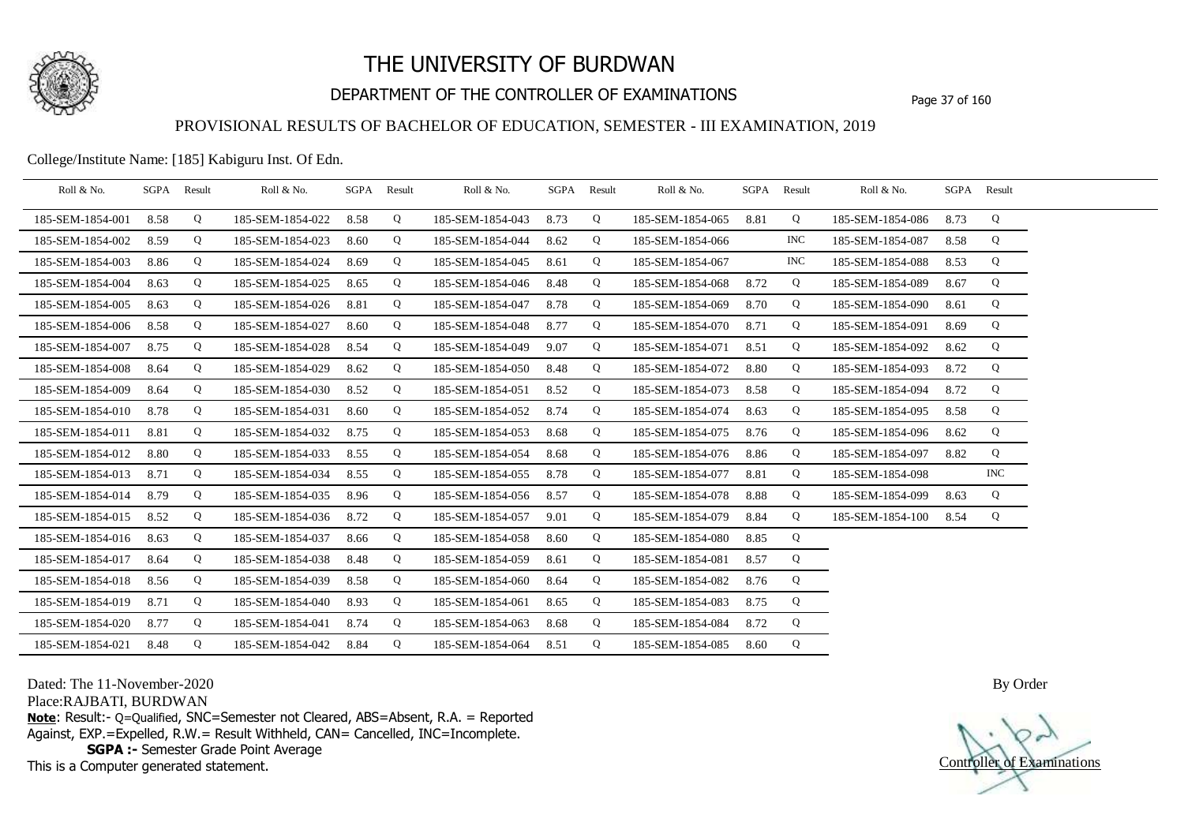# THE UNIVERSITY OF BURDWAN

## DEPARTMENT OF THE CONTROLLER OF EXAMINATIONS

### PROVISIONAL RESULTS OF BACHELOR OF EDUCATION, SEMESTER - III EXAMINATION, 2019

College/Institute Name: [185] Kabiguru Inst. Of Edn.

| Roll & No. | SGPA | Result | Roll & No. | SGPA | Result | Roll & No. | SGPA | Result | Roll & No. | SGPA | Result | Roll & No. | SGPA | Result |
|---|---|---|---|---|---|---|---|---|---|---|---|---|---|---|
| 185-SEM-1854-001 | 8.58 | Q | 185-SEM-1854-022 | 8.58 | Q | 185-SEM-1854-043 | 8.73 | Q | 185-SEM-1854-065 | 8.81 | Q | 185-SEM-1854-086 | 8.73 | Q |
| 185-SEM-1854-002 | 8.59 | Q | 185-SEM-1854-023 | 8.60 | Q | 185-SEM-1854-044 | 8.62 | Q | 185-SEM-1854-066 | | INC | 185-SEM-1854-087 | 8.58 | Q |
| 185-SEM-1854-003 | 8.86 | Q | 185-SEM-1854-024 | 8.69 | Q | 185-SEM-1854-045 | 8.61 | Q | 185-SEM-1854-067 | | INC | 185-SEM-1854-088 | 8.53 | Q |
| 185-SEM-1854-004 | 8.63 | Q | 185-SEM-1854-025 | 8.65 | Q | 185-SEM-1854-046 | 8.48 | Q | 185-SEM-1854-068 | 8.72 | Q | 185-SEM-1854-089 | 8.67 | Q |
| 185-SEM-1854-005 | 8.63 | Q | 185-SEM-1854-026 | 8.81 | Q | 185-SEM-1854-047 | 8.78 | Q | 185-SEM-1854-069 | 8.70 | Q | 185-SEM-1854-090 | 8.61 | Q |
| 185-SEM-1854-006 | 8.58 | Q | 185-SEM-1854-027 | 8.60 | Q | 185-SEM-1854-048 | 8.77 | Q | 185-SEM-1854-070 | 8.71 | Q | 185-SEM-1854-091 | 8.69 | Q |
| 185-SEM-1854-007 | 8.75 | Q | 185-SEM-1854-028 | 8.54 | Q | 185-SEM-1854-049 | 9.07 | Q | 185-SEM-1854-071 | 8.51 | Q | 185-SEM-1854-092 | 8.62 | Q |
| 185-SEM-1854-008 | 8.64 | Q | 185-SEM-1854-029 | 8.62 | Q | 185-SEM-1854-050 | 8.48 | Q | 185-SEM-1854-072 | 8.80 | Q | 185-SEM-1854-093 | 8.72 | Q |
| 185-SEM-1854-009 | 8.64 | Q | 185-SEM-1854-030 | 8.52 | Q | 185-SEM-1854-051 | 8.52 | Q | 185-SEM-1854-073 | 8.58 | Q | 185-SEM-1854-094 | 8.72 | Q |
| 185-SEM-1854-010 | 8.78 | Q | 185-SEM-1854-031 | 8.60 | Q | 185-SEM-1854-052 | 8.74 | Q | 185-SEM-1854-074 | 8.63 | Q | 185-SEM-1854-095 | 8.58 | Q |
| 185-SEM-1854-011 | 8.81 | Q | 185-SEM-1854-032 | 8.75 | Q | 185-SEM-1854-053 | 8.68 | Q | 185-SEM-1854-075 | 8.76 | Q | 185-SEM-1854-096 | 8.62 | Q |
| 185-SEM-1854-012 | 8.80 | Q | 185-SEM-1854-033 | 8.55 | Q | 185-SEM-1854-054 | 8.68 | Q | 185-SEM-1854-076 | 8.86 | Q | 185-SEM-1854-097 | 8.82 | Q |
| 185-SEM-1854-013 | 8.71 | Q | 185-SEM-1854-034 | 8.55 | Q | 185-SEM-1854-055 | 8.78 | Q | 185-SEM-1854-077 | 8.81 | Q | 185-SEM-1854-098 | | INC |
| 185-SEM-1854-014 | 8.79 | Q | 185-SEM-1854-035 | 8.96 | Q | 185-SEM-1854-056 | 8.57 | Q | 185-SEM-1854-078 | 8.88 | Q | 185-SEM-1854-099 | 8.63 | Q |
| 185-SEM-1854-015 | 8.52 | Q | 185-SEM-1854-036 | 8.72 | Q | 185-SEM-1854-057 | 9.01 | Q | 185-SEM-1854-079 | 8.84 | Q | 185-SEM-1854-100 | 8.54 | Q |
| 185-SEM-1854-016 | 8.63 | Q | 185-SEM-1854-037 | 8.66 | Q | 185-SEM-1854-058 | 8.60 | Q | 185-SEM-1854-080 | 8.85 | Q | | | |
| 185-SEM-1854-017 | 8.64 | Q | 185-SEM-1854-038 | 8.48 | Q | 185-SEM-1854-059 | 8.61 | Q | 185-SEM-1854-081 | 8.57 | Q | | | |
| 185-SEM-1854-018 | 8.56 | Q | 185-SEM-1854-039 | 8.58 | Q | 185-SEM-1854-060 | 8.64 | Q | 185-SEM-1854-082 | 8.76 | Q | | | |
| 185-SEM-1854-019 | 8.71 | Q | 185-SEM-1854-040 | 8.93 | Q | 185-SEM-1854-061 | 8.65 | Q | 185-SEM-1854-083 | 8.75 | Q | | | |
| 185-SEM-1854-020 | 8.77 | Q | 185-SEM-1854-041 | 8.74 | Q | 185-SEM-1854-063 | 8.68 | Q | 185-SEM-1854-084 | 8.72 | Q | | | |
| 185-SEM-1854-021 | 8.48 | Q | 185-SEM-1854-042 | 8.84 | Q | 185-SEM-1854-064 | 8.51 | Q | 185-SEM-1854-085 | 8.60 | Q | | | |

Dated: The 11-November-2020

Place:RAJBATI, BURDWAN

**Note**: Result:- Q=Qualified, SNC=Semester not Cleared, ABS=Absent, R.A. = Reported Against, EXP.=Expelled, R.W.= Result Withheld, CAN= Cancelled, INC=Incomplete.

**SGPA :-** Semester Grade Point Average

This is a Computer generated statement.

By Order

Controller of Examinations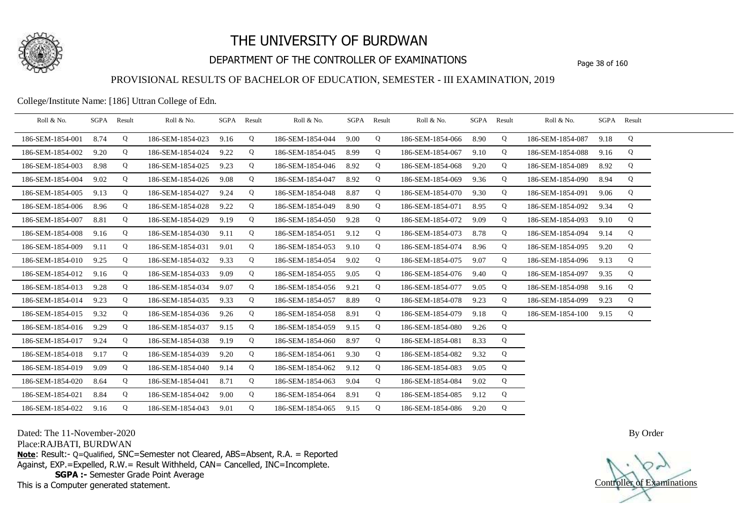# THE UNIVERSITY OF BURDWAN

## DEPARTMENT OF THE CONTROLLER OF EXAMINATIONS

### PROVISIONAL RESULTS OF BACHELOR OF EDUCATION, SEMESTER - III EXAMINATION, 2019

College/Institute Name: [186] Uttran College of Edn.

| Roll & No. | SGPA | Result | Roll & No. | SGPA | Result | Roll & No. | SGPA | Result | Roll & No. | SGPA | Result | Roll & No. | SGPA | Result |
|---|---|---|---|---|---|---|---|---|---|---|---|---|---|---|
| 186-SEM-1854-001 | 8.74 | Q | 186-SEM-1854-023 | 9.16 | Q | 186-SEM-1854-044 | 9.00 | Q | 186-SEM-1854-066 | 8.90 | Q | 186-SEM-1854-087 | 9.18 | Q |
| 186-SEM-1854-002 | 9.20 | Q | 186-SEM-1854-024 | 9.22 | Q | 186-SEM-1854-045 | 8.99 | Q | 186-SEM-1854-067 | 9.10 | Q | 186-SEM-1854-088 | 9.16 | Q |
| 186-SEM-1854-003 | 8.98 | Q | 186-SEM-1854-025 | 9.23 | Q | 186-SEM-1854-046 | 8.92 | Q | 186-SEM-1854-068 | 9.20 | Q | 186-SEM-1854-089 | 8.92 | Q |
| 186-SEM-1854-004 | 9.02 | Q | 186-SEM-1854-026 | 9.08 | Q | 186-SEM-1854-047 | 8.92 | Q | 186-SEM-1854-069 | 9.36 | Q | 186-SEM-1854-090 | 8.94 | Q |
| 186-SEM-1854-005 | 9.13 | Q | 186-SEM-1854-027 | 9.24 | Q | 186-SEM-1854-048 | 8.87 | Q | 186-SEM-1854-070 | 9.30 | Q | 186-SEM-1854-091 | 9.06 | Q |
| 186-SEM-1854-006 | 8.96 | Q | 186-SEM-1854-028 | 9.22 | Q | 186-SEM-1854-049 | 8.90 | Q | 186-SEM-1854-071 | 8.95 | Q | 186-SEM-1854-092 | 9.34 | Q |
| 186-SEM-1854-007 | 8.81 | Q | 186-SEM-1854-029 | 9.19 | Q | 186-SEM-1854-050 | 9.28 | Q | 186-SEM-1854-072 | 9.09 | Q | 186-SEM-1854-093 | 9.10 | Q |
| 186-SEM-1854-008 | 9.16 | Q | 186-SEM-1854-030 | 9.11 | Q | 186-SEM-1854-051 | 9.12 | Q | 186-SEM-1854-073 | 8.78 | Q | 186-SEM-1854-094 | 9.14 | Q |
| 186-SEM-1854-009 | 9.11 | Q | 186-SEM-1854-031 | 9.01 | Q | 186-SEM-1854-053 | 9.10 | Q | 186-SEM-1854-074 | 8.96 | Q | 186-SEM-1854-095 | 9.20 | Q |
| 186-SEM-1854-010 | 9.25 | Q | 186-SEM-1854-032 | 9.33 | Q | 186-SEM-1854-054 | 9.02 | Q | 186-SEM-1854-075 | 9.07 | Q | 186-SEM-1854-096 | 9.13 | Q |
| 186-SEM-1854-012 | 9.16 | Q | 186-SEM-1854-033 | 9.09 | Q | 186-SEM-1854-055 | 9.05 | Q | 186-SEM-1854-076 | 9.40 | Q | 186-SEM-1854-097 | 9.35 | Q |
| 186-SEM-1854-013 | 9.28 | Q | 186-SEM-1854-034 | 9.07 | Q | 186-SEM-1854-056 | 9.21 | Q | 186-SEM-1854-077 | 9.05 | Q | 186-SEM-1854-098 | 9.16 | Q |
| 186-SEM-1854-014 | 9.23 | Q | 186-SEM-1854-035 | 9.33 | Q | 186-SEM-1854-057 | 8.89 | Q | 186-SEM-1854-078 | 9.23 | Q | 186-SEM-1854-099 | 9.23 | Q |
| 186-SEM-1854-015 | 9.32 | Q | 186-SEM-1854-036 | 9.26 | Q | 186-SEM-1854-058 | 8.91 | Q | 186-SEM-1854-079 | 9.18 | Q | 186-SEM-1854-100 | 9.15 | Q |
| 186-SEM-1854-016 | 9.29 | Q | 186-SEM-1854-037 | 9.15 | Q | 186-SEM-1854-059 | 9.15 | Q | 186-SEM-1854-080 | 9.26 | Q | | | |
| 186-SEM-1854-017 | 9.24 | Q | 186-SEM-1854-038 | 9.19 | Q | 186-SEM-1854-060 | 8.97 | Q | 186-SEM-1854-081 | 8.33 | Q | | | |
| 186-SEM-1854-018 | 9.17 | Q | 186-SEM-1854-039 | 9.20 | Q | 186-SEM-1854-061 | 9.30 | Q | 186-SEM-1854-082 | 9.32 | Q | | | |
| 186-SEM-1854-019 | 9.09 | Q | 186-SEM-1854-040 | 9.14 | Q | 186-SEM-1854-062 | 9.12 | Q | 186-SEM-1854-083 | 9.05 | Q | | | |
| 186-SEM-1854-020 | 8.64 | Q | 186-SEM-1854-041 | 8.71 | Q | 186-SEM-1854-063 | 9.04 | Q | 186-SEM-1854-084 | 9.02 | Q | | | |
| 186-SEM-1854-021 | 8.84 | Q | 186-SEM-1854-042 | 9.00 | Q | 186-SEM-1854-064 | 8.91 | Q | 186-SEM-1854-085 | 9.12 | Q | | | |
| 186-SEM-1854-022 | 9.16 | Q | 186-SEM-1854-043 | 9.01 | Q | 186-SEM-1854-065 | 9.15 | Q | 186-SEM-1854-086 | 9.20 | Q | | | |

Dated: The 11-November-2020

Place:RAJBATI, BURDWAN

**Note**: Result:- Q=Qualified, SNC=Semester not Cleared, ABS=Absent, R.A. = Reported Against, EXP.=Expelled, R.W.= Result Withheld, CAN= Cancelled, INC=Incomplete.

**SGPA :-** Semester Grade Point Average

This is a Computer generated statement.

By Order

Controller of Examinations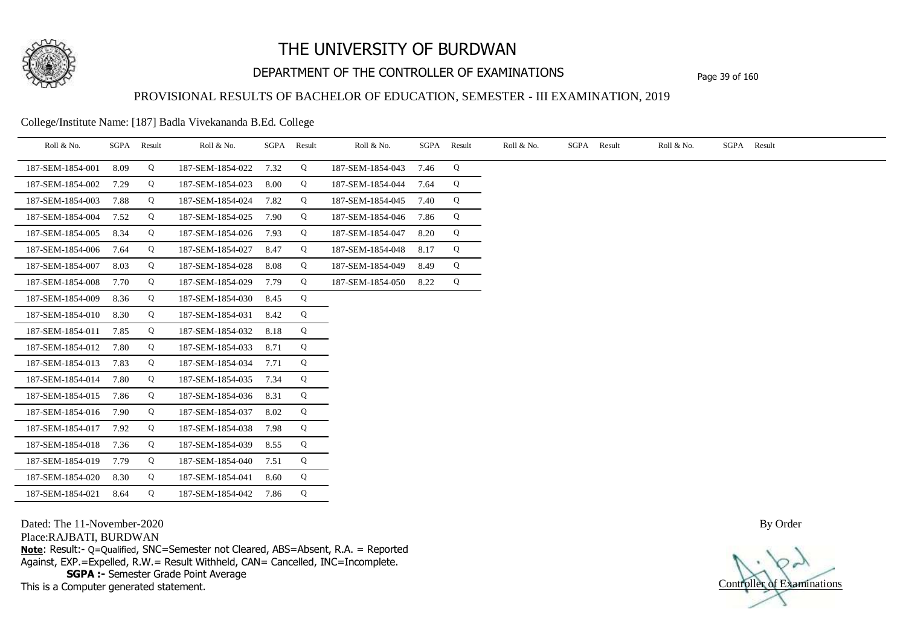# THE UNIVERSITY OF BURDWAN

## DEPARTMENT OF THE CONTROLLER OF EXAMINATIONS

### PROVISIONAL RESULTS OF BACHELOR OF EDUCATION, SEMESTER - III EXAMINATION, 2019

College/Institute Name: [187] Badla Vivekananda B.Ed. College

| Roll & No. | SGPA | Result | Roll & No. | SGPA | Result | Roll & No. | SGPA | Result | Roll & No. | SGPA | Result | Roll & No. | SGPA | Result |
|---|---|---|---|---|---|---|---|---|---|---|---|---|---|---|
| 187-SEM-1854-001 | 8.09 | Q | 187-SEM-1854-022 | 7.32 | Q | 187-SEM-1854-043 | 7.46 | Q | | | | | | |
| 187-SEM-1854-002 | 7.29 | Q | 187-SEM-1854-023 | 8.00 | Q | 187-SEM-1854-044 | 7.64 | Q | | | | | | |
| 187-SEM-1854-003 | 7.88 | Q | 187-SEM-1854-024 | 7.82 | Q | 187-SEM-1854-045 | 7.40 | Q | | | | | | |
| 187-SEM-1854-004 | 7.52 | Q | 187-SEM-1854-025 | 7.90 | Q | 187-SEM-1854-046 | 7.86 | Q | | | | | | |
| 187-SEM-1854-005 | 8.34 | Q | 187-SEM-1854-026 | 7.93 | Q | 187-SEM-1854-047 | 8.20 | Q | | | | | | |
| 187-SEM-1854-006 | 7.64 | Q | 187-SEM-1854-027 | 8.47 | Q | 187-SEM-1854-048 | 8.17 | Q | | | | | | |
| 187-SEM-1854-007 | 8.03 | Q | 187-SEM-1854-028 | 8.08 | Q | 187-SEM-1854-049 | 8.49 | Q | | | | | | |
| 187-SEM-1854-008 | 7.70 | Q | 187-SEM-1854-029 | 7.79 | Q | 187-SEM-1854-050 | 8.22 | Q | | | | | | |
| 187-SEM-1854-009 | 8.36 | Q | 187-SEM-1854-030 | 8.45 | Q | | | | | | | | | |
| 187-SEM-1854-010 | 8.30 | Q | 187-SEM-1854-031 | 8.42 | Q | | | | | | | | | |
| 187-SEM-1854-011 | 7.85 | Q | 187-SEM-1854-032 | 8.18 | Q | | | | | | | | | |
| 187-SEM-1854-012 | 7.80 | Q | 187-SEM-1854-033 | 8.71 | Q | | | | | | | | | |
| 187-SEM-1854-013 | 7.83 | Q | 187-SEM-1854-034 | 7.71 | Q | | | | | | | | | |
| 187-SEM-1854-014 | 7.80 | Q | 187-SEM-1854-035 | 7.34 | Q | | | | | | | | | |
| 187-SEM-1854-015 | 7.86 | Q | 187-SEM-1854-036 | 8.31 | Q | | | | | | | | | |
| 187-SEM-1854-016 | 7.90 | Q | 187-SEM-1854-037 | 8.02 | Q | | | | | | | | | |
| 187-SEM-1854-017 | 7.92 | Q | 187-SEM-1854-038 | 7.98 | Q | | | | | | | | | |
| 187-SEM-1854-018 | 7.36 | Q | 187-SEM-1854-039 | 8.55 | Q | | | | | | | | | |
| 187-SEM-1854-019 | 7.79 | Q | 187-SEM-1854-040 | 7.51 | Q | | | | | | | | | |
| 187-SEM-1854-020 | 8.30 | Q | 187-SEM-1854-041 | 8.60 | Q | | | | | | | | | |
| 187-SEM-1854-021 | 8.64 | Q | 187-SEM-1854-042 | 7.86 | Q | | | | | | | | | |

Dated: The 11-November-2020

Place:RAJBATI, BURDWAN

**Note**: Result:- Q=Qualified, SNC=Semester not Cleared, ABS=Absent, R.A. = Reported Against, EXP.=Expelled, R.W.= Result Withheld, CAN= Cancelled, INC=Incomplete.

**SGPA :-** Semester Grade Point Average

This is a Computer generated statement.

By Order

Controller of Examinations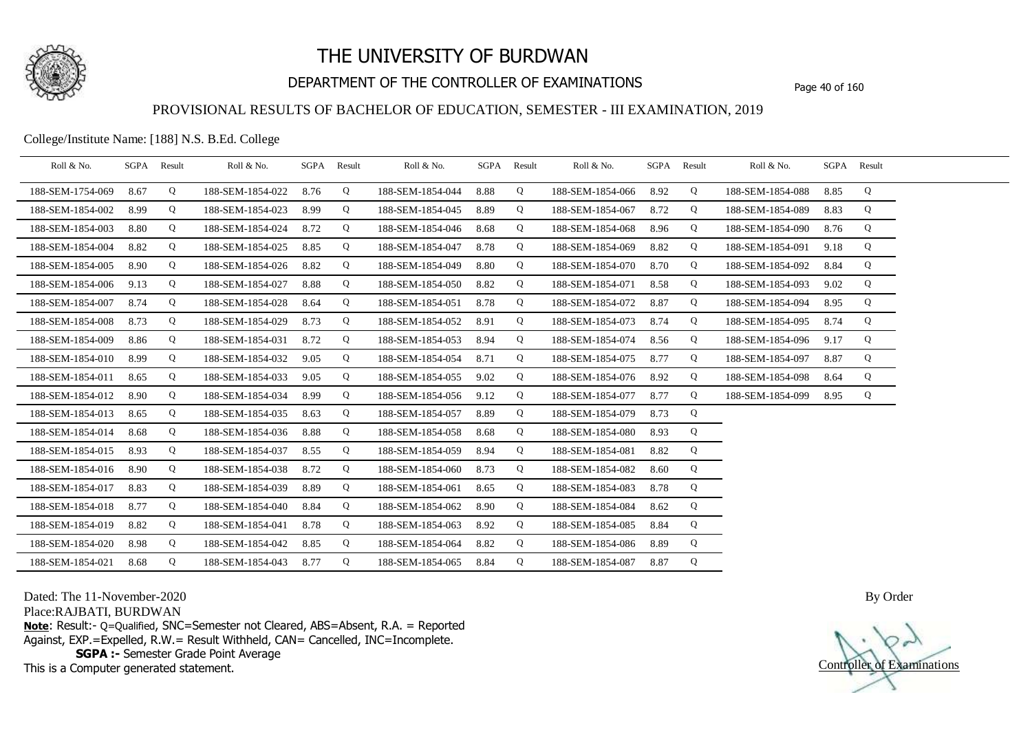# THE UNIVERSITY OF BURDWAN

## DEPARTMENT OF THE CONTROLLER OF EXAMINATIONS

### PROVISIONAL RESULTS OF BACHELOR OF EDUCATION, SEMESTER - III EXAMINATION, 2019

College/Institute Name: [188] N.S. B.Ed. College

| Roll & No. | SGPA | Result | Roll & No. | SGPA | Result | Roll & No. | SGPA | Result | Roll & No. | SGPA | Result | Roll & No. | SGPA | Result |
|---|---|---|---|---|---|---|---|---|---|---|---|---|---|---|
| 188-SEM-1754-069 | 8.67 | Q | 188-SEM-1854-022 | 8.76 | Q | 188-SEM-1854-044 | 8.88 | Q | 188-SEM-1854-066 | 8.92 | Q | 188-SEM-1854-088 | 8.85 | Q |
| 188-SEM-1854-002 | 8.99 | Q | 188-SEM-1854-023 | 8.99 | Q | 188-SEM-1854-045 | 8.89 | Q | 188-SEM-1854-067 | 8.72 | Q | 188-SEM-1854-089 | 8.83 | Q |
| 188-SEM-1854-003 | 8.80 | Q | 188-SEM-1854-024 | 8.72 | Q | 188-SEM-1854-046 | 8.68 | Q | 188-SEM-1854-068 | 8.96 | Q | 188-SEM-1854-090 | 8.76 | Q |
| 188-SEM-1854-004 | 8.82 | Q | 188-SEM-1854-025 | 8.85 | Q | 188-SEM-1854-047 | 8.78 | Q | 188-SEM-1854-069 | 8.82 | Q | 188-SEM-1854-091 | 9.18 | Q |
| 188-SEM-1854-005 | 8.90 | Q | 188-SEM-1854-026 | 8.82 | Q | 188-SEM-1854-049 | 8.80 | Q | 188-SEM-1854-070 | 8.70 | Q | 188-SEM-1854-092 | 8.84 | Q |
| 188-SEM-1854-006 | 9.13 | Q | 188-SEM-1854-027 | 8.88 | Q | 188-SEM-1854-050 | 8.82 | Q | 188-SEM-1854-071 | 8.58 | Q | 188-SEM-1854-093 | 9.02 | Q |
| 188-SEM-1854-007 | 8.74 | Q | 188-SEM-1854-028 | 8.64 | Q | 188-SEM-1854-051 | 8.78 | Q | 188-SEM-1854-072 | 8.87 | Q | 188-SEM-1854-094 | 8.95 | Q |
| 188-SEM-1854-008 | 8.73 | Q | 188-SEM-1854-029 | 8.73 | Q | 188-SEM-1854-052 | 8.91 | Q | 188-SEM-1854-073 | 8.74 | Q | 188-SEM-1854-095 | 8.74 | Q |
| 188-SEM-1854-009 | 8.86 | Q | 188-SEM-1854-031 | 8.72 | Q | 188-SEM-1854-053 | 8.94 | Q | 188-SEM-1854-074 | 8.56 | Q | 188-SEM-1854-096 | 9.17 | Q |
| 188-SEM-1854-010 | 8.99 | Q | 188-SEM-1854-032 | 9.05 | Q | 188-SEM-1854-054 | 8.71 | Q | 188-SEM-1854-075 | 8.77 | Q | 188-SEM-1854-097 | 8.87 | Q |
| 188-SEM-1854-011 | 8.65 | Q | 188-SEM-1854-033 | 9.05 | Q | 188-SEM-1854-055 | 9.02 | Q | 188-SEM-1854-076 | 8.92 | Q | 188-SEM-1854-098 | 8.64 | Q |
| 188-SEM-1854-012 | 8.90 | Q | 188-SEM-1854-034 | 8.99 | Q | 188-SEM-1854-056 | 9.12 | Q | 188-SEM-1854-077 | 8.77 | Q | 188-SEM-1854-099 | 8.95 | Q |
| 188-SEM-1854-013 | 8.65 | Q | 188-SEM-1854-035 | 8.63 | Q | 188-SEM-1854-057 | 8.89 | Q | 188-SEM-1854-079 | 8.73 | Q | | | |
| 188-SEM-1854-014 | 8.68 | Q | 188-SEM-1854-036 | 8.88 | Q | 188-SEM-1854-058 | 8.68 | Q | 188-SEM-1854-080 | 8.93 | Q | | | |
| 188-SEM-1854-015 | 8.93 | Q | 188-SEM-1854-037 | 8.55 | Q | 188-SEM-1854-059 | 8.94 | Q | 188-SEM-1854-081 | 8.82 | Q | | | |
| 188-SEM-1854-016 | 8.90 | Q | 188-SEM-1854-038 | 8.72 | Q | 188-SEM-1854-060 | 8.73 | Q | 188-SEM-1854-082 | 8.60 | Q | | | |
| 188-SEM-1854-017 | 8.83 | Q | 188-SEM-1854-039 | 8.89 | Q | 188-SEM-1854-061 | 8.65 | Q | 188-SEM-1854-083 | 8.78 | Q | | | |
| 188-SEM-1854-018 | 8.77 | Q | 188-SEM-1854-040 | 8.84 | Q | 188-SEM-1854-062 | 8.90 | Q | 188-SEM-1854-084 | 8.62 | Q | | | |
| 188-SEM-1854-019 | 8.82 | Q | 188-SEM-1854-041 | 8.78 | Q | 188-SEM-1854-063 | 8.92 | Q | 188-SEM-1854-085 | 8.84 | Q | | | |
| 188-SEM-1854-020 | 8.98 | Q | 188-SEM-1854-042 | 8.85 | Q | 188-SEM-1854-064 | 8.82 | Q | 188-SEM-1854-086 | 8.89 | Q | | | |
| 188-SEM-1854-021 | 8.68 | Q | 188-SEM-1854-043 | 8.77 | Q | 188-SEM-1854-065 | 8.84 | Q | 188-SEM-1854-087 | 8.87 | Q | | | |

Dated: The 11-November-2020

Place:RAJBATI, BURDWAN

**Note**: Result:- Q=Qualified, SNC=Semester not Cleared, ABS=Absent, R.A. = Reported Against, EXP.=Expelled, R.W.= Result Withheld, CAN= Cancelled, INC=Incomplete.

**SGPA :-** Semester Grade Point Average

This is a Computer generated statement.

By Order

Controller of Examinations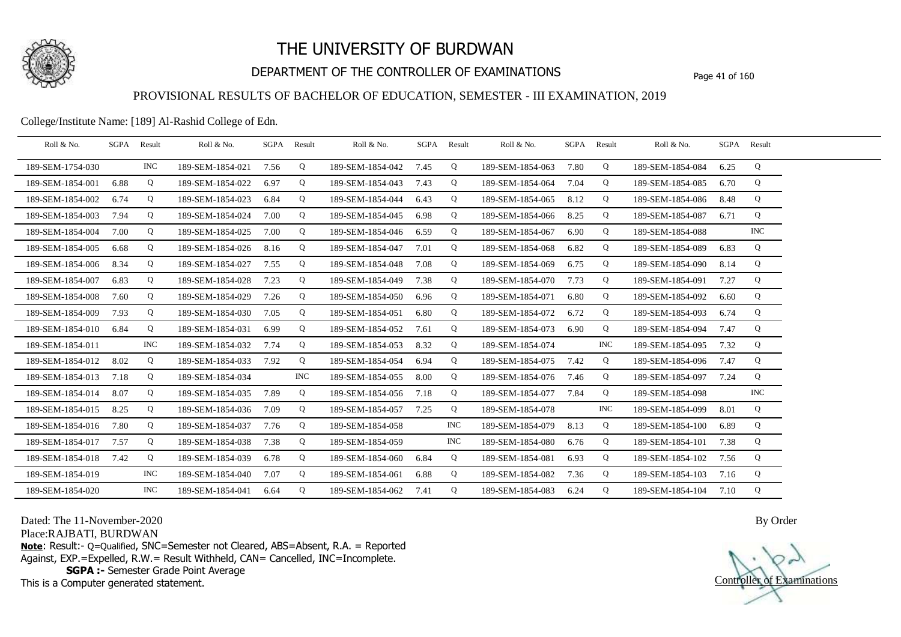# THE UNIVERSITY OF BURDWAN

## DEPARTMENT OF THE CONTROLLER OF EXAMINATIONS

### PROVISIONAL RESULTS OF BACHELOR OF EDUCATION, SEMESTER - III EXAMINATION, 2019

College/Institute Name: [189] Al-Rashid College of Edn.

| Roll & No. | SGPA | Result | Roll & No. | SGPA | Result | Roll & No. | SGPA | Result | Roll & No. | SGPA | Result | Roll & No. | SGPA | Result |
|---|---|---|---|---|---|---|---|---|---|---|---|---|---|---|
| 189-SEM-1754-030 | | INC | 189-SEM-1854-021 | 7.56 | Q | 189-SEM-1854-042 | 7.45 | Q | 189-SEM-1854-063 | 7.80 | Q | 189-SEM-1854-084 | 6.25 | Q |
| 189-SEM-1854-001 | 6.88 | Q | 189-SEM-1854-022 | 6.97 | Q | 189-SEM-1854-043 | 7.43 | Q | 189-SEM-1854-064 | 7.04 | Q | 189-SEM-1854-085 | 6.70 | Q |
| 189-SEM-1854-002 | 6.74 | Q | 189-SEM-1854-023 | 6.84 | Q | 189-SEM-1854-044 | 6.43 | Q | 189-SEM-1854-065 | 8.12 | Q | 189-SEM-1854-086 | 8.48 | Q |
| 189-SEM-1854-003 | 7.94 | Q | 189-SEM-1854-024 | 7.00 | Q | 189-SEM-1854-045 | 6.98 | Q | 189-SEM-1854-066 | 8.25 | Q | 189-SEM-1854-087 | 6.71 | Q |
| 189-SEM-1854-004 | 7.00 | Q | 189-SEM-1854-025 | 7.00 | Q | 189-SEM-1854-046 | 6.59 | Q | 189-SEM-1854-067 | 6.90 | Q | 189-SEM-1854-088 | | INC |
| 189-SEM-1854-005 | 6.68 | Q | 189-SEM-1854-026 | 8.16 | Q | 189-SEM-1854-047 | 7.01 | Q | 189-SEM-1854-068 | 6.82 | Q | 189-SEM-1854-089 | 6.83 | Q |
| 189-SEM-1854-006 | 8.34 | Q | 189-SEM-1854-027 | 7.55 | Q | 189-SEM-1854-048 | 7.08 | Q | 189-SEM-1854-069 | 6.75 | Q | 189-SEM-1854-090 | 8.14 | Q |
| 189-SEM-1854-007 | 6.83 | Q | 189-SEM-1854-028 | 7.23 | Q | 189-SEM-1854-049 | 7.38 | Q | 189-SEM-1854-070 | 7.73 | Q | 189-SEM-1854-091 | 7.27 | Q |
| 189-SEM-1854-008 | 7.60 | Q | 189-SEM-1854-029 | 7.26 | Q | 189-SEM-1854-050 | 6.96 | Q | 189-SEM-1854-071 | 6.80 | Q | 189-SEM-1854-092 | 6.60 | Q |
| 189-SEM-1854-009 | 7.93 | Q | 189-SEM-1854-030 | 7.05 | Q | 189-SEM-1854-051 | 6.80 | Q | 189-SEM-1854-072 | 6.72 | Q | 189-SEM-1854-093 | 6.74 | Q |
| 189-SEM-1854-010 | 6.84 | Q | 189-SEM-1854-031 | 6.99 | Q | 189-SEM-1854-052 | 7.61 | Q | 189-SEM-1854-073 | 6.90 | Q | 189-SEM-1854-094 | 7.47 | Q |
| 189-SEM-1854-011 | | INC | 189-SEM-1854-032 | 7.74 | Q | 189-SEM-1854-053 | 8.32 | Q | 189-SEM-1854-074 | | INC | 189-SEM-1854-095 | 7.32 | Q |
| 189-SEM-1854-012 | 8.02 | Q | 189-SEM-1854-033 | 7.92 | Q | 189-SEM-1854-054 | 6.94 | Q | 189-SEM-1854-075 | 7.42 | Q | 189-SEM-1854-096 | 7.47 | Q |
| 189-SEM-1854-013 | 7.18 | Q | 189-SEM-1854-034 | | INC | 189-SEM-1854-055 | 8.00 | Q | 189-SEM-1854-076 | 7.46 | Q | 189-SEM-1854-097 | 7.24 | Q |
| 189-SEM-1854-014 | 8.07 | Q | 189-SEM-1854-035 | 7.89 | Q | 189-SEM-1854-056 | 7.18 | Q | 189-SEM-1854-077 | 7.84 | Q | 189-SEM-1854-098 | | INC |
| 189-SEM-1854-015 | 8.25 | Q | 189-SEM-1854-036 | 7.09 | Q | 189-SEM-1854-057 | 7.25 | Q | 189-SEM-1854-078 | | INC | 189-SEM-1854-099 | 8.01 | Q |
| 189-SEM-1854-016 | 7.80 | Q | 189-SEM-1854-037 | 7.76 | Q | 189-SEM-1854-058 | | INC | 189-SEM-1854-079 | 8.13 | Q | 189-SEM-1854-100 | 6.89 | Q |
| 189-SEM-1854-017 | 7.57 | Q | 189-SEM-1854-038 | 7.38 | Q | 189-SEM-1854-059 | | INC | 189-SEM-1854-080 | 6.76 | Q | 189-SEM-1854-101 | 7.38 | Q |
| 189-SEM-1854-018 | 7.42 | Q | 189-SEM-1854-039 | 6.78 | Q | 189-SEM-1854-060 | 6.84 | Q | 189-SEM-1854-081 | 6.93 | Q | 189-SEM-1854-102 | 7.56 | Q |
| 189-SEM-1854-019 | | INC | 189-SEM-1854-040 | 7.07 | Q | 189-SEM-1854-061 | 6.88 | Q | 189-SEM-1854-082 | 7.36 | Q | 189-SEM-1854-103 | 7.16 | Q |
| 189-SEM-1854-020 | | INC | 189-SEM-1854-041 | 6.64 | Q | 189-SEM-1854-062 | 7.41 | Q | 189-SEM-1854-083 | 6.24 | Q | 189-SEM-1854-104 | 7.10 | Q |

Dated: The 11-November-2020

Place:RAJBATI, BURDWAN

**Note**: Result:- Q=Qualified, SNC=Semester not Cleared, ABS=Absent, R.A. = Reported Against, EXP.=Expelled, R.W.= Result Withheld, CAN= Cancelled, INC=Incomplete.

**SGPA :-** Semester Grade Point Average

This is a Computer generated statement.

By Order

Controller of Examinations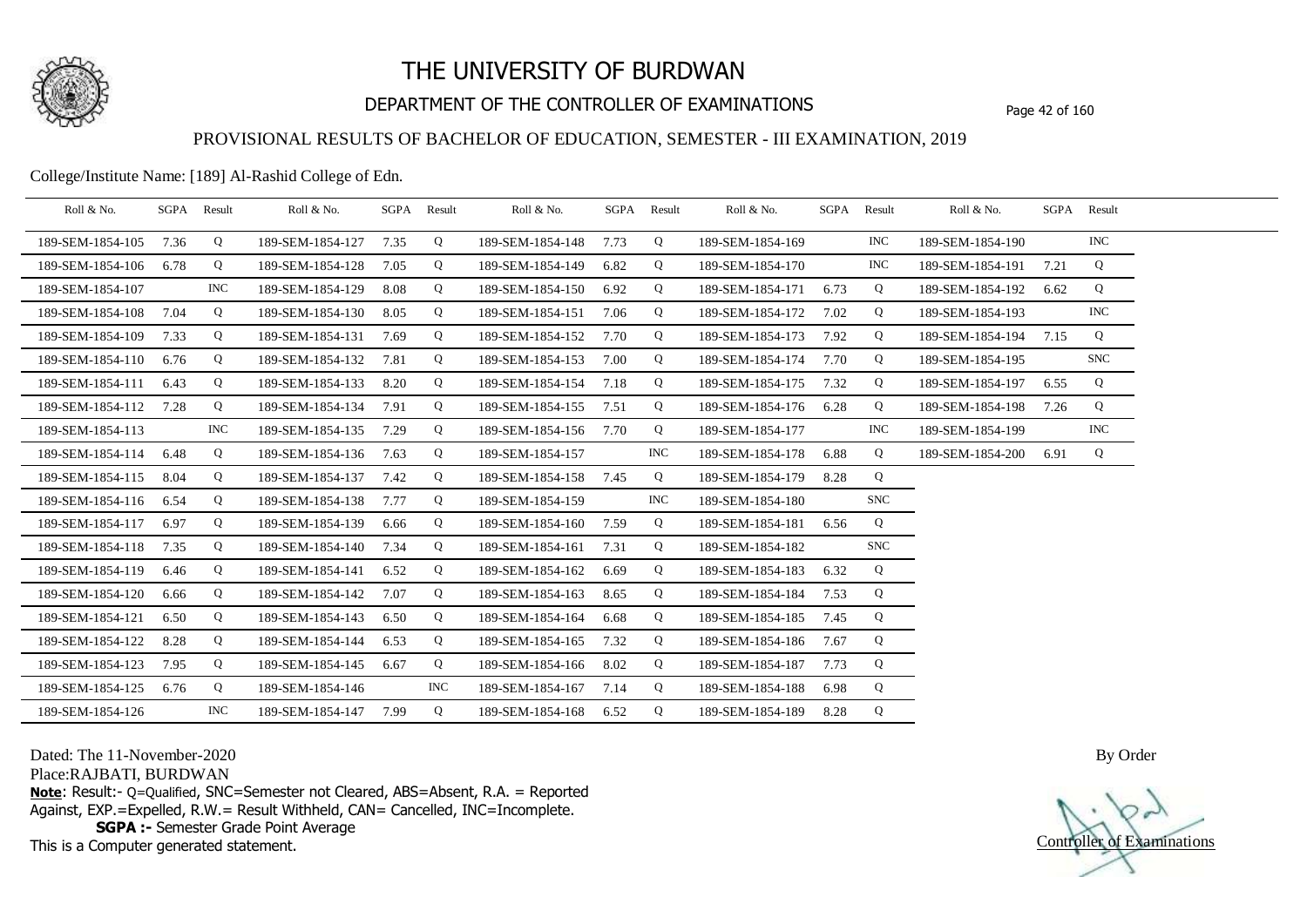# THE UNIVERSITY OF BURDWAN

## DEPARTMENT OF THE CONTROLLER OF EXAMINATIONS

### PROVISIONAL RESULTS OF BACHELOR OF EDUCATION, SEMESTER - III EXAMINATION, 2019

College/Institute Name: [189] Al-Rashid College of Edn.

| Roll & No. | SGPA | Result | Roll & No. | SGPA | Result | Roll & No. | SGPA | Result | Roll & No. | SGPA | Result | Roll & No. | SGPA | Result |
|---|---|---|---|---|---|---|---|---|---|---|---|---|---|---|
| 189-SEM-1854-105 | 7.36 | Q | 189-SEM-1854-127 | 7.35 | Q | 189-SEM-1854-148 | 7.73 | Q | 189-SEM-1854-169 | | INC | 189-SEM-1854-190 | | INC |
| 189-SEM-1854-106 | 6.78 | Q | 189-SEM-1854-128 | 7.05 | Q | 189-SEM-1854-149 | 6.82 | Q | 189-SEM-1854-170 | | INC | 189-SEM-1854-191 | 7.21 | Q |
| 189-SEM-1854-107 | | INC | 189-SEM-1854-129 | 8.08 | Q | 189-SEM-1854-150 | 6.92 | Q | 189-SEM-1854-171 | 6.73 | Q | 189-SEM-1854-192 | 6.62 | Q |
| 189-SEM-1854-108 | 7.04 | Q | 189-SEM-1854-130 | 8.05 | Q | 189-SEM-1854-151 | 7.06 | Q | 189-SEM-1854-172 | 7.02 | Q | 189-SEM-1854-193 | | INC |
| 189-SEM-1854-109 | 7.33 | Q | 189-SEM-1854-131 | 7.69 | Q | 189-SEM-1854-152 | 7.70 | Q | 189-SEM-1854-173 | 7.92 | Q | 189-SEM-1854-194 | 7.15 | Q |
| 189-SEM-1854-110 | 6.76 | Q | 189-SEM-1854-132 | 7.81 | Q | 189-SEM-1854-153 | 7.00 | Q | 189-SEM-1854-174 | 7.70 | Q | 189-SEM-1854-195 | | SNC |
| 189-SEM-1854-111 | 6.43 | Q | 189-SEM-1854-133 | 8.20 | Q | 189-SEM-1854-154 | 7.18 | Q | 189-SEM-1854-175 | 7.32 | Q | 189-SEM-1854-197 | 6.55 | Q |
| 189-SEM-1854-112 | 7.28 | Q | 189-SEM-1854-134 | 7.91 | Q | 189-SEM-1854-155 | 7.51 | Q | 189-SEM-1854-176 | 6.28 | Q | 189-SEM-1854-198 | 7.26 | Q |
| 189-SEM-1854-113 | | INC | 189-SEM-1854-135 | 7.29 | Q | 189-SEM-1854-156 | 7.70 | Q | 189-SEM-1854-177 | | INC | 189-SEM-1854-199 | | INC |
| 189-SEM-1854-114 | 6.48 | Q | 189-SEM-1854-136 | 7.63 | Q | 189-SEM-1854-157 | | INC | 189-SEM-1854-178 | 6.88 | Q | 189-SEM-1854-200 | 6.91 | Q |
| 189-SEM-1854-115 | 8.04 | Q | 189-SEM-1854-137 | 7.42 | Q | 189-SEM-1854-158 | 7.45 | Q | 189-SEM-1854-179 | 8.28 | Q | | | |
| 189-SEM-1854-116 | 6.54 | Q | 189-SEM-1854-138 | 7.77 | Q | 189-SEM-1854-159 | | INC | 189-SEM-1854-180 | | SNC | | | |
| 189-SEM-1854-117 | 6.97 | Q | 189-SEM-1854-139 | 6.66 | Q | 189-SEM-1854-160 | 7.59 | Q | 189-SEM-1854-181 | 6.56 | Q | | | |
| 189-SEM-1854-118 | 7.35 | Q | 189-SEM-1854-140 | 7.34 | Q | 189-SEM-1854-161 | 7.31 | Q | 189-SEM-1854-182 | | SNC | | | |
| 189-SEM-1854-119 | 6.46 | Q | 189-SEM-1854-141 | 6.52 | Q | 189-SEM-1854-162 | 6.69 | Q | 189-SEM-1854-183 | 6.32 | Q | | | |
| 189-SEM-1854-120 | 6.66 | Q | 189-SEM-1854-142 | 7.07 | Q | 189-SEM-1854-163 | 8.65 | Q | 189-SEM-1854-184 | 7.53 | Q | | | |
| 189-SEM-1854-121 | 6.50 | Q | 189-SEM-1854-143 | 6.50 | Q | 189-SEM-1854-164 | 6.68 | Q | 189-SEM-1854-185 | 7.45 | Q | | | |
| 189-SEM-1854-122 | 8.28 | Q | 189-SEM-1854-144 | 6.53 | Q | 189-SEM-1854-165 | 7.32 | Q | 189-SEM-1854-186 | 7.67 | Q | | | |
| 189-SEM-1854-123 | 7.95 | Q | 189-SEM-1854-145 | 6.67 | Q | 189-SEM-1854-166 | 8.02 | Q | 189-SEM-1854-187 | 7.73 | Q | | | |
| 189-SEM-1854-125 | 6.76 | Q | 189-SEM-1854-146 | | INC | 189-SEM-1854-167 | 7.14 | Q | 189-SEM-1854-188 | 6.98 | Q | | | |
| 189-SEM-1854-126 | | INC | 189-SEM-1854-147 | 7.99 | Q | 189-SEM-1854-168 | 6.52 | Q | 189-SEM-1854-189 | 8.28 | Q | | | |

Dated: The 11-November-2020

Place:RAJBATI, BURDWAN

**Note**: Result:- Q=Qualified, SNC=Semester not Cleared, ABS=Absent, R.A. = Reported Against, EXP.=Expelled, R.W.= Result Withheld, CAN= Cancelled, INC=Incomplete.

**SGPA :-** Semester Grade Point Average

This is a Computer generated statement.

By Order

Controller of Examinations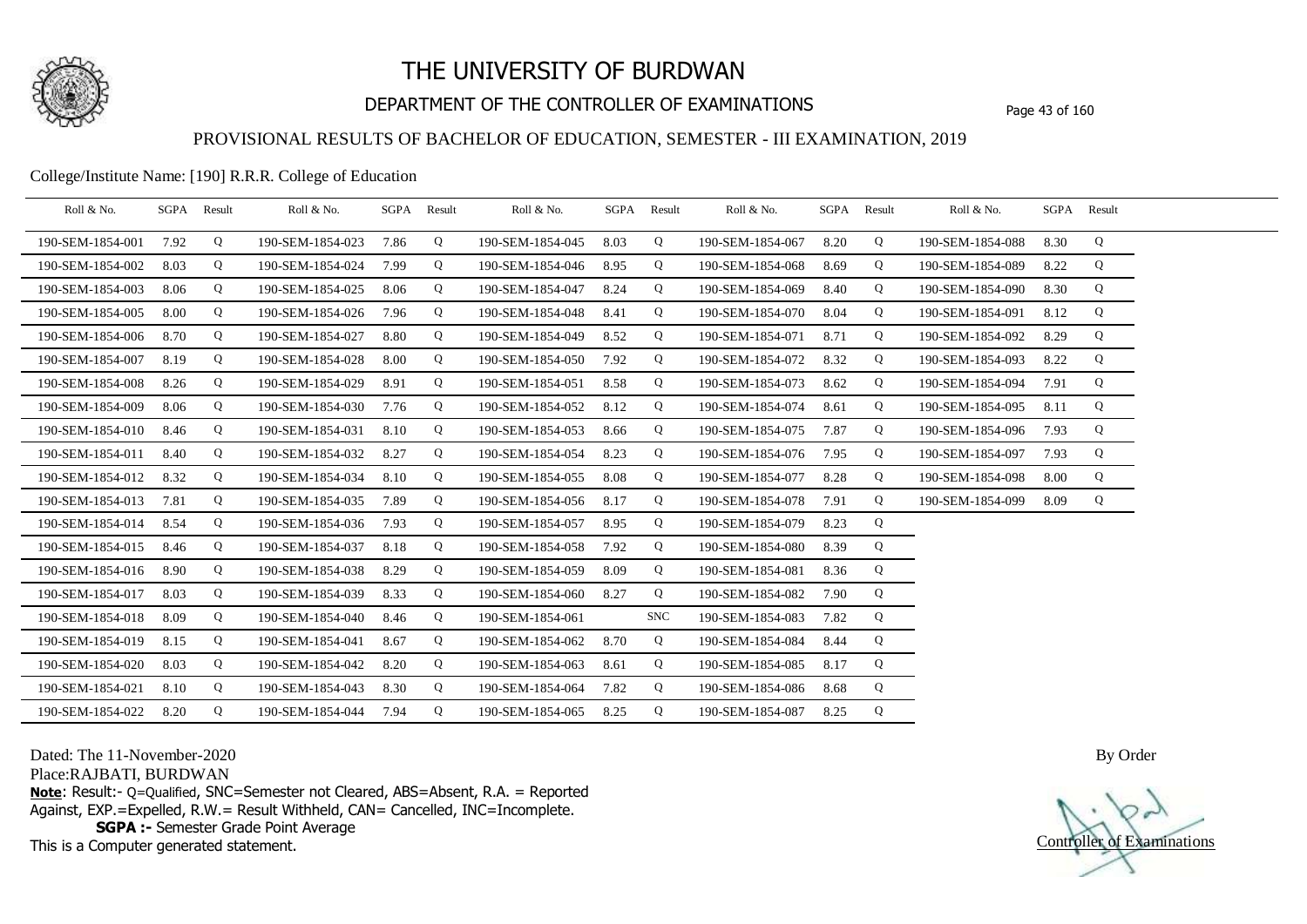# THE UNIVERSITY OF BURDWAN

## DEPARTMENT OF THE CONTROLLER OF EXAMINATIONS

### PROVISIONAL RESULTS OF BACHELOR OF EDUCATION, SEMESTER - III EXAMINATION, 2019

College/Institute Name: [190] R.R.R. College of Education

| Roll & No. | SGPA | Result | Roll & No. | SGPA | Result | Roll & No. | SGPA | Result | Roll & No. | SGPA | Result | Roll & No. | SGPA | Result |
|---|---|---|---|---|---|---|---|---|---|---|---|---|---|---|
| 190-SEM-1854-001 | 7.92 | Q | 190-SEM-1854-023 | 7.86 | Q | 190-SEM-1854-045 | 8.03 | Q | 190-SEM-1854-067 | 8.20 | Q | 190-SEM-1854-088 | 8.30 | Q |
| 190-SEM-1854-002 | 8.03 | Q | 190-SEM-1854-024 | 7.99 | Q | 190-SEM-1854-046 | 8.95 | Q | 190-SEM-1854-068 | 8.69 | Q | 190-SEM-1854-089 | 8.22 | Q |
| 190-SEM-1854-003 | 8.06 | Q | 190-SEM-1854-025 | 8.06 | Q | 190-SEM-1854-047 | 8.24 | Q | 190-SEM-1854-069 | 8.40 | Q | 190-SEM-1854-090 | 8.30 | Q |
| 190-SEM-1854-005 | 8.00 | Q | 190-SEM-1854-026 | 7.96 | Q | 190-SEM-1854-048 | 8.41 | Q | 190-SEM-1854-070 | 8.04 | Q | 190-SEM-1854-091 | 8.12 | Q |
| 190-SEM-1854-006 | 8.70 | Q | 190-SEM-1854-027 | 8.80 | Q | 190-SEM-1854-049 | 8.52 | Q | 190-SEM-1854-071 | 8.71 | Q | 190-SEM-1854-092 | 8.29 | Q |
| 190-SEM-1854-007 | 8.19 | Q | 190-SEM-1854-028 | 8.00 | Q | 190-SEM-1854-050 | 7.92 | Q | 190-SEM-1854-072 | 8.32 | Q | 190-SEM-1854-093 | 8.22 | Q |
| 190-SEM-1854-008 | 8.26 | Q | 190-SEM-1854-029 | 8.91 | Q | 190-SEM-1854-051 | 8.58 | Q | 190-SEM-1854-073 | 8.62 | Q | 190-SEM-1854-094 | 7.91 | Q |
| 190-SEM-1854-009 | 8.06 | Q | 190-SEM-1854-030 | 7.76 | Q | 190-SEM-1854-052 | 8.12 | Q | 190-SEM-1854-074 | 8.61 | Q | 190-SEM-1854-095 | 8.11 | Q |
| 190-SEM-1854-010 | 8.46 | Q | 190-SEM-1854-031 | 8.10 | Q | 190-SEM-1854-053 | 8.66 | Q | 190-SEM-1854-075 | 7.87 | Q | 190-SEM-1854-096 | 7.93 | Q |
| 190-SEM-1854-011 | 8.40 | Q | 190-SEM-1854-032 | 8.27 | Q | 190-SEM-1854-054 | 8.23 | Q | 190-SEM-1854-076 | 7.95 | Q | 190-SEM-1854-097 | 7.93 | Q |
| 190-SEM-1854-012 | 8.32 | Q | 190-SEM-1854-034 | 8.10 | Q | 190-SEM-1854-055 | 8.08 | Q | 190-SEM-1854-077 | 8.28 | Q | 190-SEM-1854-098 | 8.00 | Q |
| 190-SEM-1854-013 | 7.81 | Q | 190-SEM-1854-035 | 7.89 | Q | 190-SEM-1854-056 | 8.17 | Q | 190-SEM-1854-078 | 7.91 | Q | 190-SEM-1854-099 | 8.09 | Q |
| 190-SEM-1854-014 | 8.54 | Q | 190-SEM-1854-036 | 7.93 | Q | 190-SEM-1854-057 | 8.95 | Q | 190-SEM-1854-079 | 8.23 | Q | | | |
| 190-SEM-1854-015 | 8.46 | Q | 190-SEM-1854-037 | 8.18 | Q | 190-SEM-1854-058 | 7.92 | Q | 190-SEM-1854-080 | 8.39 | Q | | | |
| 190-SEM-1854-016 | 8.90 | Q | 190-SEM-1854-038 | 8.29 | Q | 190-SEM-1854-059 | 8.09 | Q | 190-SEM-1854-081 | 8.36 | Q | | | |
| 190-SEM-1854-017 | 8.03 | Q | 190-SEM-1854-039 | 8.33 | Q | 190-SEM-1854-060 | 8.27 | Q | 190-SEM-1854-082 | 7.90 | Q | | | |
| 190-SEM-1854-018 | 8.09 | Q | 190-SEM-1854-040 | 8.46 | Q | 190-SEM-1854-061 | | SNC | 190-SEM-1854-083 | 7.82 | Q | | | |
| 190-SEM-1854-019 | 8.15 | Q | 190-SEM-1854-041 | 8.67 | Q | 190-SEM-1854-062 | 8.70 | Q | 190-SEM-1854-084 | 8.44 | Q | | | |
| 190-SEM-1854-020 | 8.03 | Q | 190-SEM-1854-042 | 8.20 | Q | 190-SEM-1854-063 | 8.61 | Q | 190-SEM-1854-085 | 8.17 | Q | | | |
| 190-SEM-1854-021 | 8.10 | Q | 190-SEM-1854-043 | 8.30 | Q | 190-SEM-1854-064 | 7.82 | Q | 190-SEM-1854-086 | 8.68 | Q | | | |
| 190-SEM-1854-022 | 8.20 | Q | 190-SEM-1854-044 | 7.94 | Q | 190-SEM-1854-065 | 8.25 | Q | 190-SEM-1854-087 | 8.25 | Q | | | |

Dated: The 11-November-2020

Place:RAJBATI, BURDWAN

**Note**: Result:- Q=Qualified, SNC=Semester not Cleared, ABS=Absent, R.A. = Reported Against, EXP.=Expelled, R.W.= Result Withheld, CAN= Cancelled, INC=Incomplete.

**SGPA :-** Semester Grade Point Average

This is a Computer generated statement.

By Order

Controller of Examinations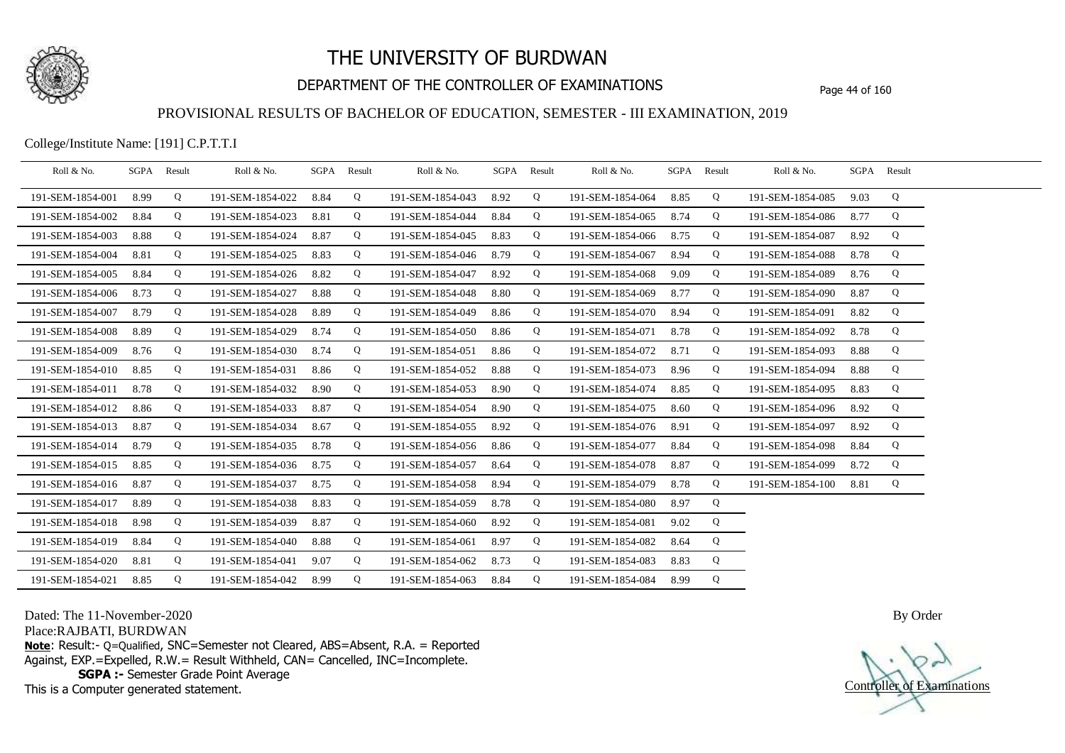# THE UNIVERSITY OF BURDWAN

## DEPARTMENT OF THE CONTROLLER OF EXAMINATIONS

### PROVISIONAL RESULTS OF BACHELOR OF EDUCATION, SEMESTER - III EXAMINATION, 2019

College/Institute Name: [191] C.P.T.T.I

| Roll & No. | SGPA | Result | Roll & No. | SGPA | Result | Roll & No. | SGPA | Result | Roll & No. | SGPA | Result | Roll & No. | SGPA | Result |
|---|---|---|---|---|---|---|---|---|---|---|---|---|---|---|
| 191-SEM-1854-001 | 8.99 | Q | 191-SEM-1854-022 | 8.84 | Q | 191-SEM-1854-043 | 8.92 | Q | 191-SEM-1854-064 | 8.85 | Q | 191-SEM-1854-085 | 9.03 | Q |
| 191-SEM-1854-002 | 8.84 | Q | 191-SEM-1854-023 | 8.81 | Q | 191-SEM-1854-044 | 8.84 | Q | 191-SEM-1854-065 | 8.74 | Q | 191-SEM-1854-086 | 8.77 | Q |
| 191-SEM-1854-003 | 8.88 | Q | 191-SEM-1854-024 | 8.87 | Q | 191-SEM-1854-045 | 8.83 | Q | 191-SEM-1854-066 | 8.75 | Q | 191-SEM-1854-087 | 8.92 | Q |
| 191-SEM-1854-004 | 8.81 | Q | 191-SEM-1854-025 | 8.83 | Q | 191-SEM-1854-046 | 8.79 | Q | 191-SEM-1854-067 | 8.94 | Q | 191-SEM-1854-088 | 8.78 | Q |
| 191-SEM-1854-005 | 8.84 | Q | 191-SEM-1854-026 | 8.82 | Q | 191-SEM-1854-047 | 8.92 | Q | 191-SEM-1854-068 | 9.09 | Q | 191-SEM-1854-089 | 8.76 | Q |
| 191-SEM-1854-006 | 8.73 | Q | 191-SEM-1854-027 | 8.88 | Q | 191-SEM-1854-048 | 8.80 | Q | 191-SEM-1854-069 | 8.77 | Q | 191-SEM-1854-090 | 8.87 | Q |
| 191-SEM-1854-007 | 8.79 | Q | 191-SEM-1854-028 | 8.89 | Q | 191-SEM-1854-049 | 8.86 | Q | 191-SEM-1854-070 | 8.94 | Q | 191-SEM-1854-091 | 8.82 | Q |
| 191-SEM-1854-008 | 8.89 | Q | 191-SEM-1854-029 | 8.74 | Q | 191-SEM-1854-050 | 8.86 | Q | 191-SEM-1854-071 | 8.78 | Q | 191-SEM-1854-092 | 8.78 | Q |
| 191-SEM-1854-009 | 8.76 | Q | 191-SEM-1854-030 | 8.74 | Q | 191-SEM-1854-051 | 8.86 | Q | 191-SEM-1854-072 | 8.71 | Q | 191-SEM-1854-093 | 8.88 | Q |
| 191-SEM-1854-010 | 8.85 | Q | 191-SEM-1854-031 | 8.86 | Q | 191-SEM-1854-052 | 8.88 | Q | 191-SEM-1854-073 | 8.96 | Q | 191-SEM-1854-094 | 8.88 | Q |
| 191-SEM-1854-011 | 8.78 | Q | 191-SEM-1854-032 | 8.90 | Q | 191-SEM-1854-053 | 8.90 | Q | 191-SEM-1854-074 | 8.85 | Q | 191-SEM-1854-095 | 8.83 | Q |
| 191-SEM-1854-012 | 8.86 | Q | 191-SEM-1854-033 | 8.87 | Q | 191-SEM-1854-054 | 8.90 | Q | 191-SEM-1854-075 | 8.60 | Q | 191-SEM-1854-096 | 8.92 | Q |
| 191-SEM-1854-013 | 8.87 | Q | 191-SEM-1854-034 | 8.67 | Q | 191-SEM-1854-055 | 8.92 | Q | 191-SEM-1854-076 | 8.91 | Q | 191-SEM-1854-097 | 8.92 | Q |
| 191-SEM-1854-014 | 8.79 | Q | 191-SEM-1854-035 | 8.78 | Q | 191-SEM-1854-056 | 8.86 | Q | 191-SEM-1854-077 | 8.84 | Q | 191-SEM-1854-098 | 8.84 | Q |
| 191-SEM-1854-015 | 8.85 | Q | 191-SEM-1854-036 | 8.75 | Q | 191-SEM-1854-057 | 8.64 | Q | 191-SEM-1854-078 | 8.87 | Q | 191-SEM-1854-099 | 8.72 | Q |
| 191-SEM-1854-016 | 8.87 | Q | 191-SEM-1854-037 | 8.75 | Q | 191-SEM-1854-058 | 8.94 | Q | 191-SEM-1854-079 | 8.78 | Q | 191-SEM-1854-100 | 8.81 | Q |
| 191-SEM-1854-017 | 8.89 | Q | 191-SEM-1854-038 | 8.83 | Q | 191-SEM-1854-059 | 8.78 | Q | 191-SEM-1854-080 | 8.97 | Q | | | |
| 191-SEM-1854-018 | 8.98 | Q | 191-SEM-1854-039 | 8.87 | Q | 191-SEM-1854-060 | 8.92 | Q | 191-SEM-1854-081 | 9.02 | Q | | | |
| 191-SEM-1854-019 | 8.84 | Q | 191-SEM-1854-040 | 8.88 | Q | 191-SEM-1854-061 | 8.97 | Q | 191-SEM-1854-082 | 8.64 | Q | | | |
| 191-SEM-1854-020 | 8.81 | Q | 191-SEM-1854-041 | 9.07 | Q | 191-SEM-1854-062 | 8.73 | Q | 191-SEM-1854-083 | 8.83 | Q | | | |
| 191-SEM-1854-021 | 8.85 | Q | 191-SEM-1854-042 | 8.99 | Q | 191-SEM-1854-063 | 8.84 | Q | 191-SEM-1854-084 | 8.99 | Q | | | |

Dated: The 11-November-2020

Place:RAJBATI, BURDWAN

**Note**: Result:- Q=Qualified, SNC=Semester not Cleared, ABS=Absent, R.A. = Reported Against, EXP.=Expelled, R.W.= Result Withheld, CAN= Cancelled, INC=Incomplete.

**SGPA :-** Semester Grade Point Average

This is a Computer generated statement.

By Order

Controller of Examinations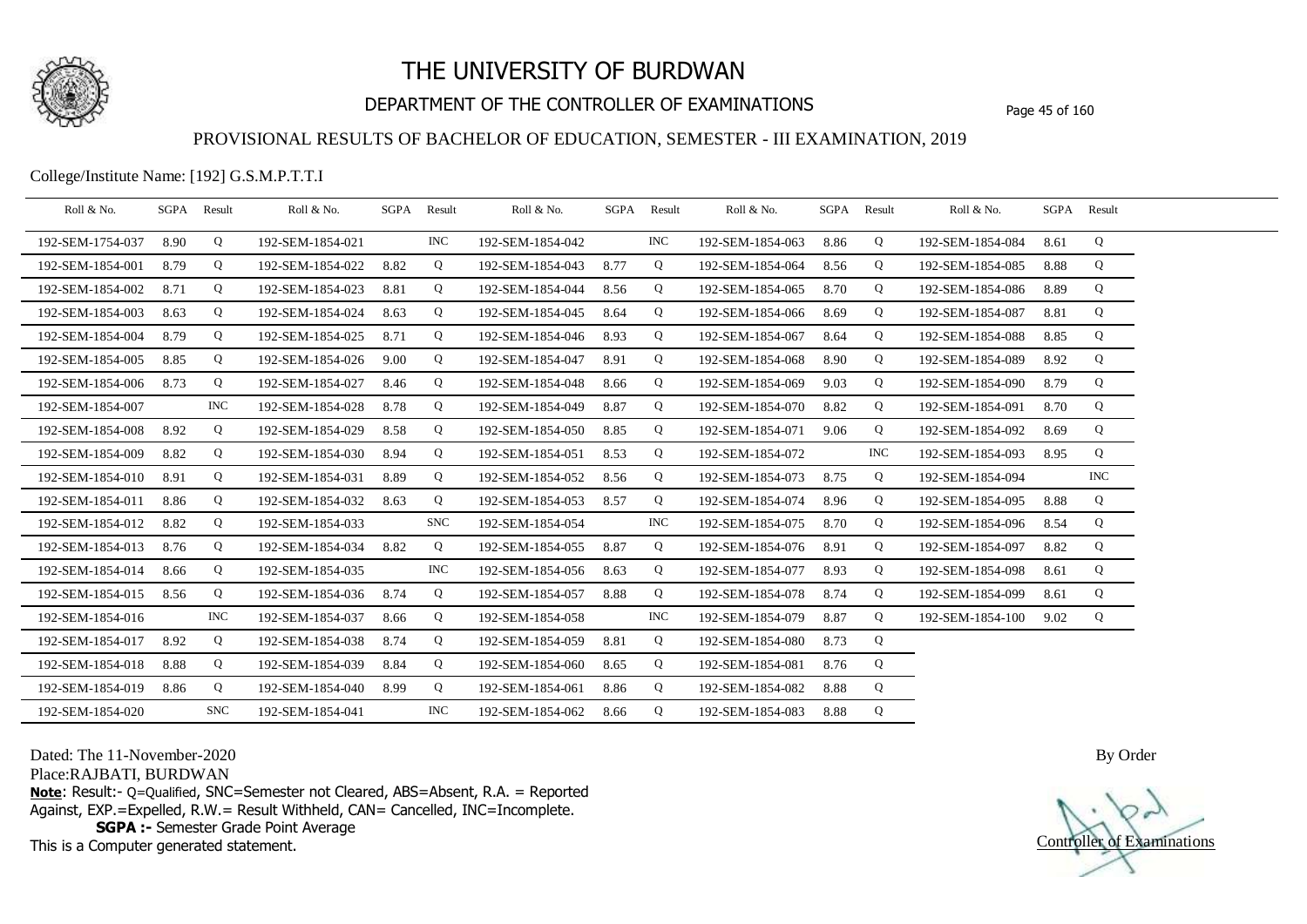# THE UNIVERSITY OF BURDWAN

## DEPARTMENT OF THE CONTROLLER OF EXAMINATIONS

### PROVISIONAL RESULTS OF BACHELOR OF EDUCATION, SEMESTER - III EXAMINATION, 2019

College/Institute Name: [192] G.S.M.P.T.T.I

| Roll & No. | SGPA | Result | Roll & No. | SGPA | Result | Roll & No. | SGPA | Result | Roll & No. | SGPA | Result | Roll & No. | SGPA | Result |
|---|---|---|---|---|---|---|---|---|---|---|---|---|---|---|
| 192-SEM-1754-037 | 8.90 | Q | 192-SEM-1854-021 | | INC | 192-SEM-1854-042 | | INC | 192-SEM-1854-063 | 8.86 | Q | 192-SEM-1854-084 | 8.61 | Q |
| 192-SEM-1854-001 | 8.79 | Q | 192-SEM-1854-022 | 8.82 | Q | 192-SEM-1854-043 | 8.77 | Q | 192-SEM-1854-064 | 8.56 | Q | 192-SEM-1854-085 | 8.88 | Q |
| 192-SEM-1854-002 | 8.71 | Q | 192-SEM-1854-023 | 8.81 | Q | 192-SEM-1854-044 | 8.56 | Q | 192-SEM-1854-065 | 8.70 | Q | 192-SEM-1854-086 | 8.89 | Q |
| 192-SEM-1854-003 | 8.63 | Q | 192-SEM-1854-024 | 8.63 | Q | 192-SEM-1854-045 | 8.64 | Q | 192-SEM-1854-066 | 8.69 | Q | 192-SEM-1854-087 | 8.81 | Q |
| 192-SEM-1854-004 | 8.79 | Q | 192-SEM-1854-025 | 8.71 | Q | 192-SEM-1854-046 | 8.93 | Q | 192-SEM-1854-067 | 8.64 | Q | 192-SEM-1854-088 | 8.85 | Q |
| 192-SEM-1854-005 | 8.85 | Q | 192-SEM-1854-026 | 9.00 | Q | 192-SEM-1854-047 | 8.91 | Q | 192-SEM-1854-068 | 8.90 | Q | 192-SEM-1854-089 | 8.92 | Q |
| 192-SEM-1854-006 | 8.73 | Q | 192-SEM-1854-027 | 8.46 | Q | 192-SEM-1854-048 | 8.66 | Q | 192-SEM-1854-069 | 9.03 | Q | 192-SEM-1854-090 | 8.79 | Q |
| 192-SEM-1854-007 | | INC | 192-SEM-1854-028 | 8.78 | Q | 192-SEM-1854-049 | 8.87 | Q | 192-SEM-1854-070 | 8.82 | Q | 192-SEM-1854-091 | 8.70 | Q |
| 192-SEM-1854-008 | 8.92 | Q | 192-SEM-1854-029 | 8.58 | Q | 192-SEM-1854-050 | 8.85 | Q | 192-SEM-1854-071 | 9.06 | Q | 192-SEM-1854-092 | 8.69 | Q |
| 192-SEM-1854-009 | 8.82 | Q | 192-SEM-1854-030 | 8.94 | Q | 192-SEM-1854-051 | 8.53 | Q | 192-SEM-1854-072 | | INC | 192-SEM-1854-093 | 8.95 | Q |
| 192-SEM-1854-010 | 8.91 | Q | 192-SEM-1854-031 | 8.89 | Q | 192-SEM-1854-052 | 8.56 | Q | 192-SEM-1854-073 | 8.75 | Q | 192-SEM-1854-094 | | INC |
| 192-SEM-1854-011 | 8.86 | Q | 192-SEM-1854-032 | 8.63 | Q | 192-SEM-1854-053 | 8.57 | Q | 192-SEM-1854-074 | 8.96 | Q | 192-SEM-1854-095 | 8.88 | Q |
| 192-SEM-1854-012 | 8.82 | Q | 192-SEM-1854-033 | | SNC | 192-SEM-1854-054 | | INC | 192-SEM-1854-075 | 8.70 | Q | 192-SEM-1854-096 | 8.54 | Q |
| 192-SEM-1854-013 | 8.76 | Q | 192-SEM-1854-034 | 8.82 | Q | 192-SEM-1854-055 | 8.87 | Q | 192-SEM-1854-076 | 8.91 | Q | 192-SEM-1854-097 | 8.82 | Q |
| 192-SEM-1854-014 | 8.66 | Q | 192-SEM-1854-035 | | INC | 192-SEM-1854-056 | 8.63 | Q | 192-SEM-1854-077 | 8.93 | Q | 192-SEM-1854-098 | 8.61 | Q |
| 192-SEM-1854-015 | 8.56 | Q | 192-SEM-1854-036 | 8.74 | Q | 192-SEM-1854-057 | 8.88 | Q | 192-SEM-1854-078 | 8.74 | Q | 192-SEM-1854-099 | 8.61 | Q |
| 192-SEM-1854-016 | | INC | 192-SEM-1854-037 | 8.66 | Q | 192-SEM-1854-058 | | INC | 192-SEM-1854-079 | 8.87 | Q | 192-SEM-1854-100 | 9.02 | Q |
| 192-SEM-1854-017 | 8.92 | Q | 192-SEM-1854-038 | 8.74 | Q | 192-SEM-1854-059 | 8.81 | Q | 192-SEM-1854-080 | 8.73 | Q | | | |
| 192-SEM-1854-018 | 8.88 | Q | 192-SEM-1854-039 | 8.84 | Q | 192-SEM-1854-060 | 8.65 | Q | 192-SEM-1854-081 | 8.76 | Q | | | |
| 192-SEM-1854-019 | 8.86 | Q | 192-SEM-1854-040 | 8.99 | Q | 192-SEM-1854-061 | 8.86 | Q | 192-SEM-1854-082 | 8.88 | Q | | | |
| 192-SEM-1854-020 | | SNC | 192-SEM-1854-041 | | INC | 192-SEM-1854-062 | 8.66 | Q | 192-SEM-1854-083 | 8.88 | Q | | | |

Dated: The 11-November-2020

Place:RAJBATI, BURDWAN

**Note**: Result:- Q=Qualified, SNC=Semester not Cleared, ABS=Absent, R.A. = Reported Against, EXP.=Expelled, R.W.= Result Withheld, CAN= Cancelled, INC=Incomplete.

**SGPA :-** Semester Grade Point Average

This is a Computer generated statement.

By Order

Controller of Examinations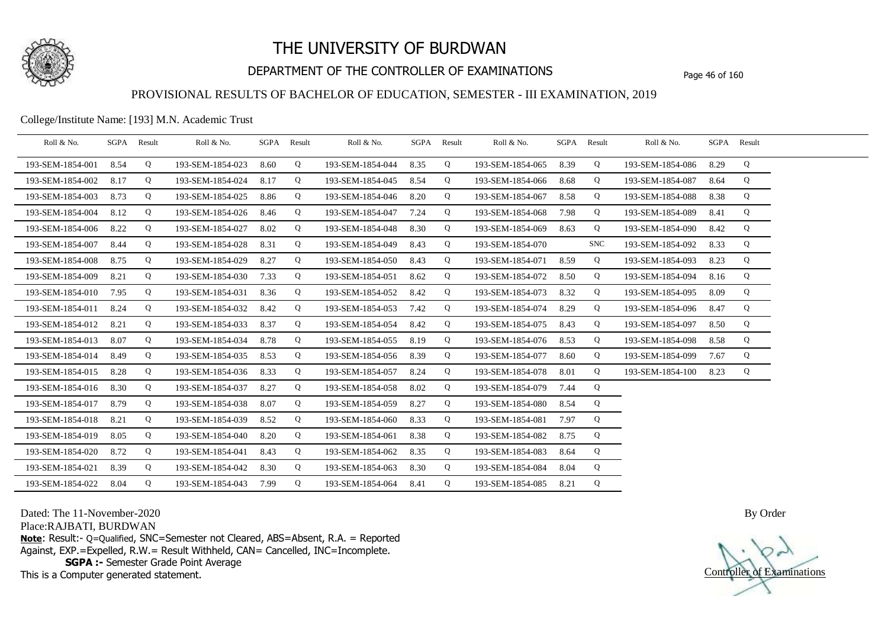# THE UNIVERSITY OF BURDWAN

## DEPARTMENT OF THE CONTROLLER OF EXAMINATIONS

### PROVISIONAL RESULTS OF BACHELOR OF EDUCATION, SEMESTER - III EXAMINATION, 2019

College/Institute Name: [193] M.N. Academic Trust

| Roll & No. | SGPA | Result | Roll & No. | SGPA | Result | Roll & No. | SGPA | Result | Roll & No. | SGPA | Result | Roll & No. | SGPA | Result |
|---|---|---|---|---|---|---|---|---|---|---|---|---|---|---|
| 193-SEM-1854-001 | 8.54 | Q | 193-SEM-1854-023 | 8.60 | Q | 193-SEM-1854-044 | 8.35 | Q | 193-SEM-1854-065 | 8.39 | Q | 193-SEM-1854-086 | 8.29 | Q |
| 193-SEM-1854-002 | 8.17 | Q | 193-SEM-1854-024 | 8.17 | Q | 193-SEM-1854-045 | 8.54 | Q | 193-SEM-1854-066 | 8.68 | Q | 193-SEM-1854-087 | 8.64 | Q |
| 193-SEM-1854-003 | 8.73 | Q | 193-SEM-1854-025 | 8.86 | Q | 193-SEM-1854-046 | 8.20 | Q | 193-SEM-1854-067 | 8.58 | Q | 193-SEM-1854-088 | 8.38 | Q |
| 193-SEM-1854-004 | 8.12 | Q | 193-SEM-1854-026 | 8.46 | Q | 193-SEM-1854-047 | 7.24 | Q | 193-SEM-1854-068 | 7.98 | Q | 193-SEM-1854-089 | 8.41 | Q |
| 193-SEM-1854-006 | 8.22 | Q | 193-SEM-1854-027 | 8.02 | Q | 193-SEM-1854-048 | 8.30 | Q | 193-SEM-1854-069 | 8.63 | Q | 193-SEM-1854-090 | 8.42 | Q |
| 193-SEM-1854-007 | 8.44 | Q | 193-SEM-1854-028 | 8.31 | Q | 193-SEM-1854-049 | 8.43 | Q | 193-SEM-1854-070 | | SNC | 193-SEM-1854-092 | 8.33 | Q |
| 193-SEM-1854-008 | 8.75 | Q | 193-SEM-1854-029 | 8.27 | Q | 193-SEM-1854-050 | 8.43 | Q | 193-SEM-1854-071 | 8.59 | Q | 193-SEM-1854-093 | 8.23 | Q |
| 193-SEM-1854-009 | 8.21 | Q | 193-SEM-1854-030 | 7.33 | Q | 193-SEM-1854-051 | 8.62 | Q | 193-SEM-1854-072 | 8.50 | Q | 193-SEM-1854-094 | 8.16 | Q |
| 193-SEM-1854-010 | 7.95 | Q | 193-SEM-1854-031 | 8.36 | Q | 193-SEM-1854-052 | 8.42 | Q | 193-SEM-1854-073 | 8.32 | Q | 193-SEM-1854-095 | 8.09 | Q |
| 193-SEM-1854-011 | 8.24 | Q | 193-SEM-1854-032 | 8.42 | Q | 193-SEM-1854-053 | 7.42 | Q | 193-SEM-1854-074 | 8.29 | Q | 193-SEM-1854-096 | 8.47 | Q |
| 193-SEM-1854-012 | 8.21 | Q | 193-SEM-1854-033 | 8.37 | Q | 193-SEM-1854-054 | 8.42 | Q | 193-SEM-1854-075 | 8.43 | Q | 193-SEM-1854-097 | 8.50 | Q |
| 193-SEM-1854-013 | 8.07 | Q | 193-SEM-1854-034 | 8.78 | Q | 193-SEM-1854-055 | 8.19 | Q | 193-SEM-1854-076 | 8.53 | Q | 193-SEM-1854-098 | 8.58 | Q |
| 193-SEM-1854-014 | 8.49 | Q | 193-SEM-1854-035 | 8.53 | Q | 193-SEM-1854-056 | 8.39 | Q | 193-SEM-1854-077 | 8.60 | Q | 193-SEM-1854-099 | 7.67 | Q |
| 193-SEM-1854-015 | 8.28 | Q | 193-SEM-1854-036 | 8.33 | Q | 193-SEM-1854-057 | 8.24 | Q | 193-SEM-1854-078 | 8.01 | Q | 193-SEM-1854-100 | 8.23 | Q |
| 193-SEM-1854-016 | 8.30 | Q | 193-SEM-1854-037 | 8.27 | Q | 193-SEM-1854-058 | 8.02 | Q | 193-SEM-1854-079 | 7.44 | Q | | | |
| 193-SEM-1854-017 | 8.79 | Q | 193-SEM-1854-038 | 8.07 | Q | 193-SEM-1854-059 | 8.27 | Q | 193-SEM-1854-080 | 8.54 | Q | | | |
| 193-SEM-1854-018 | 8.21 | Q | 193-SEM-1854-039 | 8.52 | Q | 193-SEM-1854-060 | 8.33 | Q | 193-SEM-1854-081 | 7.97 | Q | | | |
| 193-SEM-1854-019 | 8.05 | Q | 193-SEM-1854-040 | 8.20 | Q | 193-SEM-1854-061 | 8.38 | Q | 193-SEM-1854-082 | 8.75 | Q | | | |
| 193-SEM-1854-020 | 8.72 | Q | 193-SEM-1854-041 | 8.43 | Q | 193-SEM-1854-062 | 8.35 | Q | 193-SEM-1854-083 | 8.64 | Q | | | |
| 193-SEM-1854-021 | 8.39 | Q | 193-SEM-1854-042 | 8.30 | Q | 193-SEM-1854-063 | 8.30 | Q | 193-SEM-1854-084 | 8.04 | Q | | | |
| 193-SEM-1854-022 | 8.04 | Q | 193-SEM-1854-043 | 7.99 | Q | 193-SEM-1854-064 | 8.41 | Q | 193-SEM-1854-085 | 8.21 | Q | | | |

Dated: The 11-November-2020

Place:RAJBATI, BURDWAN

By Order

**Note**: Result:- Q=Qualified, SNC=Semester not Cleared, ABS=Absent, R.A. = Reported Against, EXP.=Expelled, R.W.= Result Withheld, CAN= Cancelled, INC=Incomplete.

**SGPA :-** Semester Grade Point Average

This is a Computer generated statement.

Controller of Examinations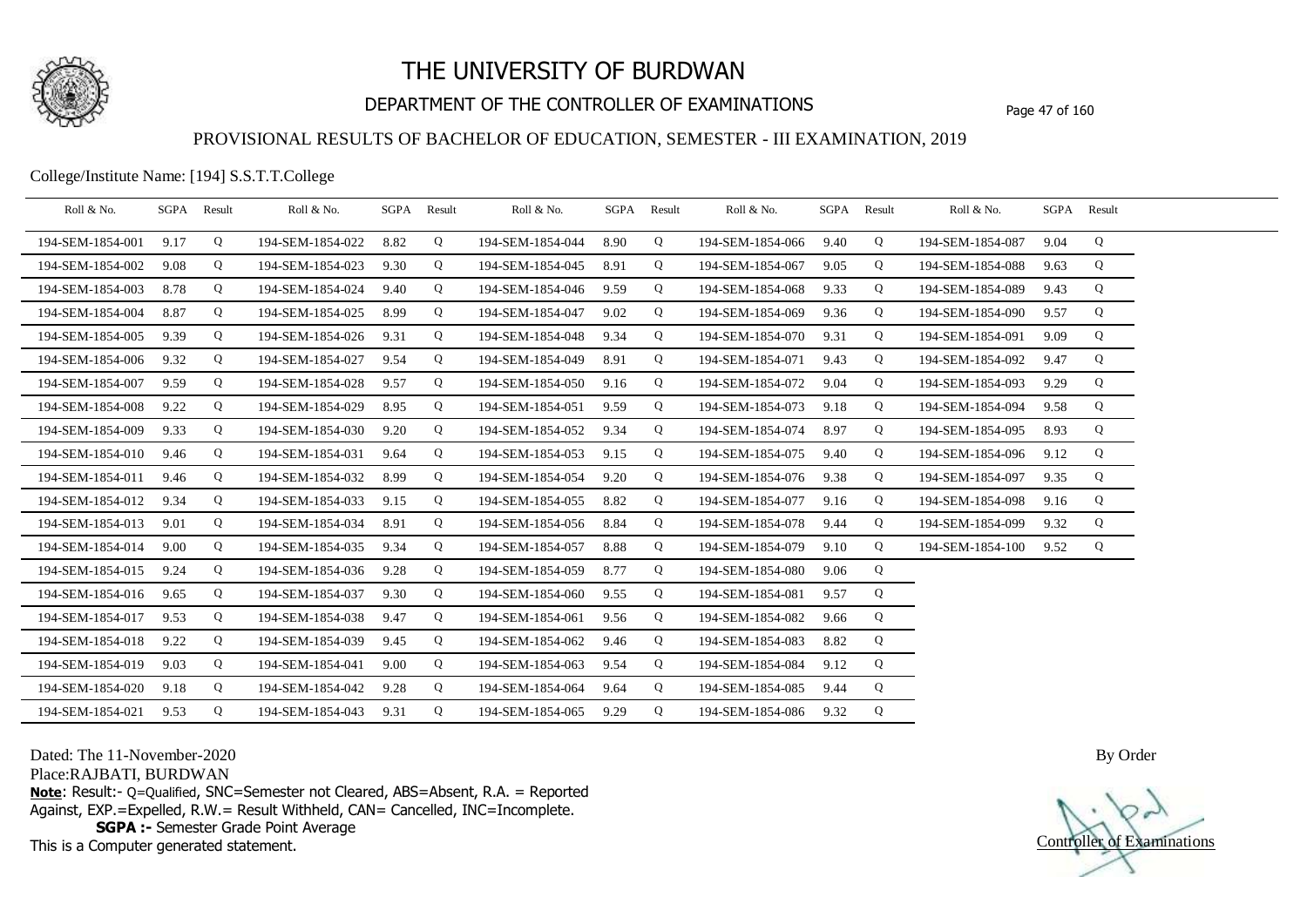# THE UNIVERSITY OF BURDWAN

## DEPARTMENT OF THE CONTROLLER OF EXAMINATIONS

### PROVISIONAL RESULTS OF BACHELOR OF EDUCATION, SEMESTER - III EXAMINATION, 2019

College/Institute Name: [194] S.S.T.T.College

| Roll & No. | SGPA | Result | Roll & No. | SGPA | Result | Roll & No. | SGPA | Result | Roll & No. | SGPA | Result | Roll & No. | SGPA | Result |
|---|---|---|---|---|---|---|---|---|---|---|---|---|---|---|
| 194-SEM-1854-001 | 9.17 | Q | 194-SEM-1854-022 | 8.82 | Q | 194-SEM-1854-044 | 8.90 | Q | 194-SEM-1854-066 | 9.40 | Q | 194-SEM-1854-087 | 9.04 | Q |
| 194-SEM-1854-002 | 9.08 | Q | 194-SEM-1854-023 | 9.30 | Q | 194-SEM-1854-045 | 8.91 | Q | 194-SEM-1854-067 | 9.05 | Q | 194-SEM-1854-088 | 9.63 | Q |
| 194-SEM-1854-003 | 8.78 | Q | 194-SEM-1854-024 | 9.40 | Q | 194-SEM-1854-046 | 9.59 | Q | 194-SEM-1854-068 | 9.33 | Q | 194-SEM-1854-089 | 9.43 | Q |
| 194-SEM-1854-004 | 8.87 | Q | 194-SEM-1854-025 | 8.99 | Q | 194-SEM-1854-047 | 9.02 | Q | 194-SEM-1854-069 | 9.36 | Q | 194-SEM-1854-090 | 9.57 | Q |
| 194-SEM-1854-005 | 9.39 | Q | 194-SEM-1854-026 | 9.31 | Q | 194-SEM-1854-048 | 9.34 | Q | 194-SEM-1854-070 | 9.31 | Q | 194-SEM-1854-091 | 9.09 | Q |
| 194-SEM-1854-006 | 9.32 | Q | 194-SEM-1854-027 | 9.54 | Q | 194-SEM-1854-049 | 8.91 | Q | 194-SEM-1854-071 | 9.43 | Q | 194-SEM-1854-092 | 9.47 | Q |
| 194-SEM-1854-007 | 9.59 | Q | 194-SEM-1854-028 | 9.57 | Q | 194-SEM-1854-050 | 9.16 | Q | 194-SEM-1854-072 | 9.04 | Q | 194-SEM-1854-093 | 9.29 | Q |
| 194-SEM-1854-008 | 9.22 | Q | 194-SEM-1854-029 | 8.95 | Q | 194-SEM-1854-051 | 9.59 | Q | 194-SEM-1854-073 | 9.18 | Q | 194-SEM-1854-094 | 9.58 | Q |
| 194-SEM-1854-009 | 9.33 | Q | 194-SEM-1854-030 | 9.20 | Q | 194-SEM-1854-052 | 9.34 | Q | 194-SEM-1854-074 | 8.97 | Q | 194-SEM-1854-095 | 8.93 | Q |
| 194-SEM-1854-010 | 9.46 | Q | 194-SEM-1854-031 | 9.64 | Q | 194-SEM-1854-053 | 9.15 | Q | 194-SEM-1854-075 | 9.40 | Q | 194-SEM-1854-096 | 9.12 | Q |
| 194-SEM-1854-011 | 9.46 | Q | 194-SEM-1854-032 | 8.99 | Q | 194-SEM-1854-054 | 9.20 | Q | 194-SEM-1854-076 | 9.38 | Q | 194-SEM-1854-097 | 9.35 | Q |
| 194-SEM-1854-012 | 9.34 | Q | 194-SEM-1854-033 | 9.15 | Q | 194-SEM-1854-055 | 8.82 | Q | 194-SEM-1854-077 | 9.16 | Q | 194-SEM-1854-098 | 9.16 | Q |
| 194-SEM-1854-013 | 9.01 | Q | 194-SEM-1854-034 | 8.91 | Q | 194-SEM-1854-056 | 8.84 | Q | 194-SEM-1854-078 | 9.44 | Q | 194-SEM-1854-099 | 9.32 | Q |
| 194-SEM-1854-014 | 9.00 | Q | 194-SEM-1854-035 | 9.34 | Q | 194-SEM-1854-057 | 8.88 | Q | 194-SEM-1854-079 | 9.10 | Q | 194-SEM-1854-100 | 9.52 | Q |
| 194-SEM-1854-015 | 9.24 | Q | 194-SEM-1854-036 | 9.28 | Q | 194-SEM-1854-059 | 8.77 | Q | 194-SEM-1854-080 | 9.06 | Q | | | |
| 194-SEM-1854-016 | 9.65 | Q | 194-SEM-1854-037 | 9.30 | Q | 194-SEM-1854-060 | 9.55 | Q | 194-SEM-1854-081 | 9.57 | Q | | | |
| 194-SEM-1854-017 | 9.53 | Q | 194-SEM-1854-038 | 9.47 | Q | 194-SEM-1854-061 | 9.56 | Q | 194-SEM-1854-082 | 9.66 | Q | | | |
| 194-SEM-1854-018 | 9.22 | Q | 194-SEM-1854-039 | 9.45 | Q | 194-SEM-1854-062 | 9.46 | Q | 194-SEM-1854-083 | 8.82 | Q | | | |
| 194-SEM-1854-019 | 9.03 | Q | 194-SEM-1854-041 | 9.00 | Q | 194-SEM-1854-063 | 9.54 | Q | 194-SEM-1854-084 | 9.12 | Q | | | |
| 194-SEM-1854-020 | 9.18 | Q | 194-SEM-1854-042 | 9.28 | Q | 194-SEM-1854-064 | 9.64 | Q | 194-SEM-1854-085 | 9.44 | Q | | | |
| 194-SEM-1854-021 | 9.53 | Q | 194-SEM-1854-043 | 9.31 | Q | 194-SEM-1854-065 | 9.29 | Q | 194-SEM-1854-086 | 9.32 | Q | | | |

Dated: The 11-November-2020

Place:RAJBATI, BURDWAN

**Note**: Result:- Q=Qualified, SNC=Semester not Cleared, ABS=Absent, R.A. = Reported Against, EXP.=Expelled, R.W.= Result Withheld, CAN= Cancelled, INC=Incomplete.

**SGPA :-** Semester Grade Point Average

This is a Computer generated statement.

By Order

Controller of Examinations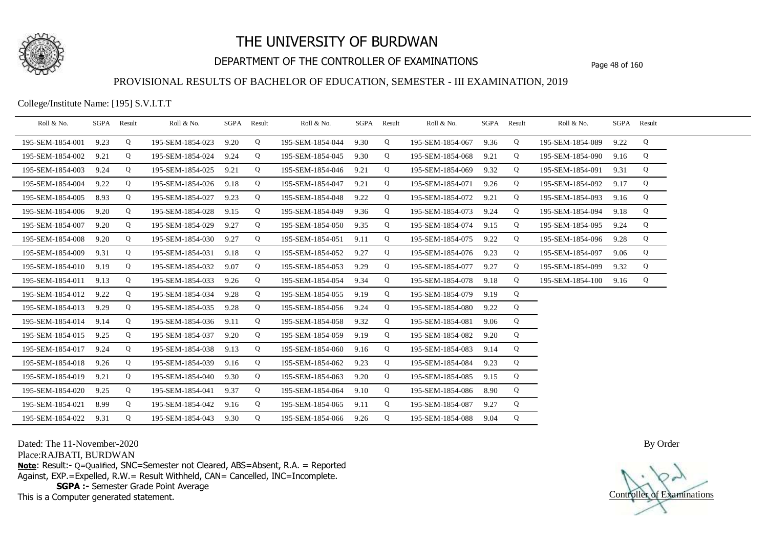# THE UNIVERSITY OF BURDWAN

## DEPARTMENT OF THE CONTROLLER OF EXAMINATIONS

### PROVISIONAL RESULTS OF BACHELOR OF EDUCATION, SEMESTER - III EXAMINATION, 2019

College/Institute Name: [195] S.V.I.T.T

| Roll & No. | SGPA | Result | Roll & No. | SGPA | Result | Roll & No. | SGPA | Result | Roll & No. | SGPA | Result | Roll & No. | SGPA | Result |
|---|---|---|---|---|---|---|---|---|---|---|---|---|---|---|
| 195-SEM-1854-001 | 9.23 | Q | 195-SEM-1854-023 | 9.20 | Q | 195-SEM-1854-044 | 9.30 | Q | 195-SEM-1854-067 | 9.36 | Q | 195-SEM-1854-089 | 9.22 | Q |
| 195-SEM-1854-002 | 9.21 | Q | 195-SEM-1854-024 | 9.24 | Q | 195-SEM-1854-045 | 9.30 | Q | 195-SEM-1854-068 | 9.21 | Q | 195-SEM-1854-090 | 9.16 | Q |
| 195-SEM-1854-003 | 9.24 | Q | 195-SEM-1854-025 | 9.21 | Q | 195-SEM-1854-046 | 9.21 | Q | 195-SEM-1854-069 | 9.32 | Q | 195-SEM-1854-091 | 9.31 | Q |
| 195-SEM-1854-004 | 9.22 | Q | 195-SEM-1854-026 | 9.18 | Q | 195-SEM-1854-047 | 9.21 | Q | 195-SEM-1854-071 | 9.26 | Q | 195-SEM-1854-092 | 9.17 | Q |
| 195-SEM-1854-005 | 8.93 | Q | 195-SEM-1854-027 | 9.23 | Q | 195-SEM-1854-048 | 9.22 | Q | 195-SEM-1854-072 | 9.21 | Q | 195-SEM-1854-093 | 9.16 | Q |
| 195-SEM-1854-006 | 9.20 | Q | 195-SEM-1854-028 | 9.15 | Q | 195-SEM-1854-049 | 9.36 | Q | 195-SEM-1854-073 | 9.24 | Q | 195-SEM-1854-094 | 9.18 | Q |
| 195-SEM-1854-007 | 9.20 | Q | 195-SEM-1854-029 | 9.27 | Q | 195-SEM-1854-050 | 9.35 | Q | 195-SEM-1854-074 | 9.15 | Q | 195-SEM-1854-095 | 9.24 | Q |
| 195-SEM-1854-008 | 9.20 | Q | 195-SEM-1854-030 | 9.27 | Q | 195-SEM-1854-051 | 9.11 | Q | 195-SEM-1854-075 | 9.22 | Q | 195-SEM-1854-096 | 9.28 | Q |
| 195-SEM-1854-009 | 9.31 | Q | 195-SEM-1854-031 | 9.18 | Q | 195-SEM-1854-052 | 9.27 | Q | 195-SEM-1854-076 | 9.23 | Q | 195-SEM-1854-097 | 9.06 | Q |
| 195-SEM-1854-010 | 9.19 | Q | 195-SEM-1854-032 | 9.07 | Q | 195-SEM-1854-053 | 9.29 | Q | 195-SEM-1854-077 | 9.27 | Q | 195-SEM-1854-099 | 9.32 | Q |
| 195-SEM-1854-011 | 9.13 | Q | 195-SEM-1854-033 | 9.26 | Q | 195-SEM-1854-054 | 9.34 | Q | 195-SEM-1854-078 | 9.18 | Q | 195-SEM-1854-100 | 9.16 | Q |
| 195-SEM-1854-012 | 9.22 | Q | 195-SEM-1854-034 | 9.28 | Q | 195-SEM-1854-055 | 9.19 | Q | 195-SEM-1854-079 | 9.19 | Q | | | |
| 195-SEM-1854-013 | 9.29 | Q | 195-SEM-1854-035 | 9.28 | Q | 195-SEM-1854-056 | 9.24 | Q | 195-SEM-1854-080 | 9.22 | Q | | | |
| 195-SEM-1854-014 | 9.14 | Q | 195-SEM-1854-036 | 9.11 | Q | 195-SEM-1854-058 | 9.32 | Q | 195-SEM-1854-081 | 9.06 | Q | | | |
| 195-SEM-1854-015 | 9.25 | Q | 195-SEM-1854-037 | 9.20 | Q | 195-SEM-1854-059 | 9.19 | Q | 195-SEM-1854-082 | 9.20 | Q | | | |
| 195-SEM-1854-017 | 9.24 | Q | 195-SEM-1854-038 | 9.13 | Q | 195-SEM-1854-060 | 9.16 | Q | 195-SEM-1854-083 | 9.14 | Q | | | |
| 195-SEM-1854-018 | 9.26 | Q | 195-SEM-1854-039 | 9.16 | Q | 195-SEM-1854-062 | 9.23 | Q | 195-SEM-1854-084 | 9.23 | Q | | | |
| 195-SEM-1854-019 | 9.21 | Q | 195-SEM-1854-040 | 9.30 | Q | 195-SEM-1854-063 | 9.20 | Q | 195-SEM-1854-085 | 9.15 | Q | | | |
| 195-SEM-1854-020 | 9.25 | Q | 195-SEM-1854-041 | 9.37 | Q | 195-SEM-1854-064 | 9.10 | Q | 195-SEM-1854-086 | 8.90 | Q | | | |
| 195-SEM-1854-021 | 8.99 | Q | 195-SEM-1854-042 | 9.16 | Q | 195-SEM-1854-065 | 9.11 | Q | 195-SEM-1854-087 | 9.27 | Q | | | |
| 195-SEM-1854-022 | 9.31 | Q | 195-SEM-1854-043 | 9.30 | Q | 195-SEM-1854-066 | 9.26 | Q | 195-SEM-1854-088 | 9.04 | Q | | | |

Dated: The 11-November-2020

Place:RAJBATI, BURDWAN

**Note**: Result:- Q=Qualified, SNC=Semester not Cleared, ABS=Absent, R.A. = Reported Against, EXP.=Expelled, R.W.= Result Withheld, CAN= Cancelled, INC=Incomplete.

**SGPA :-** Semester Grade Point Average

This is a Computer generated statement.

By Order

Controller of Examinations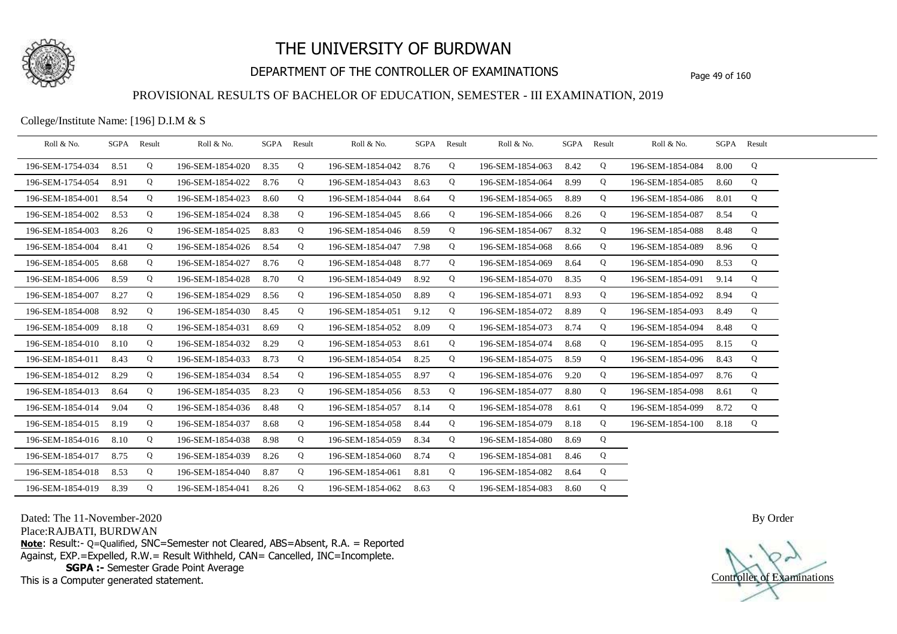# THE UNIVERSITY OF BURDWAN

## DEPARTMENT OF THE CONTROLLER OF EXAMINATIONS

### PROVISIONAL RESULTS OF BACHELOR OF EDUCATION, SEMESTER - III EXAMINATION, 2019

College/Institute Name: [196] D.I.M & S

| Roll & No. | SGPA | Result | Roll & No. | SGPA | Result | Roll & No. | SGPA | Result | Roll & No. | SGPA | Result | Roll & No. | SGPA | Result |
|---|---|---|---|---|---|---|---|---|---|---|---|---|---|---|
| 196-SEM-1754-034 | 8.51 | Q | 196-SEM-1854-020 | 8.35 | Q | 196-SEM-1854-042 | 8.76 | Q | 196-SEM-1854-063 | 8.42 | Q | 196-SEM-1854-084 | 8.00 | Q |
| 196-SEM-1754-054 | 8.91 | Q | 196-SEM-1854-022 | 8.76 | Q | 196-SEM-1854-043 | 8.63 | Q | 196-SEM-1854-064 | 8.99 | Q | 196-SEM-1854-085 | 8.60 | Q |
| 196-SEM-1854-001 | 8.54 | Q | 196-SEM-1854-023 | 8.60 | Q | 196-SEM-1854-044 | 8.64 | Q | 196-SEM-1854-065 | 8.89 | Q | 196-SEM-1854-086 | 8.01 | Q |
| 196-SEM-1854-002 | 8.53 | Q | 196-SEM-1854-024 | 8.38 | Q | 196-SEM-1854-045 | 8.66 | Q | 196-SEM-1854-066 | 8.26 | Q | 196-SEM-1854-087 | 8.54 | Q |
| 196-SEM-1854-003 | 8.26 | Q | 196-SEM-1854-025 | 8.83 | Q | 196-SEM-1854-046 | 8.59 | Q | 196-SEM-1854-067 | 8.32 | Q | 196-SEM-1854-088 | 8.48 | Q |
| 196-SEM-1854-004 | 8.41 | Q | 196-SEM-1854-026 | 8.54 | Q | 196-SEM-1854-047 | 7.98 | Q | 196-SEM-1854-068 | 8.66 | Q | 196-SEM-1854-089 | 8.96 | Q |
| 196-SEM-1854-005 | 8.68 | Q | 196-SEM-1854-027 | 8.76 | Q | 196-SEM-1854-048 | 8.77 | Q | 196-SEM-1854-069 | 8.64 | Q | 196-SEM-1854-090 | 8.53 | Q |
| 196-SEM-1854-006 | 8.59 | Q | 196-SEM-1854-028 | 8.70 | Q | 196-SEM-1854-049 | 8.92 | Q | 196-SEM-1854-070 | 8.35 | Q | 196-SEM-1854-091 | 9.14 | Q |
| 196-SEM-1854-007 | 8.27 | Q | 196-SEM-1854-029 | 8.56 | Q | 196-SEM-1854-050 | 8.89 | Q | 196-SEM-1854-071 | 8.93 | Q | 196-SEM-1854-092 | 8.94 | Q |
| 196-SEM-1854-008 | 8.92 | Q | 196-SEM-1854-030 | 8.45 | Q | 196-SEM-1854-051 | 9.12 | Q | 196-SEM-1854-072 | 8.89 | Q | 196-SEM-1854-093 | 8.49 | Q |
| 196-SEM-1854-009 | 8.18 | Q | 196-SEM-1854-031 | 8.69 | Q | 196-SEM-1854-052 | 8.09 | Q | 196-SEM-1854-073 | 8.74 | Q | 196-SEM-1854-094 | 8.48 | Q |
| 196-SEM-1854-010 | 8.10 | Q | 196-SEM-1854-032 | 8.29 | Q | 196-SEM-1854-053 | 8.61 | Q | 196-SEM-1854-074 | 8.68 | Q | 196-SEM-1854-095 | 8.15 | Q |
| 196-SEM-1854-011 | 8.43 | Q | 196-SEM-1854-033 | 8.73 | Q | 196-SEM-1854-054 | 8.25 | Q | 196-SEM-1854-075 | 8.59 | Q | 196-SEM-1854-096 | 8.43 | Q |
| 196-SEM-1854-012 | 8.29 | Q | 196-SEM-1854-034 | 8.54 | Q | 196-SEM-1854-055 | 8.97 | Q | 196-SEM-1854-076 | 9.20 | Q | 196-SEM-1854-097 | 8.76 | Q |
| 196-SEM-1854-013 | 8.64 | Q | 196-SEM-1854-035 | 8.23 | Q | 196-SEM-1854-056 | 8.53 | Q | 196-SEM-1854-077 | 8.80 | Q | 196-SEM-1854-098 | 8.61 | Q |
| 196-SEM-1854-014 | 9.04 | Q | 196-SEM-1854-036 | 8.48 | Q | 196-SEM-1854-057 | 8.14 | Q | 196-SEM-1854-078 | 8.61 | Q | 196-SEM-1854-099 | 8.72 | Q |
| 196-SEM-1854-015 | 8.19 | Q | 196-SEM-1854-037 | 8.68 | Q | 196-SEM-1854-058 | 8.44 | Q | 196-SEM-1854-079 | 8.18 | Q | 196-SEM-1854-100 | 8.18 | Q |
| 196-SEM-1854-016 | 8.10 | Q | 196-SEM-1854-038 | 8.98 | Q | 196-SEM-1854-059 | 8.34 | Q | 196-SEM-1854-080 | 8.69 | Q | | | |
| 196-SEM-1854-017 | 8.75 | Q | 196-SEM-1854-039 | 8.26 | Q | 196-SEM-1854-060 | 8.74 | Q | 196-SEM-1854-081 | 8.46 | Q | | | |
| 196-SEM-1854-018 | 8.53 | Q | 196-SEM-1854-040 | 8.87 | Q | 196-SEM-1854-061 | 8.81 | Q | 196-SEM-1854-082 | 8.64 | Q | | | |
| 196-SEM-1854-019 | 8.39 | Q | 196-SEM-1854-041 | 8.26 | Q | 196-SEM-1854-062 | 8.63 | Q | 196-SEM-1854-083 | 8.60 | Q | | | |

Dated: The 11-November-2020

Place:RAJBATI, BURDWAN

**Note**: Result:- Q=Qualified, SNC=Semester not Cleared, ABS=Absent, R.A. = Reported Against, EXP.=Expelled, R.W.= Result Withheld, CAN= Cancelled, INC=Incomplete.

**SGPA :-** Semester Grade Point Average

This is a Computer generated statement.

By Order

Controller of Examinations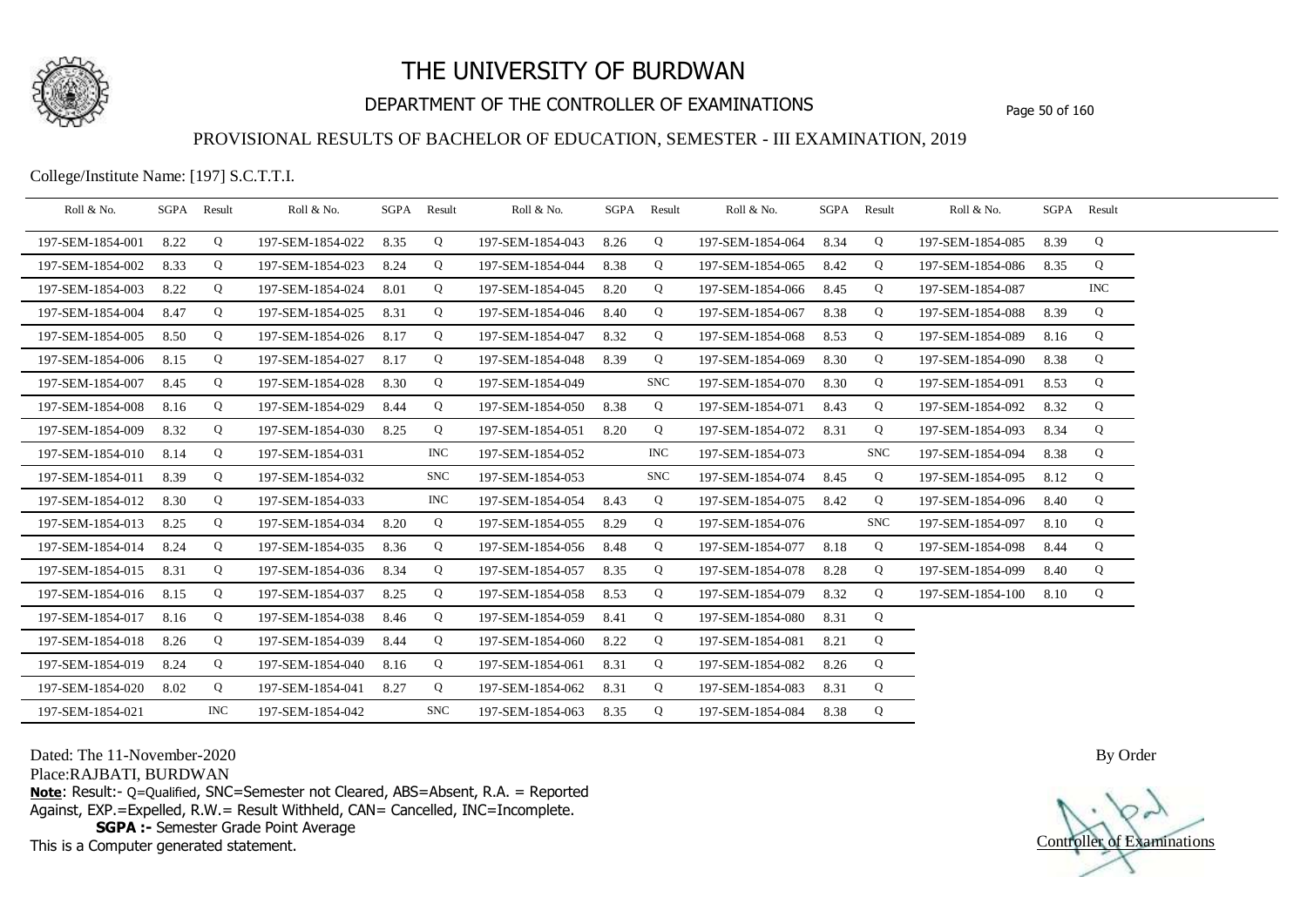# THE UNIVERSITY OF BURDWAN

## DEPARTMENT OF THE CONTROLLER OF EXAMINATIONS

### PROVISIONAL RESULTS OF BACHELOR OF EDUCATION, SEMESTER - III EXAMINATION, 2019

College/Institute Name: [197] S.C.T.T.I.

| Roll & No. | SGPA | Result | Roll & No. | SGPA | Result | Roll & No. | SGPA | Result | Roll & No. | SGPA | Result | Roll & No. | SGPA | Result |
|---|---|---|---|---|---|---|---|---|---|---|---|---|---|---|
| 197-SEM-1854-001 | 8.22 | Q | 197-SEM-1854-022 | 8.35 | Q | 197-SEM-1854-043 | 8.26 | Q | 197-SEM-1854-064 | 8.34 | Q | 197-SEM-1854-085 | 8.39 | Q |
| 197-SEM-1854-002 | 8.33 | Q | 197-SEM-1854-023 | 8.24 | Q | 197-SEM-1854-044 | 8.38 | Q | 197-SEM-1854-065 | 8.42 | Q | 197-SEM-1854-086 | 8.35 | Q |
| 197-SEM-1854-003 | 8.22 | Q | 197-SEM-1854-024 | 8.01 | Q | 197-SEM-1854-045 | 8.20 | Q | 197-SEM-1854-066 | 8.45 | Q | 197-SEM-1854-087 | | INC |
| 197-SEM-1854-004 | 8.47 | Q | 197-SEM-1854-025 | 8.31 | Q | 197-SEM-1854-046 | 8.40 | Q | 197-SEM-1854-067 | 8.38 | Q | 197-SEM-1854-088 | 8.39 | Q |
| 197-SEM-1854-005 | 8.50 | Q | 197-SEM-1854-026 | 8.17 | Q | 197-SEM-1854-047 | 8.32 | Q | 197-SEM-1854-068 | 8.53 | Q | 197-SEM-1854-089 | 8.16 | Q |
| 197-SEM-1854-006 | 8.15 | Q | 197-SEM-1854-027 | 8.17 | Q | 197-SEM-1854-048 | 8.39 | Q | 197-SEM-1854-069 | 8.30 | Q | 197-SEM-1854-090 | 8.38 | Q |
| 197-SEM-1854-007 | 8.45 | Q | 197-SEM-1854-028 | 8.30 | Q | 197-SEM-1854-049 | | SNC | 197-SEM-1854-070 | 8.30 | Q | 197-SEM-1854-091 | 8.53 | Q |
| 197-SEM-1854-008 | 8.16 | Q | 197-SEM-1854-029 | 8.44 | Q | 197-SEM-1854-050 | 8.38 | Q | 197-SEM-1854-071 | 8.43 | Q | 197-SEM-1854-092 | 8.32 | Q |
| 197-SEM-1854-009 | 8.32 | Q | 197-SEM-1854-030 | 8.25 | Q | 197-SEM-1854-051 | 8.20 | Q | 197-SEM-1854-072 | 8.31 | Q | 197-SEM-1854-093 | 8.34 | Q |
| 197-SEM-1854-010 | 8.14 | Q | 197-SEM-1854-031 | | INC | 197-SEM-1854-052 | | INC | 197-SEM-1854-073 | | SNC | 197-SEM-1854-094 | 8.38 | Q |
| 197-SEM-1854-011 | 8.39 | Q | 197-SEM-1854-032 | | SNC | 197-SEM-1854-053 | | SNC | 197-SEM-1854-074 | 8.45 | Q | 197-SEM-1854-095 | 8.12 | Q |
| 197-SEM-1854-012 | 8.30 | Q | 197-SEM-1854-033 | | INC | 197-SEM-1854-054 | 8.43 | Q | 197-SEM-1854-075 | 8.42 | Q | 197-SEM-1854-096 | 8.40 | Q |
| 197-SEM-1854-013 | 8.25 | Q | 197-SEM-1854-034 | 8.20 | Q | 197-SEM-1854-055 | 8.29 | Q | 197-SEM-1854-076 | | SNC | 197-SEM-1854-097 | 8.10 | Q |
| 197-SEM-1854-014 | 8.24 | Q | 197-SEM-1854-035 | 8.36 | Q | 197-SEM-1854-056 | 8.48 | Q | 197-SEM-1854-077 | 8.18 | Q | 197-SEM-1854-098 | 8.44 | Q |
| 197-SEM-1854-015 | 8.31 | Q | 197-SEM-1854-036 | 8.34 | Q | 197-SEM-1854-057 | 8.35 | Q | 197-SEM-1854-078 | 8.28 | Q | 197-SEM-1854-099 | 8.40 | Q |
| 197-SEM-1854-016 | 8.15 | Q | 197-SEM-1854-037 | 8.25 | Q | 197-SEM-1854-058 | 8.53 | Q | 197-SEM-1854-079 | 8.32 | Q | 197-SEM-1854-100 | 8.10 | Q |
| 197-SEM-1854-017 | 8.16 | Q | 197-SEM-1854-038 | 8.46 | Q | 197-SEM-1854-059 | 8.41 | Q | 197-SEM-1854-080 | 8.31 | Q | | | |
| 197-SEM-1854-018 | 8.26 | Q | 197-SEM-1854-039 | 8.44 | Q | 197-SEM-1854-060 | 8.22 | Q | 197-SEM-1854-081 | 8.21 | Q | | | |
| 197-SEM-1854-019 | 8.24 | Q | 197-SEM-1854-040 | 8.16 | Q | 197-SEM-1854-061 | 8.31 | Q | 197-SEM-1854-082 | 8.26 | Q | | | |
| 197-SEM-1854-020 | 8.02 | Q | 197-SEM-1854-041 | 8.27 | Q | 197-SEM-1854-062 | 8.31 | Q | 197-SEM-1854-083 | 8.31 | Q | | | |
| 197-SEM-1854-021 | | INC | 197-SEM-1854-042 | | SNC | 197-SEM-1854-063 | 8.35 | Q | 197-SEM-1854-084 | 8.38 | Q | | | |

Dated: The 11-November-2020

Place:RAJBATI, BURDWAN

**Note**: Result:- Q=Qualified, SNC=Semester not Cleared, ABS=Absent, R.A. = Reported Against, EXP.=Expelled, R.W.= Result Withheld, CAN= Cancelled, INC=Incomplete.

**SGPA :-** Semester Grade Point Average

This is a Computer generated statement.

By Order

Controller of Examinations